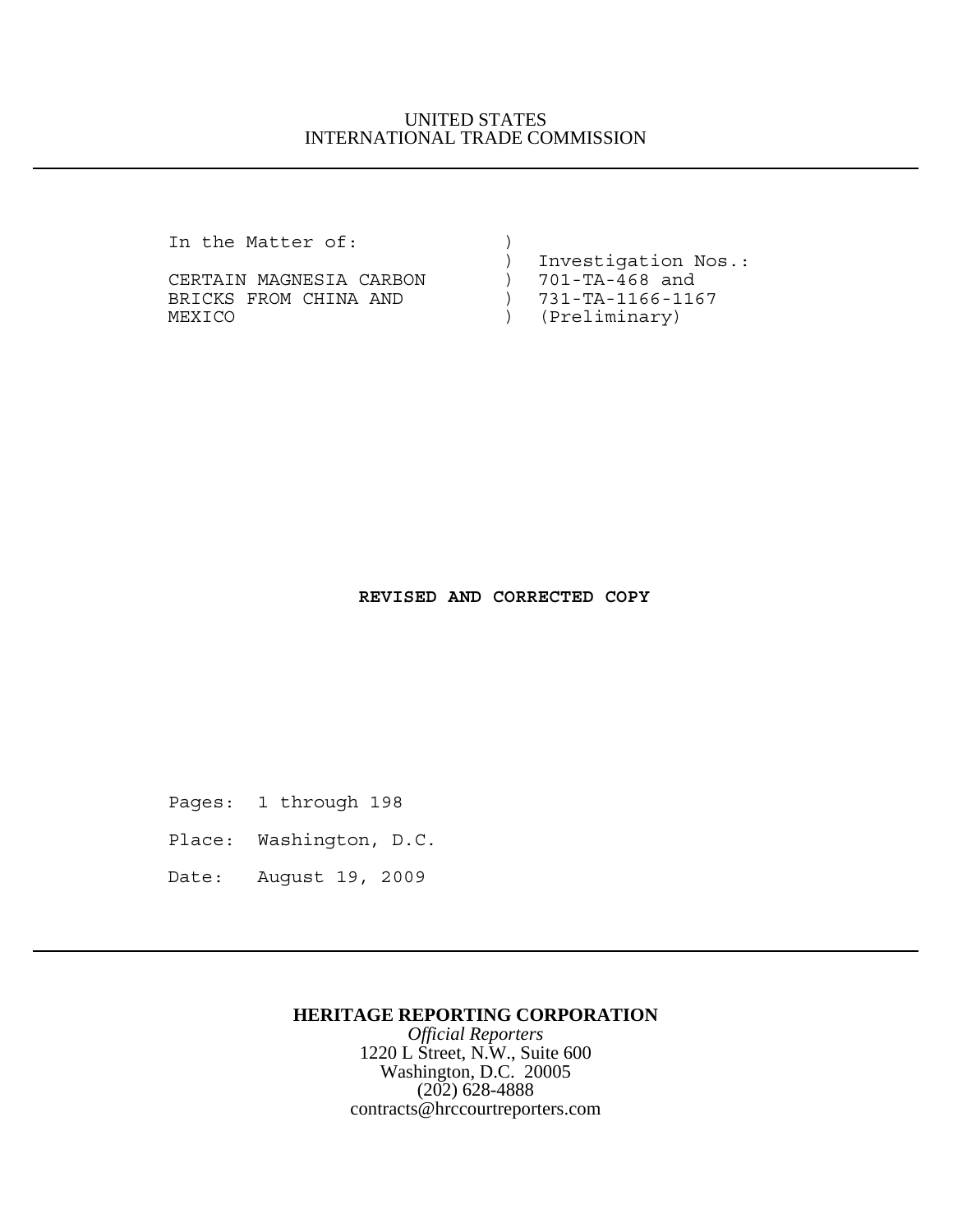UNITED STATES
INTERNATIONAL TRADE COMMISSION

---

```
In the Matter of:              )
                               )  Investigation Nos.:
CERTAIN MAGNESIA CARBON        )  701-TA-468 and
BRICKS FROM CHINA AND          )  731-TA-1166-1167
MEXICO                         )  (Preliminary)
```

**REVISED AND CORRECTED COPY**

Pages: 1 through 198

Place: Washington, D.C.

Date: August 19, 2009

---

**HERITAGE REPORTING CORPORATION**
*Official Reporters*
1220 L Street, N.W., Suite 600
Washington, D.C. 20005
(202) 628-4888
contracts@hrccourtreporters.com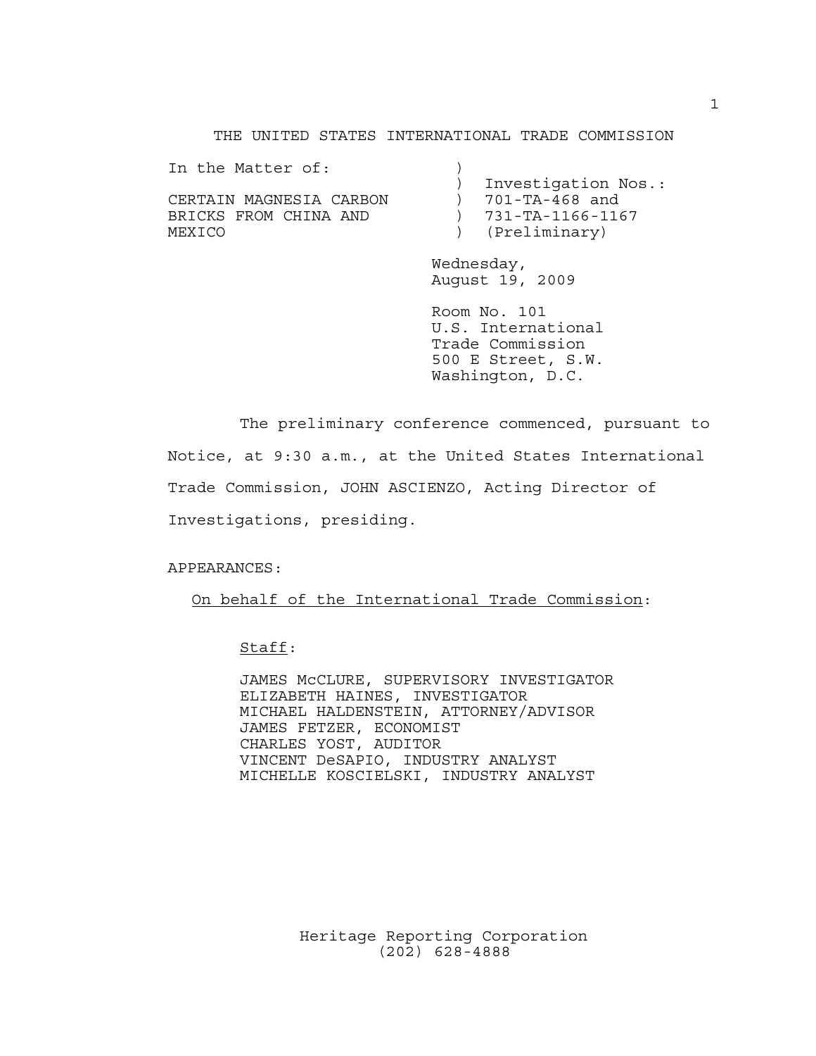THE UNITED STATES INTERNATIONAL TRADE COMMISSION

| | | |
|---|---|---|
| In the Matter of: | ) | |
| | ) | Investigation Nos.: |
| CERTAIN MAGNESIA CARBON | ) | 701-TA-468 and |
| BRICKS FROM CHINA AND | ) | 731-TA-1166-1167 |
| MEXICO | ) | (Preliminary) |

Wednesday,
August 19, 2009

Room No. 101
U.S. International
Trade Commission
500 E Street, S.W.
Washington, D.C.

The preliminary conference commenced, pursuant to Notice, at 9:30 a.m., at the United States International Trade Commission, JOHN ASCIENZO, Acting Director of Investigations, presiding.

APPEARANCES:

On behalf of the International Trade Commission:

Staff:

JAMES McCLURE, SUPERVISORY INVESTIGATOR
ELIZABETH HAINES, INVESTIGATOR
MICHAEL HALDENSTEIN, ATTORNEY/ADVISOR
JAMES FETZER, ECONOMIST
CHARLES YOST, AUDITOR
VINCENT DeSAPIO, INDUSTRY ANALYST
MICHELLE KOSCIELSKI, INDUSTRY ANALYST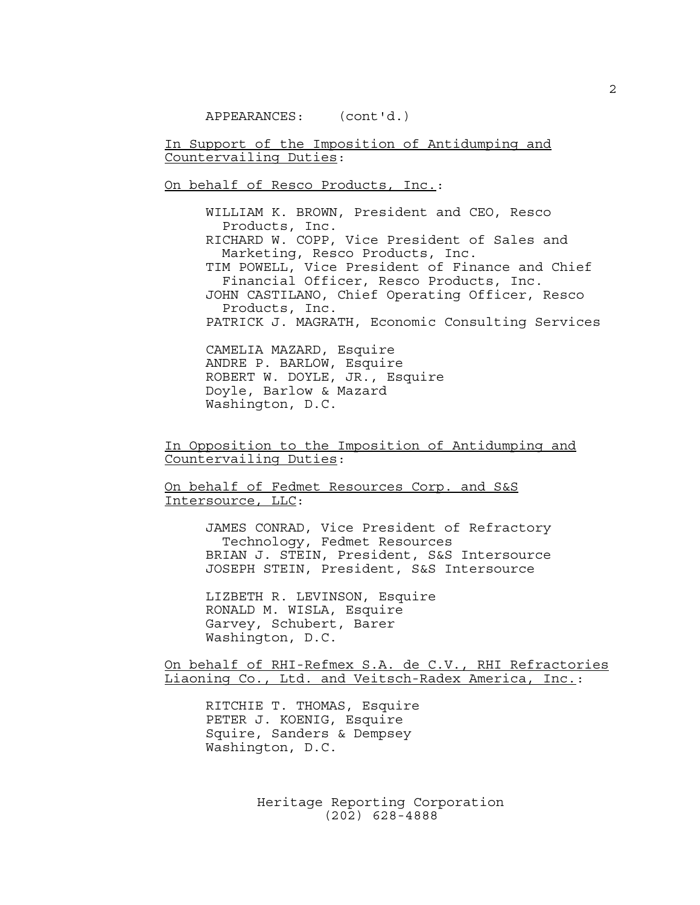APPEARANCES: (cont'd.)

In Support of the Imposition of Antidumping and Countervailing Duties:

On behalf of Resco Products, Inc.:

WILLIAM K. BROWN, President and CEO, Resco Products, Inc.
RICHARD W. COPP, Vice President of Sales and Marketing, Resco Products, Inc.
TIM POWELL, Vice President of Finance and Chief Financial Officer, Resco Products, Inc.
JOHN CASTILANO, Chief Operating Officer, Resco Products, Inc.
PATRICK J. MAGRATH, Economic Consulting Services

CAMELIA MAZARD, Esquire
ANDRE P. BARLOW, Esquire
ROBERT W. DOYLE, JR., Esquire
Doyle, Barlow & Mazard
Washington, D.C.

In Opposition to the Imposition of Antidumping and Countervailing Duties:

On behalf of Fedmet Resources Corp. and S&S Intersource, LLC:

JAMES CONRAD, Vice President of Refractory Technology, Fedmet Resources
BRIAN J. STEIN, President, S&S Intersource
JOSEPH STEIN, President, S&S Intersource

LIZBETH R. LEVINSON, Esquire
RONALD M. WISLA, Esquire
Garvey, Schubert, Barer
Washington, D.C.

On behalf of RHI-Refmex S.A. de C.V., RHI Refractories Liaoning Co., Ltd. and Veitsch-Radex America, Inc.:

RITCHIE T. THOMAS, Esquire
PETER J. KOENIG, Esquire
Squire, Sanders & Dempsey
Washington, D.C.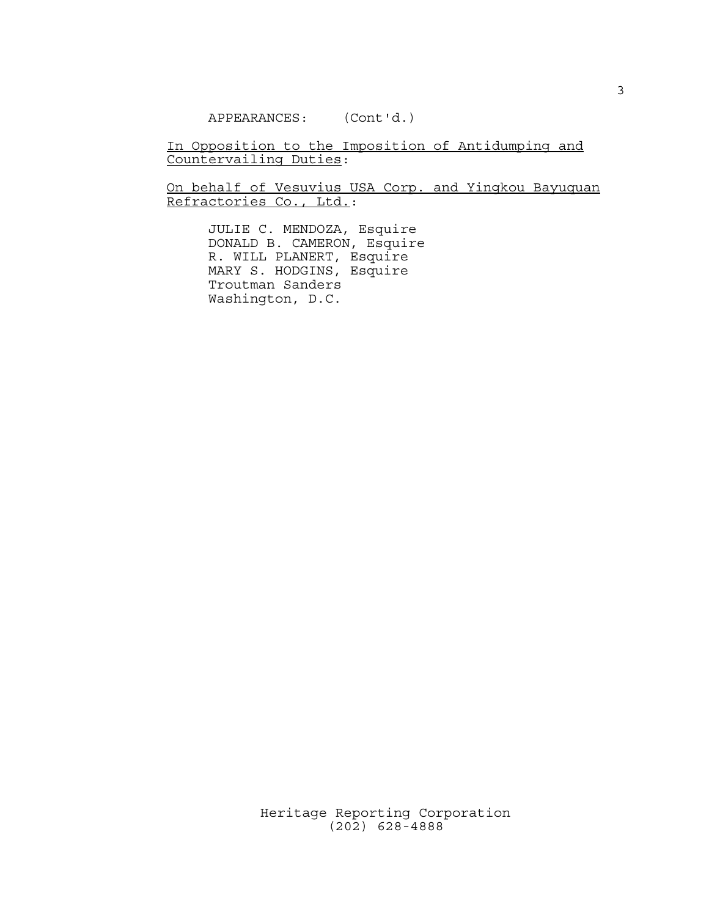APPEARANCES: (Cont'd.)

In Opposition to the Imposition of Antidumping and Countervailing Duties:

On behalf of Vesuvius USA Corp. and Yingkou Bayuquan Refractories Co., Ltd.:

JULIE C. MENDOZA, Esquire
DONALD B. CAMERON, Esquire
R. WILL PLANERT, Esquire
MARY S. HODGINS, Esquire
Troutman Sanders
Washington, D.C.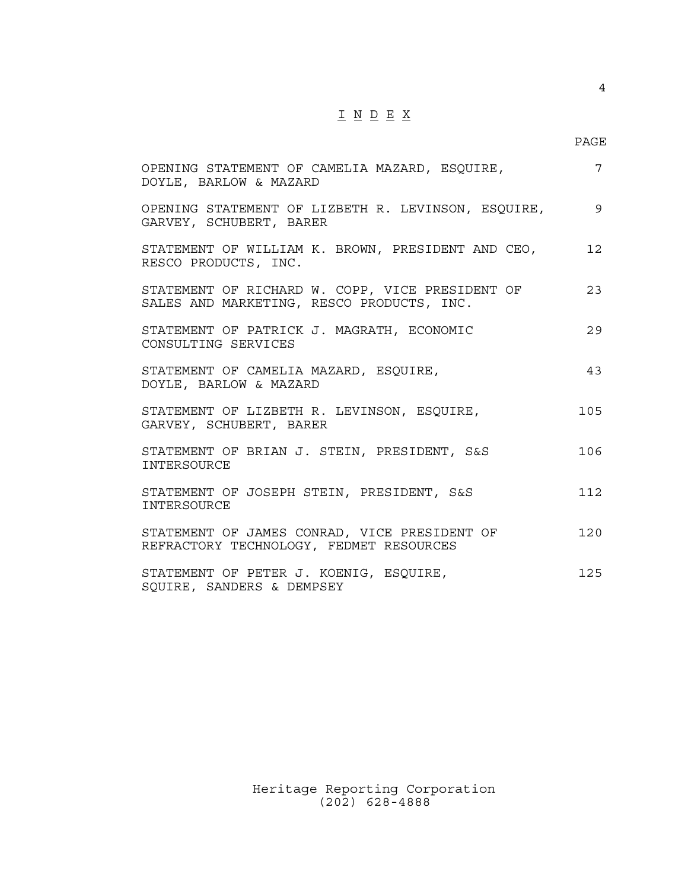# I N D E X

| | PAGE |
|---|---|
| OPENING STATEMENT OF CAMELIA MAZARD, ESQUIRE, DOYLE, BARLOW & MAZARD | 7 |
| OPENING STATEMENT OF LIZBETH R. LEVINSON, ESQUIRE, GARVEY, SCHUBERT, BARER | 9 |
| STATEMENT OF WILLIAM K. BROWN, PRESIDENT AND CEO, RESCO PRODUCTS, INC. | 12 |
| STATEMENT OF RICHARD W. COPP, VICE PRESIDENT OF SALES AND MARKETING, RESCO PRODUCTS, INC. | 23 |
| STATEMENT OF PATRICK J. MAGRATH, ECONOMIC CONSULTING SERVICES | 29 |
| STATEMENT OF CAMELIA MAZARD, ESQUIRE, DOYLE, BARLOW & MAZARD | 43 |
| STATEMENT OF LIZBETH R. LEVINSON, ESQUIRE, GARVEY, SCHUBERT, BARER | 105 |
| STATEMENT OF BRIAN J. STEIN, PRESIDENT, S&S INTERSOURCE | 106 |
| STATEMENT OF JOSEPH STEIN, PRESIDENT, S&S INTERSOURCE | 112 |
| STATEMENT OF JAMES CONRAD, VICE PRESIDENT OF REFRACTORY TECHNOLOGY, FEDMET RESOURCES | 120 |
| STATEMENT OF PETER J. KOENIG, ESQUIRE, SQUIRE, SANDERS & DEMPSEY | 125 |

Heritage Reporting Corporation
(202) 628-4888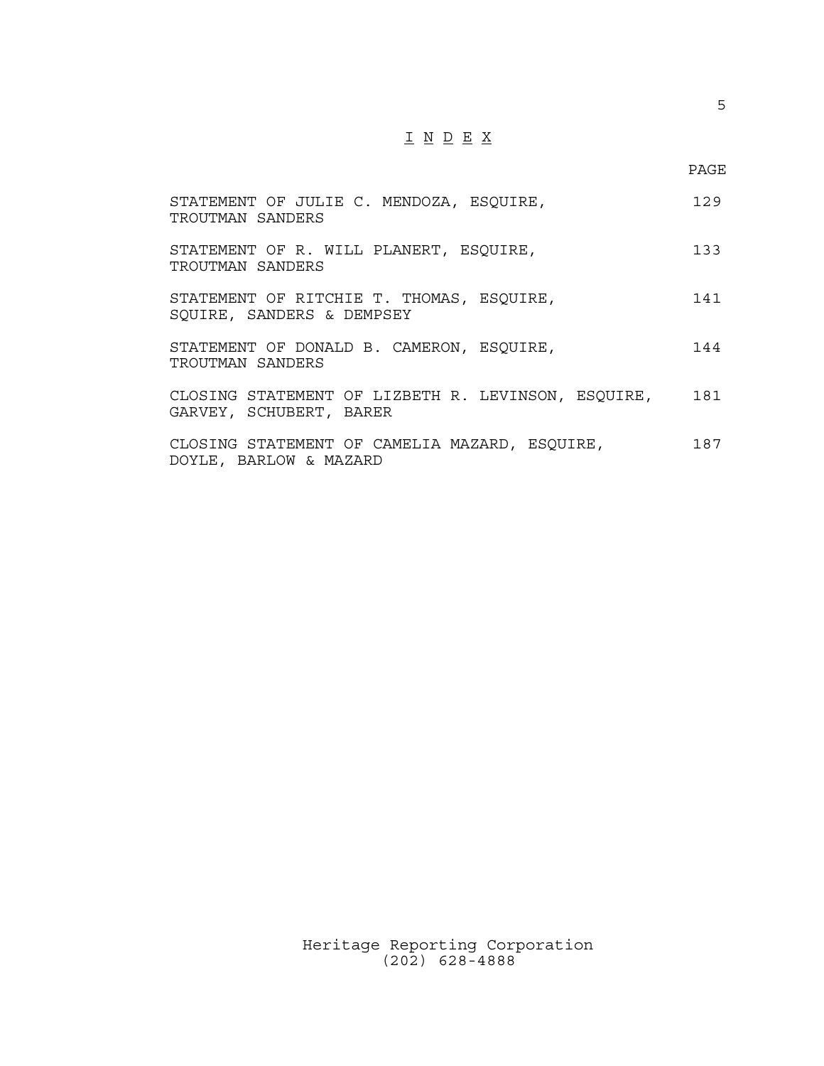# INDEX

| | PAGE |
|---|---|
| STATEMENT OF JULIE C. MENDOZA, ESQUIRE, TROUTMAN SANDERS | 129 |
| STATEMENT OF R. WILL PLANERT, ESQUIRE, TROUTMAN SANDERS | 133 |
| STATEMENT OF RITCHIE T. THOMAS, ESQUIRE, SQUIRE, SANDERS & DEMPSEY | 141 |
| STATEMENT OF DONALD B. CAMERON, ESQUIRE, TROUTMAN SANDERS | 144 |
| CLOSING STATEMENT OF LIZBETH R. LEVINSON, ESQUIRE, GARVEY, SCHUBERT, BARER | 181 |
| CLOSING STATEMENT OF CAMELIA MAZARD, ESQUIRE, DOYLE, BARLOW & MAZARD | 187 |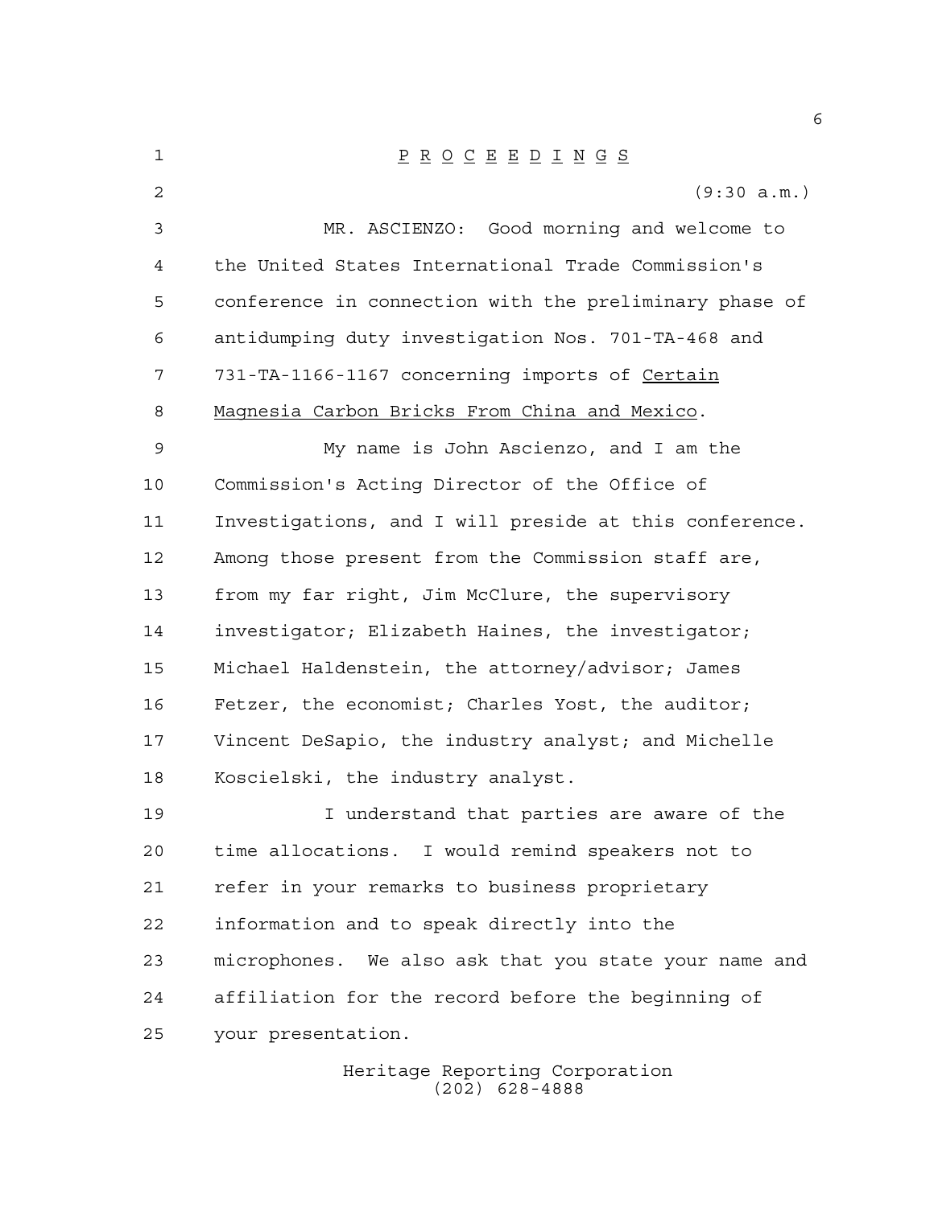P R O C E E D I N G S

(9:30 a.m.)

MR. ASCIENZO: Good morning and welcome to the United States International Trade Commission's conference in connection with the preliminary phase of antidumping duty investigation Nos. 701-TA-468 and 731-TA-1166-1167 concerning imports of Certain Magnesia Carbon Bricks From China and Mexico.

My name is John Ascienzo, and I am the Commission's Acting Director of the Office of Investigations, and I will preside at this conference. Among those present from the Commission staff are, from my far right, Jim McClure, the supervisory investigator; Elizabeth Haines, the investigator; Michael Haldenstein, the attorney/advisor; James Fetzer, the economist; Charles Yost, the auditor; Vincent DeSapio, the industry analyst; and Michelle Koscielski, the industry analyst.

I understand that parties are aware of the time allocations. I would remind speakers not to refer in your remarks to business proprietary information and to speak directly into the microphones. We also ask that you state your name and affiliation for the record before the beginning of your presentation.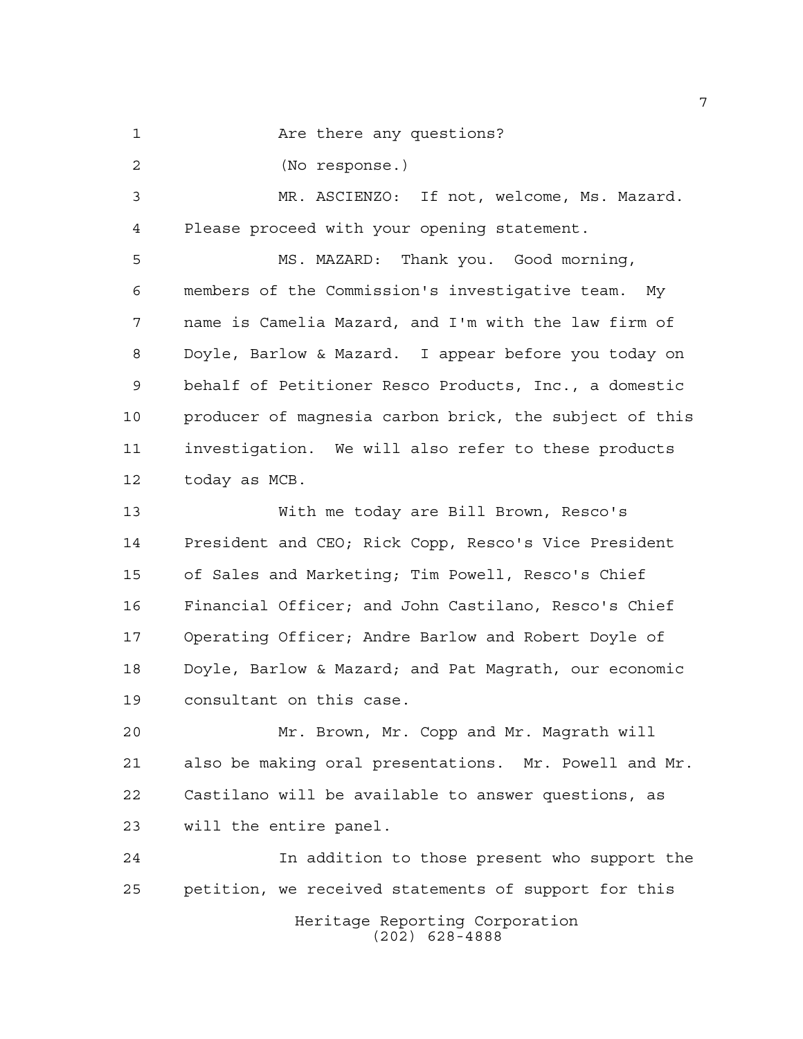Are there any questions?

(No response.)

MR. ASCIENZO: If not, welcome, Ms. Mazard. Please proceed with your opening statement.

MS. MAZARD: Thank you. Good morning, members of the Commission's investigative team. My name is Camelia Mazard, and I'm with the law firm of Doyle, Barlow & Mazard. I appear before you today on behalf of Petitioner Resco Products, Inc., a domestic producer of magnesia carbon brick, the subject of this investigation. We will also refer to these products today as MCB.

With me today are Bill Brown, Resco's President and CEO; Rick Copp, Resco's Vice President of Sales and Marketing; Tim Powell, Resco's Chief Financial Officer; and John Castilano, Resco's Chief Operating Officer; Andre Barlow and Robert Doyle of Doyle, Barlow & Mazard; and Pat Magrath, our economic consultant on this case.

Mr. Brown, Mr. Copp and Mr. Magrath will also be making oral presentations. Mr. Powell and Mr. Castilano will be available to answer questions, as will the entire panel.

In addition to those present who support the petition, we received statements of support for this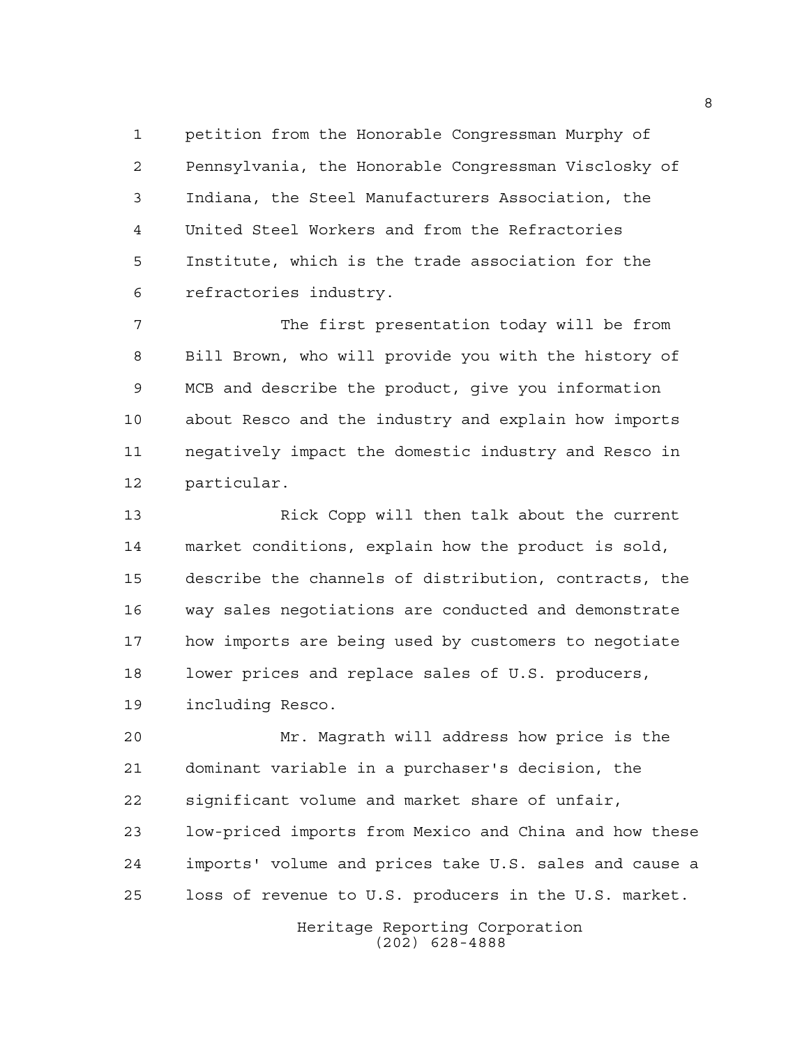petition from the Honorable Congressman Murphy of Pennsylvania, the Honorable Congressman Visclosky of Indiana, the Steel Manufacturers Association, the United Steel Workers and from the Refractories Institute, which is the trade association for the refractories industry.

The first presentation today will be from Bill Brown, who will provide you with the history of MCB and describe the product, give you information about Resco and the industry and explain how imports negatively impact the domestic industry and Resco in particular.

Rick Copp will then talk about the current market conditions, explain how the product is sold, describe the channels of distribution, contracts, the way sales negotiations are conducted and demonstrate how imports are being used by customers to negotiate lower prices and replace sales of U.S. producers, including Resco.

Mr. Magrath will address how price is the dominant variable in a purchaser's decision, the significant volume and market share of unfair, low-priced imports from Mexico and China and how these imports' volume and prices take U.S. sales and cause a loss of revenue to U.S. producers in the U.S. market.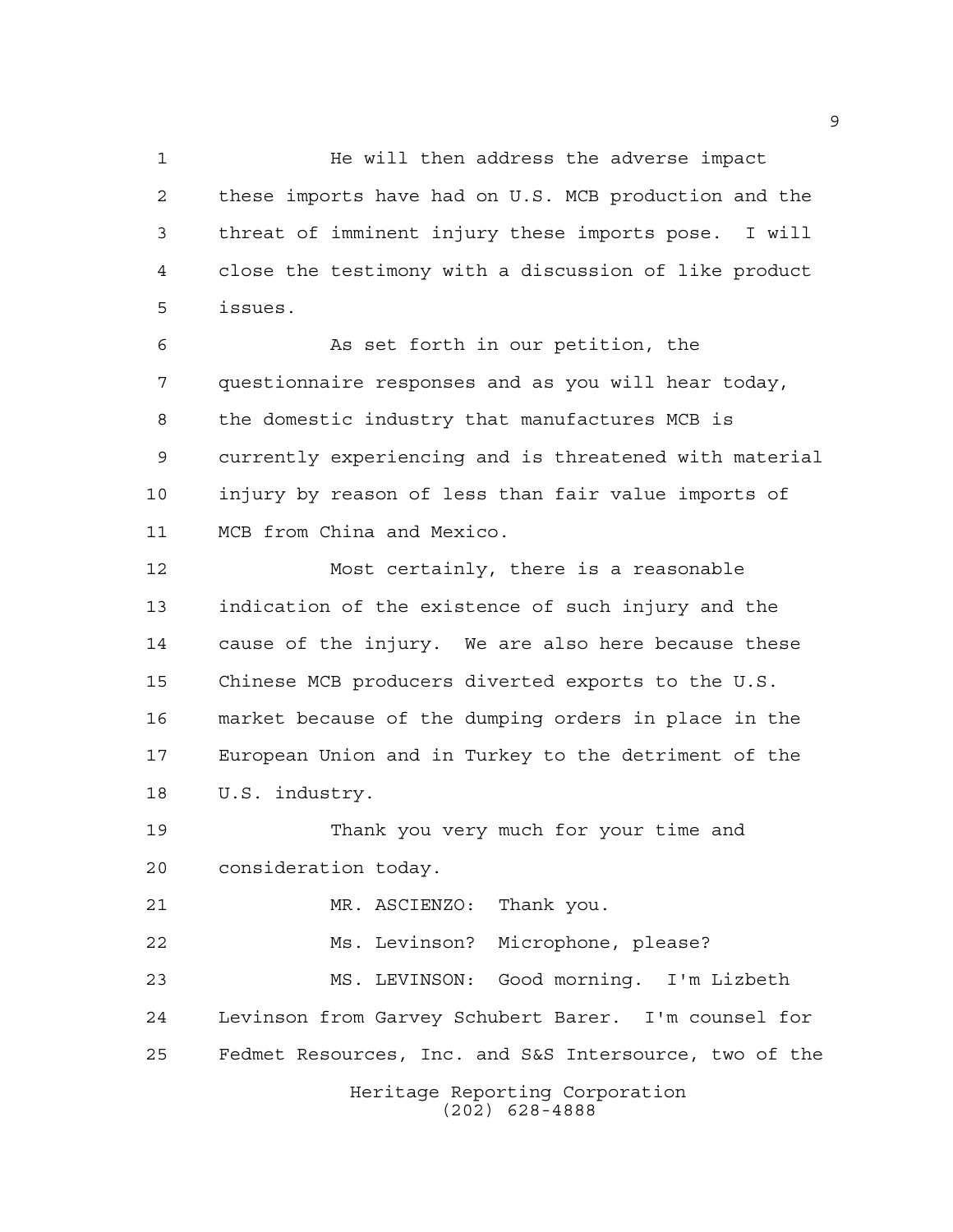He will then address the adverse impact these imports have had on U.S. MCB production and the threat of imminent injury these imports pose. I will close the testimony with a discussion of like product issues.

As set forth in our petition, the questionnaire responses and as you will hear today, the domestic industry that manufactures MCB is currently experiencing and is threatened with material injury by reason of less than fair value imports of MCB from China and Mexico.

Most certainly, there is a reasonable indication of the existence of such injury and the cause of the injury. We are also here because these Chinese MCB producers diverted exports to the U.S. market because of the dumping orders in place in the European Union and in Turkey to the detriment of the U.S. industry.

Thank you very much for your time and consideration today.

MR. ASCIENZO: Thank you.

Ms. Levinson? Microphone, please?

MS. LEVINSON: Good morning. I'm Lizbeth Levinson from Garvey Schubert Barer. I'm counsel for Fedmet Resources, Inc. and S&S Intersource, two of the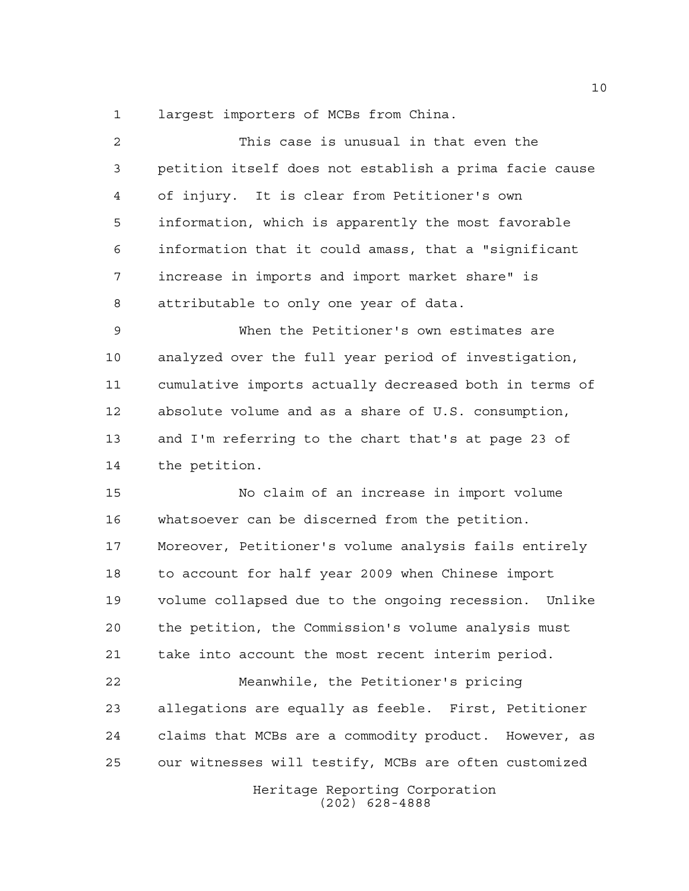largest importers of MCBs from China.

This case is unusual in that even the petition itself does not establish a prima facie cause of injury. It is clear from Petitioner's own information, which is apparently the most favorable information that it could amass, that a "significant increase in imports and import market share" is attributable to only one year of data.

When the Petitioner's own estimates are analyzed over the full year period of investigation, cumulative imports actually decreased both in terms of absolute volume and as a share of U.S. consumption, and I'm referring to the chart that's at page 23 of the petition.

No claim of an increase in import volume whatsoever can be discerned from the petition. Moreover, Petitioner's volume analysis fails entirely to account for half year 2009 when Chinese import volume collapsed due to the ongoing recession. Unlike the petition, the Commission's volume analysis must take into account the most recent interim period.

Meanwhile, the Petitioner's pricing allegations are equally as feeble. First, Petitioner claims that MCBs are a commodity product. However, as our witnesses will testify, MCBs are often customized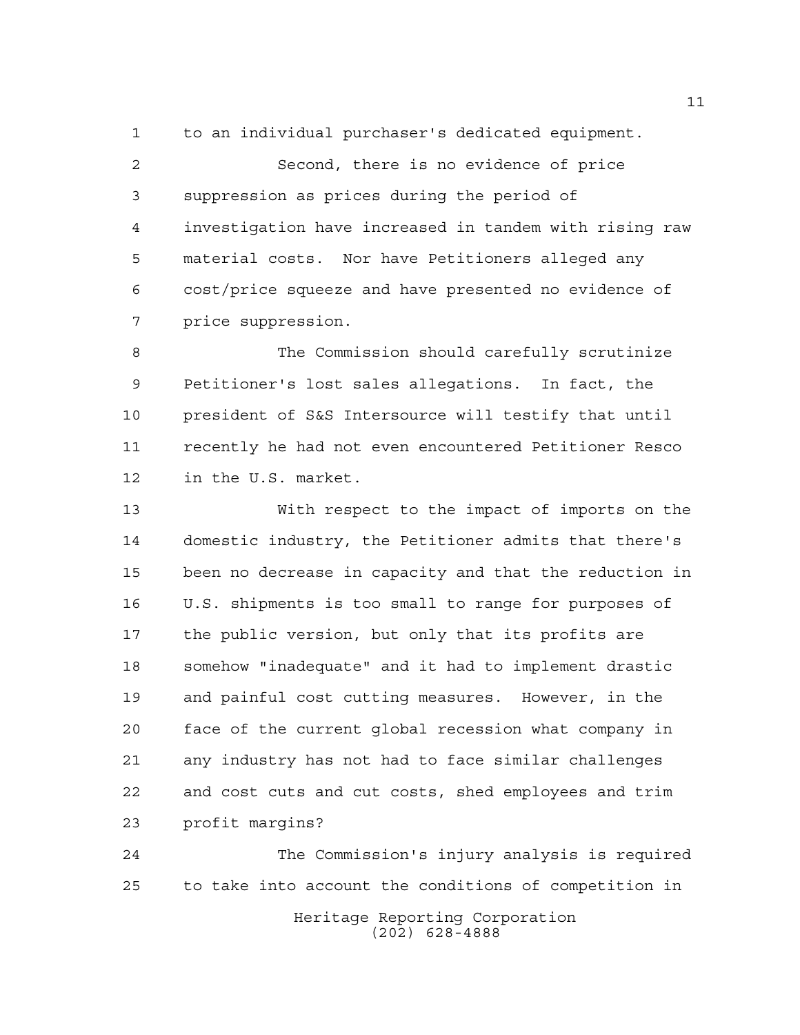to an individual purchaser's dedicated equipment.

Second, there is no evidence of price suppression as prices during the period of investigation have increased in tandem with rising raw material costs. Nor have Petitioners alleged any cost/price squeeze and have presented no evidence of price suppression.

The Commission should carefully scrutinize Petitioner's lost sales allegations. In fact, the president of S&S Intersource will testify that until recently he had not even encountered Petitioner Resco in the U.S. market.

With respect to the impact of imports on the domestic industry, the Petitioner admits that there's been no decrease in capacity and that the reduction in U.S. shipments is too small to range for purposes of the public version, but only that its profits are somehow "inadequate" and it had to implement drastic and painful cost cutting measures. However, in the face of the current global recession what company in any industry has not had to face similar challenges and cost cuts and cut costs, shed employees and trim profit margins?

The Commission's injury analysis is required to take into account the conditions of competition in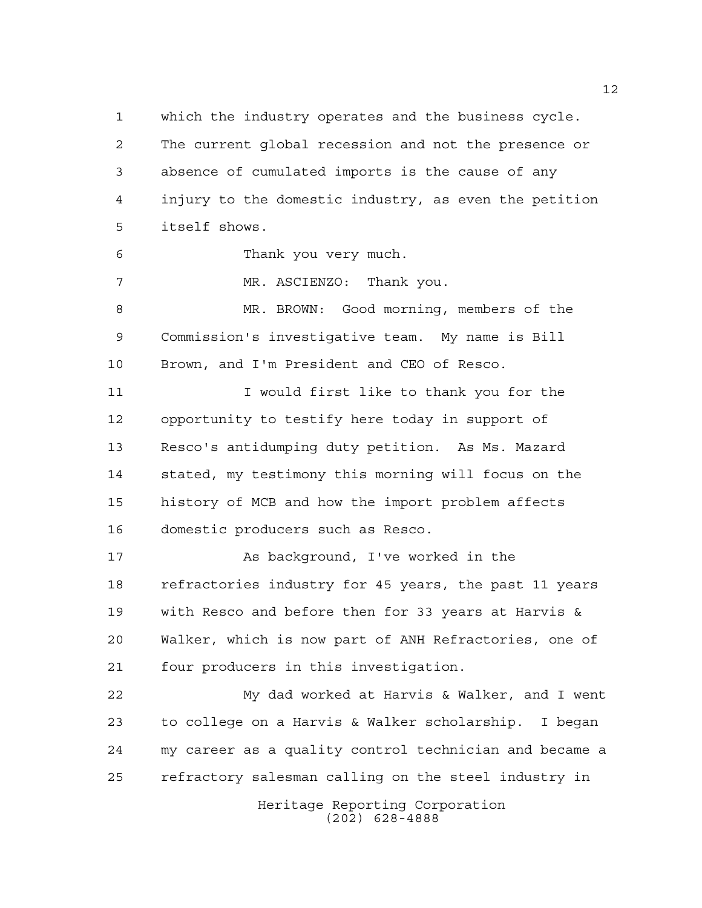which the industry operates and the business cycle. The current global recession and not the presence or absence of cumulated imports is the cause of any injury to the domestic industry, as even the petition itself shows.

Thank you very much.

MR. ASCIENZO: Thank you.

MR. BROWN: Good morning, members of the Commission's investigative team. My name is Bill Brown, and I'm President and CEO of Resco.

I would first like to thank you for the opportunity to testify here today in support of Resco's antidumping duty petition. As Ms. Mazard stated, my testimony this morning will focus on the history of MCB and how the import problem affects domestic producers such as Resco.

As background, I've worked in the refractories industry for 45 years, the past 11 years with Resco and before then for 33 years at Harvis & Walker, which is now part of ANH Refractories, one of four producers in this investigation.

My dad worked at Harvis & Walker, and I went to college on a Harvis & Walker scholarship. I began my career as a quality control technician and became a refractory salesman calling on the steel industry in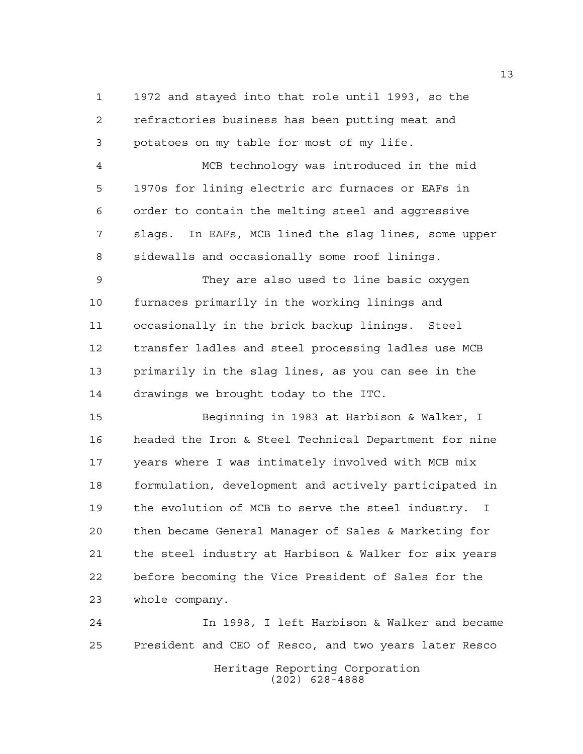1972 and stayed into that role until 1993, so the refractories business has been putting meat and potatoes on my table for most of my life.

MCB technology was introduced in the mid 1970s for lining electric arc furnaces or EAFs in order to contain the melting steel and aggressive slags. In EAFs, MCB lined the slag lines, some upper sidewalls and occasionally some roof linings.

They are also used to line basic oxygen furnaces primarily in the working linings and occasionally in the brick backup linings. Steel transfer ladles and steel processing ladles use MCB primarily in the slag lines, as you can see in the drawings we brought today to the ITC.

Beginning in 1983 at Harbison & Walker, I headed the Iron & Steel Technical Department for nine years where I was intimately involved with MCB mix formulation, development and actively participated in the evolution of MCB to serve the steel industry. I then became General Manager of Sales & Marketing for the steel industry at Harbison & Walker for six years before becoming the Vice President of Sales for the whole company.

In 1998, I left Harbison & Walker and became President and CEO of Resco, and two years later Resco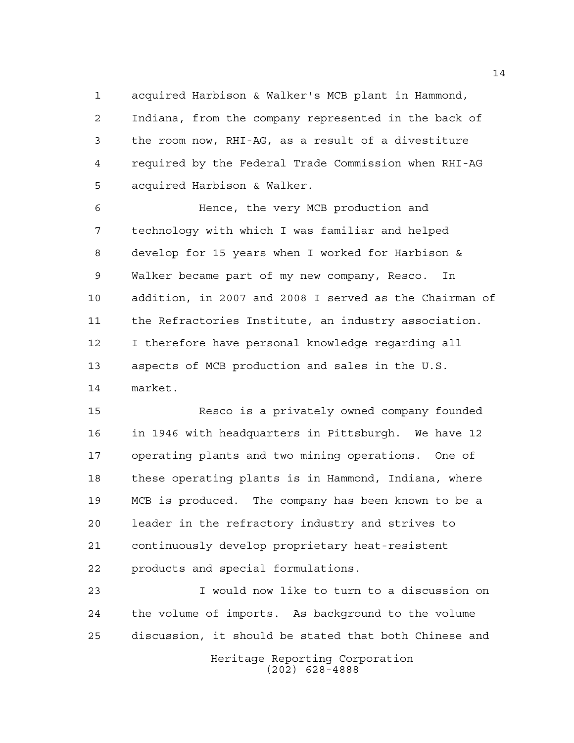acquired Harbison & Walker's MCB plant in Hammond, Indiana, from the company represented in the back of the room now, RHI-AG, as a result of a divestiture required by the Federal Trade Commission when RHI-AG acquired Harbison & Walker.

Hence, the very MCB production and technology with which I was familiar and helped develop for 15 years when I worked for Harbison & Walker became part of my new company, Resco. In addition, in 2007 and 2008 I served as the Chairman of the Refractories Institute, an industry association. I therefore have personal knowledge regarding all aspects of MCB production and sales in the U.S. market.

Resco is a privately owned company founded in 1946 with headquarters in Pittsburgh. We have 12 operating plants and two mining operations. One of these operating plants is in Hammond, Indiana, where MCB is produced. The company has been known to be a leader in the refractory industry and strives to continuously develop proprietary heat-resistent products and special formulations.

I would now like to turn to a discussion on the volume of imports. As background to the volume discussion, it should be stated that both Chinese and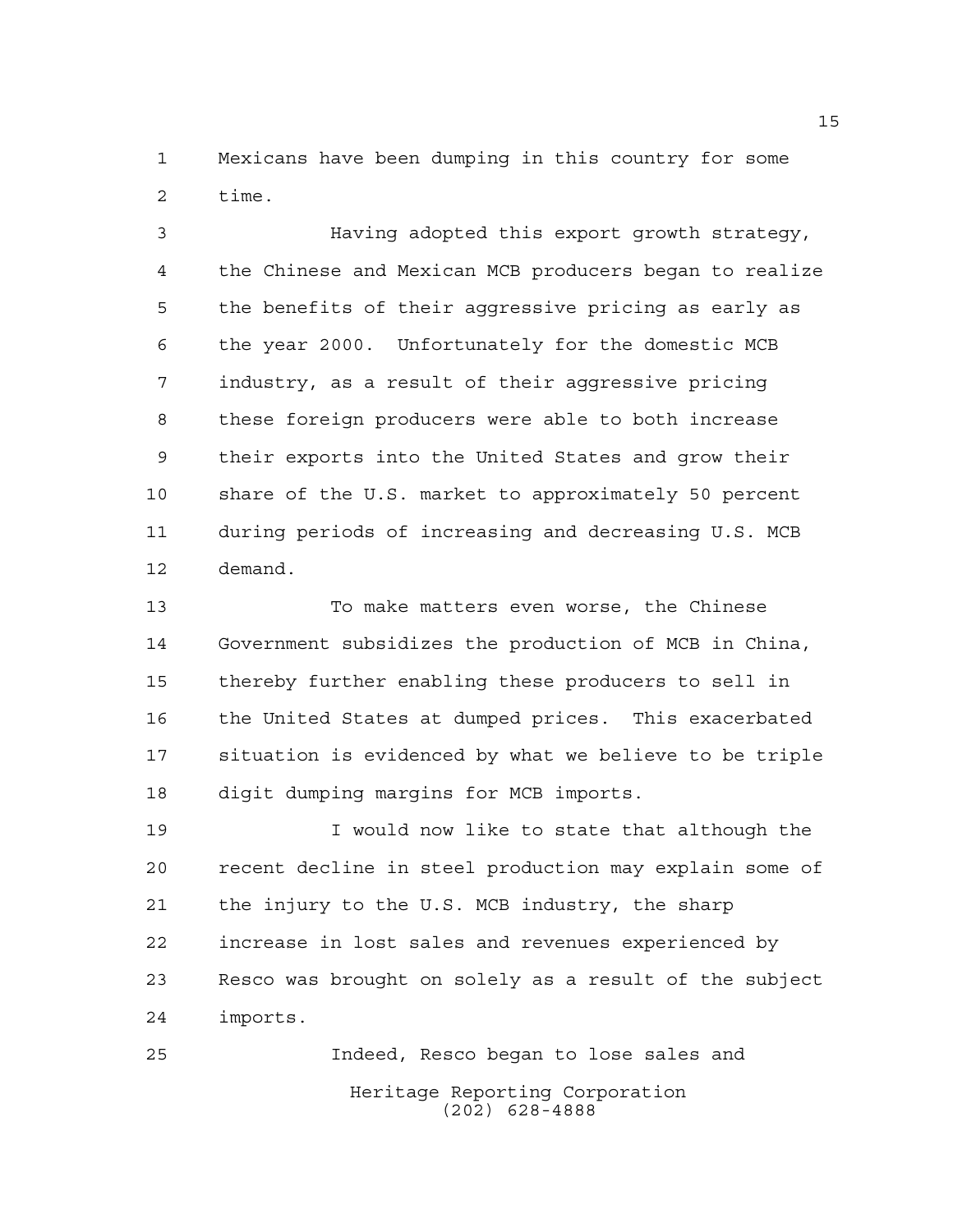Mexicans have been dumping in this country for some time.

Having adopted this export growth strategy, the Chinese and Mexican MCB producers began to realize the benefits of their aggressive pricing as early as the year 2000. Unfortunately for the domestic MCB industry, as a result of their aggressive pricing these foreign producers were able to both increase their exports into the United States and grow their share of the U.S. market to approximately 50 percent during periods of increasing and decreasing U.S. MCB demand.

To make matters even worse, the Chinese Government subsidizes the production of MCB in China, thereby further enabling these producers to sell in the United States at dumped prices. This exacerbated situation is evidenced by what we believe to be triple digit dumping margins for MCB imports.

I would now like to state that although the recent decline in steel production may explain some of the injury to the U.S. MCB industry, the sharp increase in lost sales and revenues experienced by Resco was brought on solely as a result of the subject imports.

Indeed, Resco began to lose sales and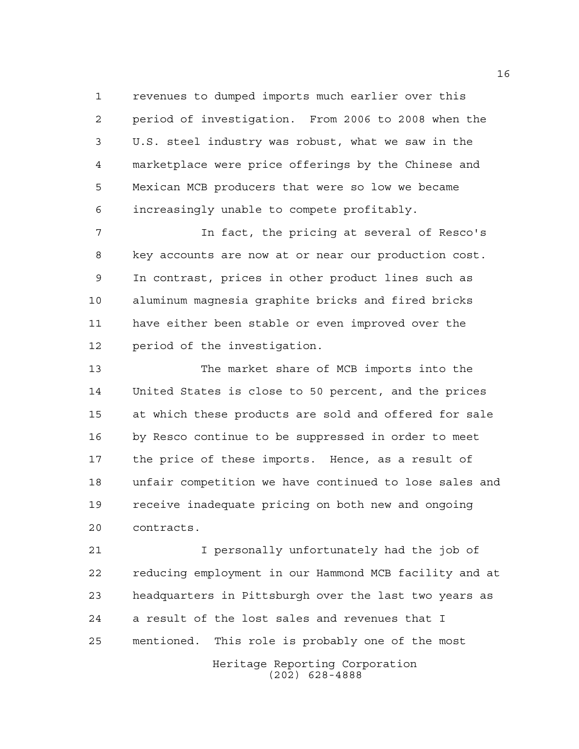revenues to dumped imports much earlier over this period of investigation. From 2006 to 2008 when the U.S. steel industry was robust, what we saw in the marketplace were price offerings by the Chinese and Mexican MCB producers that were so low we became increasingly unable to compete profitably.

In fact, the pricing at several of Resco's key accounts are now at or near our production cost. In contrast, prices in other product lines such as aluminum magnesia graphite bricks and fired bricks have either been stable or even improved over the period of the investigation.

The market share of MCB imports into the United States is close to 50 percent, and the prices at which these products are sold and offered for sale by Resco continue to be suppressed in order to meet the price of these imports. Hence, as a result of unfair competition we have continued to lose sales and receive inadequate pricing on both new and ongoing contracts.

I personally unfortunately had the job of reducing employment in our Hammond MCB facility and at headquarters in Pittsburgh over the last two years as a result of the lost sales and revenues that I mentioned. This role is probably one of the most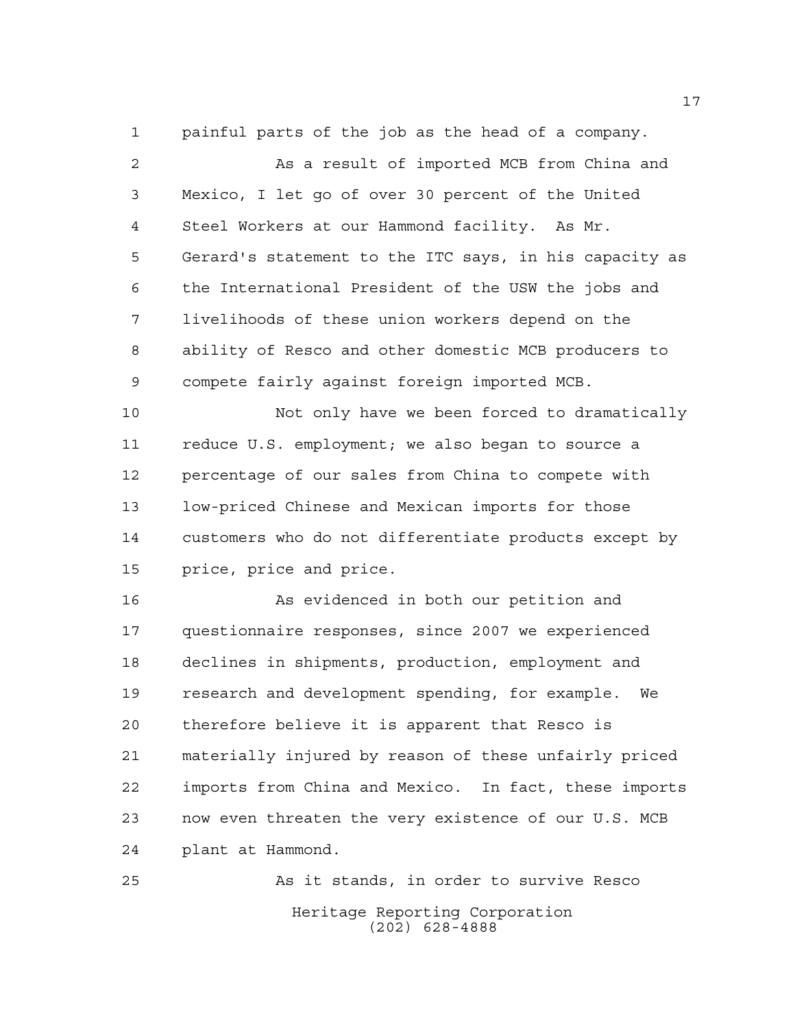painful parts of the job as the head of a company.

As a result of imported MCB from China and Mexico, I let go of over 30 percent of the United Steel Workers at our Hammond facility. As Mr. Gerard's statement to the ITC says, in his capacity as the International President of the USW the jobs and livelihoods of these union workers depend on the ability of Resco and other domestic MCB producers to compete fairly against foreign imported MCB.

Not only have we been forced to dramatically reduce U.S. employment; we also began to source a percentage of our sales from China to compete with low-priced Chinese and Mexican imports for those customers who do not differentiate products except by price, price and price.

As evidenced in both our petition and questionnaire responses, since 2007 we experienced declines in shipments, production, employment and research and development spending, for example. We therefore believe it is apparent that Resco is materially injured by reason of these unfairly priced imports from China and Mexico. In fact, these imports now even threaten the very existence of our U.S. MCB plant at Hammond.

As it stands, in order to survive Resco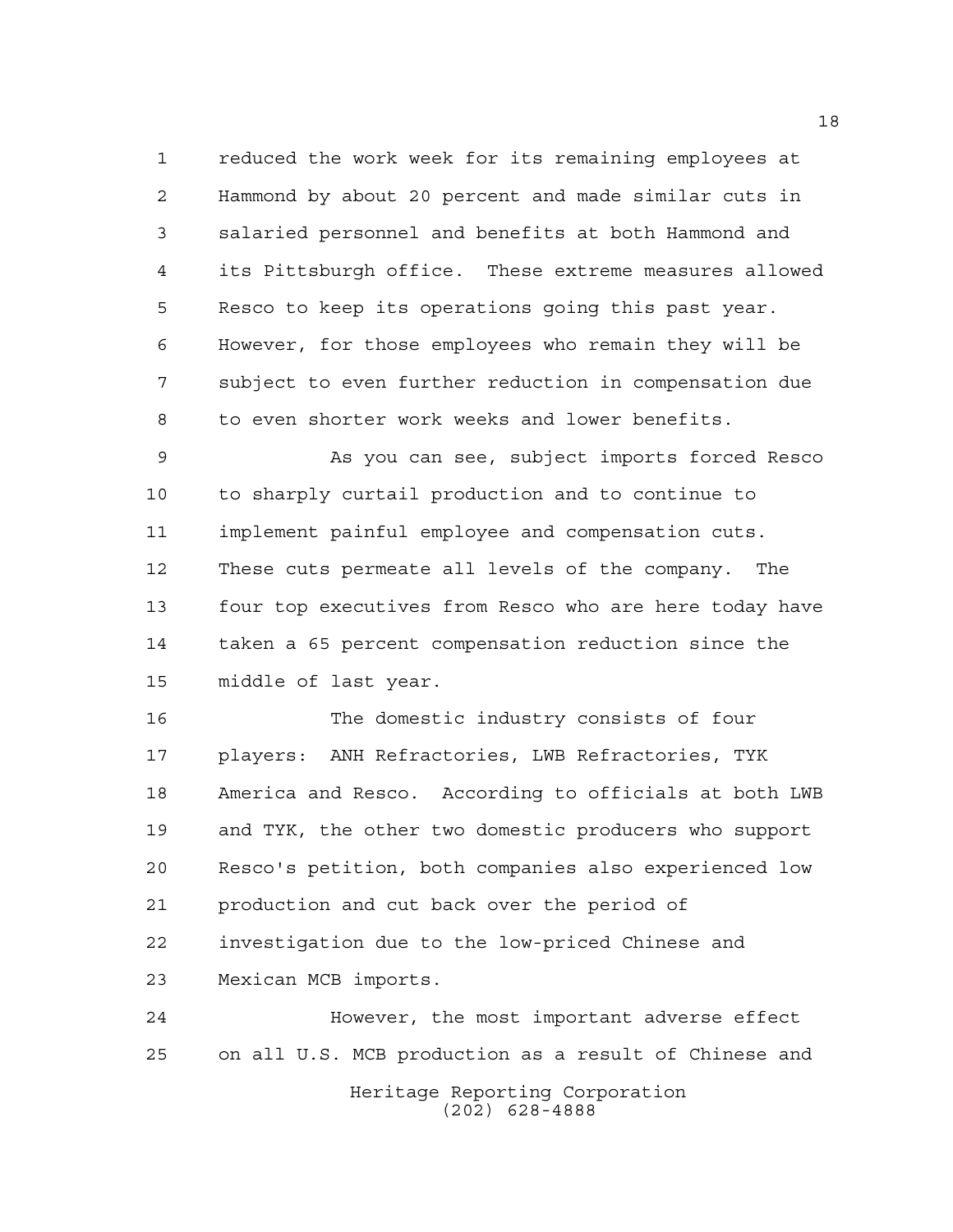reduced the work week for its remaining employees at Hammond by about 20 percent and made similar cuts in salaried personnel and benefits at both Hammond and its Pittsburgh office. These extreme measures allowed Resco to keep its operations going this past year. However, for those employees who remain they will be subject to even further reduction in compensation due to even shorter work weeks and lower benefits.

As you can see, subject imports forced Resco to sharply curtail production and to continue to implement painful employee and compensation cuts. These cuts permeate all levels of the company. The four top executives from Resco who are here today have taken a 65 percent compensation reduction since the middle of last year.

The domestic industry consists of four players: ANH Refractories, LWB Refractories, TYK America and Resco. According to officials at both LWB and TYK, the other two domestic producers who support Resco's petition, both companies also experienced low production and cut back over the period of investigation due to the low-priced Chinese and Mexican MCB imports.

However, the most important adverse effect on all U.S. MCB production as a result of Chinese and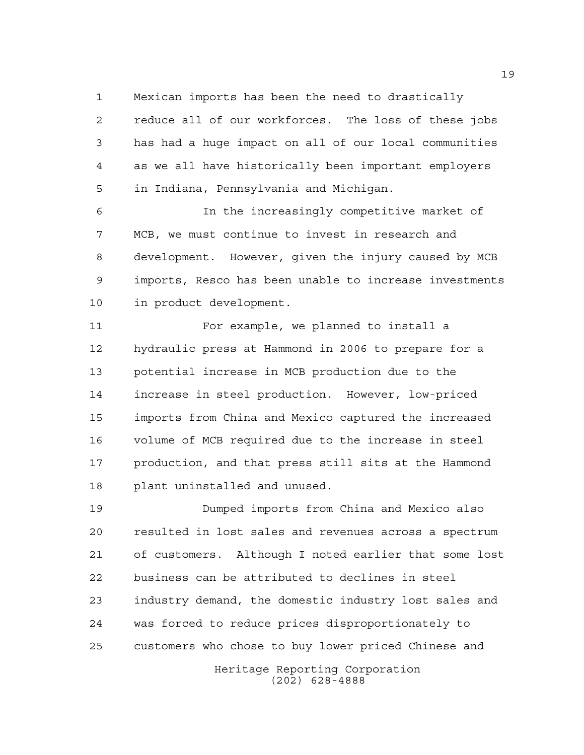Mexican imports has been the need to drastically reduce all of our workforces. The loss of these jobs has had a huge impact on all of our local communities as we all have historically been important employers in Indiana, Pennsylvania and Michigan.

In the increasingly competitive market of MCB, we must continue to invest in research and development. However, given the injury caused by MCB imports, Resco has been unable to increase investments in product development.

For example, we planned to install a hydraulic press at Hammond in 2006 to prepare for a potential increase in MCB production due to the increase in steel production. However, low-priced imports from China and Mexico captured the increased volume of MCB required due to the increase in steel production, and that press still sits at the Hammond plant uninstalled and unused.

Dumped imports from China and Mexico also resulted in lost sales and revenues across a spectrum of customers. Although I noted earlier that some lost business can be attributed to declines in steel industry demand, the domestic industry lost sales and was forced to reduce prices disproportionately to customers who chose to buy lower priced Chinese and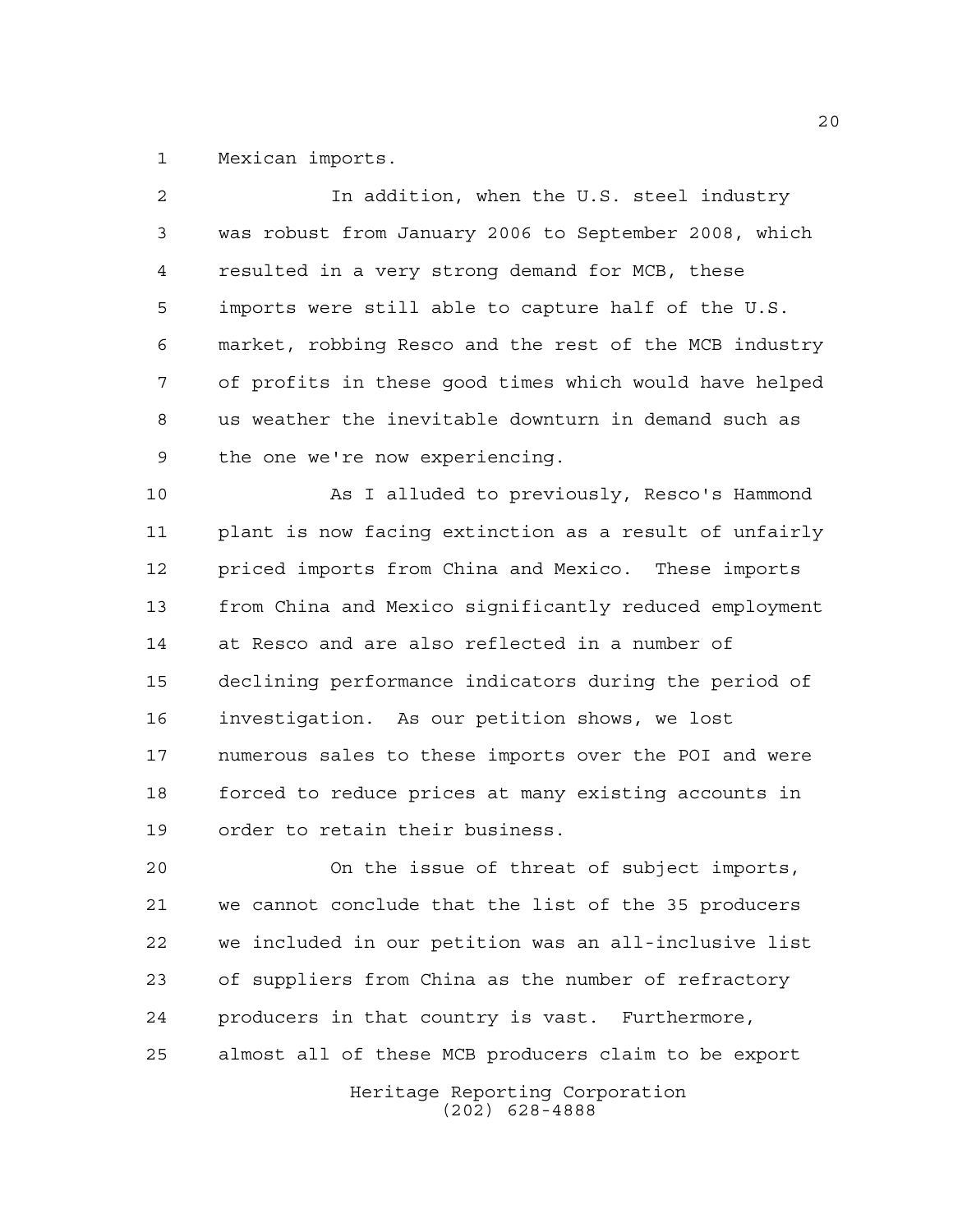Mexican imports.

In addition, when the U.S. steel industry was robust from January 2006 to September 2008, which resulted in a very strong demand for MCB, these imports were still able to capture half of the U.S. market, robbing Resco and the rest of the MCB industry of profits in these good times which would have helped us weather the inevitable downturn in demand such as the one we're now experiencing.

As I alluded to previously, Resco's Hammond plant is now facing extinction as a result of unfairly priced imports from China and Mexico. These imports from China and Mexico significantly reduced employment at Resco and are also reflected in a number of declining performance indicators during the period of investigation. As our petition shows, we lost numerous sales to these imports over the POI and were forced to reduce prices at many existing accounts in order to retain their business.

On the issue of threat of subject imports, we cannot conclude that the list of the 35 producers we included in our petition was an all-inclusive list of suppliers from China as the number of refractory producers in that country is vast. Furthermore, almost all of these MCB producers claim to be export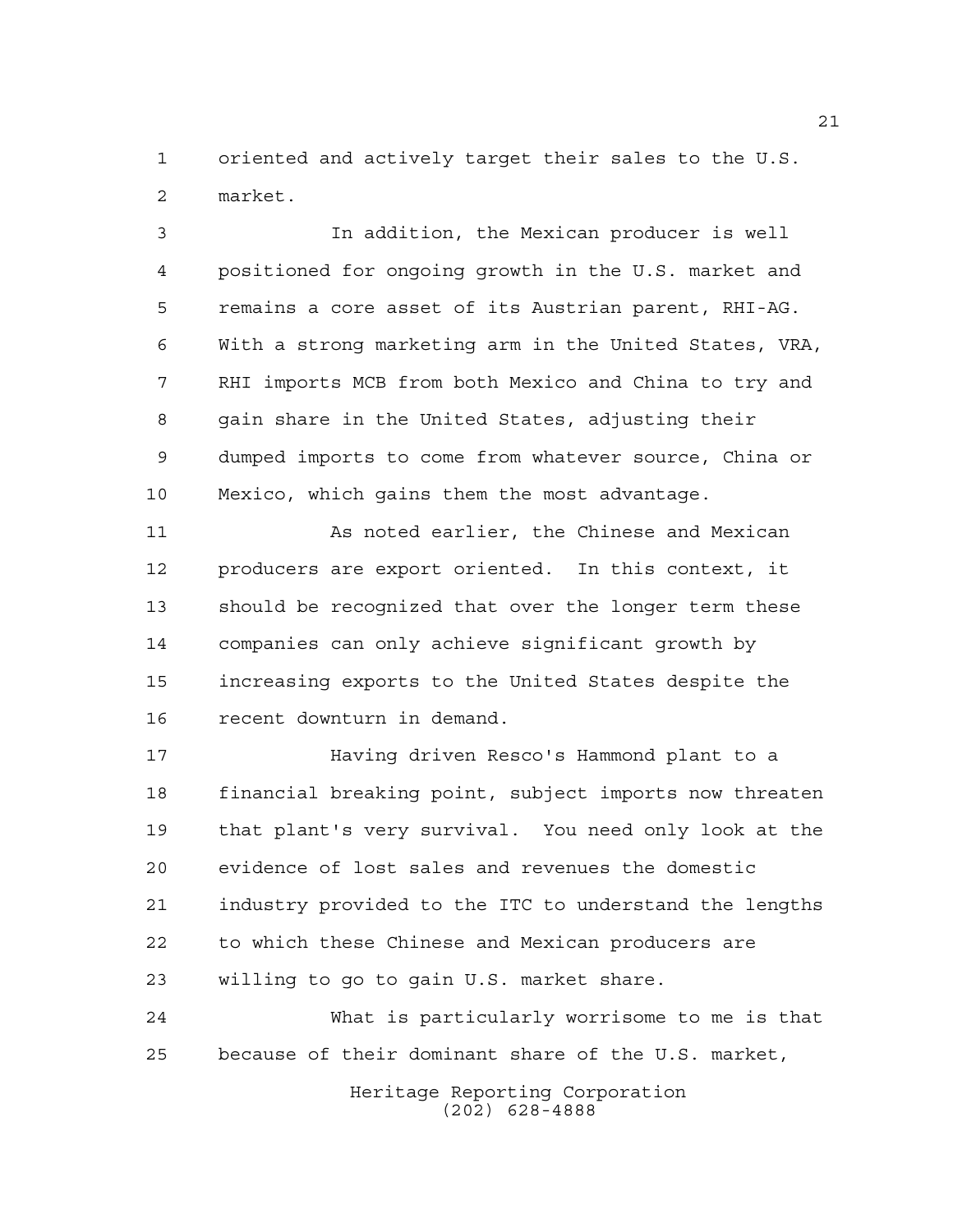oriented and actively target their sales to the U.S. market.

In addition, the Mexican producer is well positioned for ongoing growth in the U.S. market and remains a core asset of its Austrian parent, RHI-AG. With a strong marketing arm in the United States, VRA, RHI imports MCB from both Mexico and China to try and gain share in the United States, adjusting their dumped imports to come from whatever source, China or Mexico, which gains them the most advantage.

As noted earlier, the Chinese and Mexican producers are export oriented. In this context, it should be recognized that over the longer term these companies can only achieve significant growth by increasing exports to the United States despite the recent downturn in demand.

Having driven Resco's Hammond plant to a financial breaking point, subject imports now threaten that plant's very survival. You need only look at the evidence of lost sales and revenues the domestic industry provided to the ITC to understand the lengths to which these Chinese and Mexican producers are willing to go to gain U.S. market share.

What is particularly worrisome to me is that because of their dominant share of the U.S. market,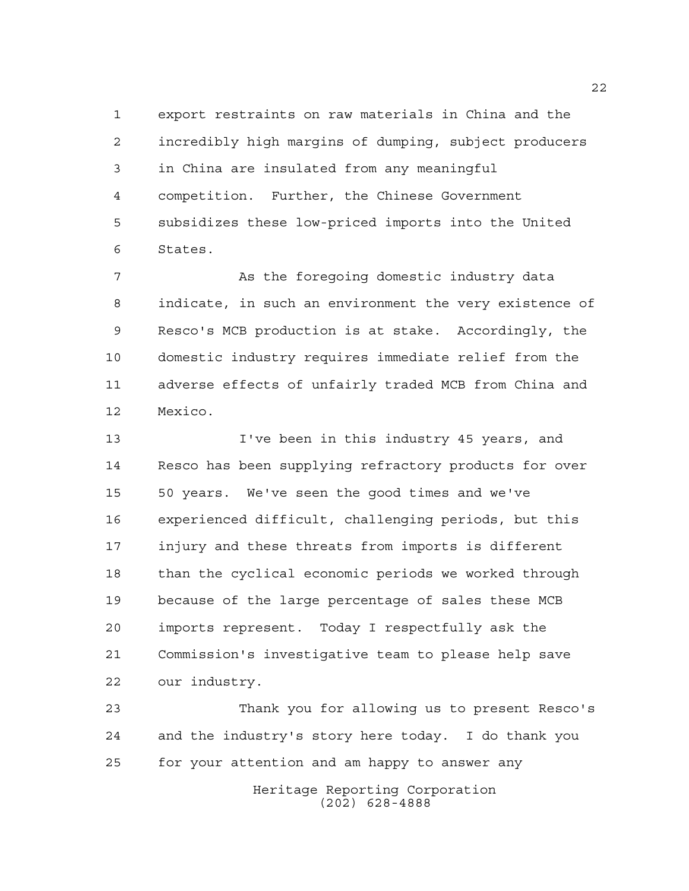export restraints on raw materials in China and the incredibly high margins of dumping, subject producers in China are insulated from any meaningful competition. Further, the Chinese Government subsidizes these low-priced imports into the United States.

As the foregoing domestic industry data indicate, in such an environment the very existence of Resco's MCB production is at stake. Accordingly, the domestic industry requires immediate relief from the adverse effects of unfairly traded MCB from China and Mexico.

I've been in this industry 45 years, and Resco has been supplying refractory products for over 50 years. We've seen the good times and we've experienced difficult, challenging periods, but this injury and these threats from imports is different than the cyclical economic periods we worked through because of the large percentage of sales these MCB imports represent. Today I respectfully ask the Commission's investigative team to please help save our industry.

Thank you for allowing us to present Resco's and the industry's story here today. I do thank you for your attention and am happy to answer any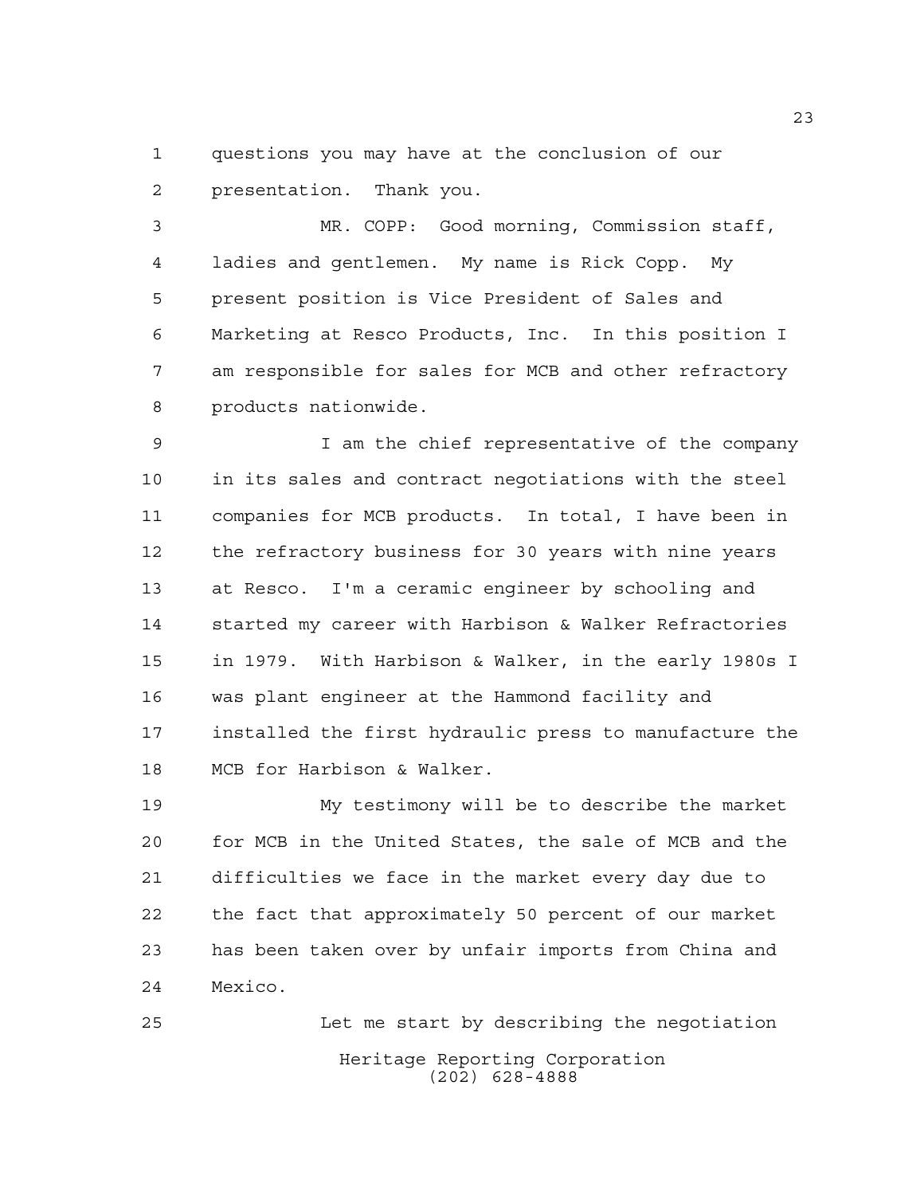questions you may have at the conclusion of our presentation. Thank you.

MR. COPP: Good morning, Commission staff, ladies and gentlemen. My name is Rick Copp. My present position is Vice President of Sales and Marketing at Resco Products, Inc. In this position I am responsible for sales for MCB and other refractory products nationwide.

I am the chief representative of the company in its sales and contract negotiations with the steel companies for MCB products. In total, I have been in the refractory business for 30 years with nine years at Resco. I'm a ceramic engineer by schooling and started my career with Harbison & Walker Refractories in 1979. With Harbison & Walker, in the early 1980s I was plant engineer at the Hammond facility and installed the first hydraulic press to manufacture the MCB for Harbison & Walker.

My testimony will be to describe the market for MCB in the United States, the sale of MCB and the difficulties we face in the market every day due to the fact that approximately 50 percent of our market has been taken over by unfair imports from China and Mexico.

Let me start by describing the negotiation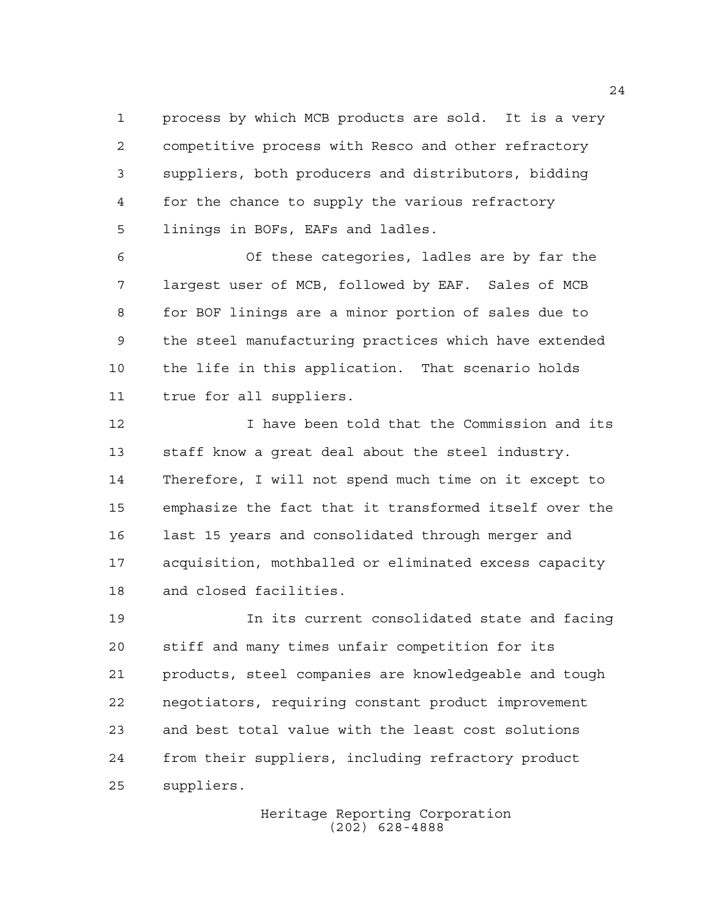process by which MCB products are sold. It is a very competitive process with Resco and other refractory suppliers, both producers and distributors, bidding for the chance to supply the various refractory linings in BOFs, EAFs and ladles.

Of these categories, ladles are by far the largest user of MCB, followed by EAF. Sales of MCB for BOF linings are a minor portion of sales due to the steel manufacturing practices which have extended the life in this application. That scenario holds true for all suppliers.

I have been told that the Commission and its staff know a great deal about the steel industry. Therefore, I will not spend much time on it except to emphasize the fact that it transformed itself over the last 15 years and consolidated through merger and acquisition, mothballed or eliminated excess capacity and closed facilities.

In its current consolidated state and facing stiff and many times unfair competition for its products, steel companies are knowledgeable and tough negotiators, requiring constant product improvement and best total value with the least cost solutions from their suppliers, including refractory product suppliers.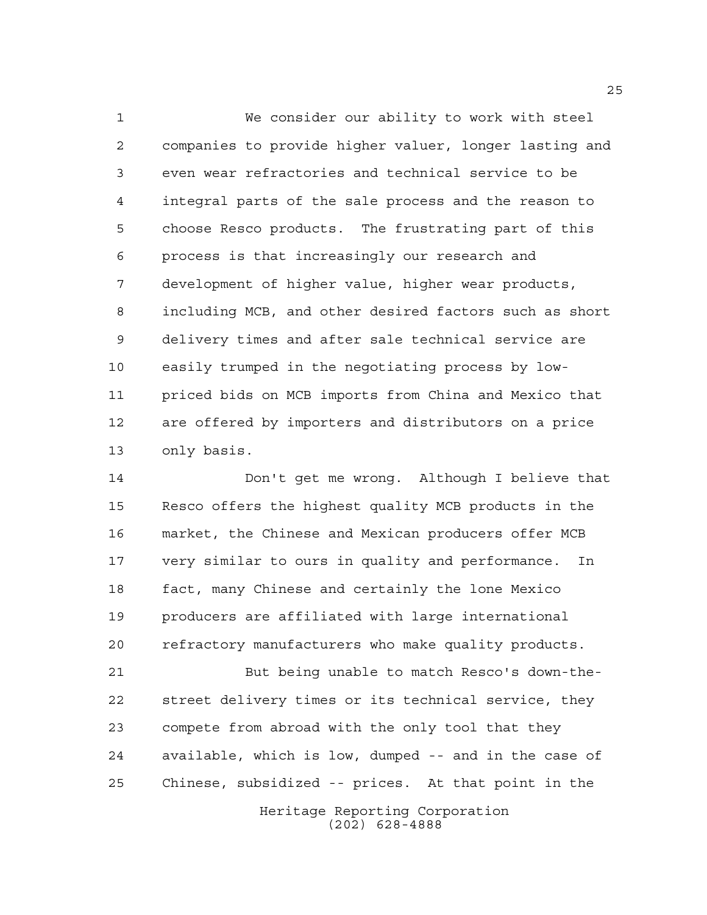We consider our ability to work with steel companies to provide higher valuer, longer lasting and even wear refractories and technical service to be integral parts of the sale process and the reason to choose Resco products. The frustrating part of this process is that increasingly our research and development of higher value, higher wear products, including MCB, and other desired factors such as short delivery times and after sale technical service are easily trumped in the negotiating process by low-priced bids on MCB imports from China and Mexico that are offered by importers and distributors on a price only basis.

Don't get me wrong. Although I believe that Resco offers the highest quality MCB products in the market, the Chinese and Mexican producers offer MCB very similar to ours in quality and performance. In fact, many Chinese and certainly the lone Mexico producers are affiliated with large international refractory manufacturers who make quality products.

But being unable to match Resco's down-the-street delivery times or its technical service, they compete from abroad with the only tool that they available, which is low, dumped -- and in the case of Chinese, subsidized -- prices. At that point in the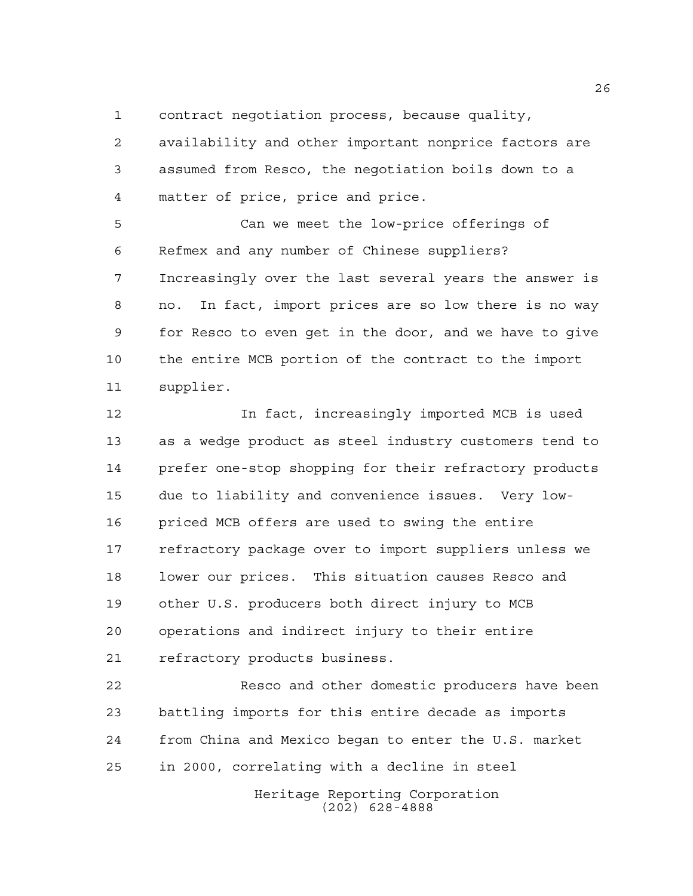contract negotiation process, because quality, availability and other important nonprice factors are assumed from Resco, the negotiation boils down to a matter of price, price and price.

Can we meet the low-price offerings of Refmex and any number of Chinese suppliers? Increasingly over the last several years the answer is no. In fact, import prices are so low there is no way for Resco to even get in the door, and we have to give the entire MCB portion of the contract to the import supplier.

In fact, increasingly imported MCB is used as a wedge product as steel industry customers tend to prefer one-stop shopping for their refractory products due to liability and convenience issues. Very low-priced MCB offers are used to swing the entire refractory package over to import suppliers unless we lower our prices. This situation causes Resco and other U.S. producers both direct injury to MCB operations and indirect injury to their entire refractory products business.

Resco and other domestic producers have been battling imports for this entire decade as imports from China and Mexico began to enter the U.S. market in 2000, correlating with a decline in steel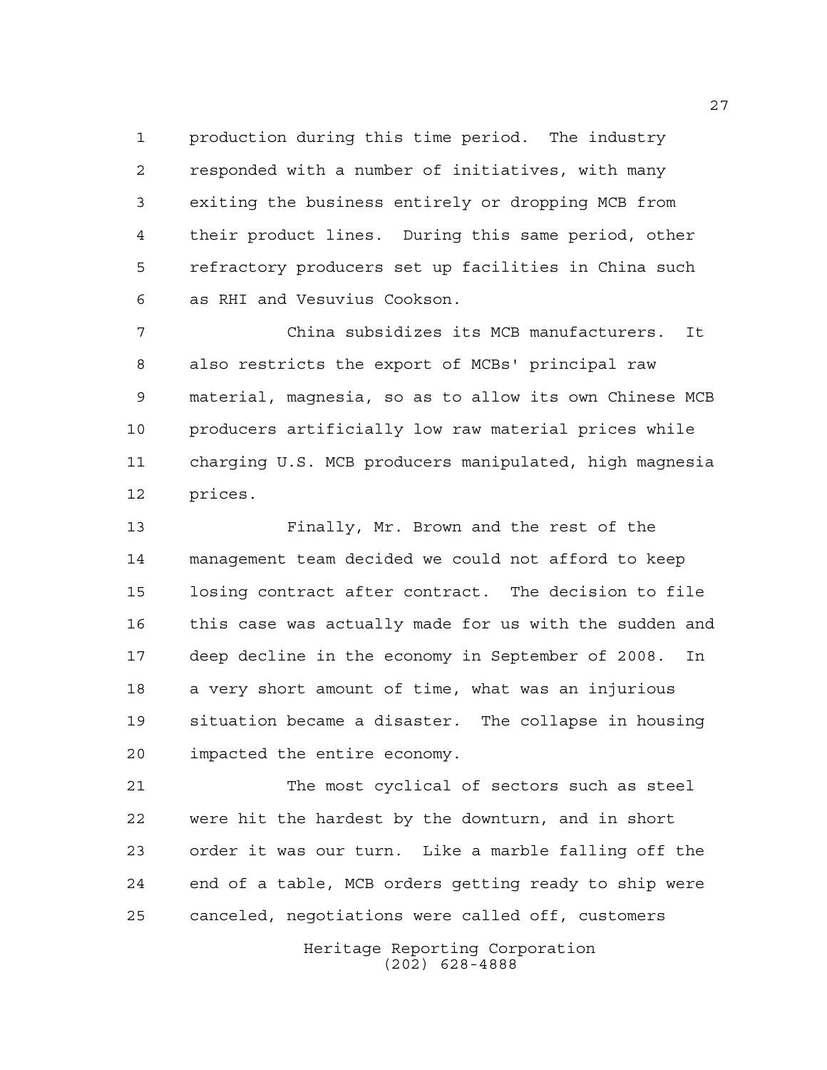production during this time period. The industry responded with a number of initiatives, with many exiting the business entirely or dropping MCB from their product lines. During this same period, other refractory producers set up facilities in China such as RHI and Vesuvius Cookson.

China subsidizes its MCB manufacturers. It also restricts the export of MCBs' principal raw material, magnesia, so as to allow its own Chinese MCB producers artificially low raw material prices while charging U.S. MCB producers manipulated, high magnesia prices.

Finally, Mr. Brown and the rest of the management team decided we could not afford to keep losing contract after contract. The decision to file this case was actually made for us with the sudden and deep decline in the economy in September of 2008. In a very short amount of time, what was an injurious situation became a disaster. The collapse in housing impacted the entire economy.

The most cyclical of sectors such as steel were hit the hardest by the downturn, and in short order it was our turn. Like a marble falling off the end of a table, MCB orders getting ready to ship were canceled, negotiations were called off, customers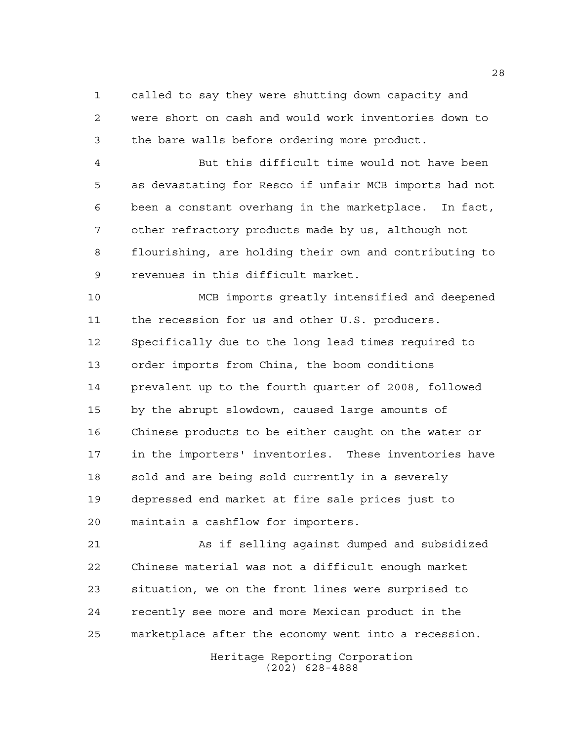called to say they were shutting down capacity and were short on cash and would work inventories down to the bare walls before ordering more product.

But this difficult time would not have been as devastating for Resco if unfair MCB imports had not been a constant overhang in the marketplace. In fact, other refractory products made by us, although not flourishing, are holding their own and contributing to revenues in this difficult market.

MCB imports greatly intensified and deepened the recession for us and other U.S. producers. Specifically due to the long lead times required to order imports from China, the boom conditions prevalent up to the fourth quarter of 2008, followed by the abrupt slowdown, caused large amounts of Chinese products to be either caught on the water or in the importers' inventories. These inventories have sold and are being sold currently in a severely depressed end market at fire sale prices just to maintain a cashflow for importers.

As if selling against dumped and subsidized Chinese material was not a difficult enough market situation, we on the front lines were surprised to recently see more and more Mexican product in the marketplace after the economy went into a recession.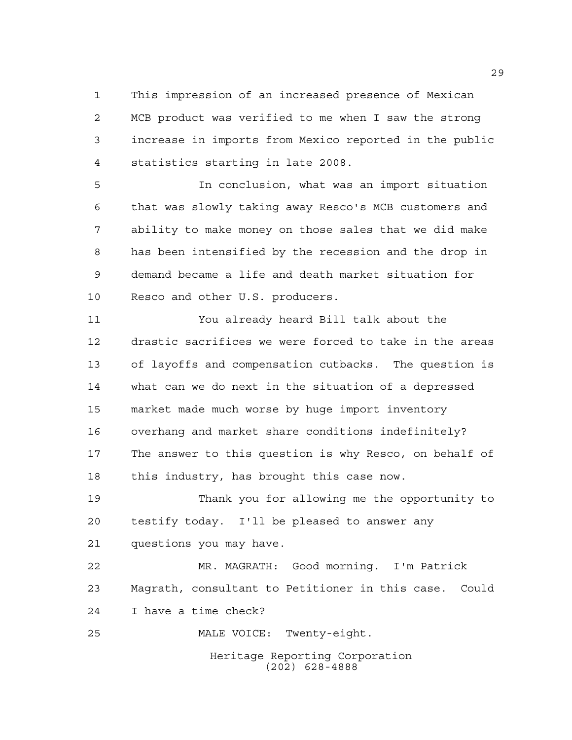This impression of an increased presence of Mexican MCB product was verified to me when I saw the strong increase in imports from Mexico reported in the public statistics starting in late 2008.

In conclusion, what was an import situation that was slowly taking away Resco's MCB customers and ability to make money on those sales that we did make has been intensified by the recession and the drop in demand became a life and death market situation for Resco and other U.S. producers.

You already heard Bill talk about the drastic sacrifices we were forced to take in the areas of layoffs and compensation cutbacks. The question is what can we do next in the situation of a depressed market made much worse by huge import inventory overhang and market share conditions indefinitely? The answer to this question is why Resco, on behalf of this industry, has brought this case now.

Thank you for allowing me the opportunity to testify today. I'll be pleased to answer any questions you may have.

MR. MAGRATH: Good morning. I'm Patrick Magrath, consultant to Petitioner in this case. Could I have a time check?

MALE VOICE: Twenty-eight.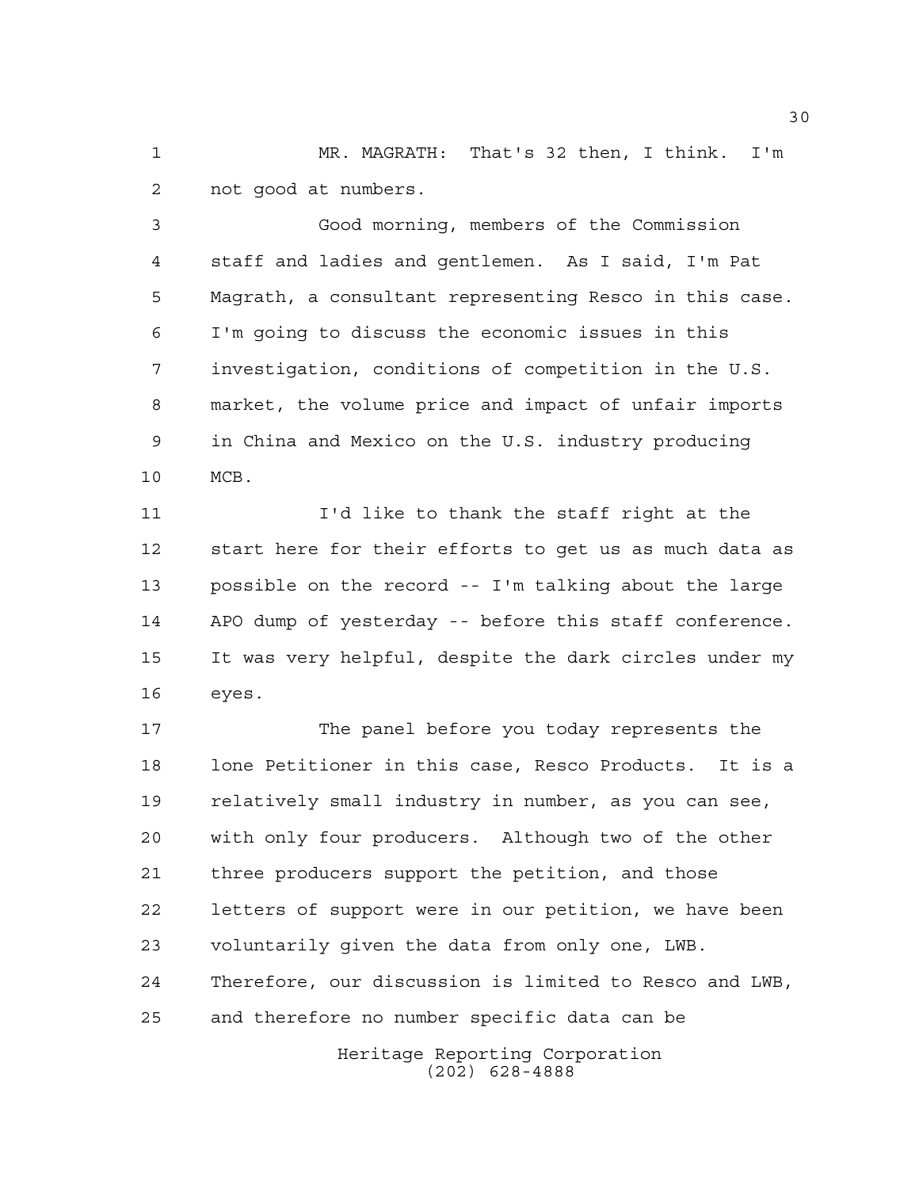MR. MAGRATH: That's 32 then, I think. I'm not good at numbers.

Good morning, members of the Commission staff and ladies and gentlemen. As I said, I'm Pat Magrath, a consultant representing Resco in this case. I'm going to discuss the economic issues in this investigation, conditions of competition in the U.S. market, the volume price and impact of unfair imports in China and Mexico on the U.S. industry producing MCB.

I'd like to thank the staff right at the start here for their efforts to get us as much data as possible on the record -- I'm talking about the large APO dump of yesterday -- before this staff conference. It was very helpful, despite the dark circles under my eyes.

The panel before you today represents the lone Petitioner in this case, Resco Products. It is a relatively small industry in number, as you can see, with only four producers. Although two of the other three producers support the petition, and those letters of support were in our petition, we have been voluntarily given the data from only one, LWB. Therefore, our discussion is limited to Resco and LWB, and therefore no number specific data can be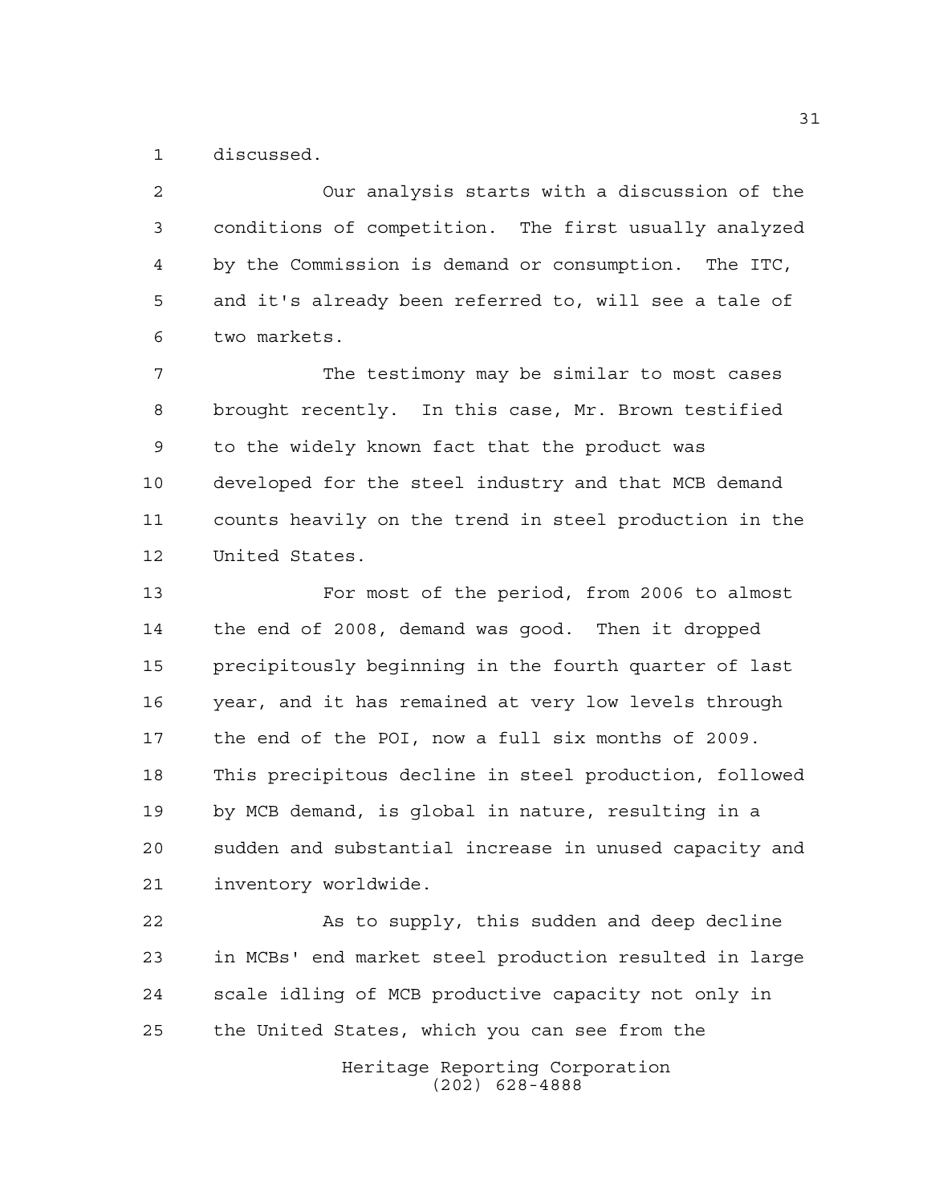discussed.

Our analysis starts with a discussion of the conditions of competition. The first usually analyzed by the Commission is demand or consumption. The ITC, and it's already been referred to, will see a tale of two markets.

The testimony may be similar to most cases brought recently. In this case, Mr. Brown testified to the widely known fact that the product was developed for the steel industry and that MCB demand counts heavily on the trend in steel production in the United States.

For most of the period, from 2006 to almost the end of 2008, demand was good. Then it dropped precipitously beginning in the fourth quarter of last year, and it has remained at very low levels through the end of the POI, now a full six months of 2009. This precipitous decline in steel production, followed by MCB demand, is global in nature, resulting in a sudden and substantial increase in unused capacity and inventory worldwide.

As to supply, this sudden and deep decline in MCBs' end market steel production resulted in large scale idling of MCB productive capacity not only in the United States, which you can see from the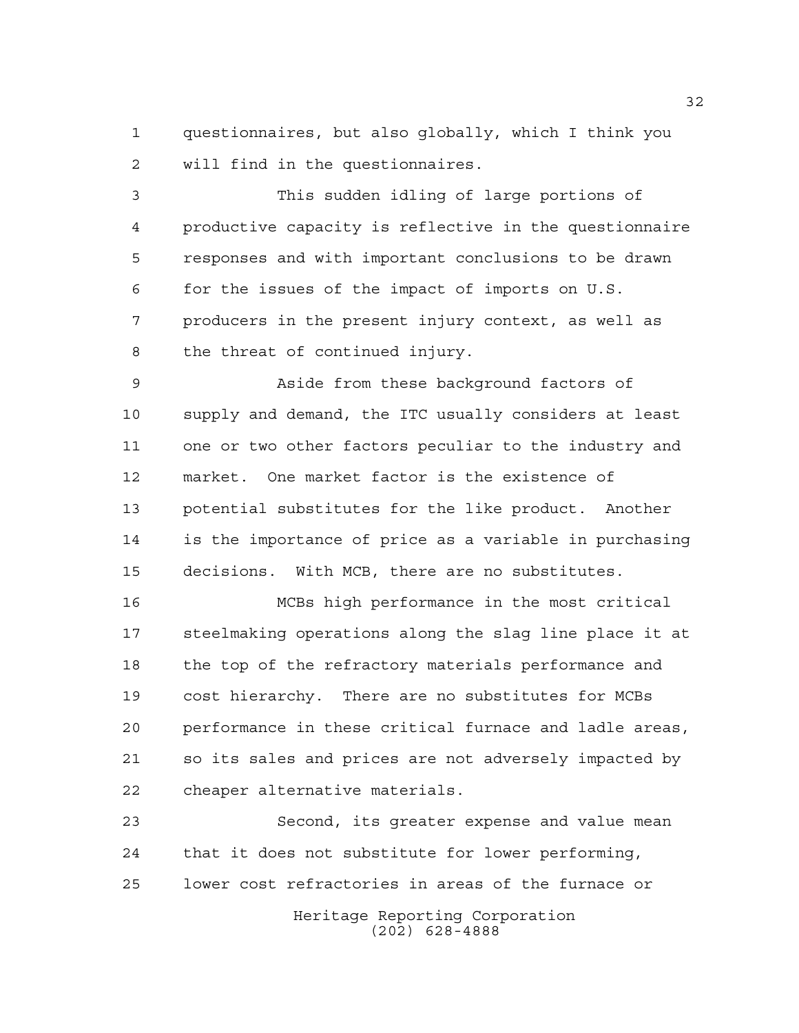questionnaires, but also globally, which I think you will find in the questionnaires.

This sudden idling of large portions of productive capacity is reflective in the questionnaire responses and with important conclusions to be drawn for the issues of the impact of imports on U.S. producers in the present injury context, as well as the threat of continued injury.

Aside from these background factors of supply and demand, the ITC usually considers at least one or two other factors peculiar to the industry and market. One market factor is the existence of potential substitutes for the like product. Another is the importance of price as a variable in purchasing decisions. With MCB, there are no substitutes.

MCBs high performance in the most critical steelmaking operations along the slag line place it at the top of the refractory materials performance and cost hierarchy. There are no substitutes for MCBs performance in these critical furnace and ladle areas, so its sales and prices are not adversely impacted by cheaper alternative materials.

Second, its greater expense and value mean that it does not substitute for lower performing, lower cost refractories in areas of the furnace or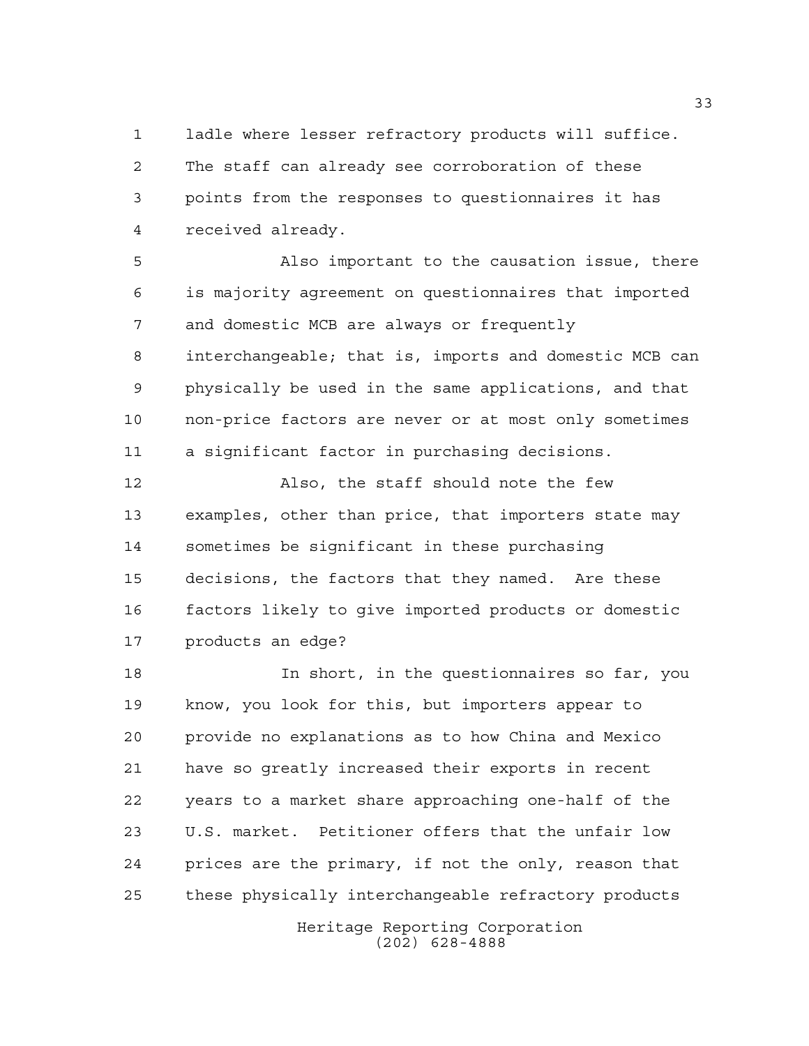ladle where lesser refractory products will suffice. The staff can already see corroboration of these points from the responses to questionnaires it has received already.

Also important to the causation issue, there is majority agreement on questionnaires that imported and domestic MCB are always or frequently interchangeable; that is, imports and domestic MCB can physically be used in the same applications, and that non-price factors are never or at most only sometimes a significant factor in purchasing decisions.

Also, the staff should note the few examples, other than price, that importers state may sometimes be significant in these purchasing decisions, the factors that they named. Are these factors likely to give imported products or domestic products an edge?

In short, in the questionnaires so far, you know, you look for this, but importers appear to provide no explanations as to how China and Mexico have so greatly increased their exports in recent years to a market share approaching one-half of the U.S. market. Petitioner offers that the unfair low prices are the primary, if not the only, reason that these physically interchangeable refractory products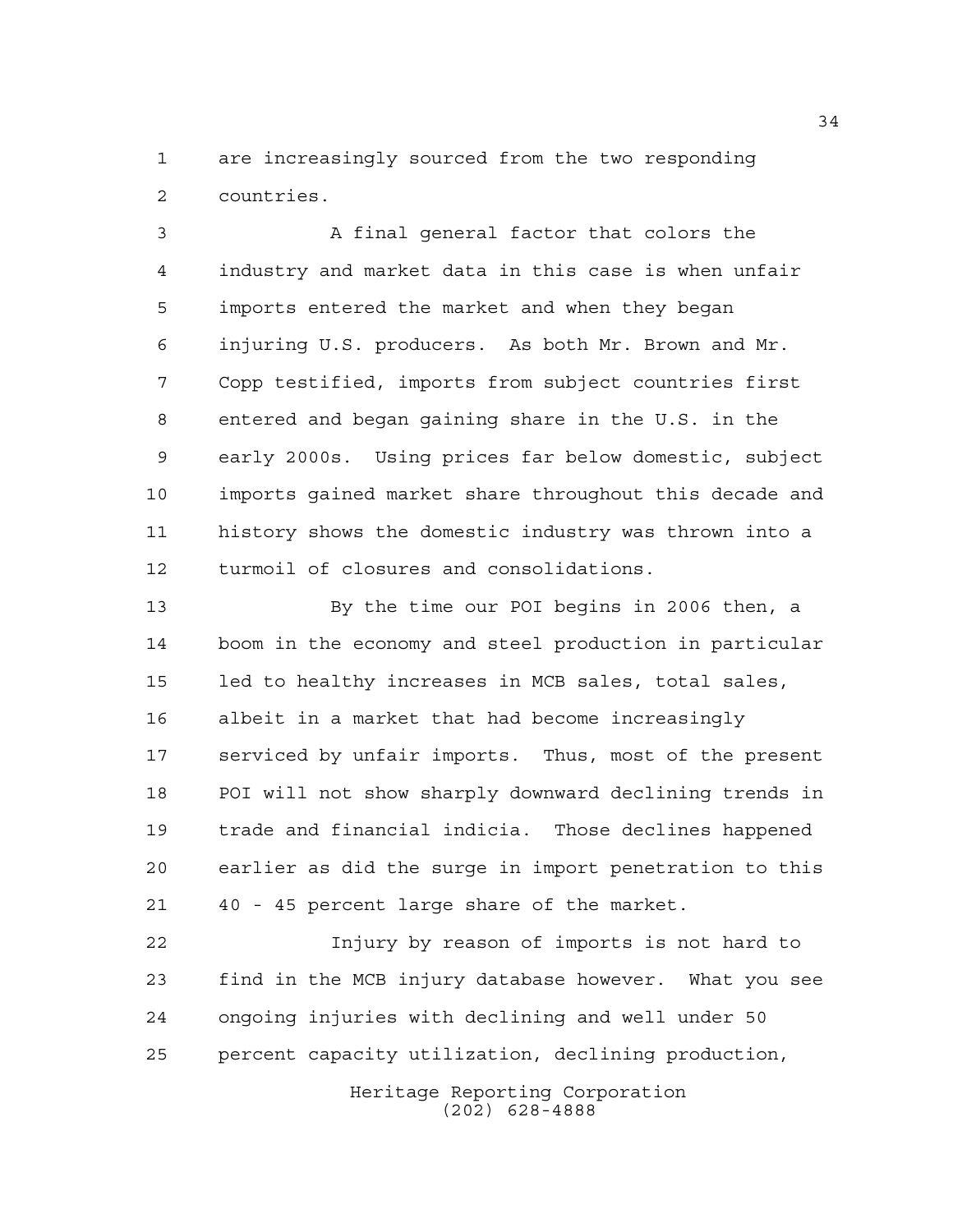are increasingly sourced from the two responding countries.

A final general factor that colors the industry and market data in this case is when unfair imports entered the market and when they began injuring U.S. producers. As both Mr. Brown and Mr. Copp testified, imports from subject countries first entered and began gaining share in the U.S. in the early 2000s. Using prices far below domestic, subject imports gained market share throughout this decade and history shows the domestic industry was thrown into a turmoil of closures and consolidations.

By the time our POI begins in 2006 then, a boom in the economy and steel production in particular led to healthy increases in MCB sales, total sales, albeit in a market that had become increasingly serviced by unfair imports. Thus, most of the present POI will not show sharply downward declining trends in trade and financial indicia. Those declines happened earlier as did the surge in import penetration to this 40 - 45 percent large share of the market.

Injury by reason of imports is not hard to find in the MCB injury database however. What you see ongoing injuries with declining and well under 50 percent capacity utilization, declining production,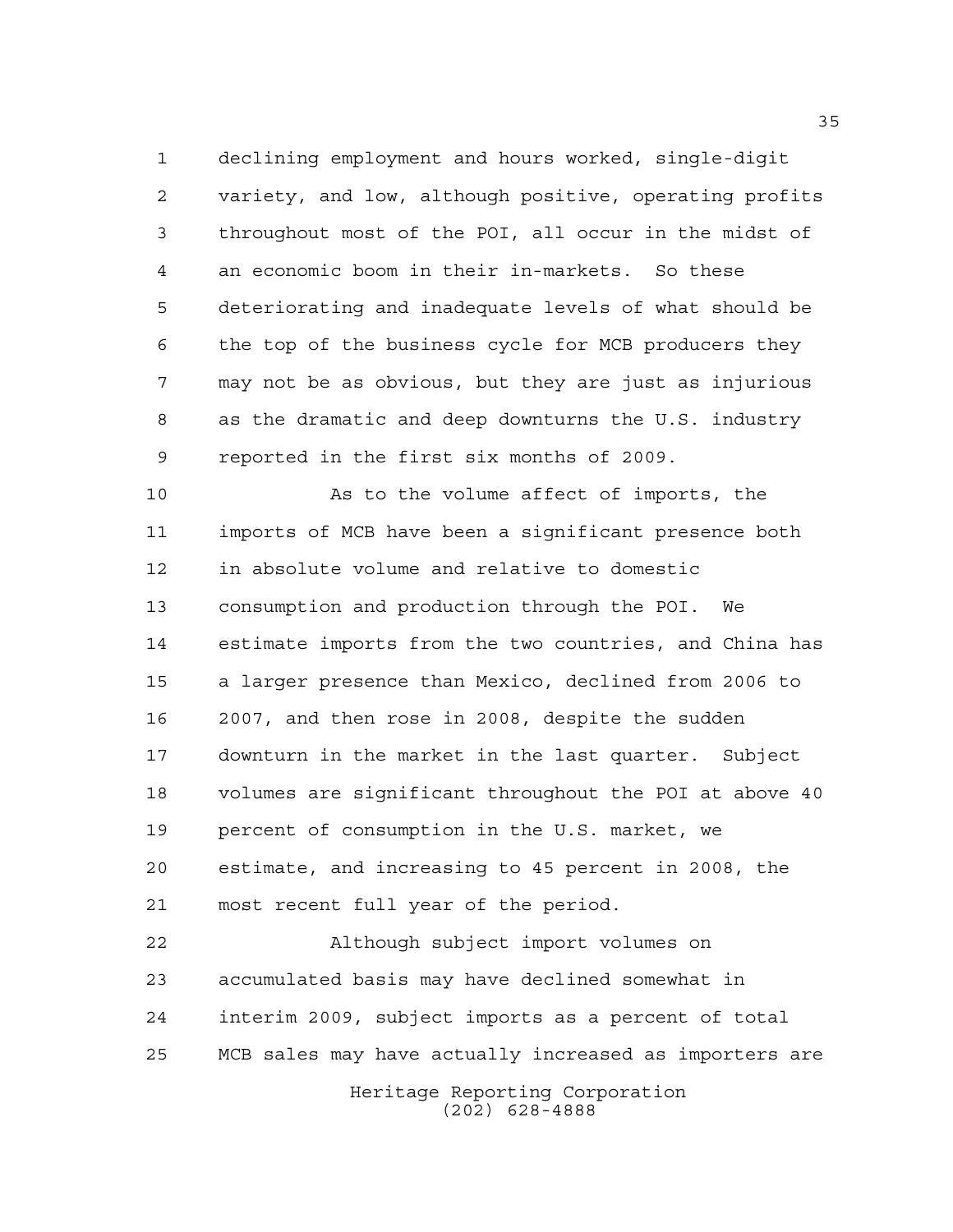declining employment and hours worked, single-digit variety, and low, although positive, operating profits throughout most of the POI, all occur in the midst of an economic boom in their in-markets. So these deteriorating and inadequate levels of what should be the top of the business cycle for MCB producers they may not be as obvious, but they are just as injurious as the dramatic and deep downturns the U.S. industry reported in the first six months of 2009.

As to the volume affect of imports, the imports of MCB have been a significant presence both in absolute volume and relative to domestic consumption and production through the POI. We estimate imports from the two countries, and China has a larger presence than Mexico, declined from 2006 to 2007, and then rose in 2008, despite the sudden downturn in the market in the last quarter. Subject volumes are significant throughout the POI at above 40 percent of consumption in the U.S. market, we estimate, and increasing to 45 percent in 2008, the most recent full year of the period.

Although subject import volumes on accumulated basis may have declined somewhat in interim 2009, subject imports as a percent of total MCB sales may have actually increased as importers are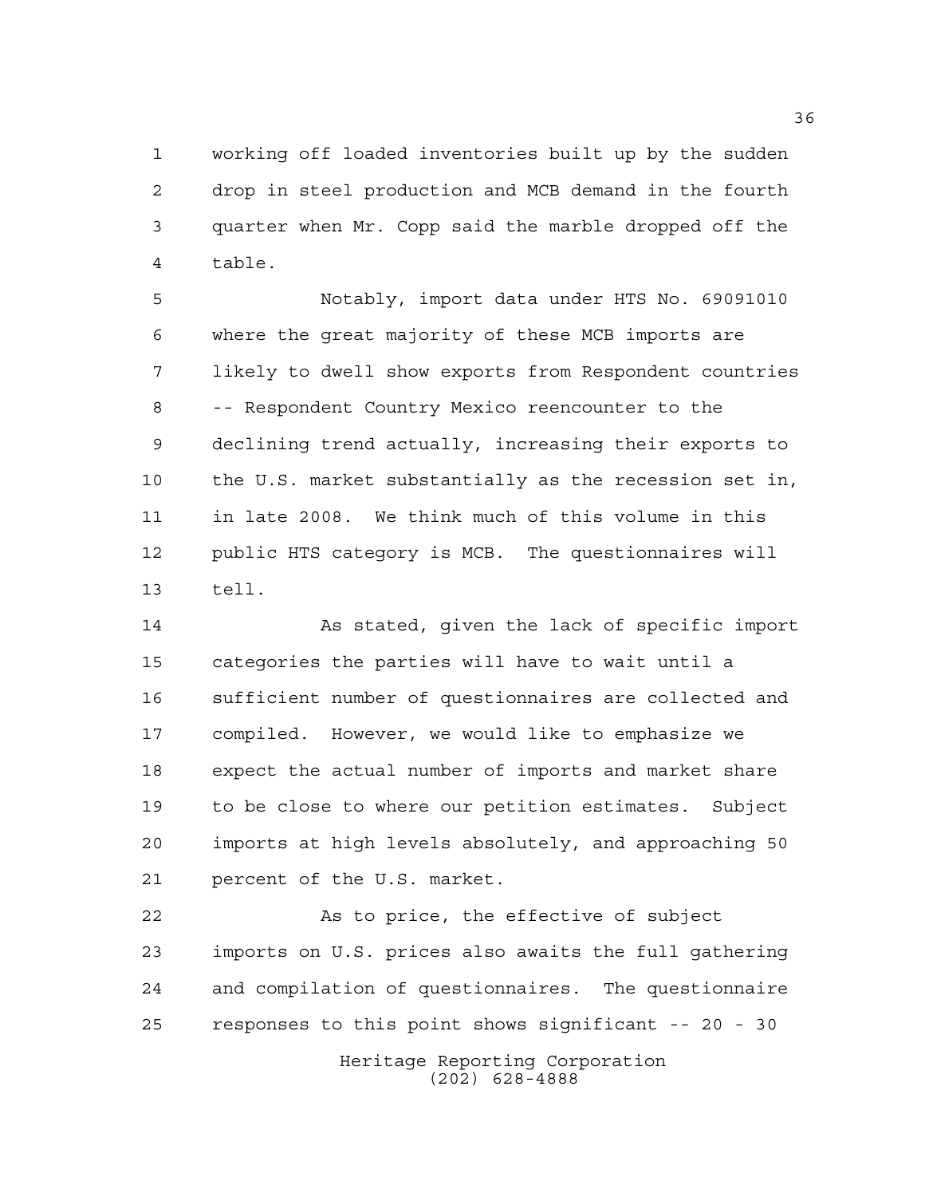working off loaded inventories built up by the sudden drop in steel production and MCB demand in the fourth quarter when Mr. Copp said the marble dropped off the table.

Notably, import data under HTS No. 69091010 where the great majority of these MCB imports are likely to dwell show exports from Respondent countries -- Respondent Country Mexico reencounter to the declining trend actually, increasing their exports to the U.S. market substantially as the recession set in, in late 2008. We think much of this volume in this public HTS category is MCB. The questionnaires will tell.

As stated, given the lack of specific import categories the parties will have to wait until a sufficient number of questionnaires are collected and compiled. However, we would like to emphasize we expect the actual number of imports and market share to be close to where our petition estimates. Subject imports at high levels absolutely, and approaching 50 percent of the U.S. market.

As to price, the effective of subject imports on U.S. prices also awaits the full gathering and compilation of questionnaires. The questionnaire responses to this point shows significant -- 20 - 30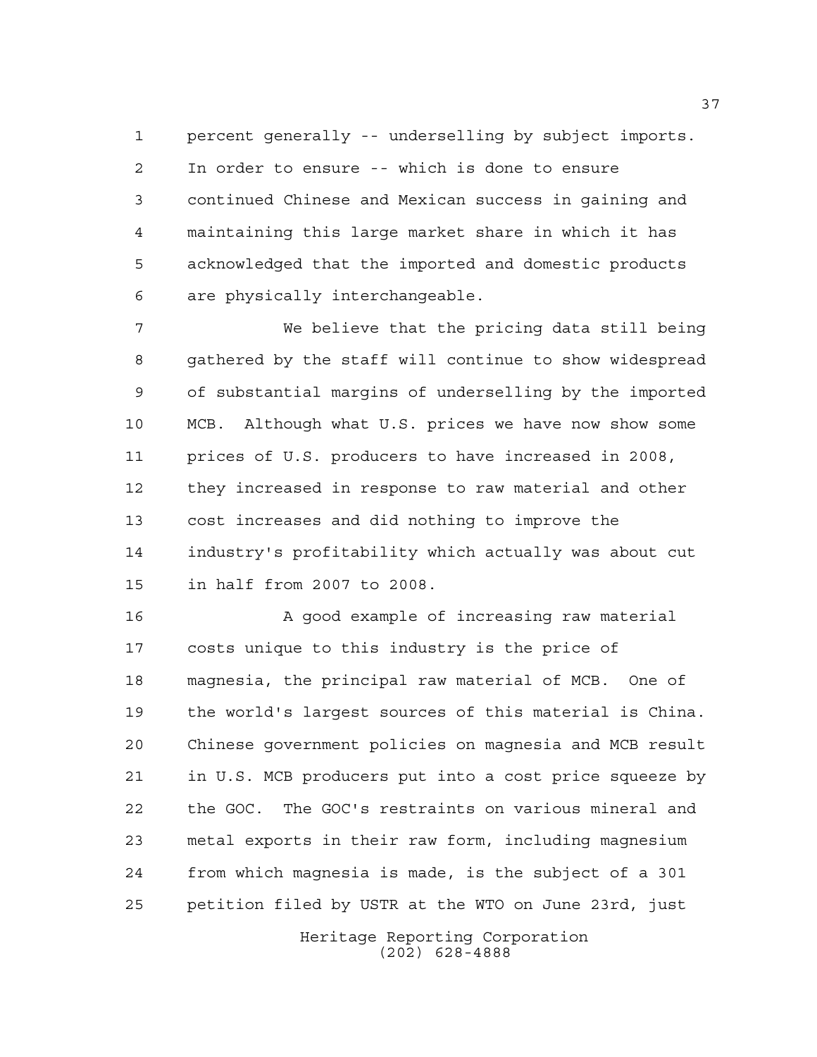percent generally -- underselling by subject imports. In order to ensure -- which is done to ensure continued Chinese and Mexican success in gaining and maintaining this large market share in which it has acknowledged that the imported and domestic products are physically interchangeable.

We believe that the pricing data still being gathered by the staff will continue to show widespread of substantial margins of underselling by the imported MCB. Although what U.S. prices we have now show some prices of U.S. producers to have increased in 2008, they increased in response to raw material and other cost increases and did nothing to improve the industry's profitability which actually was about cut in half from 2007 to 2008.

A good example of increasing raw material costs unique to this industry is the price of magnesia, the principal raw material of MCB. One of the world's largest sources of this material is China. Chinese government policies on magnesia and MCB result in U.S. MCB producers put into a cost price squeeze by the GOC. The GOC's restraints on various mineral and metal exports in their raw form, including magnesium from which magnesia is made, is the subject of a 301 petition filed by USTR at the WTO on June 23rd, just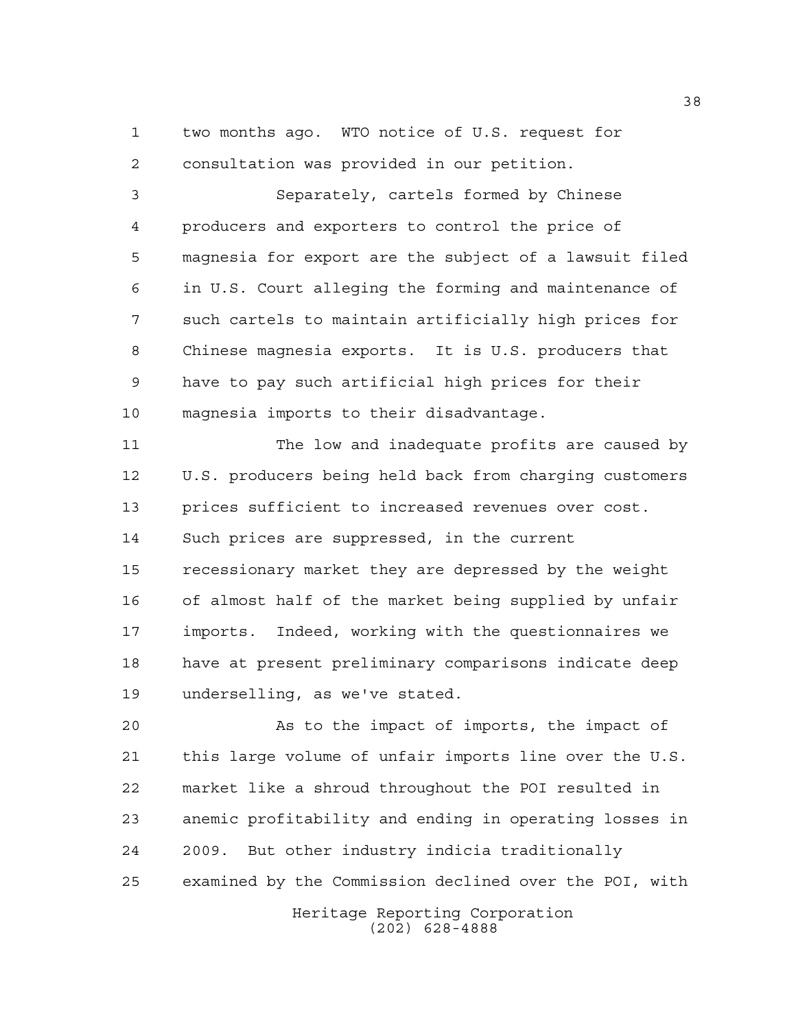two months ago. WTO notice of U.S. request for consultation was provided in our petition.

Separately, cartels formed by Chinese producers and exporters to control the price of magnesia for export are the subject of a lawsuit filed in U.S. Court alleging the forming and maintenance of such cartels to maintain artificially high prices for Chinese magnesia exports. It is U.S. producers that have to pay such artificial high prices for their magnesia imports to their disadvantage.

The low and inadequate profits are caused by U.S. producers being held back from charging customers prices sufficient to increased revenues over cost. Such prices are suppressed, in the current recessionary market they are depressed by the weight of almost half of the market being supplied by unfair imports. Indeed, working with the questionnaires we have at present preliminary comparisons indicate deep underselling, as we've stated.

As to the impact of imports, the impact of this large volume of unfair imports line over the U.S. market like a shroud throughout the POI resulted in anemic profitability and ending in operating losses in 2009. But other industry indicia traditionally examined by the Commission declined over the POI, with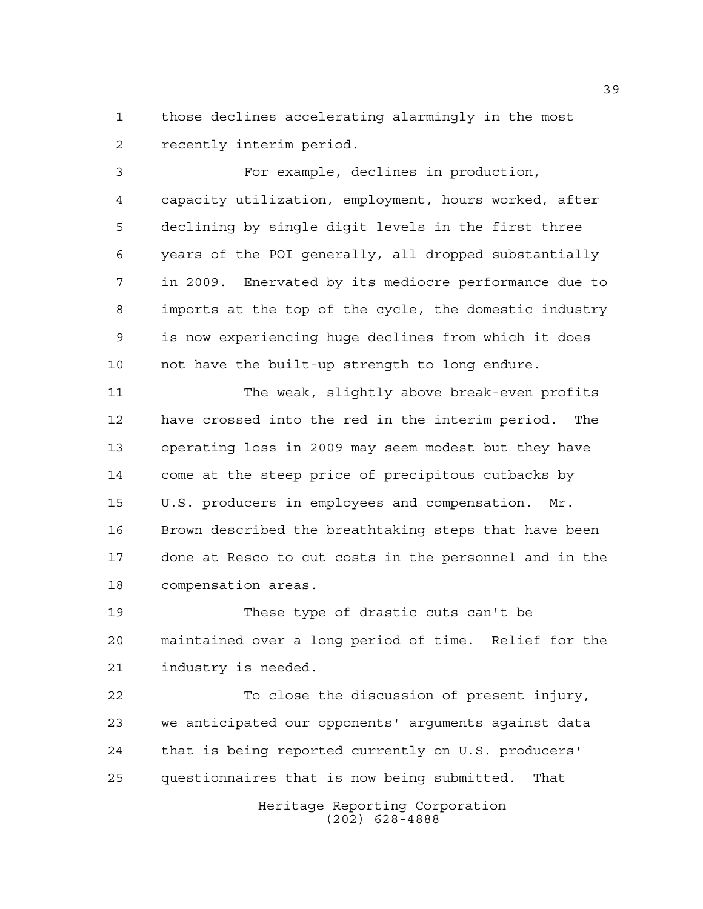those declines accelerating alarmingly in the most recently interim period.

For example, declines in production, capacity utilization, employment, hours worked, after declining by single digit levels in the first three years of the POI generally, all dropped substantially in 2009. Enervated by its mediocre performance due to imports at the top of the cycle, the domestic industry is now experiencing huge declines from which it does not have the built-up strength to long endure.

The weak, slightly above break-even profits have crossed into the red in the interim period. The operating loss in 2009 may seem modest but they have come at the steep price of precipitous cutbacks by U.S. producers in employees and compensation. Mr. Brown described the breathtaking steps that have been done at Resco to cut costs in the personnel and in the compensation areas.

These type of drastic cuts can't be maintained over a long period of time. Relief for the industry is needed.

To close the discussion of present injury, we anticipated our opponents' arguments against data that is being reported currently on U.S. producers' questionnaires that is now being submitted. That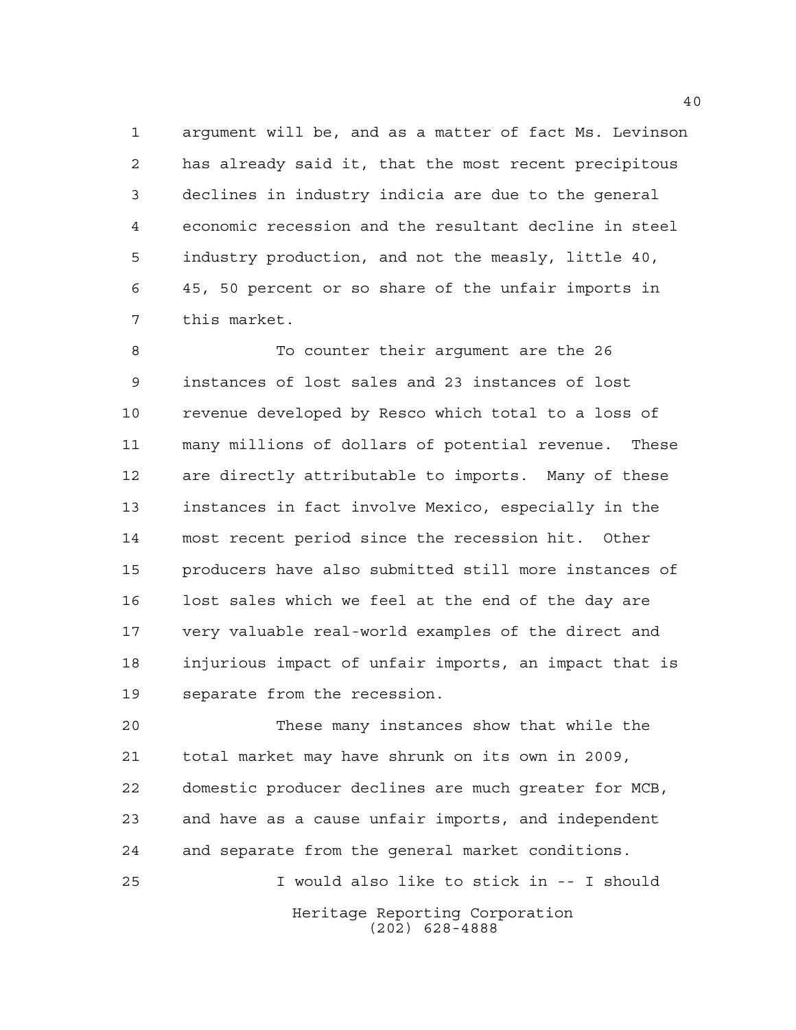argument will be, and as a matter of fact Ms. Levinson has already said it, that the most recent precipitous declines in industry indicia are due to the general economic recession and the resultant decline in steel industry production, and not the measly, little 40, 45, 50 percent or so share of the unfair imports in this market.

To counter their argument are the 26 instances of lost sales and 23 instances of lost revenue developed by Resco which total to a loss of many millions of dollars of potential revenue. These are directly attributable to imports. Many of these instances in fact involve Mexico, especially in the most recent period since the recession hit. Other producers have also submitted still more instances of lost sales which we feel at the end of the day are very valuable real-world examples of the direct and injurious impact of unfair imports, an impact that is separate from the recession.

These many instances show that while the total market may have shrunk on its own in 2009, domestic producer declines are much greater for MCB, and have as a cause unfair imports, and independent and separate from the general market conditions.

I would also like to stick in -- I should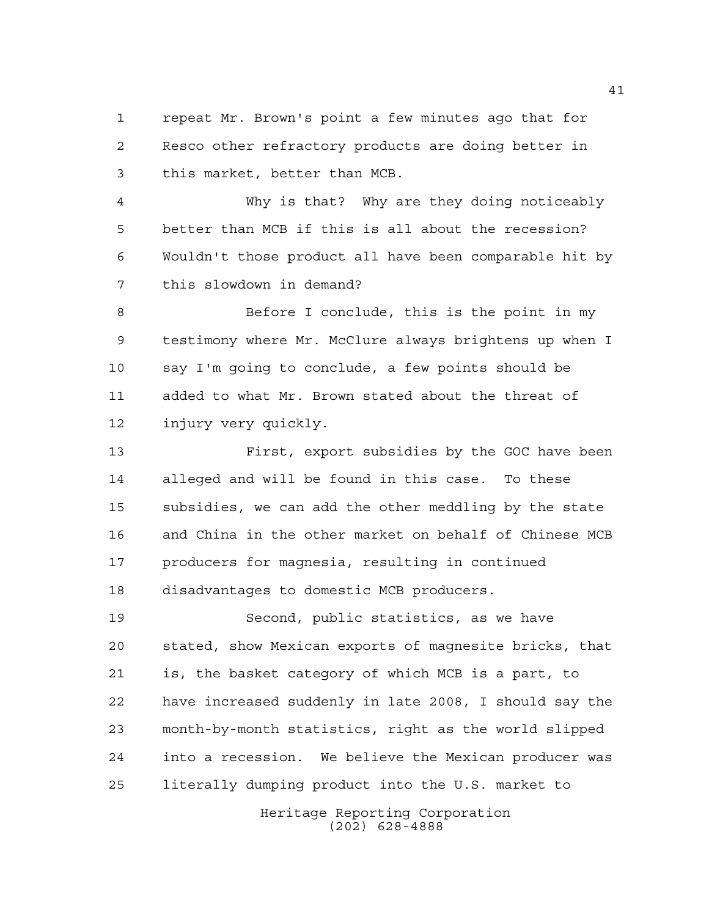repeat Mr. Brown's point a few minutes ago that for Resco other refractory products are doing better in this market, better than MCB.

Why is that? Why are they doing noticeably better than MCB if this is all about the recession? Wouldn't those product all have been comparable hit by this slowdown in demand?

Before I conclude, this is the point in my testimony where Mr. McClure always brightens up when I say I'm going to conclude, a few points should be added to what Mr. Brown stated about the threat of injury very quickly.

First, export subsidies by the GOC have been alleged and will be found in this case. To these subsidies, we can add the other meddling by the state and China in the other market on behalf of Chinese MCB producers for magnesia, resulting in continued disadvantages to domestic MCB producers.

Second, public statistics, as we have stated, show Mexican exports of magnesite bricks, that is, the basket category of which MCB is a part, to have increased suddenly in late 2008, I should say the month-by-month statistics, right as the world slipped into a recession. We believe the Mexican producer was literally dumping product into the U.S. market to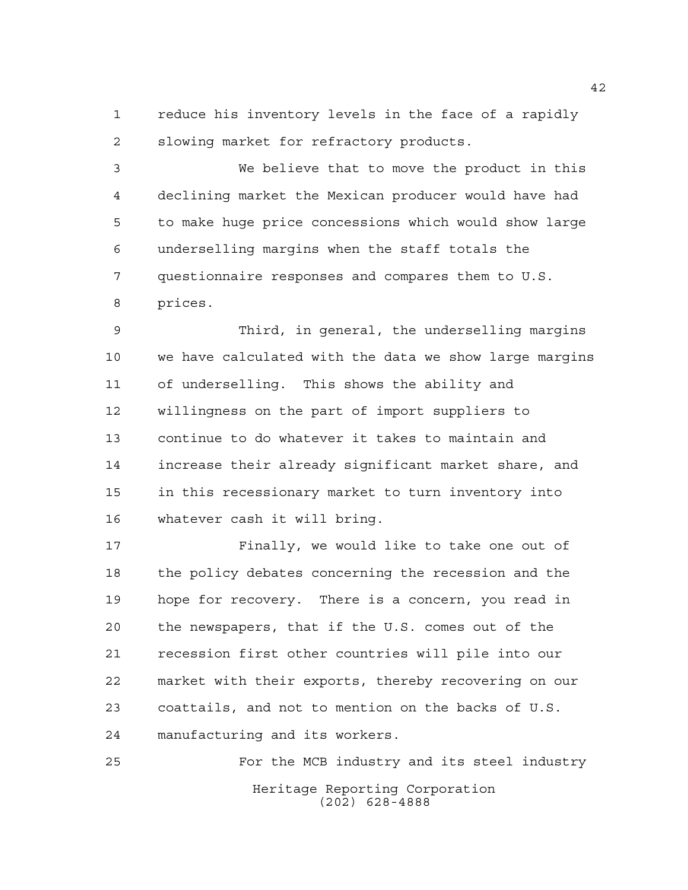reduce his inventory levels in the face of a rapidly slowing market for refractory products.

We believe that to move the product in this declining market the Mexican producer would have had to make huge price concessions which would show large underselling margins when the staff totals the questionnaire responses and compares them to U.S. prices.

Third, in general, the underselling margins we have calculated with the data we show large margins of underselling. This shows the ability and willingness on the part of import suppliers to continue to do whatever it takes to maintain and increase their already significant market share, and in this recessionary market to turn inventory into whatever cash it will bring.

Finally, we would like to take one out of the policy debates concerning the recession and the hope for recovery. There is a concern, you read in the newspapers, that if the U.S. comes out of the recession first other countries will pile into our market with their exports, thereby recovering on our coattails, and not to mention on the backs of U.S. manufacturing and its workers.

For the MCB industry and its steel industry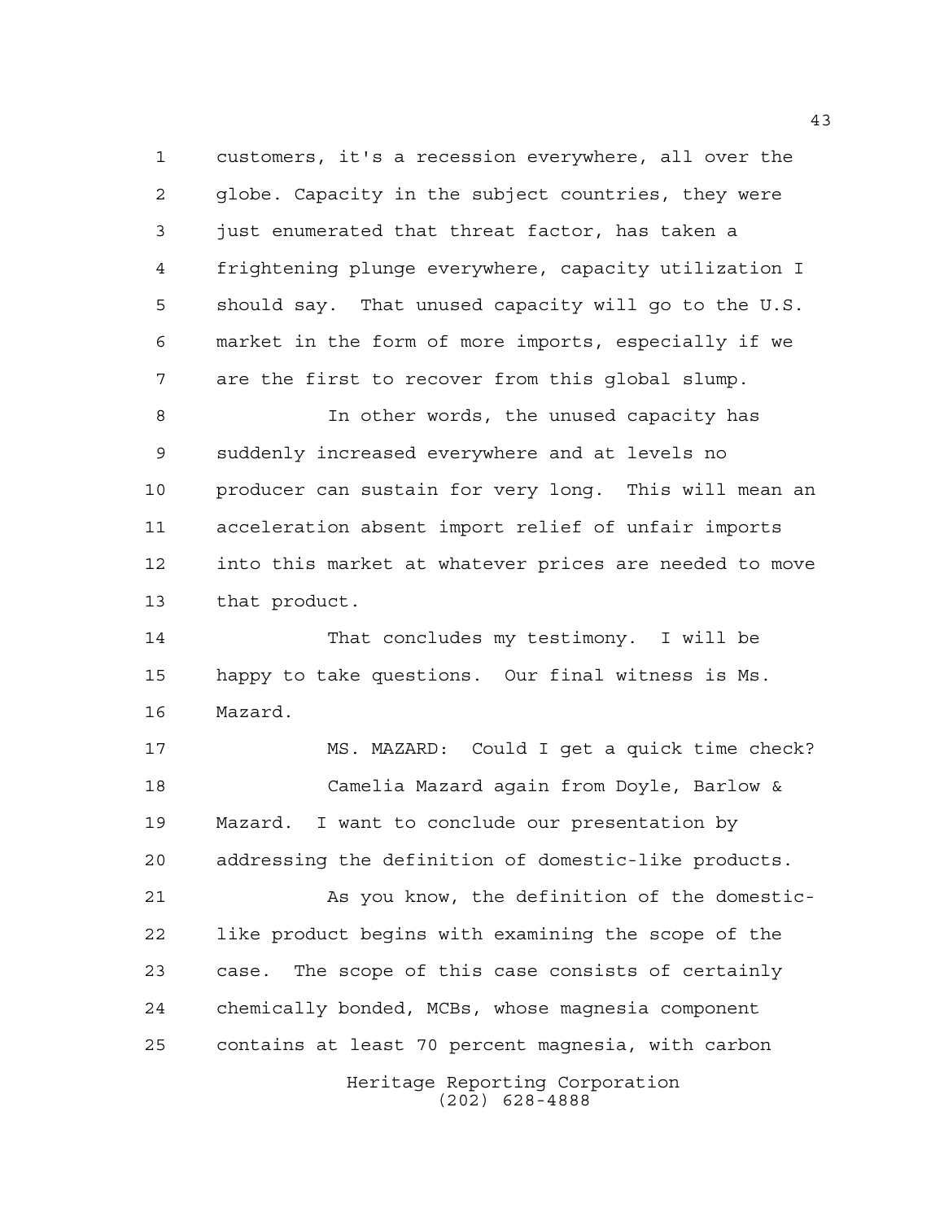customers, it's a recession everywhere, all over the globe. Capacity in the subject countries, they were just enumerated that threat factor, has taken a frightening plunge everywhere, capacity utilization I should say. That unused capacity will go to the U.S. market in the form of more imports, especially if we are the first to recover from this global slump.

In other words, the unused capacity has suddenly increased everywhere and at levels no producer can sustain for very long. This will mean an acceleration absent import relief of unfair imports into this market at whatever prices are needed to move that product.

That concludes my testimony. I will be happy to take questions. Our final witness is Ms. Mazard.

MS. MAZARD: Could I get a quick time check?

Camelia Mazard again from Doyle, Barlow & Mazard. I want to conclude our presentation by addressing the definition of domestic-like products.

As you know, the definition of the domestic-like product begins with examining the scope of the case. The scope of this case consists of certainly chemically bonded, MCBs, whose magnesia component contains at least 70 percent magnesia, with carbon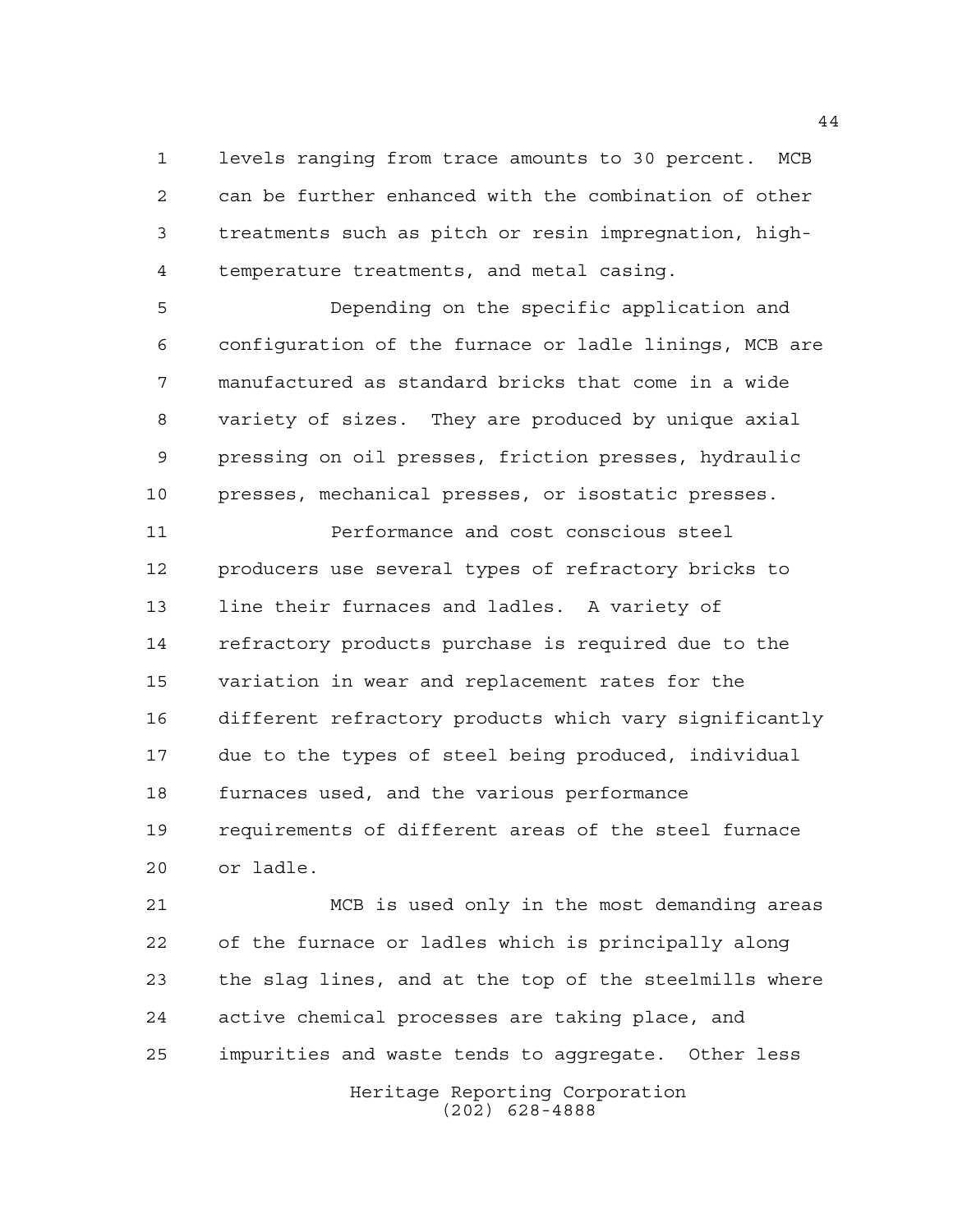levels ranging from trace amounts to 30 percent. MCB can be further enhanced with the combination of other treatments such as pitch or resin impregnation, high-temperature treatments, and metal casing.

Depending on the specific application and configuration of the furnace or ladle linings, MCB are manufactured as standard bricks that come in a wide variety of sizes. They are produced by unique axial pressing on oil presses, friction presses, hydraulic presses, mechanical presses, or isostatic presses.

Performance and cost conscious steel producers use several types of refractory bricks to line their furnaces and ladles. A variety of refractory products purchase is required due to the variation in wear and replacement rates for the different refractory products which vary significantly due to the types of steel being produced, individual furnaces used, and the various performance requirements of different areas of the steel furnace or ladle.

MCB is used only in the most demanding areas of the furnace or ladles which is principally along the slag lines, and at the top of the steelmills where active chemical processes are taking place, and impurities and waste tends to aggregate. Other less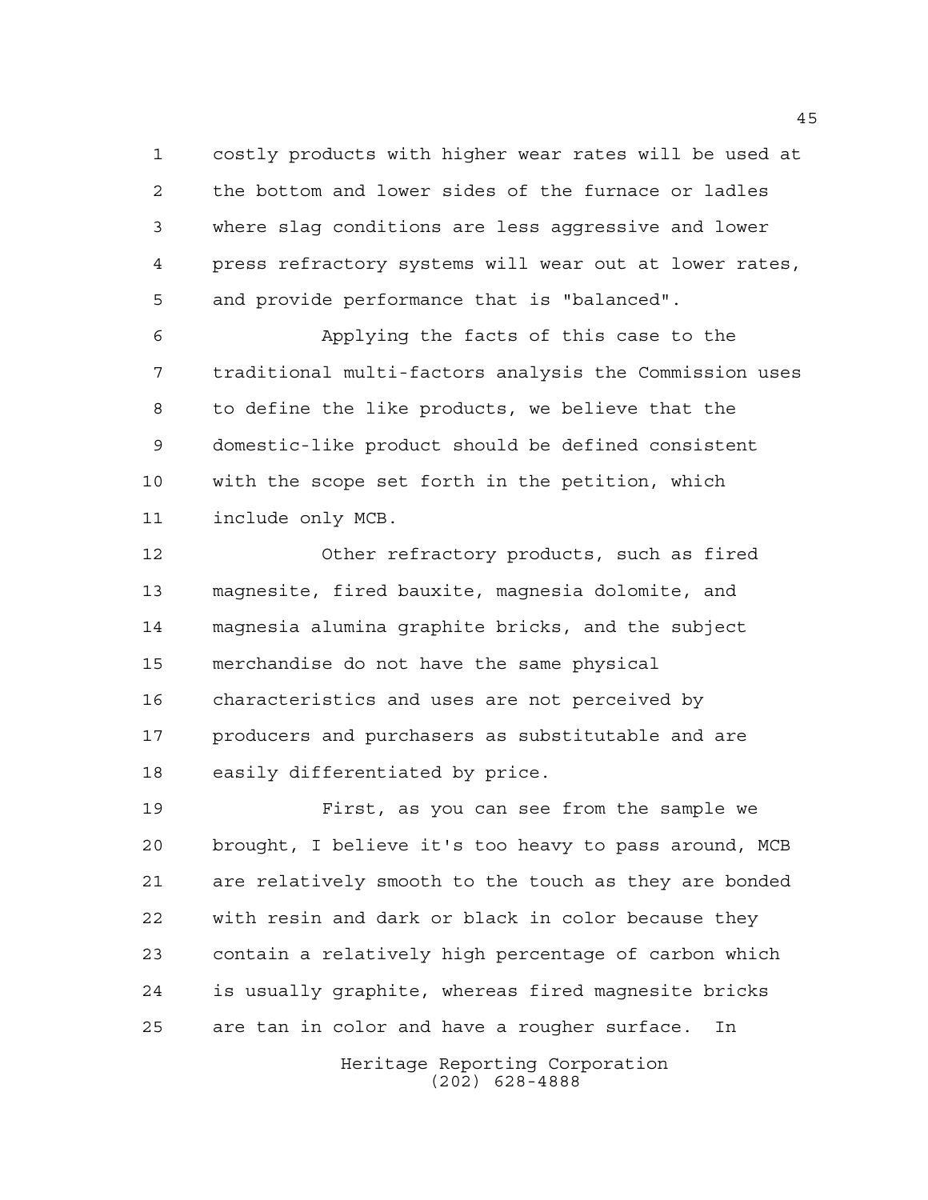costly products with higher wear rates will be used at the bottom and lower sides of the furnace or ladles where slag conditions are less aggressive and lower press refractory systems will wear out at lower rates, and provide performance that is "balanced".

Applying the facts of this case to the traditional multi-factors analysis the Commission uses to define the like products, we believe that the domestic-like product should be defined consistent with the scope set forth in the petition, which include only MCB.

Other refractory products, such as fired magnesite, fired bauxite, magnesia dolomite, and magnesia alumina graphite bricks, and the subject merchandise do not have the same physical characteristics and uses are not perceived by producers and purchasers as substitutable and are easily differentiated by price.

First, as you can see from the sample we brought, I believe it's too heavy to pass around, MCB are relatively smooth to the touch as they are bonded with resin and dark or black in color because they contain a relatively high percentage of carbon which is usually graphite, whereas fired magnesite bricks are tan in color and have a rougher surface. In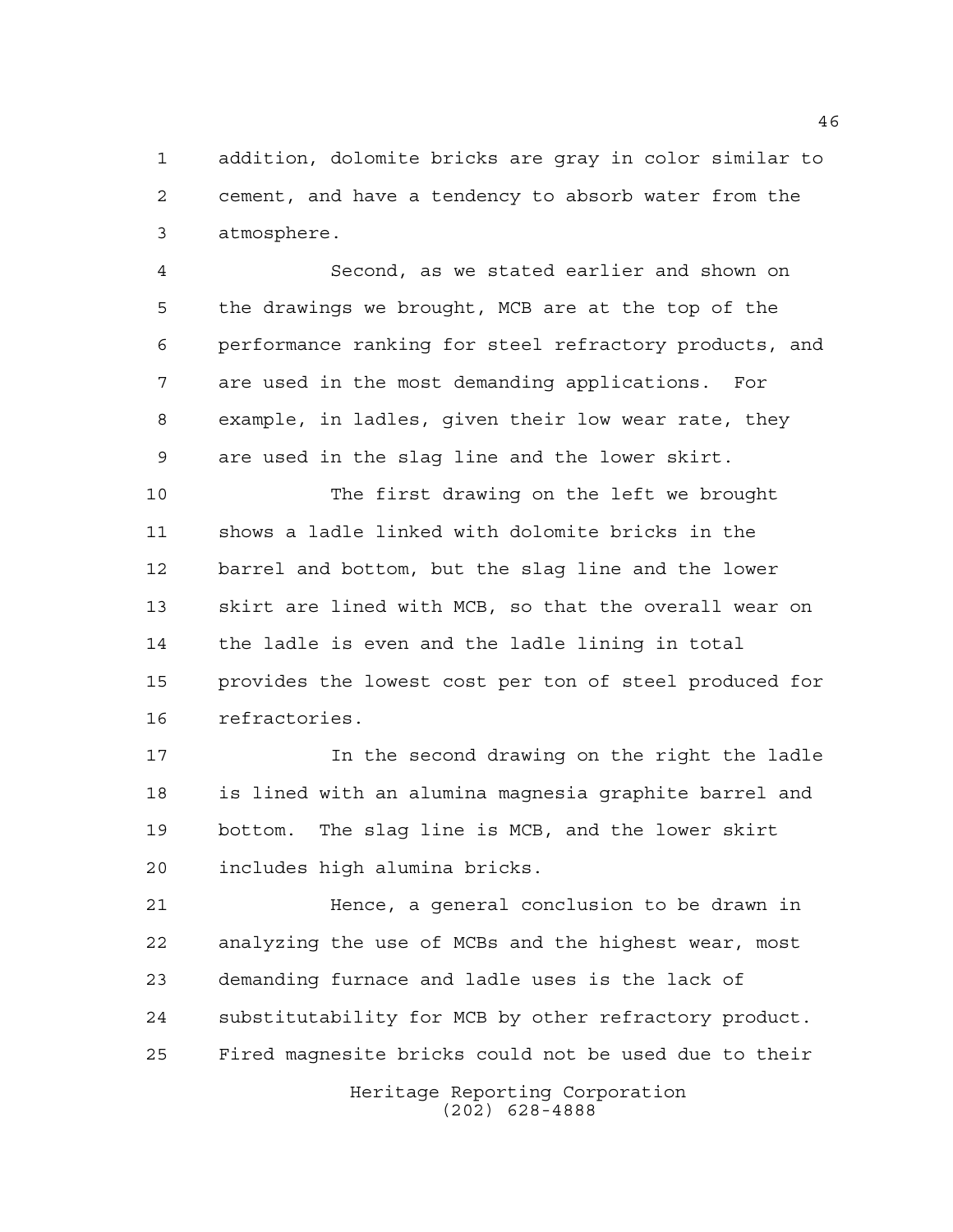addition, dolomite bricks are gray in color similar to cement, and have a tendency to absorb water from the atmosphere.

Second, as we stated earlier and shown on the drawings we brought, MCB are at the top of the performance ranking for steel refractory products, and are used in the most demanding applications. For example, in ladles, given their low wear rate, they are used in the slag line and the lower skirt.

The first drawing on the left we brought shows a ladle linked with dolomite bricks in the barrel and bottom, but the slag line and the lower skirt are lined with MCB, so that the overall wear on the ladle is even and the ladle lining in total provides the lowest cost per ton of steel produced for refractories.

In the second drawing on the right the ladle is lined with an alumina magnesia graphite barrel and bottom. The slag line is MCB, and the lower skirt includes high alumina bricks.

Hence, a general conclusion to be drawn in analyzing the use of MCBs and the highest wear, most demanding furnace and ladle uses is the lack of substitutability for MCB by other refractory product. Fired magnesite bricks could not be used due to their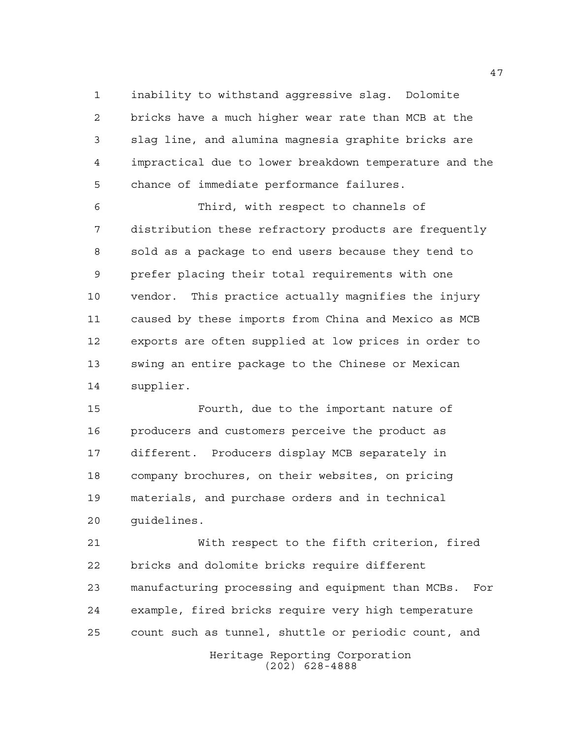inability to withstand aggressive slag. Dolomite bricks have a much higher wear rate than MCB at the slag line, and alumina magnesia graphite bricks are impractical due to lower breakdown temperature and the chance of immediate performance failures.

Third, with respect to channels of distribution these refractory products are frequently sold as a package to end users because they tend to prefer placing their total requirements with one vendor. This practice actually magnifies the injury caused by these imports from China and Mexico as MCB exports are often supplied at low prices in order to swing an entire package to the Chinese or Mexican supplier.

Fourth, due to the important nature of producers and customers perceive the product as different. Producers display MCB separately in company brochures, on their websites, on pricing materials, and purchase orders and in technical guidelines.

With respect to the fifth criterion, fired bricks and dolomite bricks require different manufacturing processing and equipment than MCBs. For example, fired bricks require very high temperature count such as tunnel, shuttle or periodic count, and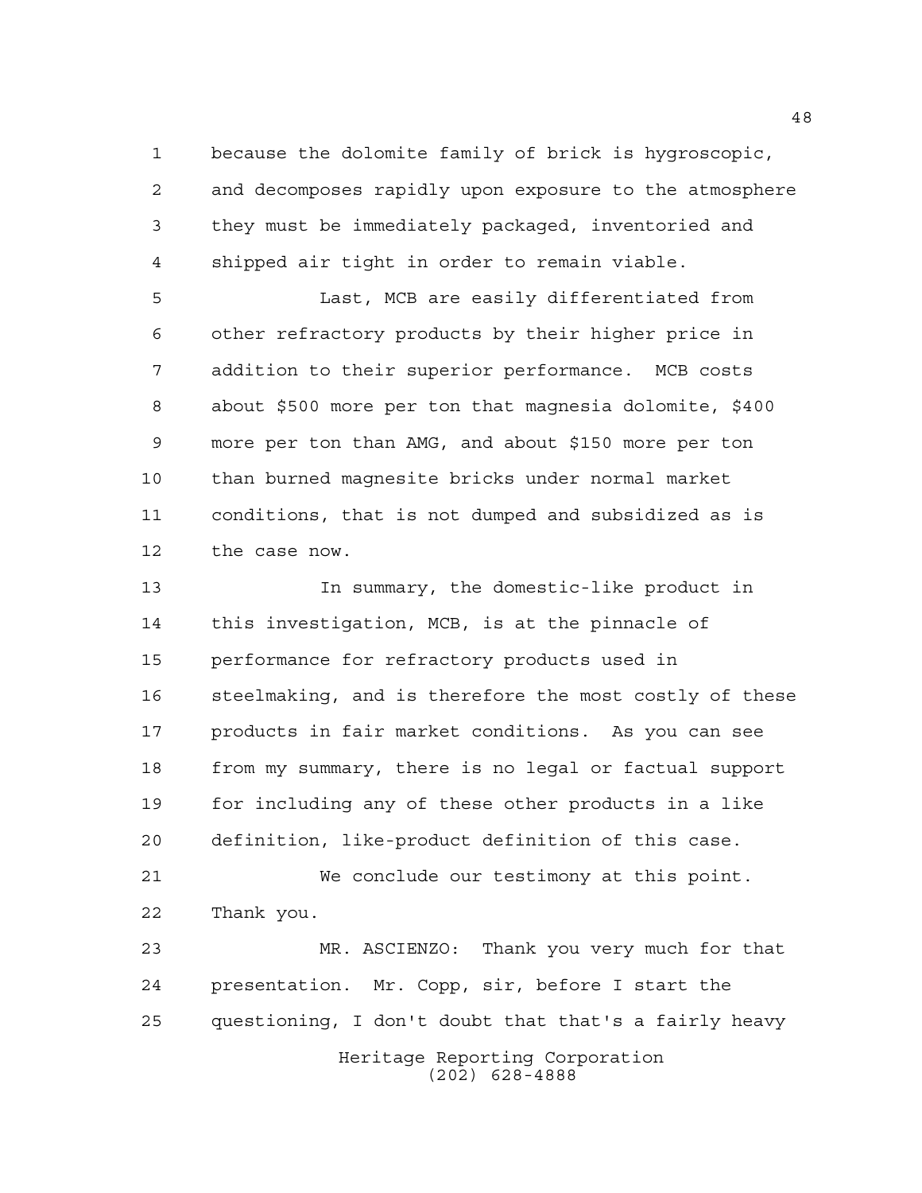because the dolomite family of brick is hygroscopic, and decomposes rapidly upon exposure to the atmosphere they must be immediately packaged, inventoried and shipped air tight in order to remain viable.

Last, MCB are easily differentiated from other refractory products by their higher price in addition to their superior performance. MCB costs about $500 more per ton that magnesia dolomite, $400 more per ton than AMG, and about $150 more per ton than burned magnesite bricks under normal market conditions, that is not dumped and subsidized as is the case now.

In summary, the domestic-like product in this investigation, MCB, is at the pinnacle of performance for refractory products used in steelmaking, and is therefore the most costly of these products in fair market conditions. As you can see from my summary, there is no legal or factual support for including any of these other products in a like definition, like-product definition of this case.

We conclude our testimony at this point. Thank you.

MR. ASCIENZO: Thank you very much for that presentation. Mr. Copp, sir, before I start the questioning, I don't doubt that that's a fairly heavy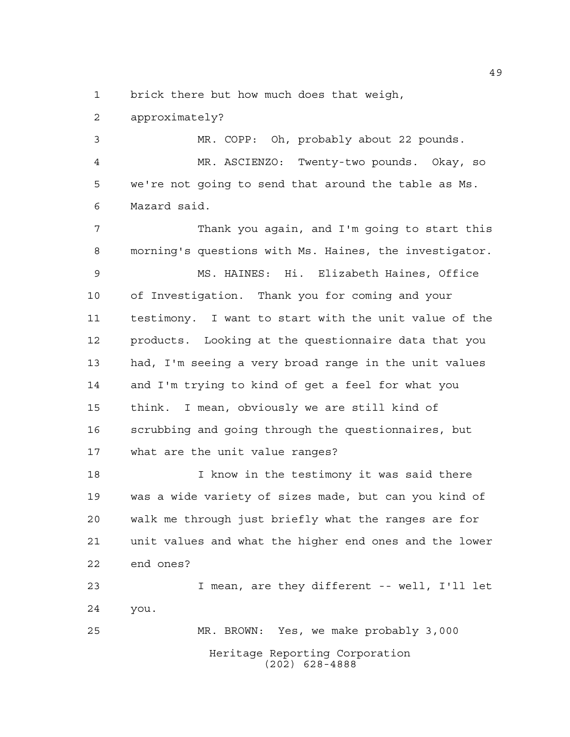brick there but how much does that weigh, approximately?

MR. COPP: Oh, probably about 22 pounds.

MR. ASCIENZO: Twenty-two pounds. Okay, so we're not going to send that around the table as Ms. Mazard said.

Thank you again, and I'm going to start this morning's questions with Ms. Haines, the investigator.

MS. HAINES: Hi. Elizabeth Haines, Office of Investigation. Thank you for coming and your testimony. I want to start with the unit value of the products. Looking at the questionnaire data that you had, I'm seeing a very broad range in the unit values and I'm trying to kind of get a feel for what you think. I mean, obviously we are still kind of scrubbing and going through the questionnaires, but what are the unit value ranges?

I know in the testimony it was said there was a wide variety of sizes made, but can you kind of walk me through just briefly what the ranges are for unit values and what the higher end ones and the lower end ones?

I mean, are they different -- well, I'll let you.

MR. BROWN: Yes, we make probably 3,000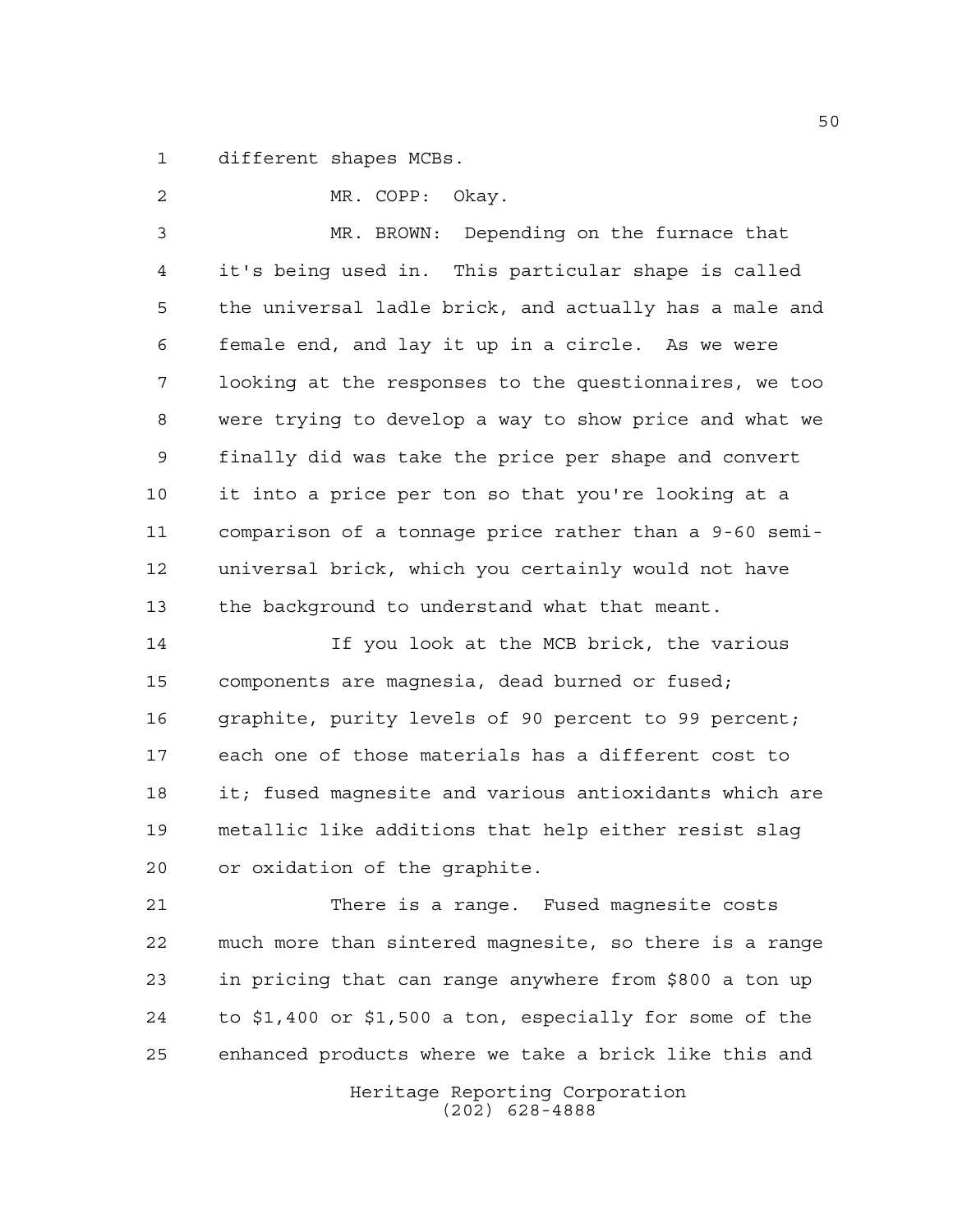different shapes MCBs.

MR. COPP: Okay.

MR. BROWN: Depending on the furnace that it's being used in. This particular shape is called the universal ladle brick, and actually has a male and female end, and lay it up in a circle. As we were looking at the responses to the questionnaires, we too were trying to develop a way to show price and what we finally did was take the price per shape and convert it into a price per ton so that you're looking at a comparison of a tonnage price rather than a 9-60 semi-universal brick, which you certainly would not have the background to understand what that meant.

If you look at the MCB brick, the various components are magnesia, dead burned or fused; graphite, purity levels of 90 percent to 99 percent; each one of those materials has a different cost to it; fused magnesite and various antioxidants which are metallic like additions that help either resist slag or oxidation of the graphite.

There is a range. Fused magnesite costs much more than sintered magnesite, so there is a range in pricing that can range anywhere from $800 a ton up to $1,400 or $1,500 a ton, especially for some of the enhanced products where we take a brick like this and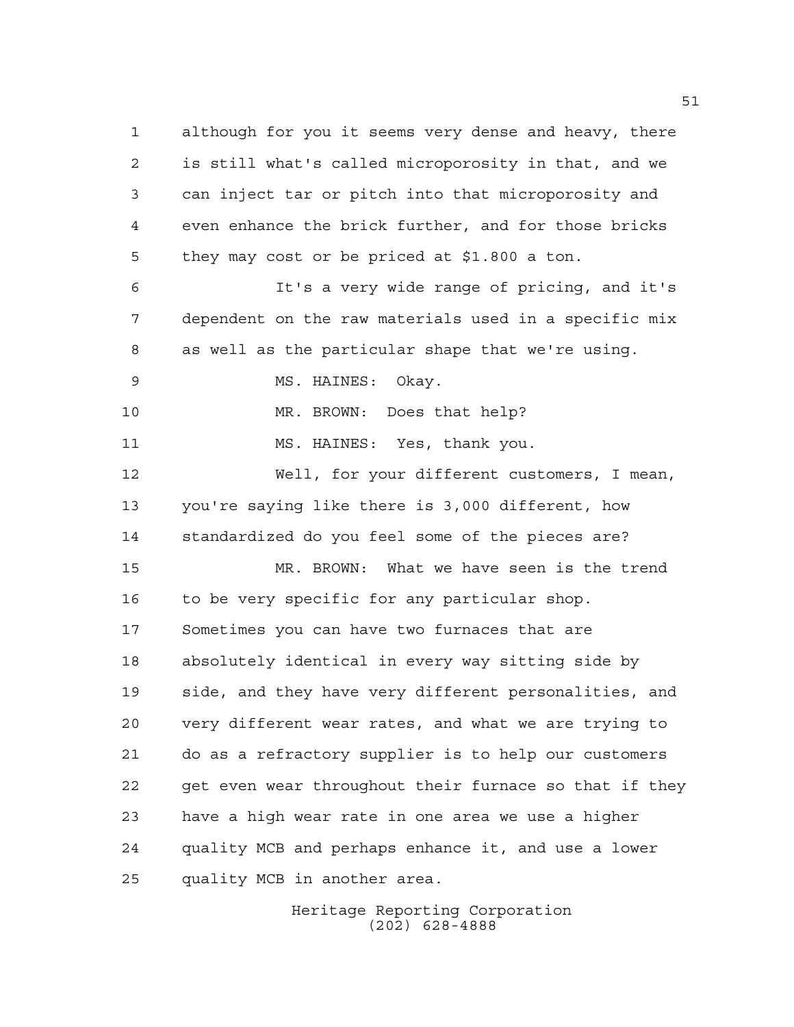although for you it seems very dense and heavy, there is still what's called microporosity in that, and we can inject tar or pitch into that microporosity and even enhance the brick further, and for those bricks they may cost or be priced at $1.800 a ton.

It's a very wide range of pricing, and it's dependent on the raw materials used in a specific mix as well as the particular shape that we're using.

MS. HAINES: Okay.

MR. BROWN: Does that help?

MS. HAINES: Yes, thank you.

Well, for your different customers, I mean, you're saying like there is 3,000 different, how standardized do you feel some of the pieces are?

MR. BROWN: What we have seen is the trend to be very specific for any particular shop. Sometimes you can have two furnaces that are absolutely identical in every way sitting side by side, and they have very different personalities, and very different wear rates, and what we are trying to do as a refractory supplier is to help our customers get even wear throughout their furnace so that if they have a high wear rate in one area we use a higher quality MCB and perhaps enhance it, and use a lower quality MCB in another area.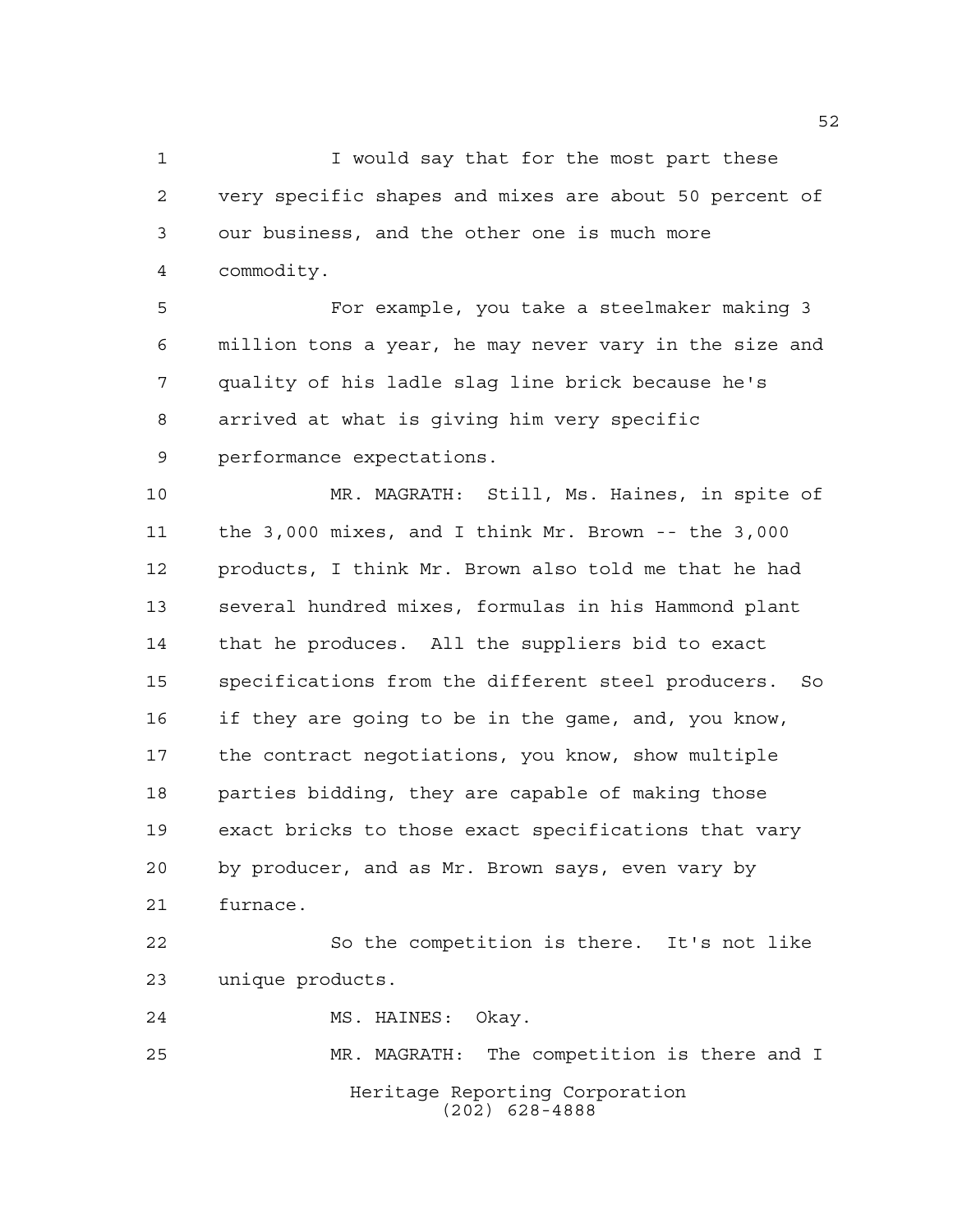I would say that for the most part these very specific shapes and mixes are about 50 percent of our business, and the other one is much more commodity.

For example, you take a steelmaker making 3 million tons a year, he may never vary in the size and quality of his ladle slag line brick because he's arrived at what is giving him very specific performance expectations.

MR. MAGRATH: Still, Ms. Haines, in spite of the 3,000 mixes, and I think Mr. Brown -- the 3,000 products, I think Mr. Brown also told me that he had several hundred mixes, formulas in his Hammond plant that he produces. All the suppliers bid to exact specifications from the different steel producers. So if they are going to be in the game, and, you know, the contract negotiations, you know, show multiple parties bidding, they are capable of making those exact bricks to those exact specifications that vary by producer, and as Mr. Brown says, even vary by furnace.

So the competition is there. It's not like unique products.

MS. HAINES: Okay.

MR. MAGRATH: The competition is there and I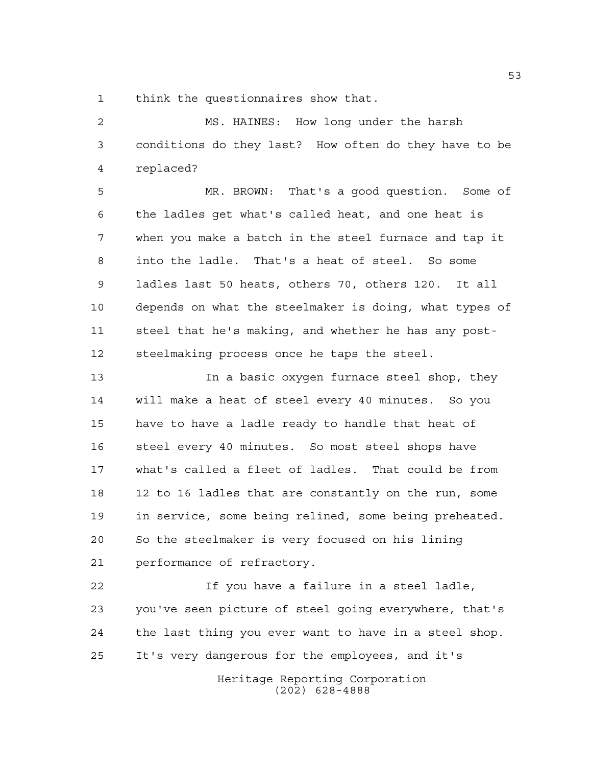think the questionnaires show that.

MS. HAINES: How long under the harsh conditions do they last? How often do they have to be replaced?

MR. BROWN: That's a good question. Some of the ladles get what's called heat, and one heat is when you make a batch in the steel furnace and tap it into the ladle. That's a heat of steel. So some ladles last 50 heats, others 70, others 120. It all depends on what the steelmaker is doing, what types of steel that he's making, and whether he has any post-steelmaking process once he taps the steel.

In a basic oxygen furnace steel shop, they will make a heat of steel every 40 minutes. So you have to have a ladle ready to handle that heat of steel every 40 minutes. So most steel shops have what's called a fleet of ladles. That could be from 12 to 16 ladles that are constantly on the run, some in service, some being relined, some being preheated. So the steelmaker is very focused on his lining performance of refractory.

If you have a failure in a steel ladle, you've seen picture of steel going everywhere, that's the last thing you ever want to have in a steel shop. It's very dangerous for the employees, and it's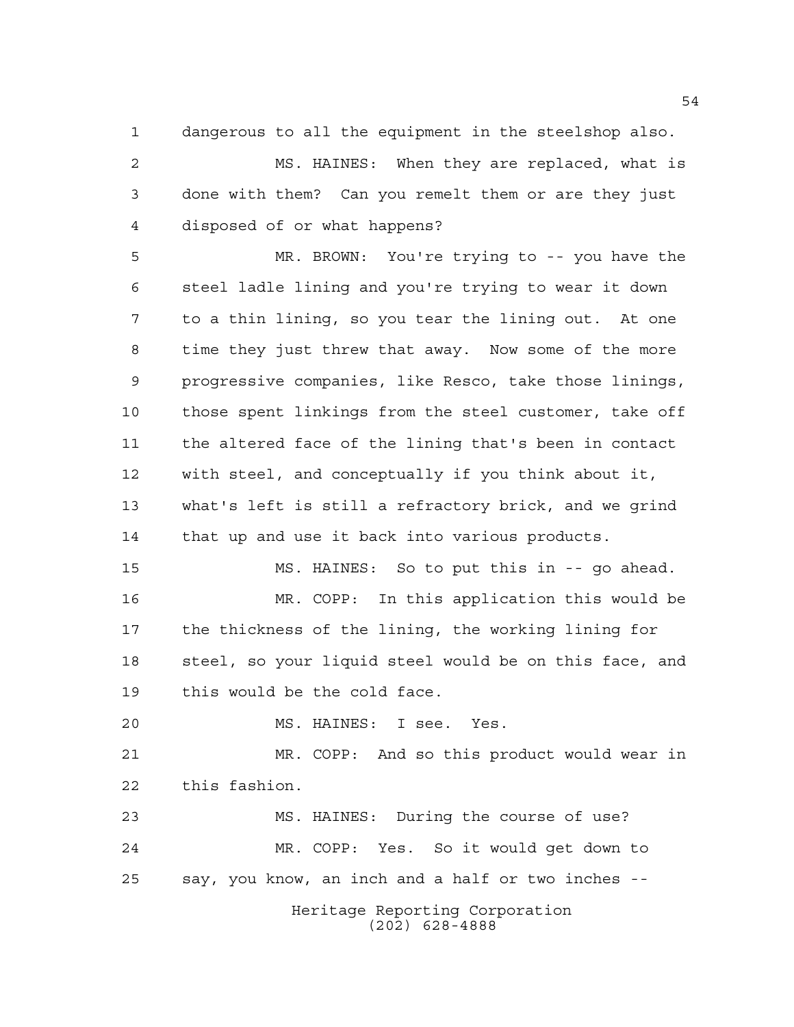dangerous to all the equipment in the steelshop also.

MS. HAINES: When they are replaced, what is done with them? Can you remelt them or are they just disposed of or what happens?

MR. BROWN: You're trying to -- you have the steel ladle lining and you're trying to wear it down to a thin lining, so you tear the lining out. At one time they just threw that away. Now some of the more progressive companies, like Resco, take those linings, those spent linkings from the steel customer, take off the altered face of the lining that's been in contact with steel, and conceptually if you think about it, what's left is still a refractory brick, and we grind that up and use it back into various products.

MS. HAINES: So to put this in -- go ahead.

MR. COPP: In this application this would be the thickness of the lining, the working lining for steel, so your liquid steel would be on this face, and this would be the cold face.

MS. HAINES: I see. Yes.

MR. COPP: And so this product would wear in this fashion.

MS. HAINES: During the course of use?

MR. COPP: Yes. So it would get down to say, you know, an inch and a half or two inches --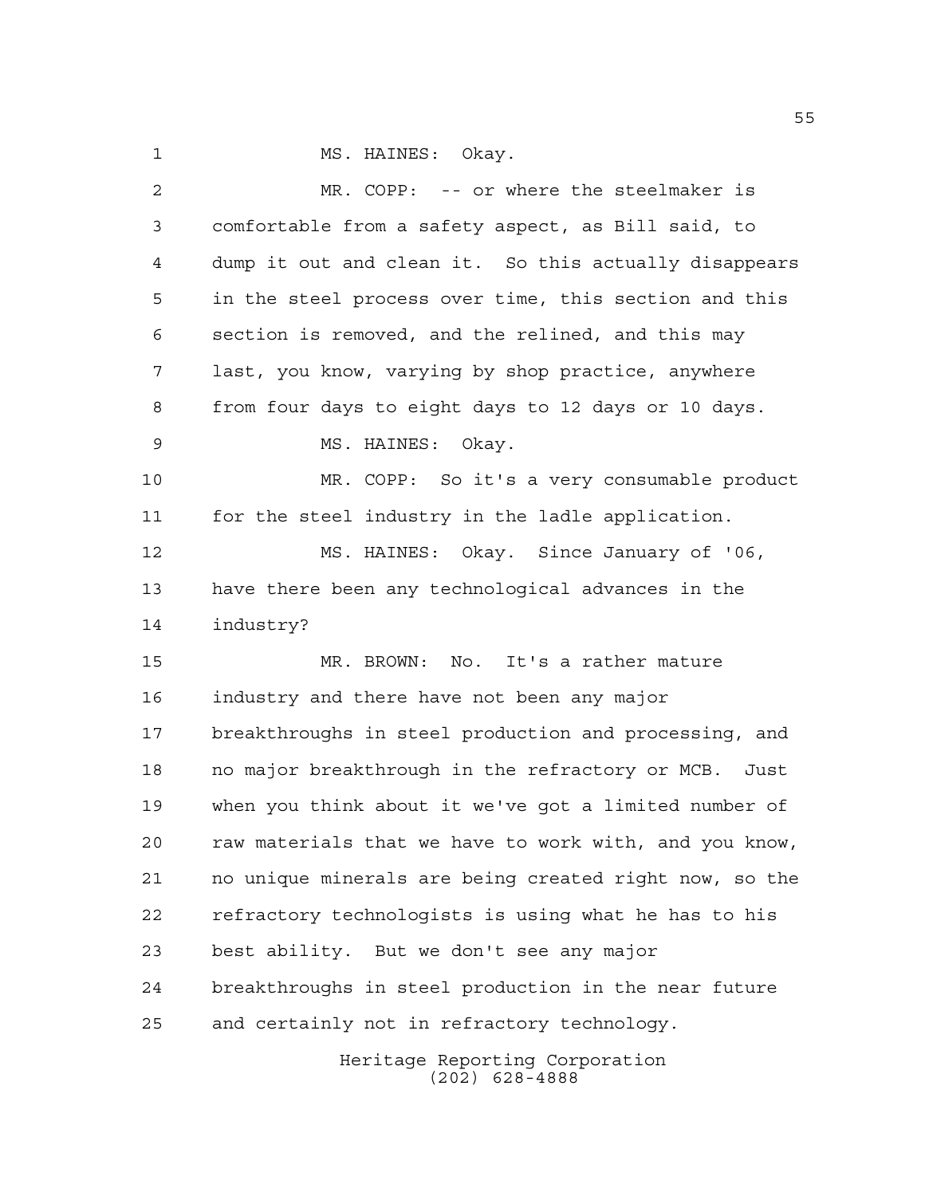MS. HAINES: Okay.

MR. COPP: -- or where the steelmaker is comfortable from a safety aspect, as Bill said, to dump it out and clean it. So this actually disappears in the steel process over time, this section and this section is removed, and the relined, and this may last, you know, varying by shop practice, anywhere from four days to eight days to 12 days or 10 days.

MS. HAINES: Okay.

MR. COPP: So it's a very consumable product for the steel industry in the ladle application.

MS. HAINES: Okay. Since January of '06, have there been any technological advances in the industry?

MR. BROWN: No. It's a rather mature industry and there have not been any major breakthroughs in steel production and processing, and no major breakthrough in the refractory or MCB. Just when you think about it we've got a limited number of raw materials that we have to work with, and you know, no unique minerals are being created right now, so the refractory technologists is using what he has to his best ability. But we don't see any major breakthroughs in steel production in the near future and certainly not in refractory technology.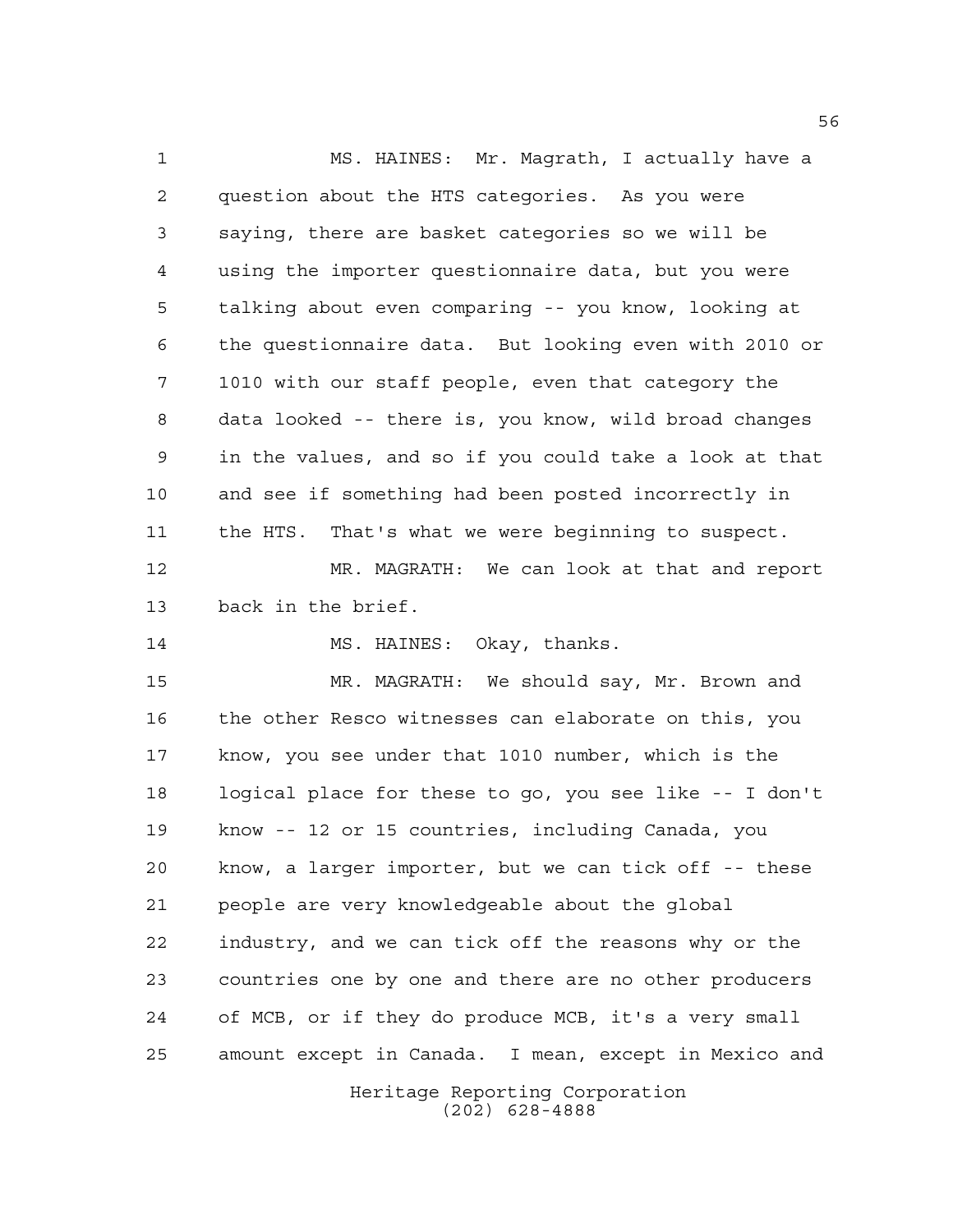MS. HAINES: Mr. Magrath, I actually have a question about the HTS categories. As you were saying, there are basket categories so we will be using the importer questionnaire data, but you were talking about even comparing -- you know, looking at the questionnaire data. But looking even with 2010 or 1010 with our staff people, even that category the data looked -- there is, you know, wild broad changes in the values, and so if you could take a look at that and see if something had been posted incorrectly in the HTS. That's what we were beginning to suspect.

MR. MAGRATH: We can look at that and report back in the brief.

MS. HAINES: Okay, thanks.

MR. MAGRATH: We should say, Mr. Brown and the other Resco witnesses can elaborate on this, you know, you see under that 1010 number, which is the logical place for these to go, you see like -- I don't know -- 12 or 15 countries, including Canada, you know, a larger importer, but we can tick off -- these people are very knowledgeable about the global industry, and we can tick off the reasons why or the countries one by one and there are no other producers of MCB, or if they do produce MCB, it's a very small amount except in Canada. I mean, except in Mexico and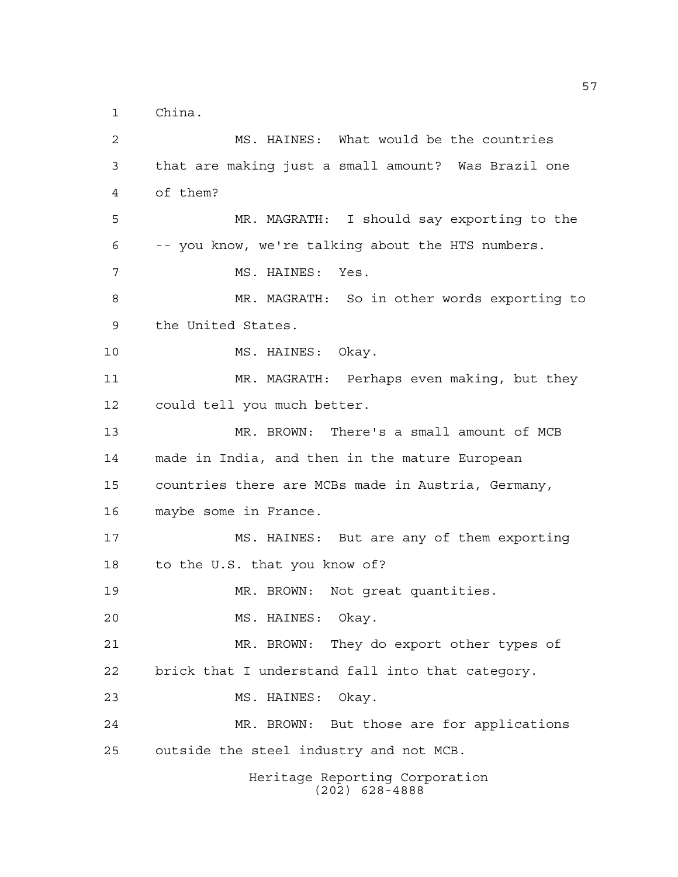China.

MS. HAINES: What would be the countries that are making just a small amount? Was Brazil one of them?

MR. MAGRATH: I should say exporting to the -- you know, we're talking about the HTS numbers.

MS. HAINES: Yes.

MR. MAGRATH: So in other words exporting to the United States.

MS. HAINES: Okay.

MR. MAGRATH: Perhaps even making, but they could tell you much better.

MR. BROWN: There's a small amount of MCB made in India, and then in the mature European countries there are MCBs made in Austria, Germany, maybe some in France.

MS. HAINES: But are any of them exporting to the U.S. that you know of?

MR. BROWN: Not great quantities.

MS. HAINES: Okay.

MR. BROWN: They do export other types of brick that I understand fall into that category.

MS. HAINES: Okay.

MR. BROWN: But those are for applications outside the steel industry and not MCB.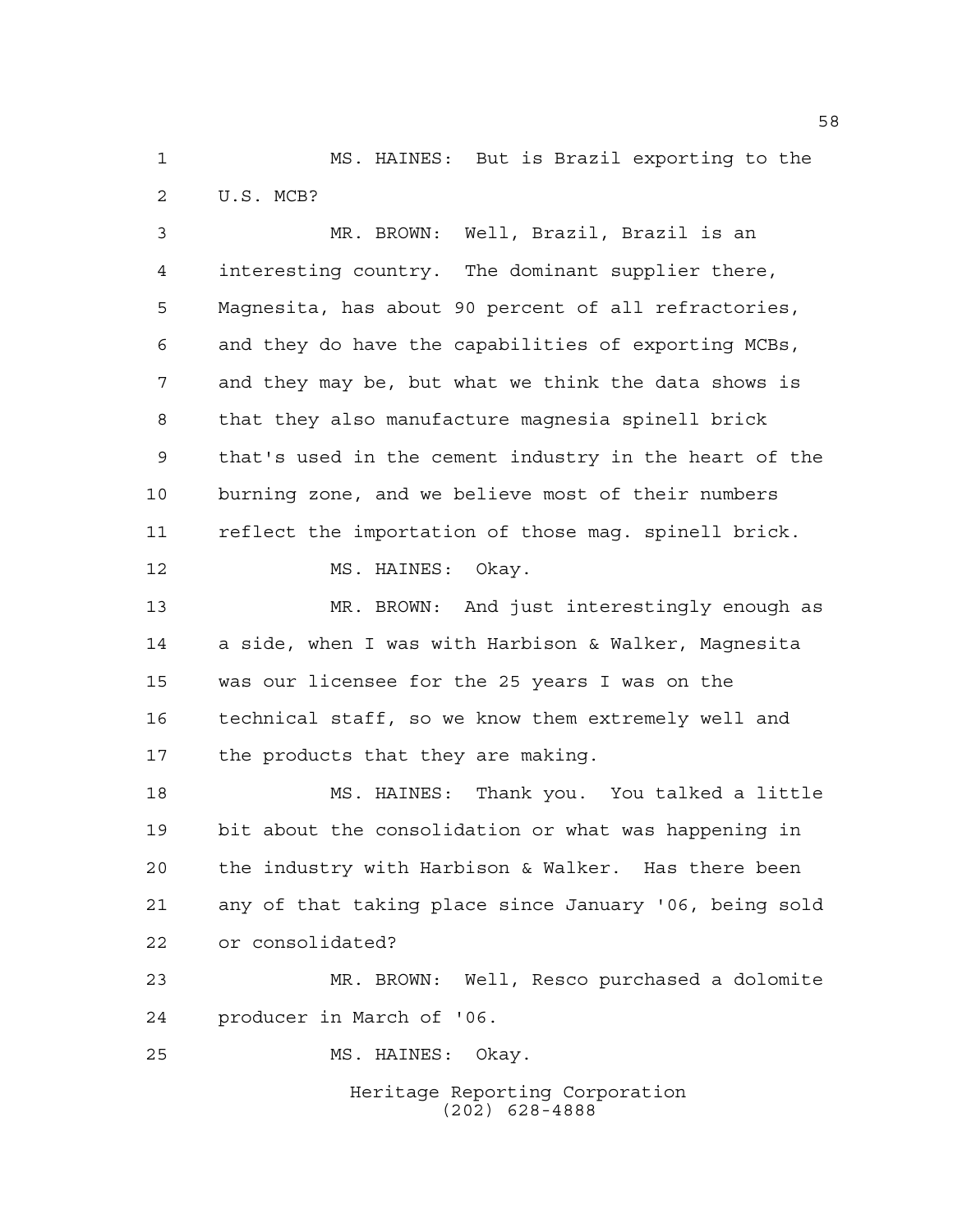MS. HAINES: But is Brazil exporting to the U.S. MCB?

MR. BROWN: Well, Brazil, Brazil is an interesting country. The dominant supplier there, Magnesita, has about 90 percent of all refractories, and they do have the capabilities of exporting MCBs, and they may be, but what we think the data shows is that they also manufacture magnesia spinell brick that's used in the cement industry in the heart of the burning zone, and we believe most of their numbers reflect the importation of those mag. spinell brick.

MS. HAINES: Okay.

MR. BROWN: And just interestingly enough as a side, when I was with Harbison & Walker, Magnesita was our licensee for the 25 years I was on the technical staff, so we know them extremely well and the products that they are making.

MS. HAINES: Thank you. You talked a little bit about the consolidation or what was happening in the industry with Harbison & Walker. Has there been any of that taking place since January '06, being sold or consolidated?

MR. BROWN: Well, Resco purchased a dolomite producer in March of '06.

MS. HAINES: Okay.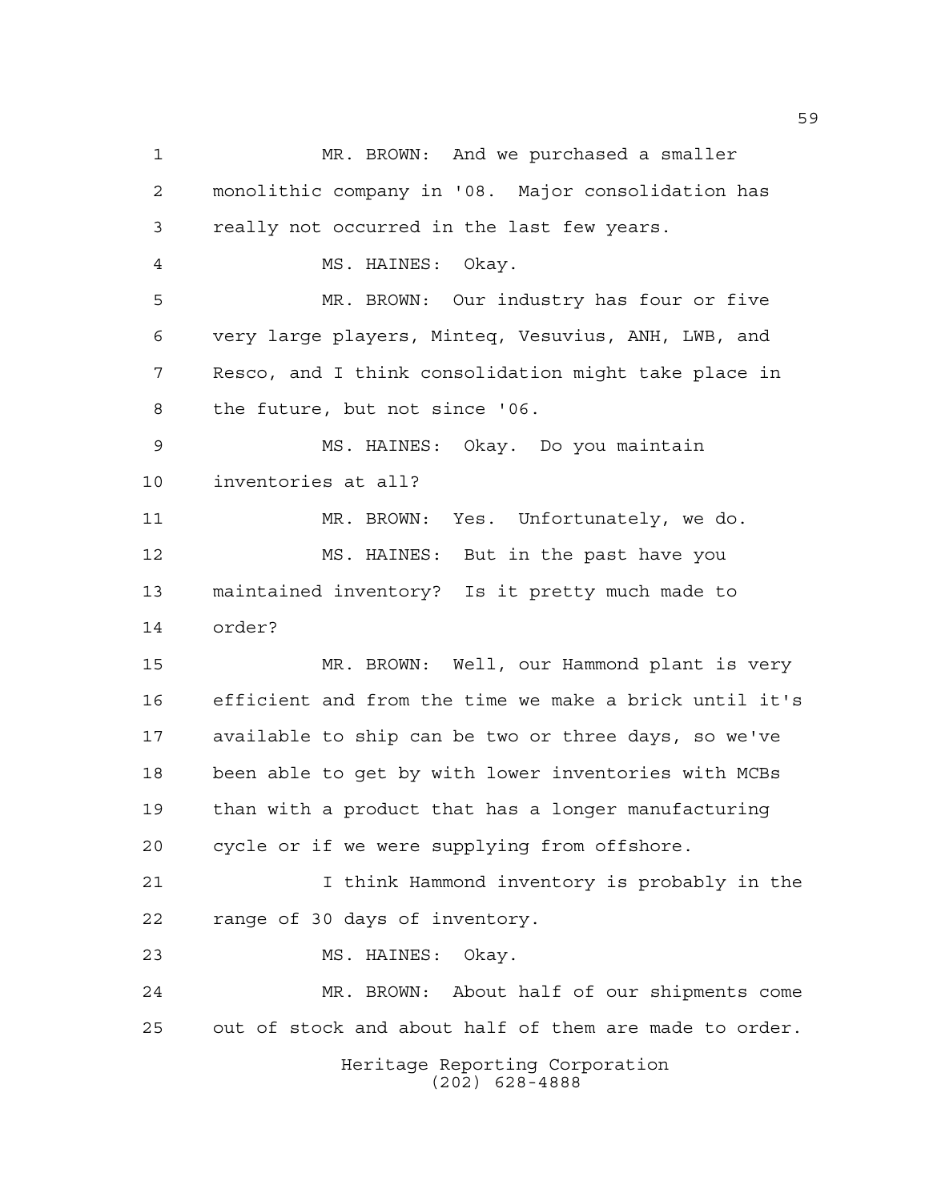MR. BROWN: And we purchased a smaller monolithic company in '08. Major consolidation has really not occurred in the last few years.

MS. HAINES: Okay.

MR. BROWN: Our industry has four or five very large players, Minteq, Vesuvius, ANH, LWB, and Resco, and I think consolidation might take place in the future, but not since '06.

MS. HAINES: Okay. Do you maintain inventories at all?

MR. BROWN: Yes. Unfortunately, we do.

MS. HAINES: But in the past have you maintained inventory? Is it pretty much made to order?

MR. BROWN: Well, our Hammond plant is very efficient and from the time we make a brick until it's available to ship can be two or three days, so we've been able to get by with lower inventories with MCBs than with a product that has a longer manufacturing cycle or if we were supplying from offshore.

I think Hammond inventory is probably in the range of 30 days of inventory.

MS. HAINES: Okay.

MR. BROWN: About half of our shipments come out of stock and about half of them are made to order.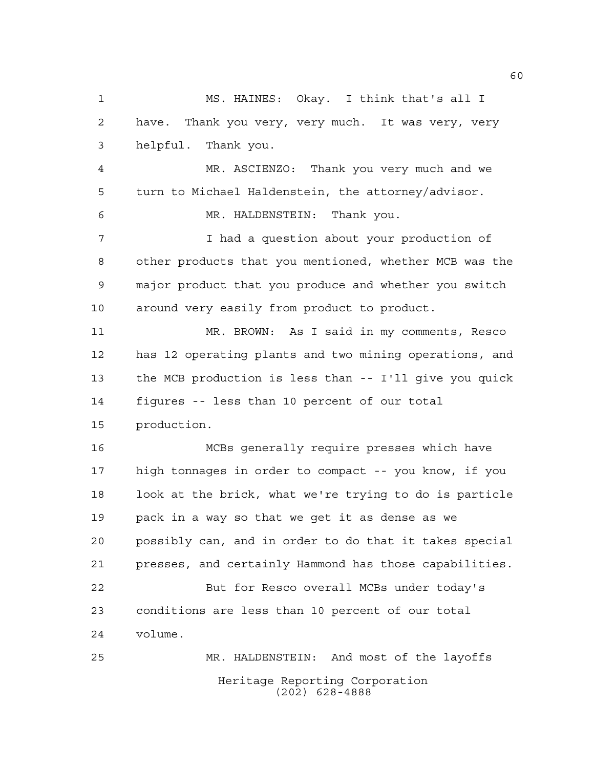MS. HAINES: Okay. I think that's all I have. Thank you very, very much. It was very, very helpful. Thank you.

MR. ASCIENZO: Thank you very much and we turn to Michael Haldenstein, the attorney/advisor.

MR. HALDENSTEIN: Thank you.

I had a question about your production of other products that you mentioned, whether MCB was the major product that you produce and whether you switch around very easily from product to product.

MR. BROWN: As I said in my comments, Resco has 12 operating plants and two mining operations, and the MCB production is less than -- I'll give you quick figures -- less than 10 percent of our total production.

MCBs generally require presses which have high tonnages in order to compact -- you know, if you look at the brick, what we're trying to do is particle pack in a way so that we get it as dense as we possibly can, and in order to do that it takes special presses, and certainly Hammond has those capabilities.

But for Resco overall MCBs under today's conditions are less than 10 percent of our total volume.

MR. HALDENSTEIN: And most of the layoffs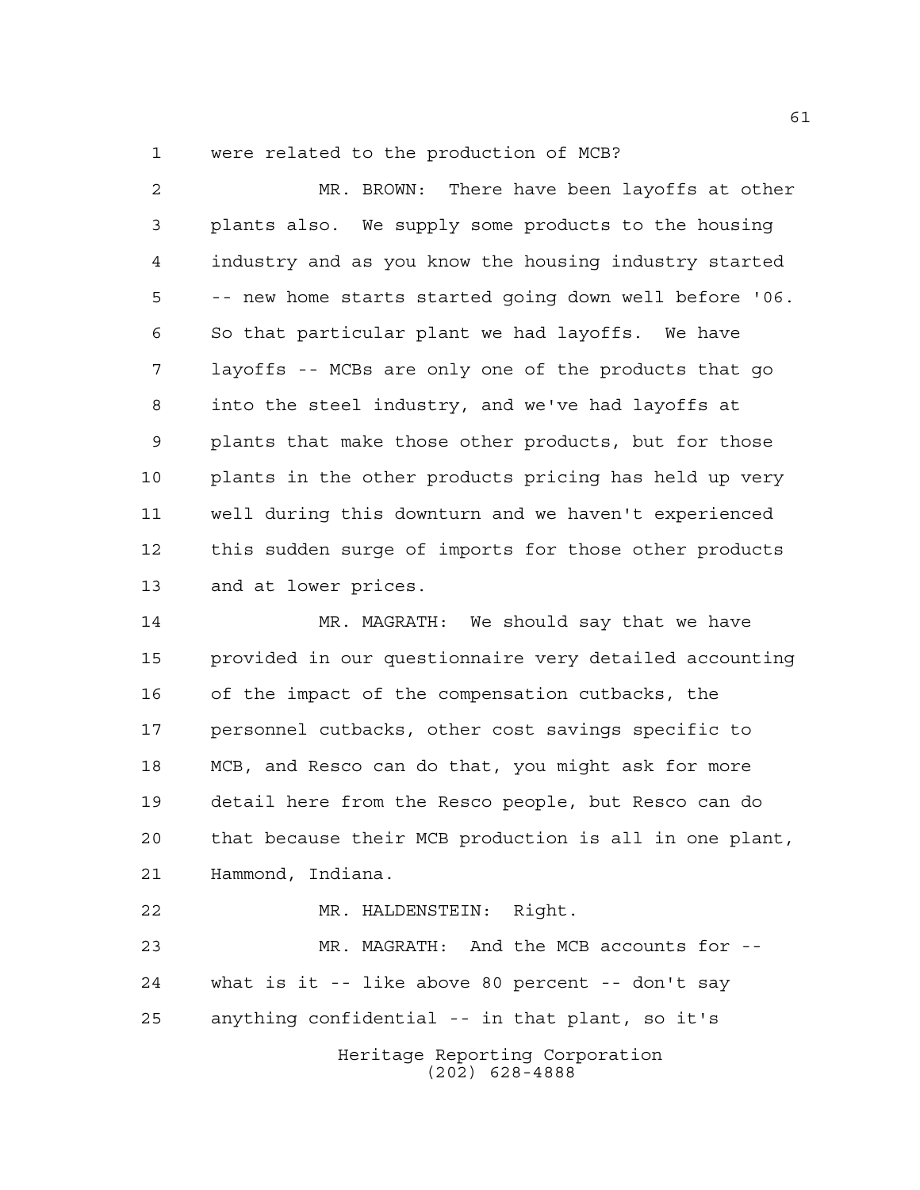were related to the production of MCB?

MR. BROWN: There have been layoffs at other plants also. We supply some products to the housing industry and as you know the housing industry started -- new home starts started going down well before '06. So that particular plant we had layoffs. We have layoffs -- MCBs are only one of the products that go into the steel industry, and we've had layoffs at plants that make those other products, but for those plants in the other products pricing has held up very well during this downturn and we haven't experienced this sudden surge of imports for those other products and at lower prices.

MR. MAGRATH: We should say that we have provided in our questionnaire very detailed accounting of the impact of the compensation cutbacks, the personnel cutbacks, other cost savings specific to MCB, and Resco can do that, you might ask for more detail here from the Resco people, but Resco can do that because their MCB production is all in one plant, Hammond, Indiana.

MR. HALDENSTEIN: Right.

MR. MAGRATH: And the MCB accounts for -- what is it -- like above 80 percent -- don't say anything confidential -- in that plant, so it's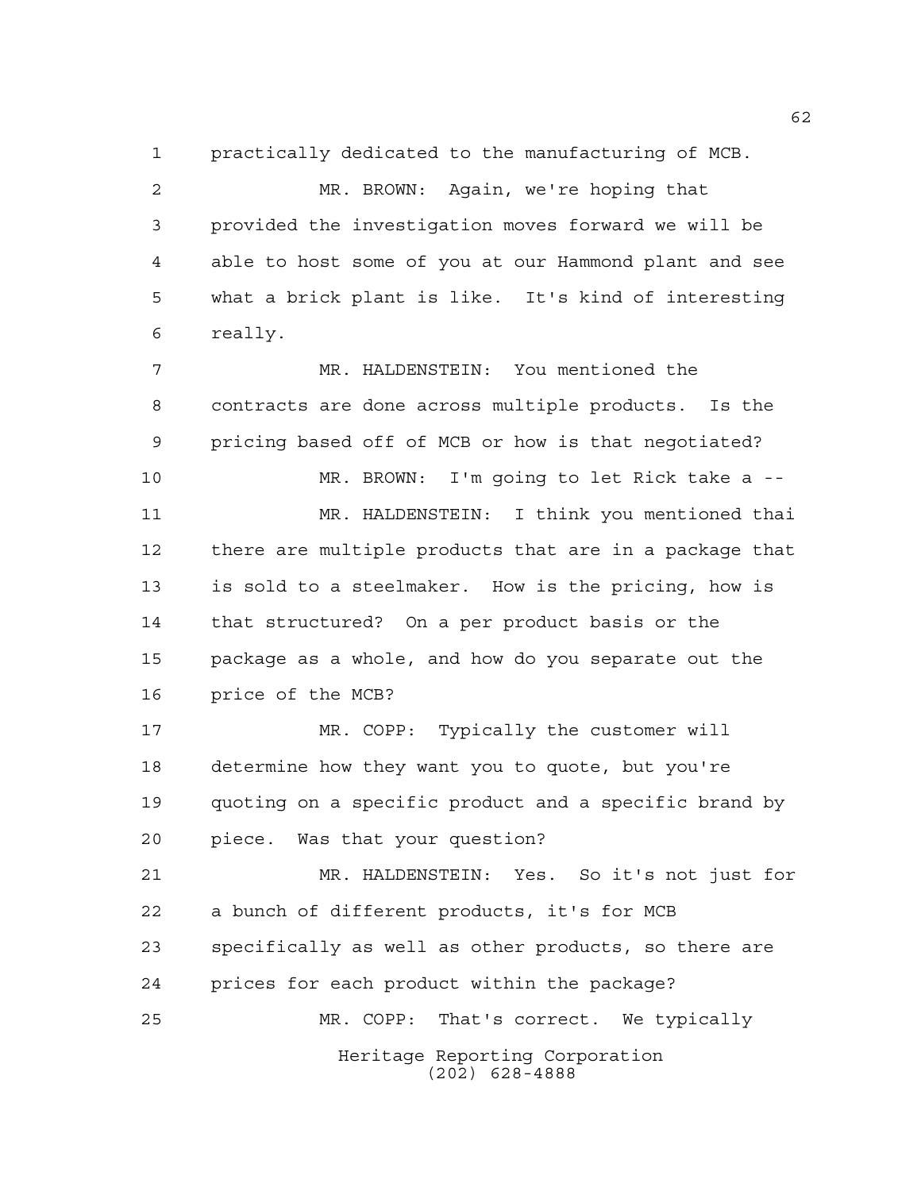practically dedicated to the manufacturing of MCB.

MR. BROWN: Again, we're hoping that provided the investigation moves forward we will be able to host some of you at our Hammond plant and see what a brick plant is like. It's kind of interesting really.

MR. HALDENSTEIN: You mentioned the contracts are done across multiple products. Is the pricing based off of MCB or how is that negotiated?

MR. BROWN: I'm going to let Rick take a --

MR. HALDENSTEIN: I think you mentioned thai there are multiple products that are in a package that is sold to a steelmaker. How is the pricing, how is that structured? On a per product basis or the package as a whole, and how do you separate out the price of the MCB?

MR. COPP: Typically the customer will determine how they want you to quote, but you're quoting on a specific product and a specific brand by piece. Was that your question?

MR. HALDENSTEIN: Yes. So it's not just for a bunch of different products, it's for MCB specifically as well as other products, so there are prices for each product within the package?

MR. COPP: That's correct. We typically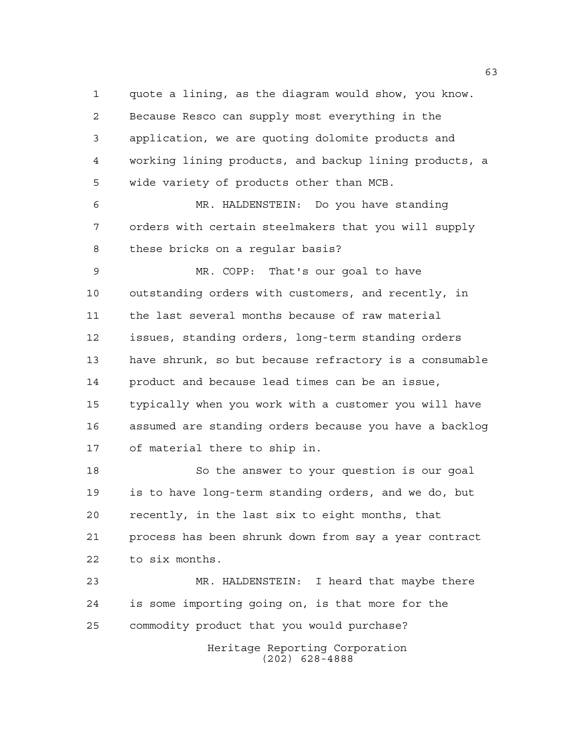quote a lining, as the diagram would show, you know. Because Resco can supply most everything in the application, we are quoting dolomite products and working lining products, and backup lining products, a wide variety of products other than MCB.

MR. HALDENSTEIN: Do you have standing orders with certain steelmakers that you will supply these bricks on a regular basis?

MR. COPP: That's our goal to have outstanding orders with customers, and recently, in the last several months because of raw material issues, standing orders, long-term standing orders have shrunk, so but because refractory is a consumable product and because lead times can be an issue, typically when you work with a customer you will have assumed are standing orders because you have a backlog of material there to ship in.

So the answer to your question is our goal is to have long-term standing orders, and we do, but recently, in the last six to eight months, that process has been shrunk down from say a year contract to six months.

MR. HALDENSTEIN: I heard that maybe there is some importing going on, is that more for the commodity product that you would purchase?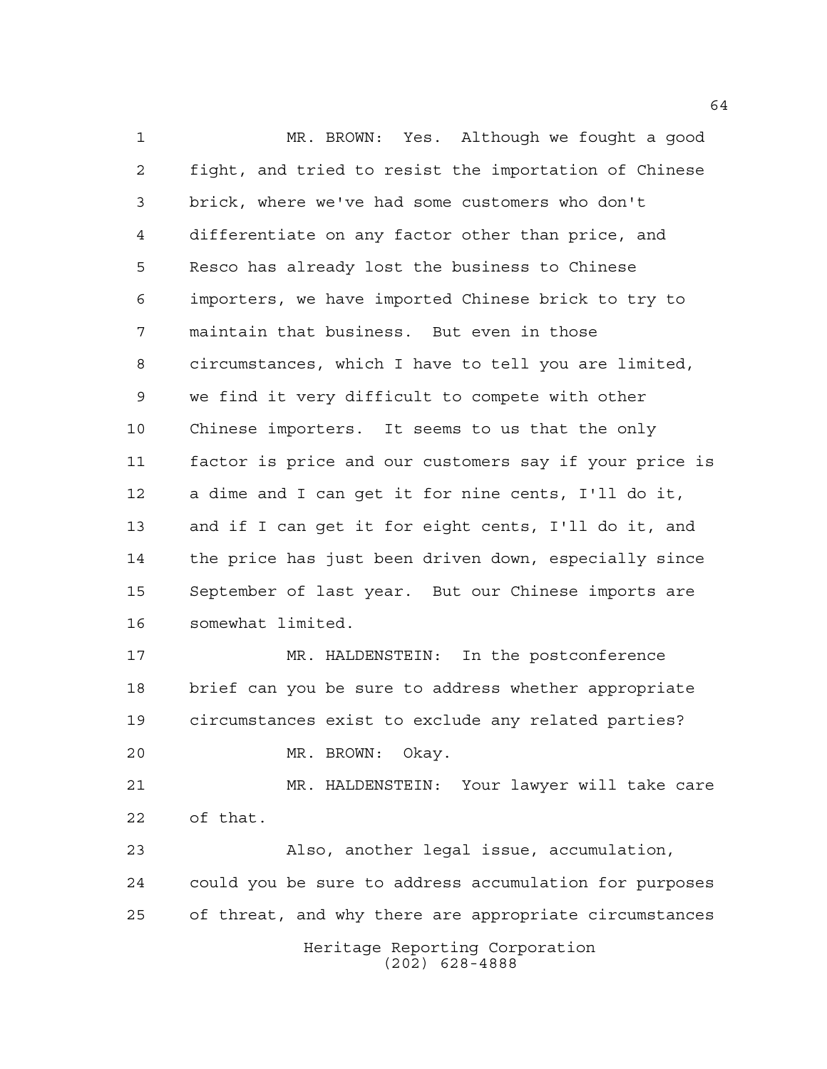MR. BROWN: Yes. Although we fought a good fight, and tried to resist the importation of Chinese brick, where we've had some customers who don't differentiate on any factor other than price, and Resco has already lost the business to Chinese importers, we have imported Chinese brick to try to maintain that business. But even in those circumstances, which I have to tell you are limited, we find it very difficult to compete with other Chinese importers. It seems to us that the only factor is price and our customers say if your price is a dime and I can get it for nine cents, I'll do it, and if I can get it for eight cents, I'll do it, and the price has just been driven down, especially since September of last year. But our Chinese imports are somewhat limited.

MR. HALDENSTEIN: In the postconference brief can you be sure to address whether appropriate circumstances exist to exclude any related parties?

MR. BROWN: Okay.

MR. HALDENSTEIN: Your lawyer will take care of that.

Also, another legal issue, accumulation, could you be sure to address accumulation for purposes of threat, and why there are appropriate circumstances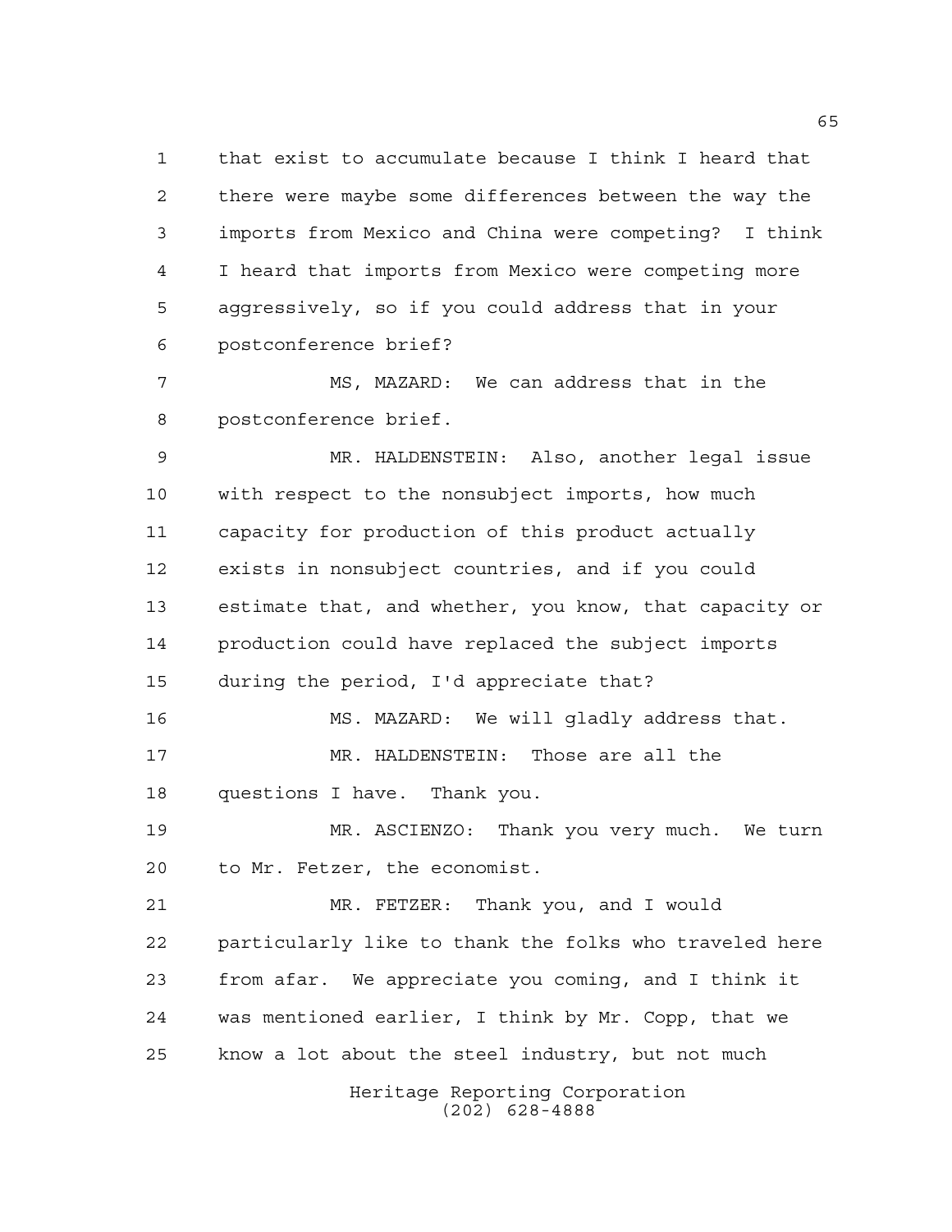that exist to accumulate because I think I heard that there were maybe some differences between the way the imports from Mexico and China were competing? I think I heard that imports from Mexico were competing more aggressively, so if you could address that in your postconference brief?

MS, MAZARD: We can address that in the postconference brief.

MR. HALDENSTEIN: Also, another legal issue with respect to the nonsubject imports, how much capacity for production of this product actually exists in nonsubject countries, and if you could estimate that, and whether, you know, that capacity or production could have replaced the subject imports during the period, I'd appreciate that?

MS. MAZARD: We will gladly address that.

MR. HALDENSTEIN: Those are all the questions I have. Thank you.

MR. ASCIENZO: Thank you very much. We turn to Mr. Fetzer, the economist.

MR. FETZER: Thank you, and I would particularly like to thank the folks who traveled here from afar. We appreciate you coming, and I think it was mentioned earlier, I think by Mr. Copp, that we know a lot about the steel industry, but not much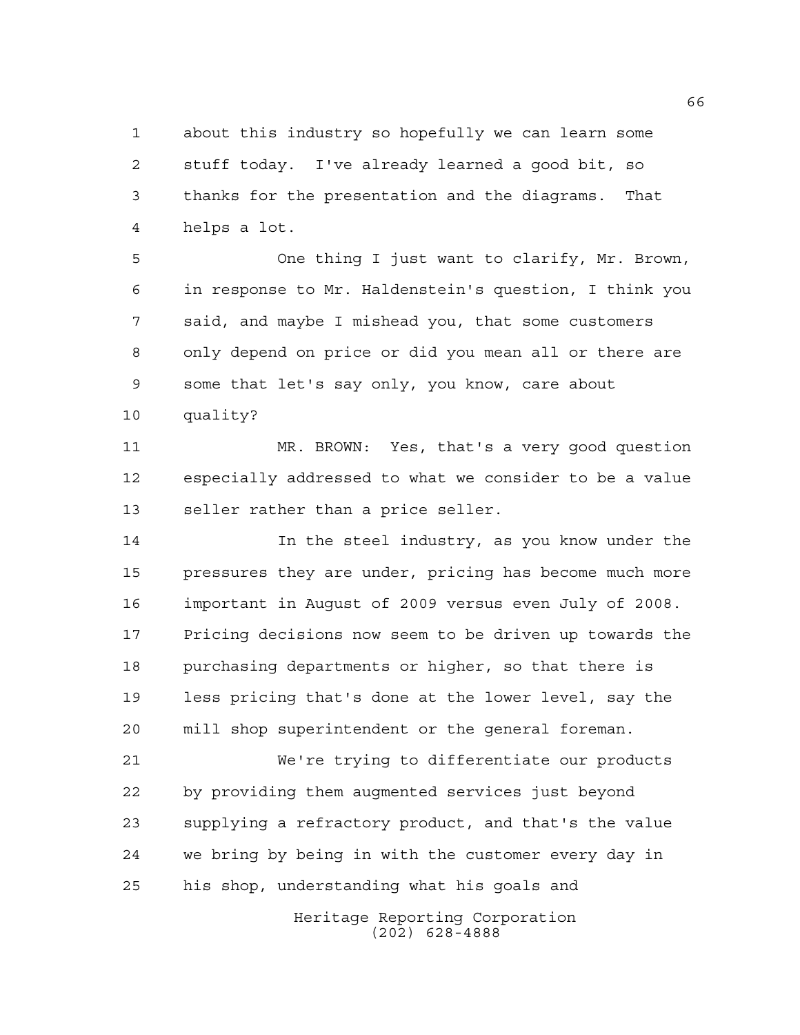about this industry so hopefully we can learn some stuff today. I've already learned a good bit, so thanks for the presentation and the diagrams. That helps a lot.

One thing I just want to clarify, Mr. Brown, in response to Mr. Haldenstein's question, I think you said, and maybe I mishead you, that some customers only depend on price or did you mean all or there are some that let's say only, you know, care about quality?

MR. BROWN: Yes, that's a very good question especially addressed to what we consider to be a value seller rather than a price seller.

In the steel industry, as you know under the pressures they are under, pricing has become much more important in August of 2009 versus even July of 2008. Pricing decisions now seem to be driven up towards the purchasing departments or higher, so that there is less pricing that's done at the lower level, say the mill shop superintendent or the general foreman.

We're trying to differentiate our products by providing them augmented services just beyond supplying a refractory product, and that's the value we bring by being in with the customer every day in his shop, understanding what his goals and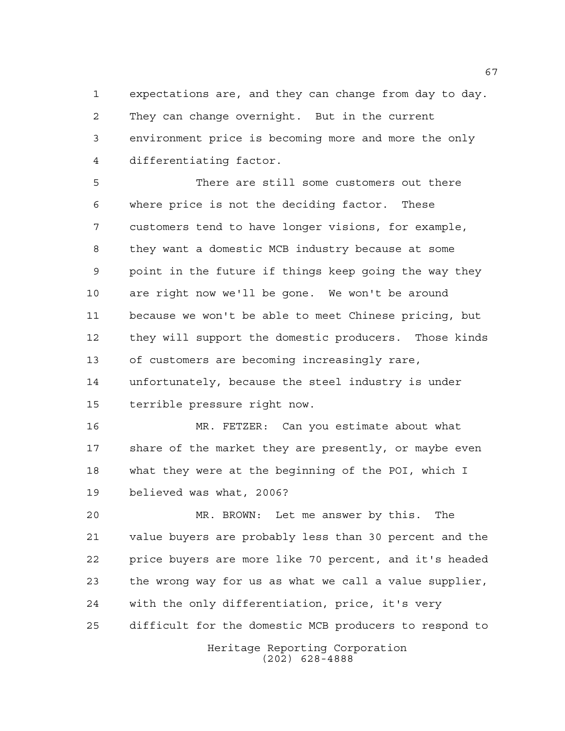expectations are, and they can change from day to day. They can change overnight. But in the current environment price is becoming more and more the only differentiating factor.

There are still some customers out there where price is not the deciding factor. These customers tend to have longer visions, for example, they want a domestic MCB industry because at some point in the future if things keep going the way they are right now we'll be gone. We won't be around because we won't be able to meet Chinese pricing, but they will support the domestic producers. Those kinds of customers are becoming increasingly rare, unfortunately, because the steel industry is under terrible pressure right now.

MR. FETZER: Can you estimate about what share of the market they are presently, or maybe even what they were at the beginning of the POI, which I believed was what, 2006?

MR. BROWN: Let me answer by this. The value buyers are probably less than 30 percent and the price buyers are more like 70 percent, and it's headed the wrong way for us as what we call a value supplier, with the only differentiation, price, it's very difficult for the domestic MCB producers to respond to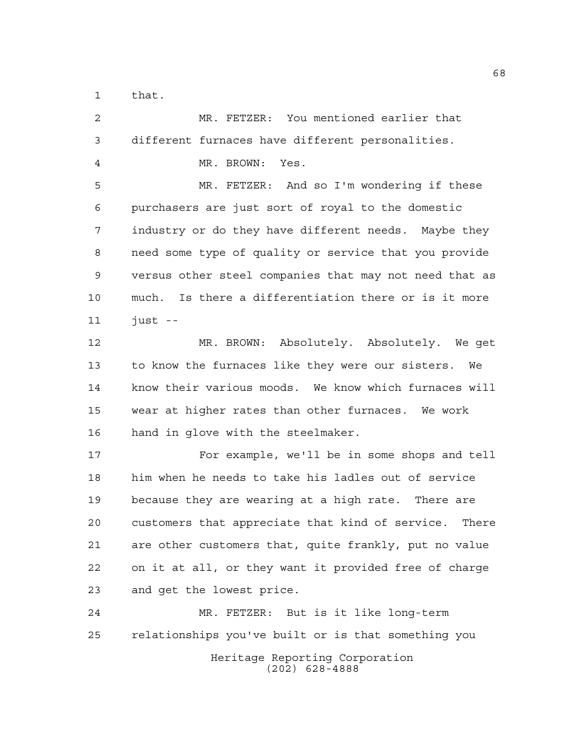that.

MR. FETZER: You mentioned earlier that different furnaces have different personalities.

MR. BROWN: Yes.

MR. FETZER: And so I'm wondering if these purchasers are just sort of royal to the domestic industry or do they have different needs. Maybe they need some type of quality or service that you provide versus other steel companies that may not need that as much. Is there a differentiation there or is it more just --

MR. BROWN: Absolutely. Absolutely. We get to know the furnaces like they were our sisters. We know their various moods. We know which furnaces will wear at higher rates than other furnaces. We work hand in glove with the steelmaker.

For example, we'll be in some shops and tell him when he needs to take his ladles out of service because they are wearing at a high rate. There are customers that appreciate that kind of service. There are other customers that, quite frankly, put no value on it at all, or they want it provided free of charge and get the lowest price.

MR. FETZER: But is it like long-term relationships you've built or is that something you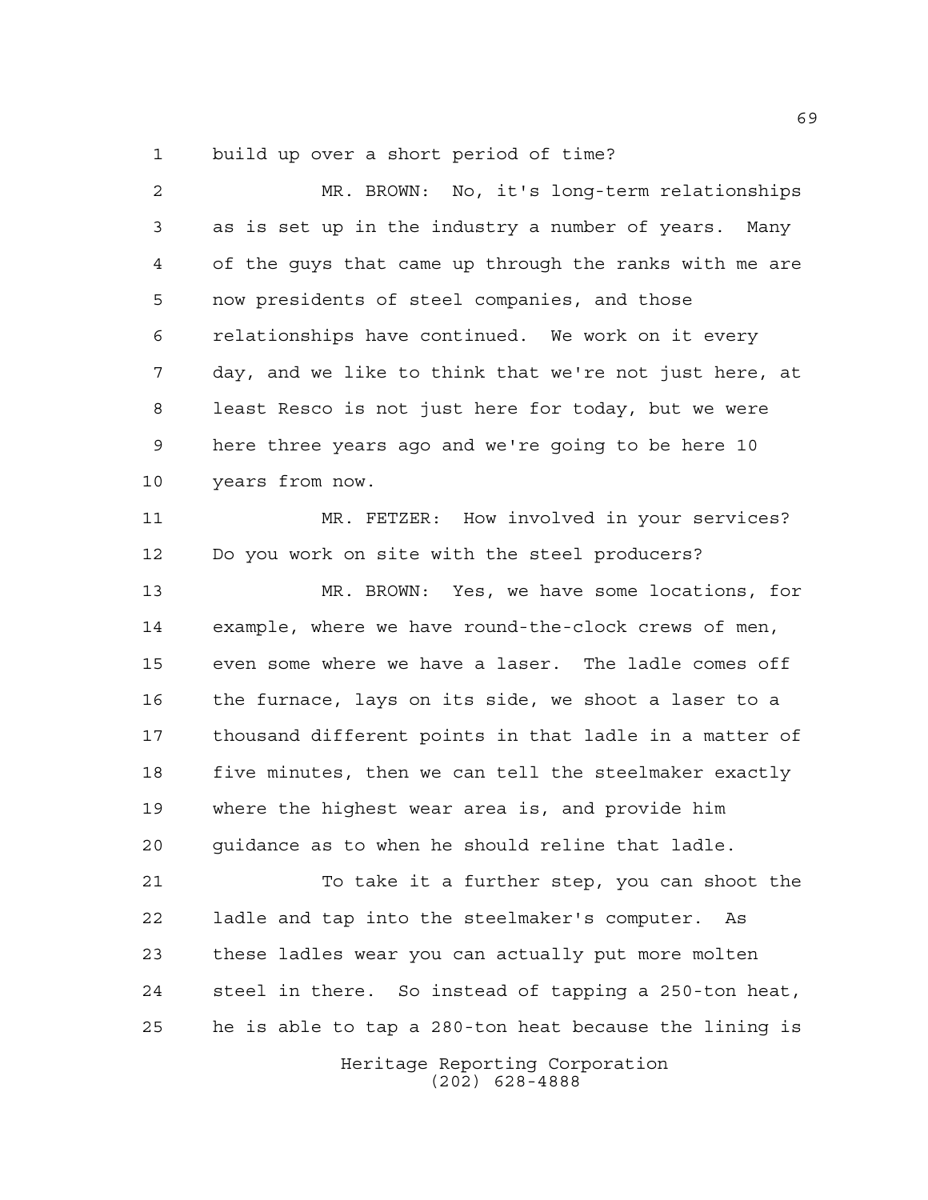build up over a short period of time?

MR. BROWN: No, it's long-term relationships as is set up in the industry a number of years. Many of the guys that came up through the ranks with me are now presidents of steel companies, and those relationships have continued. We work on it every day, and we like to think that we're not just here, at least Resco is not just here for today, but we were here three years ago and we're going to be here 10 years from now.

MR. FETZER: How involved in your services? Do you work on site with the steel producers?

MR. BROWN: Yes, we have some locations, for example, where we have round-the-clock crews of men, even some where we have a laser. The ladle comes off the furnace, lays on its side, we shoot a laser to a thousand different points in that ladle in a matter of five minutes, then we can tell the steelmaker exactly where the highest wear area is, and provide him guidance as to when he should reline that ladle.

To take it a further step, you can shoot the ladle and tap into the steelmaker's computer. As these ladles wear you can actually put more molten steel in there. So instead of tapping a 250-ton heat, he is able to tap a 280-ton heat because the lining is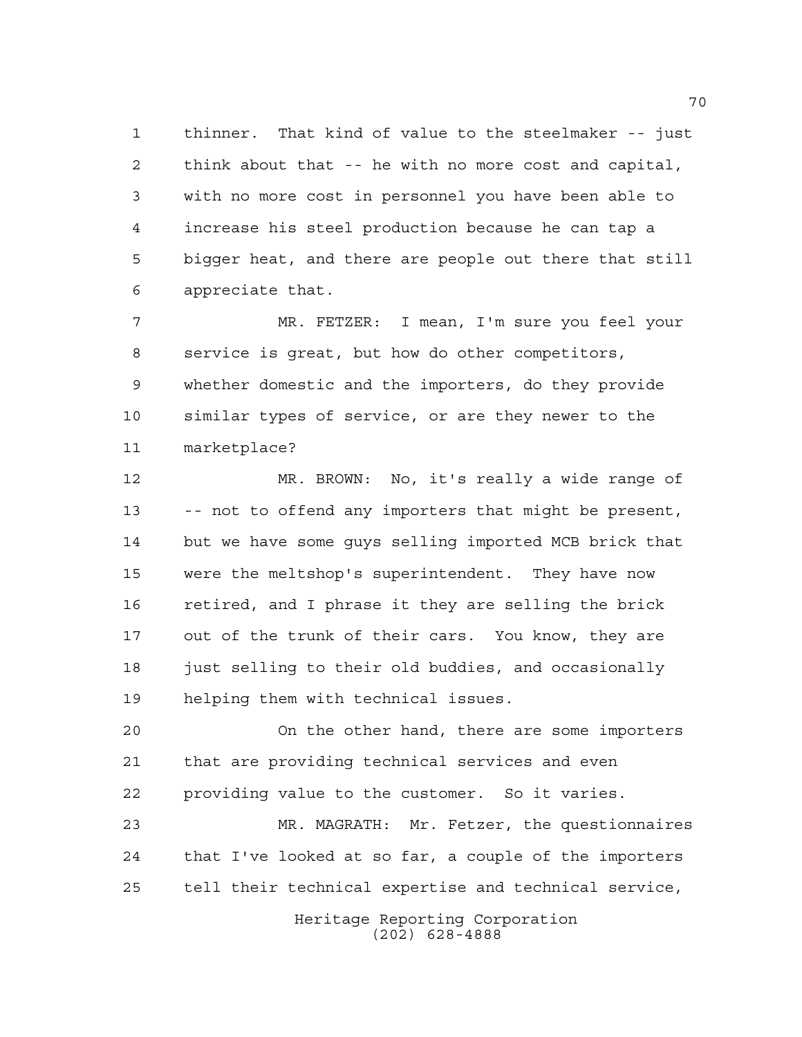thinner. That kind of value to the steelmaker -- just think about that -- he with no more cost and capital, with no more cost in personnel you have been able to increase his steel production because he can tap a bigger heat, and there are people out there that still appreciate that.

MR. FETZER: I mean, I'm sure you feel your service is great, but how do other competitors, whether domestic and the importers, do they provide similar types of service, or are they newer to the marketplace?

MR. BROWN: No, it's really a wide range of -- not to offend any importers that might be present, but we have some guys selling imported MCB brick that were the meltshop's superintendent. They have now retired, and I phrase it they are selling the brick out of the trunk of their cars. You know, they are just selling to their old buddies, and occasionally helping them with technical issues.

On the other hand, there are some importers that are providing technical services and even providing value to the customer. So it varies.

MR. MAGRATH: Mr. Fetzer, the questionnaires that I've looked at so far, a couple of the importers tell their technical expertise and technical service,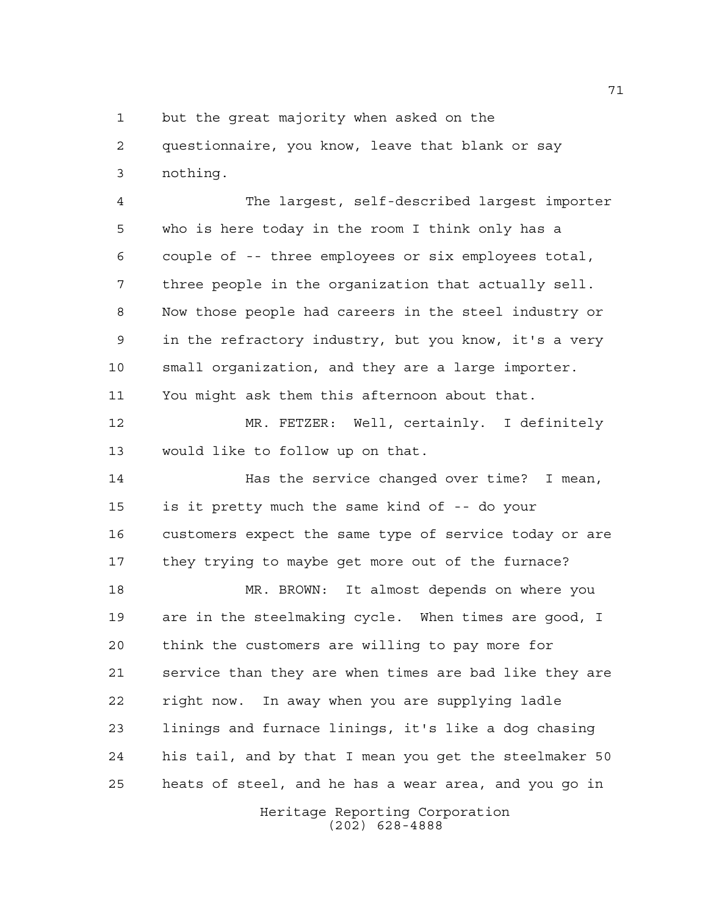but the great majority when asked on the questionnaire, you know, leave that blank or say nothing.

The largest, self-described largest importer who is here today in the room I think only has a couple of -- three employees or six employees total, three people in the organization that actually sell. Now those people had careers in the steel industry or in the refractory industry, but you know, it's a very small organization, and they are a large importer. You might ask them this afternoon about that.

MR. FETZER: Well, certainly. I definitely would like to follow up on that.

Has the service changed over time? I mean, is it pretty much the same kind of -- do your customers expect the same type of service today or are they trying to maybe get more out of the furnace?

MR. BROWN: It almost depends on where you are in the steelmaking cycle. When times are good, I think the customers are willing to pay more for service than they are when times are bad like they are right now. In away when you are supplying ladle linings and furnace linings, it's like a dog chasing his tail, and by that I mean you get the steelmaker 50 heats of steel, and he has a wear area, and you go in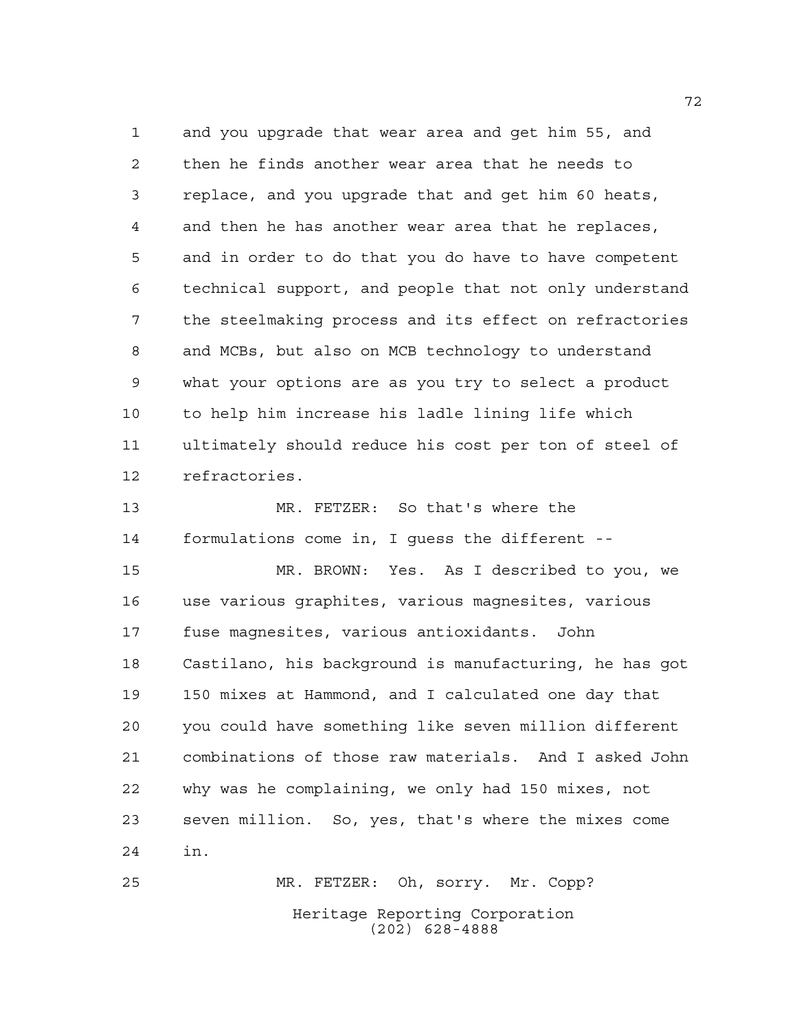and you upgrade that wear area and get him 55, and then he finds another wear area that he needs to replace, and you upgrade that and get him 60 heats, and then he has another wear area that he replaces, and in order to do that you do have to have competent technical support, and people that not only understand the steelmaking process and its effect on refractories and MCBs, but also on MCB technology to understand what your options are as you try to select a product to help him increase his ladle lining life which ultimately should reduce his cost per ton of steel of refractories.

MR. FETZER: So that's where the formulations come in, I guess the different --

MR. BROWN: Yes. As I described to you, we use various graphites, various magnesites, various fuse magnesites, various antioxidants. John Castilano, his background is manufacturing, he has got 150 mixes at Hammond, and I calculated one day that you could have something like seven million different combinations of those raw materials. And I asked John why was he complaining, we only had 150 mixes, not seven million. So, yes, that's where the mixes come in.

MR. FETZER: Oh, sorry. Mr. Copp?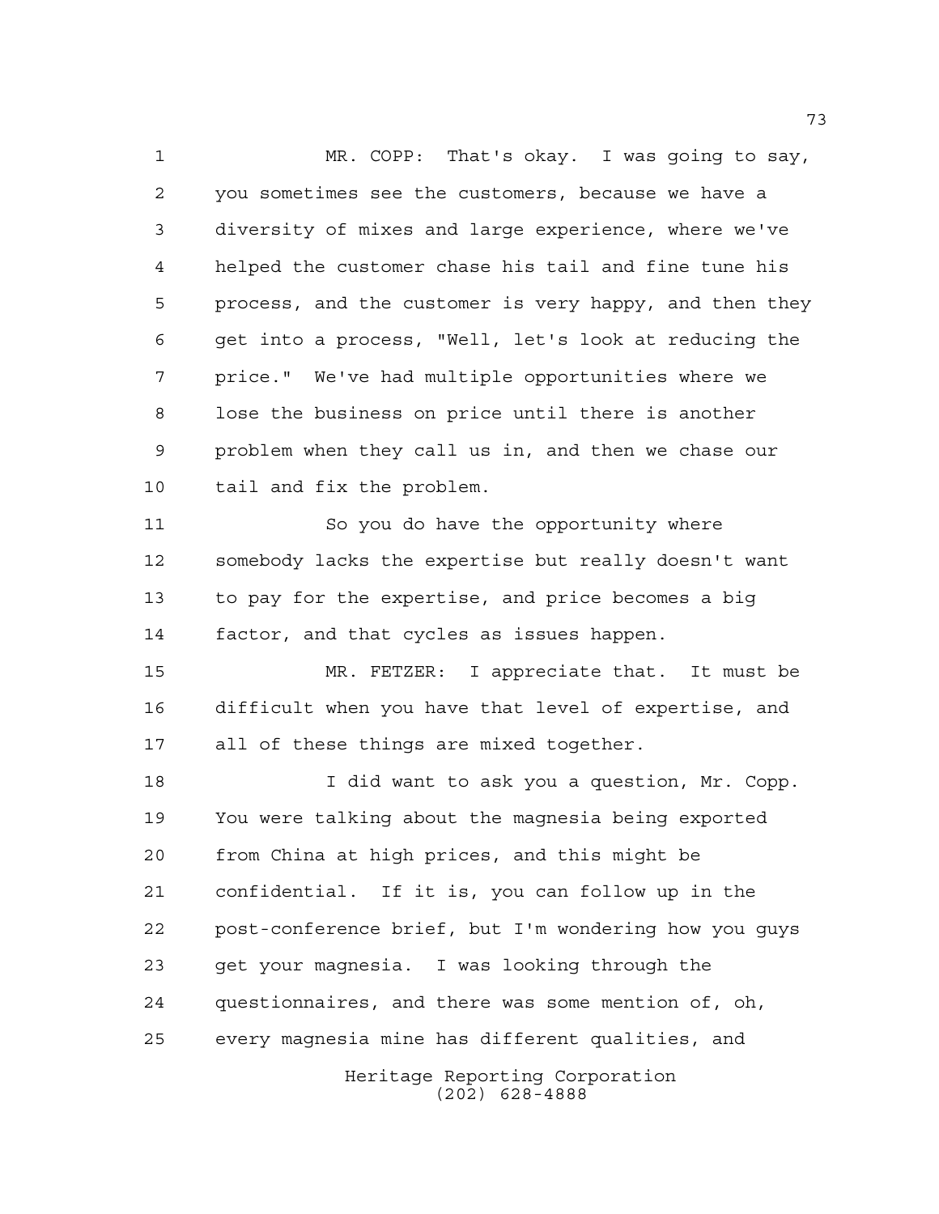MR. COPP: That's okay. I was going to say, you sometimes see the customers, because we have a diversity of mixes and large experience, where we've helped the customer chase his tail and fine tune his process, and the customer is very happy, and then they get into a process, "Well, let's look at reducing the price." We've had multiple opportunities where we lose the business on price until there is another problem when they call us in, and then we chase our tail and fix the problem.

So you do have the opportunity where somebody lacks the expertise but really doesn't want to pay for the expertise, and price becomes a big factor, and that cycles as issues happen.

MR. FETZER: I appreciate that. It must be difficult when you have that level of expertise, and all of these things are mixed together.

I did want to ask you a question, Mr. Copp. You were talking about the magnesia being exported from China at high prices, and this might be confidential. If it is, you can follow up in the post-conference brief, but I'm wondering how you guys get your magnesia. I was looking through the questionnaires, and there was some mention of, oh, every magnesia mine has different qualities, and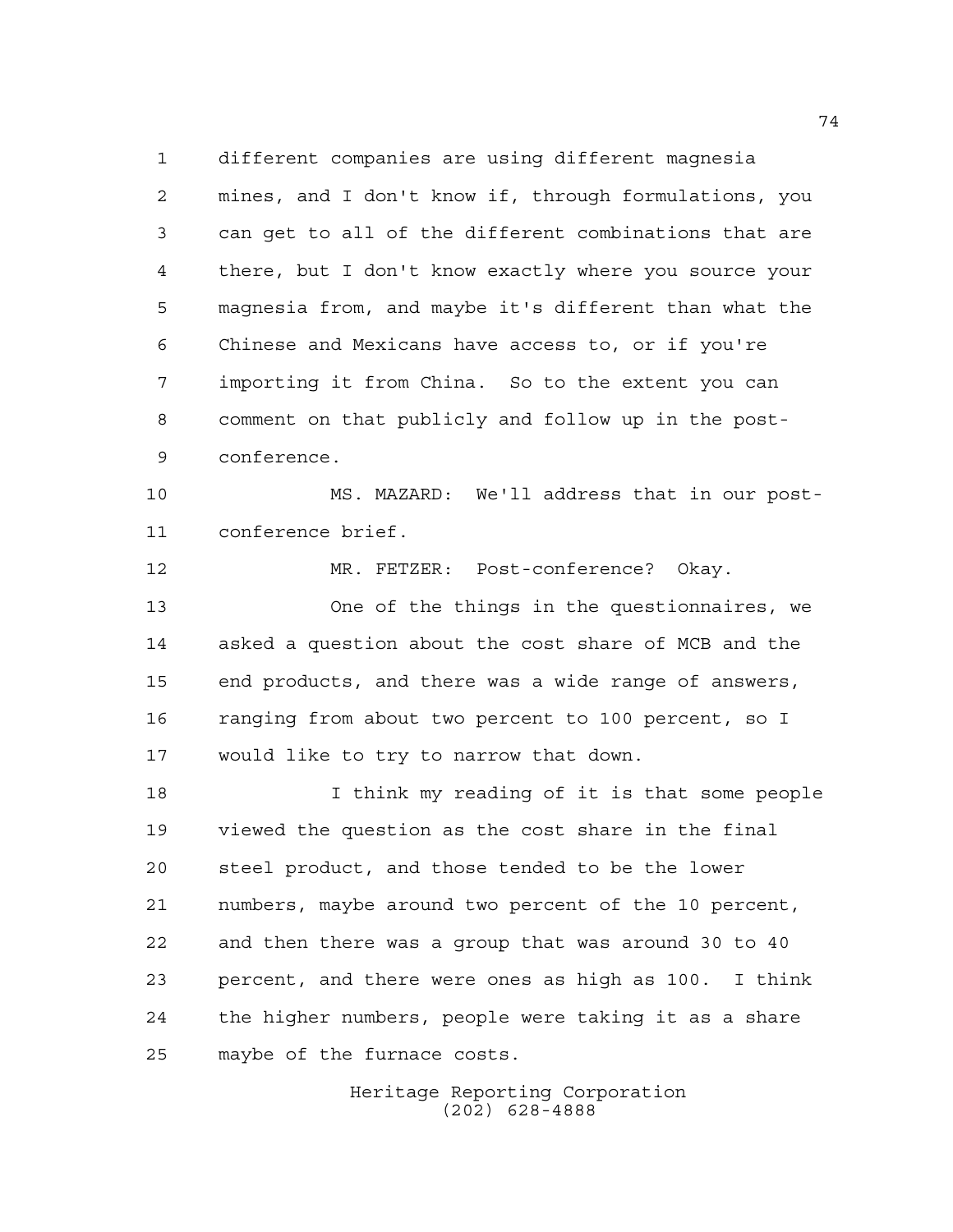different companies are using different magnesia mines, and I don't know if, through formulations, you can get to all of the different combinations that are there, but I don't know exactly where you source your magnesia from, and maybe it's different than what the Chinese and Mexicans have access to, or if you're importing it from China. So to the extent you can comment on that publicly and follow up in the post-conference.

MS. MAZARD: We'll address that in our post-conference brief.

MR. FETZER: Post-conference? Okay.

One of the things in the questionnaires, we asked a question about the cost share of MCB and the end products, and there was a wide range of answers, ranging from about two percent to 100 percent, so I would like to try to narrow that down.

I think my reading of it is that some people viewed the question as the cost share in the final steel product, and those tended to be the lower numbers, maybe around two percent of the 10 percent, and then there was a group that was around 30 to 40 percent, and there were ones as high as 100. I think the higher numbers, people were taking it as a share maybe of the furnace costs.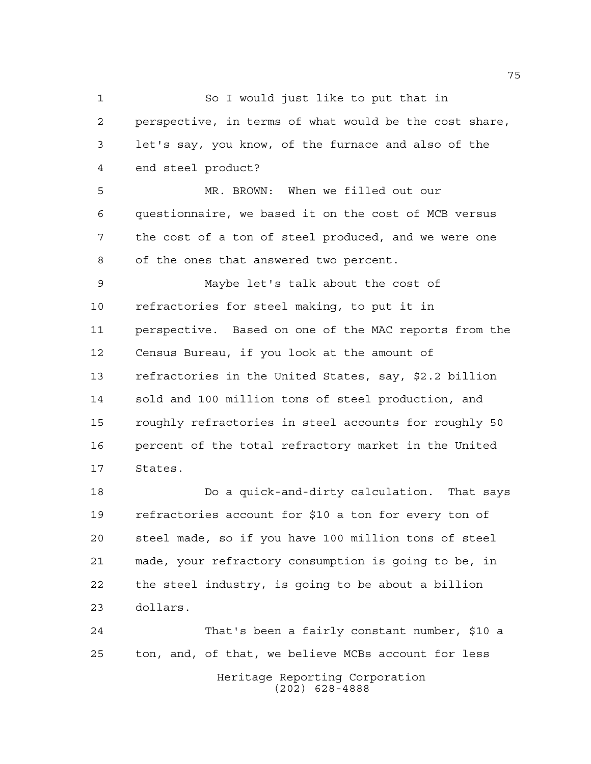So I would just like to put that in perspective, in terms of what would be the cost share, let's say, you know, of the furnace and also of the end steel product?

MR. BROWN: When we filled out our questionnaire, we based it on the cost of MCB versus the cost of a ton of steel produced, and we were one of the ones that answered two percent.

Maybe let's talk about the cost of refractories for steel making, to put it in perspective. Based on one of the MAC reports from the Census Bureau, if you look at the amount of refractories in the United States, say, $2.2 billion sold and 100 million tons of steel production, and roughly refractories in steel accounts for roughly 50 percent of the total refractory market in the United States.

Do a quick-and-dirty calculation. That says refractories account for $10 a ton for every ton of steel made, so if you have 100 million tons of steel made, your refractory consumption is going to be, in the steel industry, is going to be about a billion dollars.

That's been a fairly constant number, $10 a ton, and, of that, we believe MCBs account for less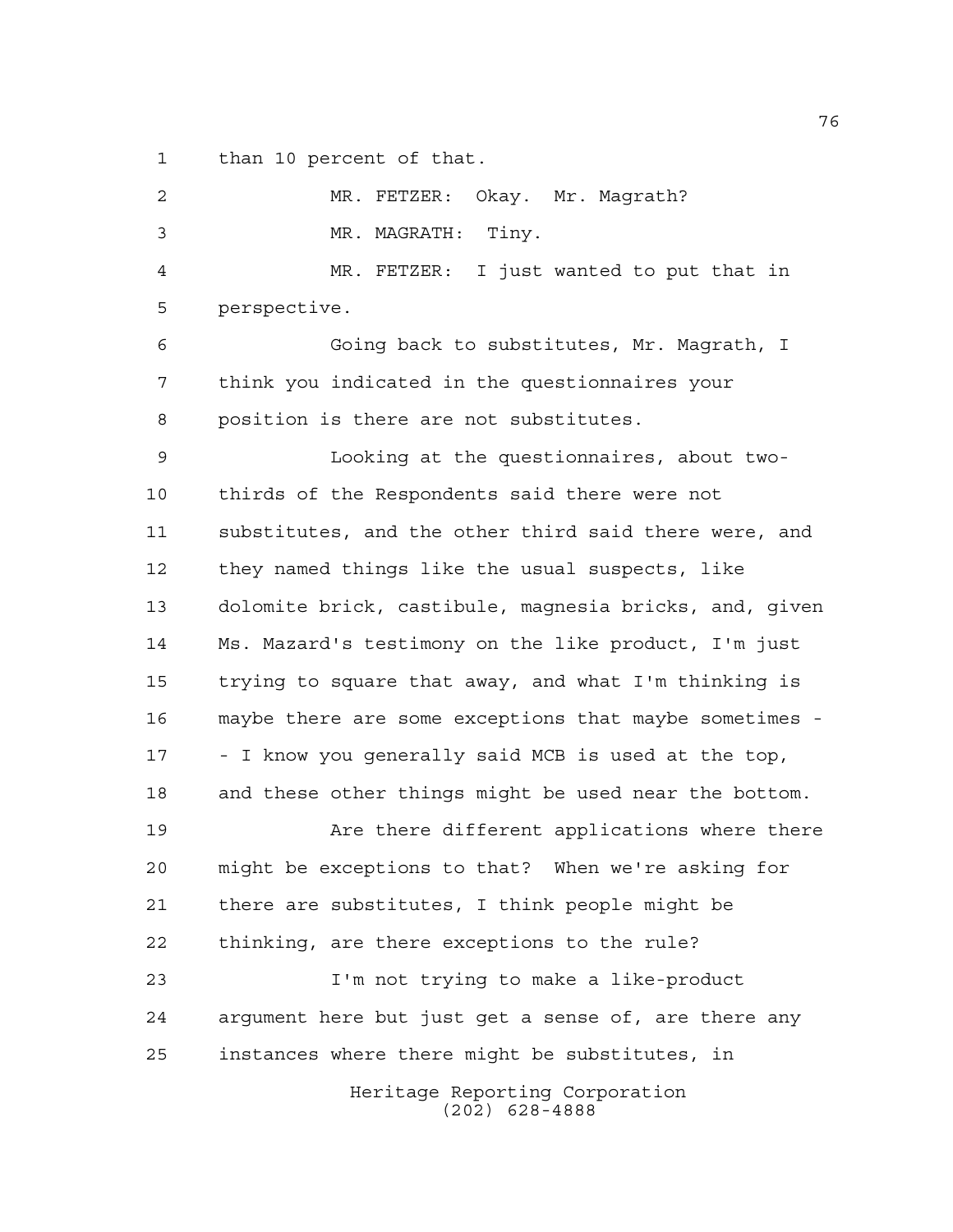than 10 percent of that.

MR. FETZER: Okay. Mr. Magrath?

MR. MAGRATH: Tiny.

MR. FETZER: I just wanted to put that in perspective.

Going back to substitutes, Mr. Magrath, I think you indicated in the questionnaires your position is there are not substitutes.

Looking at the questionnaires, about two-thirds of the Respondents said there were not substitutes, and the other third said there were, and they named things like the usual suspects, like dolomite brick, castibule, magnesia bricks, and, given Ms. Mazard's testimony on the like product, I'm just trying to square that away, and what I'm thinking is maybe there are some exceptions that maybe sometimes -- I know you generally said MCB is used at the top, and these other things might be used near the bottom.

Are there different applications where there might be exceptions to that? When we're asking for there are substitutes, I think people might be thinking, are there exceptions to the rule?

I'm not trying to make a like-product argument here but just get a sense of, are there any instances where there might be substitutes, in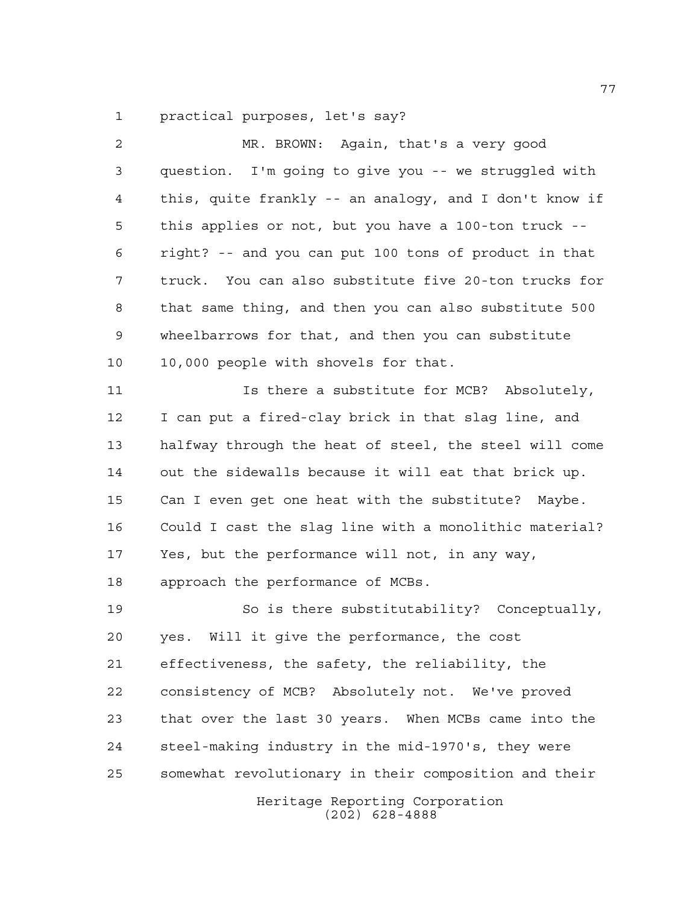practical purposes, let's say?

MR. BROWN: Again, that's a very good question. I'm going to give you -- we struggled with this, quite frankly -- an analogy, and I don't know if this applies or not, but you have a 100-ton truck -- right? -- and you can put 100 tons of product in that truck. You can also substitute five 20-ton trucks for that same thing, and then you can also substitute 500 wheelbarrows for that, and then you can substitute 10,000 people with shovels for that.

Is there a substitute for MCB? Absolutely, I can put a fired-clay brick in that slag line, and halfway through the heat of steel, the steel will come out the sidewalls because it will eat that brick up. Can I even get one heat with the substitute? Maybe. Could I cast the slag line with a monolithic material? Yes, but the performance will not, in any way, approach the performance of MCBs.

So is there substitutability? Conceptually, yes. Will it give the performance, the cost effectiveness, the safety, the reliability, the consistency of MCB? Absolutely not. We've proved that over the last 30 years. When MCBs came into the steel-making industry in the mid-1970's, they were somewhat revolutionary in their composition and their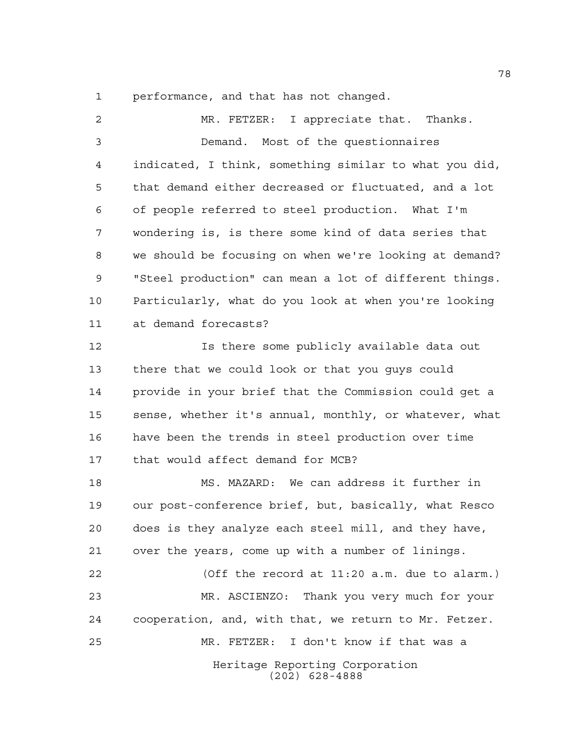performance, and that has not changed.

MR. FETZER: I appreciate that. Thanks.

Demand. Most of the questionnaires indicated, I think, something similar to what you did, that demand either decreased or fluctuated, and a lot of people referred to steel production. What I'm wondering is, is there some kind of data series that we should be focusing on when we're looking at demand? "Steel production" can mean a lot of different things. Particularly, what do you look at when you're looking at demand forecasts?

Is there some publicly available data out there that we could look or that you guys could provide in your brief that the Commission could get a sense, whether it's annual, monthly, or whatever, what have been the trends in steel production over time that would affect demand for MCB?

MS. MAZARD: We can address it further in our post-conference brief, but, basically, what Resco does is they analyze each steel mill, and they have, over the years, come up with a number of linings.

(Off the record at 11:20 a.m. due to alarm.)

MR. ASCIENZO: Thank you very much for your cooperation, and, with that, we return to Mr. Fetzer.

MR. FETZER: I don't know if that was a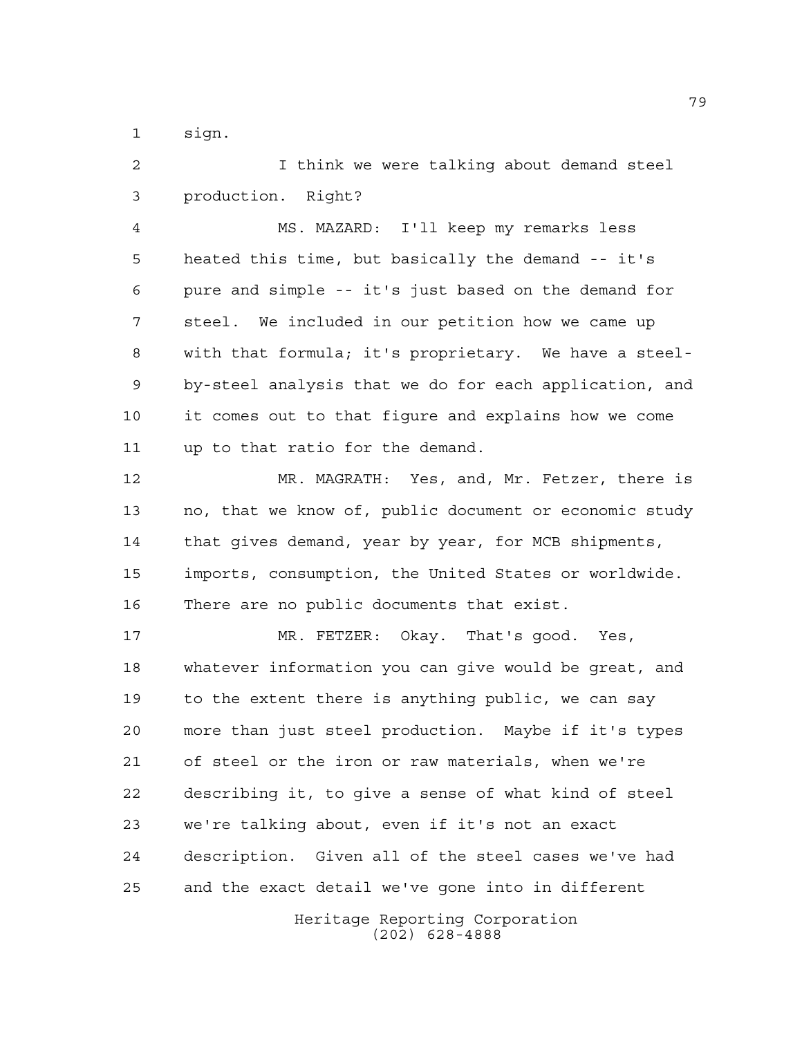sign.

I think we were talking about demand steel production. Right?

MS. MAZARD: I'll keep my remarks less heated this time, but basically the demand -- it's pure and simple -- it's just based on the demand for steel. We included in our petition how we came up with that formula; it's proprietary. We have a steel-by-steel analysis that we do for each application, and it comes out to that figure and explains how we come up to that ratio for the demand.

MR. MAGRATH: Yes, and, Mr. Fetzer, there is no, that we know of, public document or economic study that gives demand, year by year, for MCB shipments, imports, consumption, the United States or worldwide. There are no public documents that exist.

MR. FETZER: Okay. That's good. Yes, whatever information you can give would be great, and to the extent there is anything public, we can say more than just steel production. Maybe if it's types of steel or the iron or raw materials, when we're describing it, to give a sense of what kind of steel we're talking about, even if it's not an exact description. Given all of the steel cases we've had and the exact detail we've gone into in different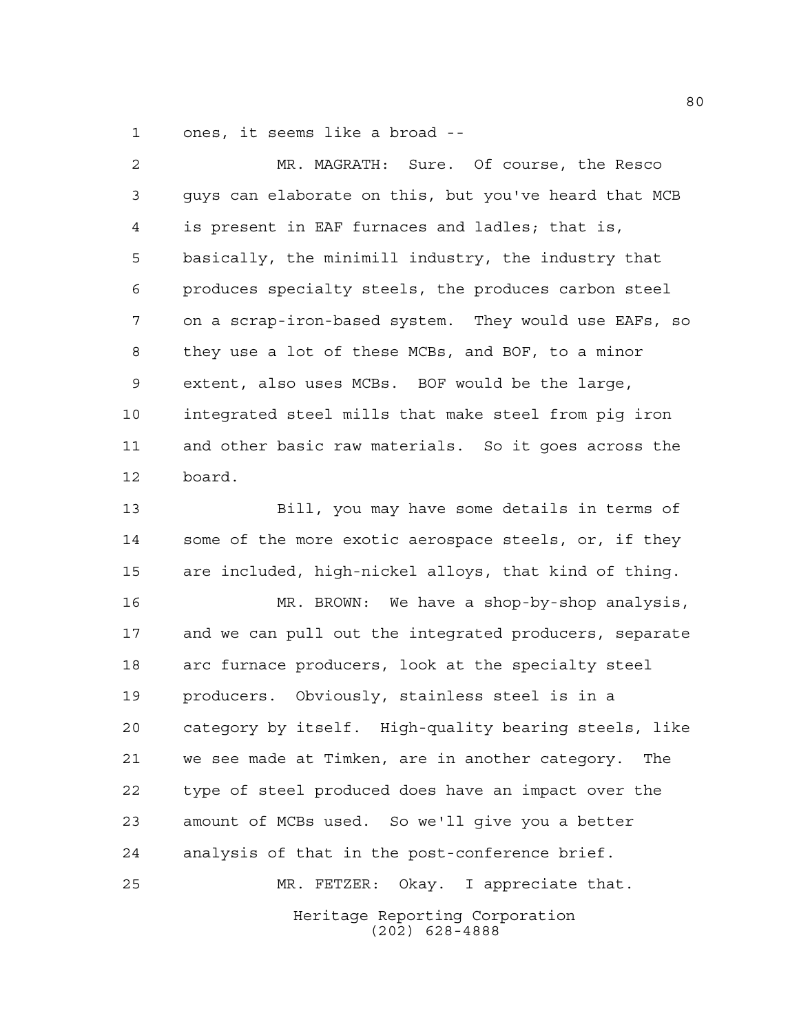ones, it seems like a broad --

MR. MAGRATH: Sure. Of course, the Resco guys can elaborate on this, but you've heard that MCB is present in EAF furnaces and ladles; that is, basically, the minimill industry, the industry that produces specialty steels, the produces carbon steel on a scrap-iron-based system. They would use EAFs, so they use a lot of these MCBs, and BOF, to a minor extent, also uses MCBs. BOF would be the large, integrated steel mills that make steel from pig iron and other basic raw materials. So it goes across the board.

Bill, you may have some details in terms of some of the more exotic aerospace steels, or, if they are included, high-nickel alloys, that kind of thing.

MR. BROWN: We have a shop-by-shop analysis, and we can pull out the integrated producers, separate arc furnace producers, look at the specialty steel producers. Obviously, stainless steel is in a category by itself. High-quality bearing steels, like we see made at Timken, are in another category. The type of steel produced does have an impact over the amount of MCBs used. So we'll give you a better analysis of that in the post-conference brief.

MR. FETZER: Okay. I appreciate that.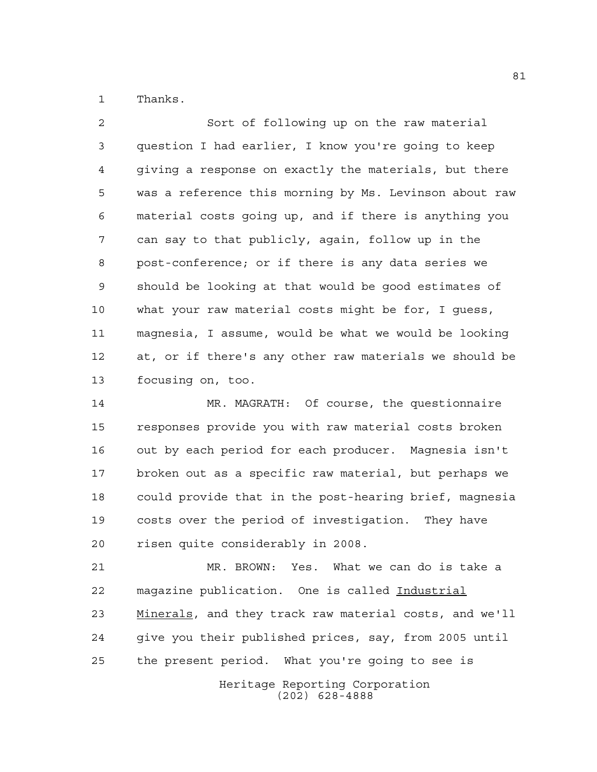Thanks.

Sort of following up on the raw material question I had earlier, I know you're going to keep giving a response on exactly the materials, but there was a reference this morning by Ms. Levinson about raw material costs going up, and if there is anything you can say to that publicly, again, follow up in the post-conference; or if there is any data series we should be looking at that would be good estimates of what your raw material costs might be for, I guess, magnesia, I assume, would be what we would be looking at, or if there's any other raw materials we should be focusing on, too.

MR. MAGRATH: Of course, the questionnaire responses provide you with raw material costs broken out by each period for each producer. Magnesia isn't broken out as a specific raw material, but perhaps we could provide that in the post-hearing brief, magnesia costs over the period of investigation. They have risen quite considerably in 2008.

MR. BROWN: Yes. What we can do is take a magazine publication. One is called Industrial Minerals, and they track raw material costs, and we'll give you their published prices, say, from 2005 until the present period. What you're going to see is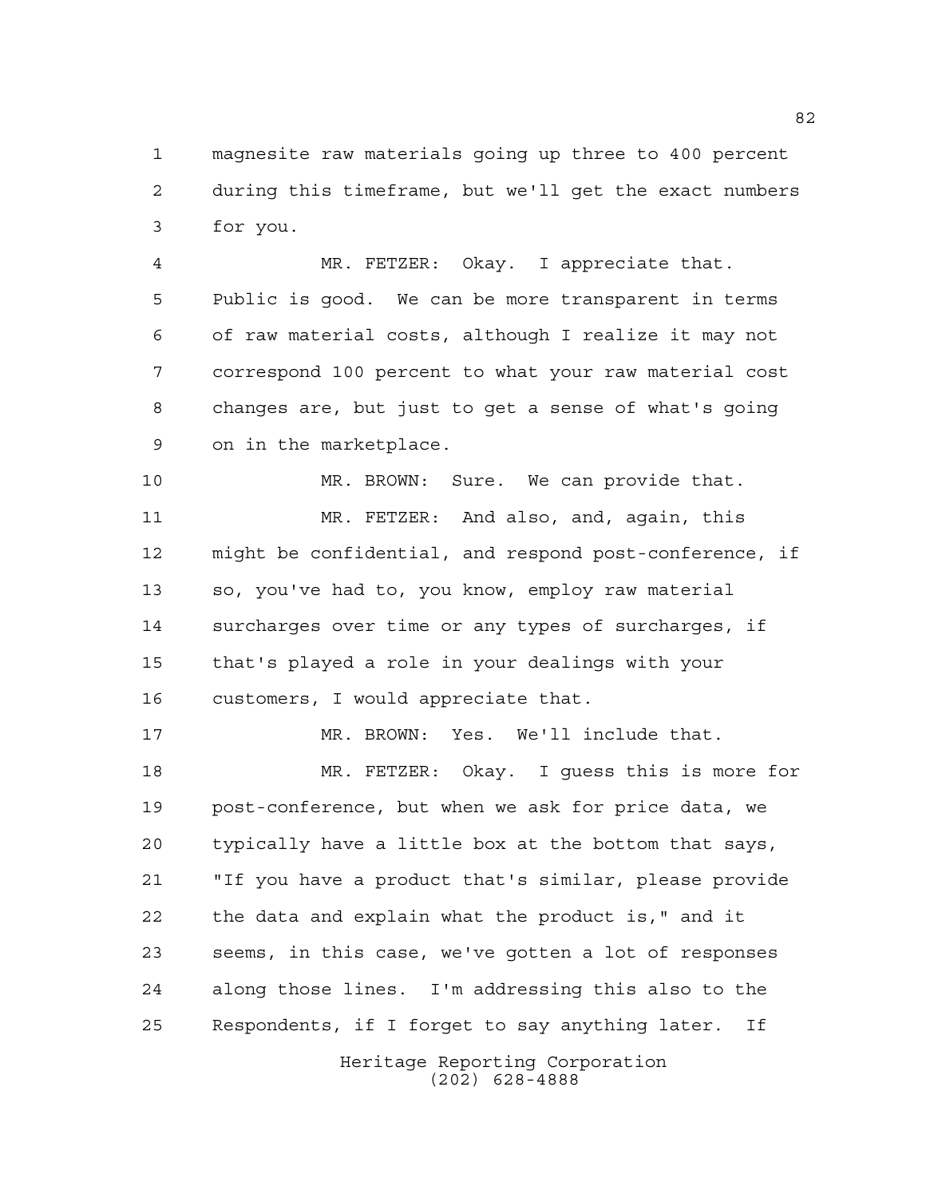magnesite raw materials going up three to 400 percent during this timeframe, but we'll get the exact numbers for you.

MR. FETZER: Okay. I appreciate that. Public is good. We can be more transparent in terms of raw material costs, although I realize it may not correspond 100 percent to what your raw material cost changes are, but just to get a sense of what's going on in the marketplace.

MR. BROWN: Sure. We can provide that.

MR. FETZER: And also, and, again, this might be confidential, and respond post-conference, if so, you've had to, you know, employ raw material surcharges over time or any types of surcharges, if that's played a role in your dealings with your customers, I would appreciate that.

MR. BROWN: Yes. We'll include that.

MR. FETZER: Okay. I guess this is more for post-conference, but when we ask for price data, we typically have a little box at the bottom that says, "If you have a product that's similar, please provide the data and explain what the product is," and it seems, in this case, we've gotten a lot of responses along those lines. I'm addressing this also to the Respondents, if I forget to say anything later. If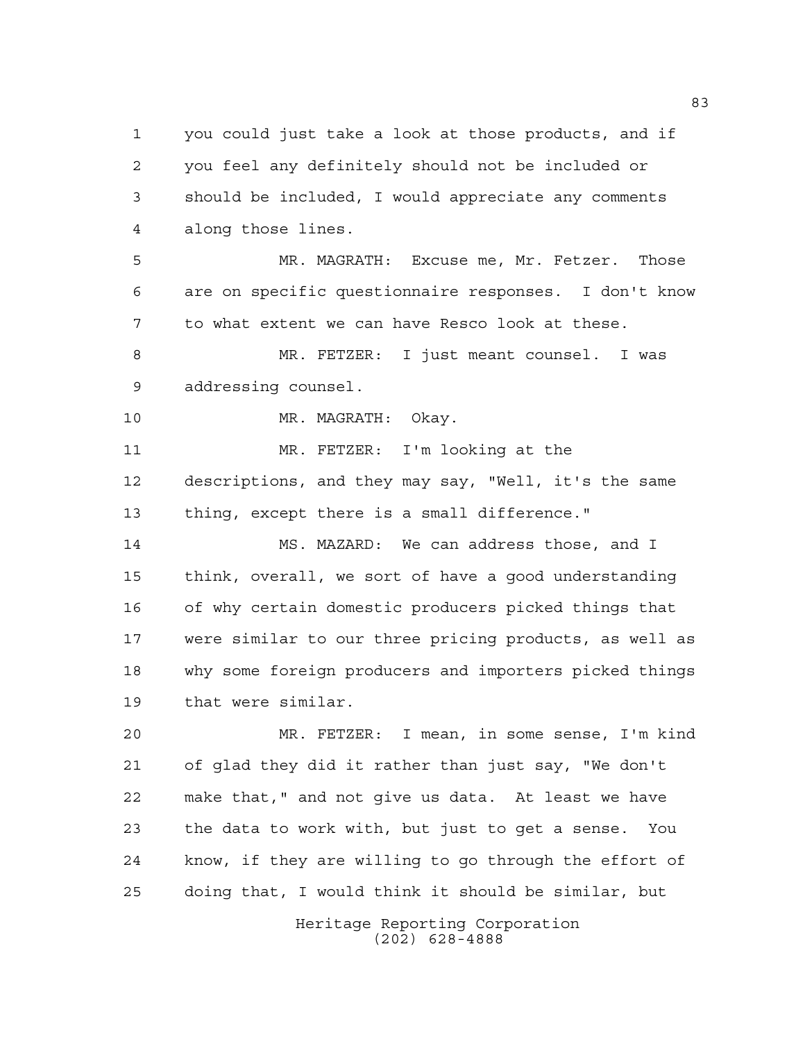you could just take a look at those products, and if you feel any definitely should not be included or should be included, I would appreciate any comments along those lines.

MR. MAGRATH: Excuse me, Mr. Fetzer. Those are on specific questionnaire responses. I don't know to what extent we can have Resco look at these.

MR. FETZER: I just meant counsel. I was addressing counsel.

MR. MAGRATH: Okay.

MR. FETZER: I'm looking at the descriptions, and they may say, "Well, it's the same thing, except there is a small difference."

MS. MAZARD: We can address those, and I think, overall, we sort of have a good understanding of why certain domestic producers picked things that were similar to our three pricing products, as well as why some foreign producers and importers picked things that were similar.

MR. FETZER: I mean, in some sense, I'm kind of glad they did it rather than just say, "We don't make that," and not give us data. At least we have the data to work with, but just to get a sense. You know, if they are willing to go through the effort of doing that, I would think it should be similar, but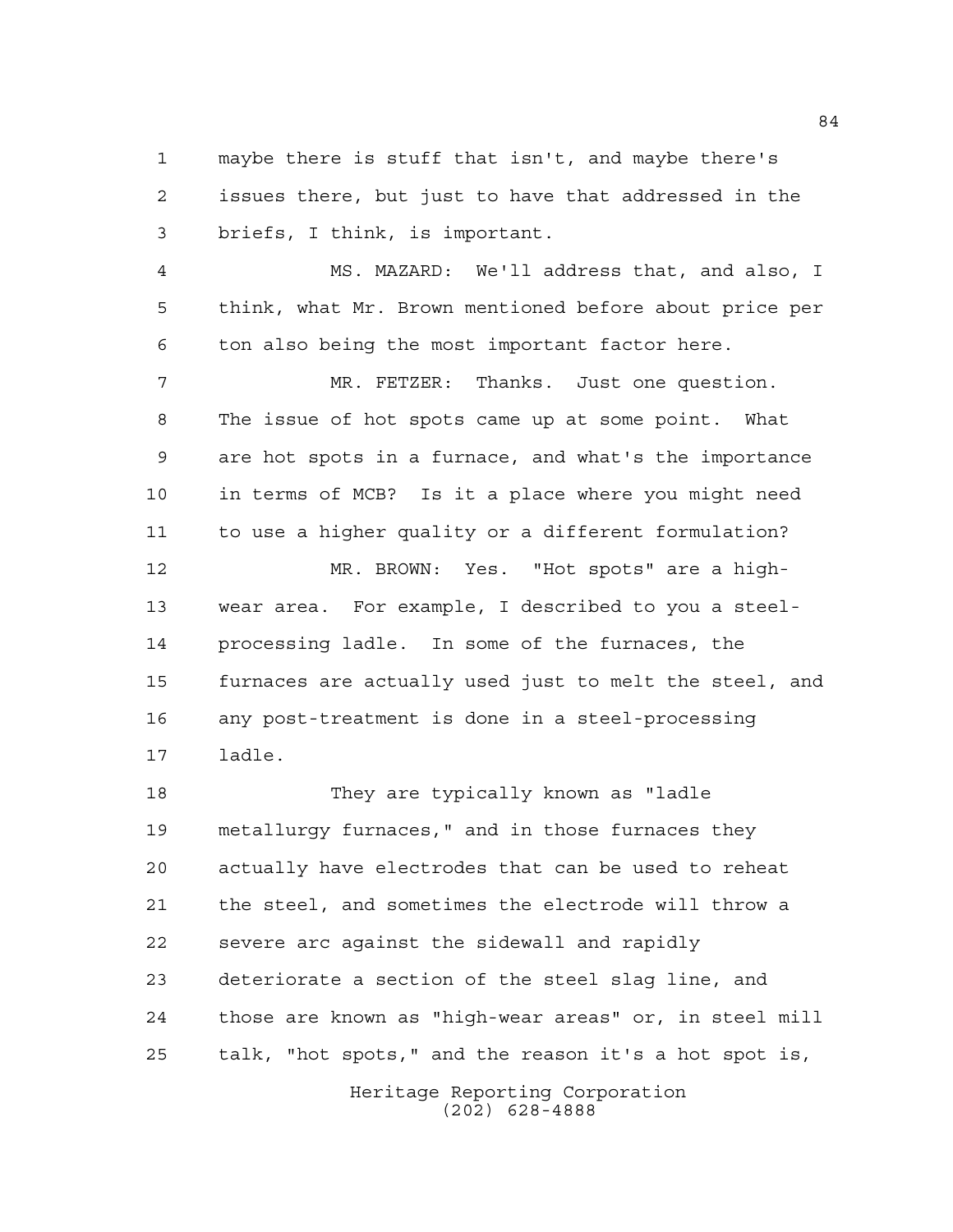maybe there is stuff that isn't, and maybe there's issues there, but just to have that addressed in the briefs, I think, is important.

MS. MAZARD: We'll address that, and also, I think, what Mr. Brown mentioned before about price per ton also being the most important factor here.

MR. FETZER: Thanks. Just one question. The issue of hot spots came up at some point. What are hot spots in a furnace, and what's the importance in terms of MCB? Is it a place where you might need to use a higher quality or a different formulation?

MR. BROWN: Yes. "Hot spots" are a high-wear area. For example, I described to you a steel-processing ladle. In some of the furnaces, the furnaces are actually used just to melt the steel, and any post-treatment is done in a steel-processing ladle.

They are typically known as "ladle metallurgy furnaces," and in those furnaces they actually have electrodes that can be used to reheat the steel, and sometimes the electrode will throw a severe arc against the sidewall and rapidly deteriorate a section of the steel slag line, and those are known as "high-wear areas" or, in steel mill talk, "hot spots," and the reason it's a hot spot is,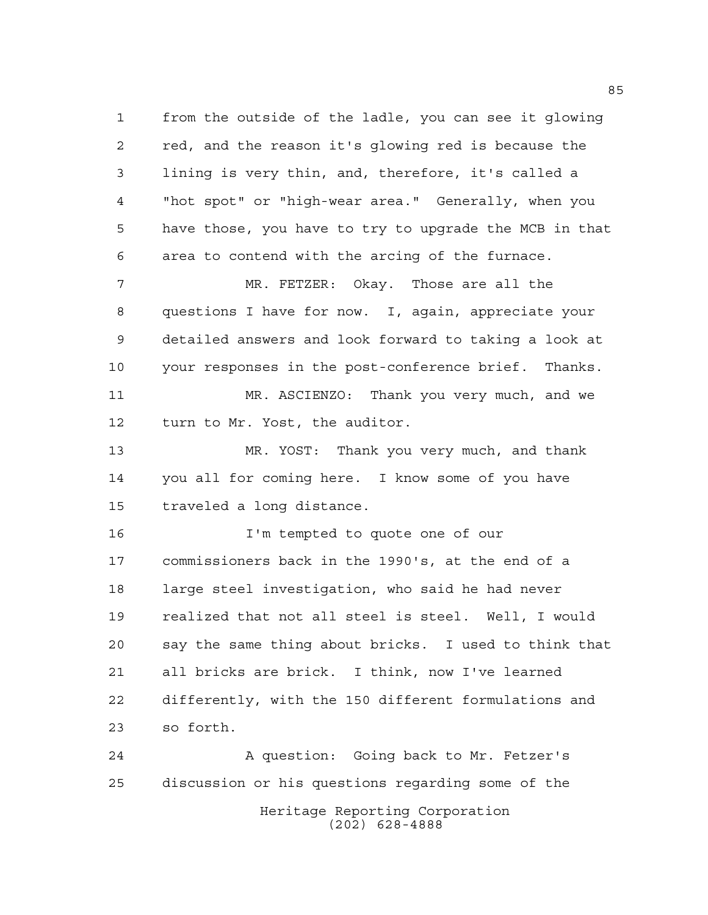from the outside of the ladle, you can see it glowing red, and the reason it's glowing red is because the lining is very thin, and, therefore, it's called a "hot spot" or "high-wear area." Generally, when you have those, you have to try to upgrade the MCB in that area to contend with the arcing of the furnace.

MR. FETZER: Okay. Those are all the questions I have for now. I, again, appreciate your detailed answers and look forward to taking a look at your responses in the post-conference brief. Thanks.

MR. ASCIENZO: Thank you very much, and we turn to Mr. Yost, the auditor.

MR. YOST: Thank you very much, and thank you all for coming here. I know some of you have traveled a long distance.

I'm tempted to quote one of our commissioners back in the 1990's, at the end of a large steel investigation, who said he had never realized that not all steel is steel. Well, I would say the same thing about bricks. I used to think that all bricks are brick. I think, now I've learned differently, with the 150 different formulations and so forth.

A question: Going back to Mr. Fetzer's discussion or his questions regarding some of the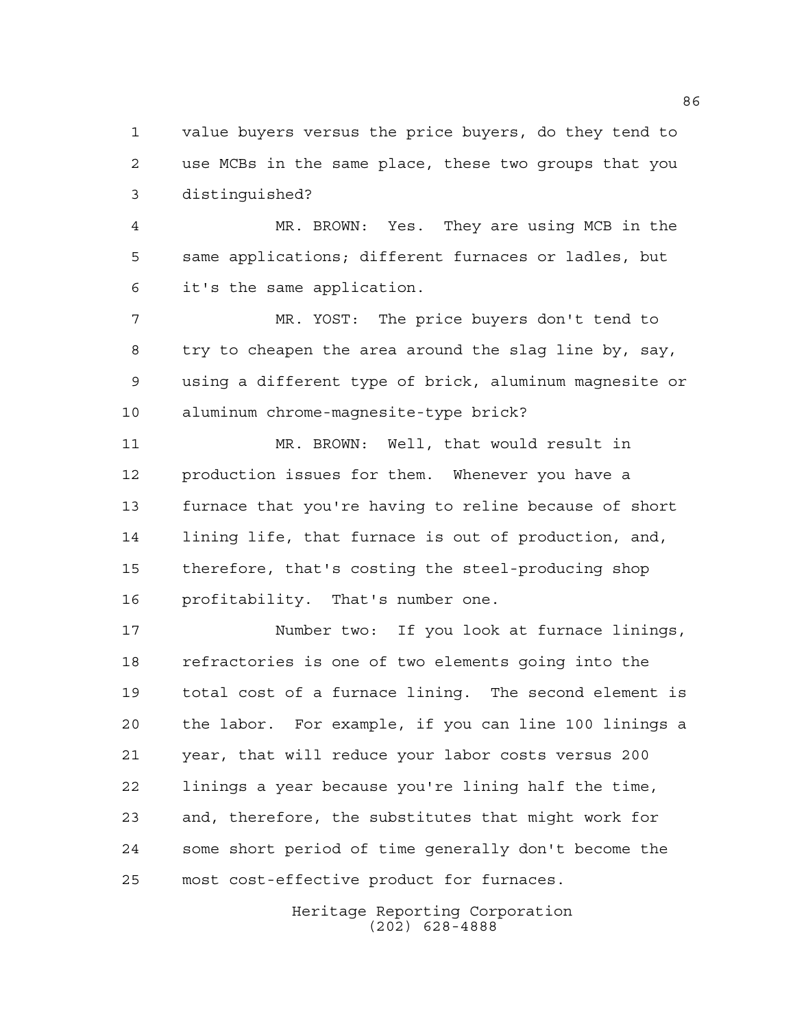value buyers versus the price buyers, do they tend to use MCBs in the same place, these two groups that you distinguished?

MR. BROWN: Yes. They are using MCB in the same applications; different furnaces or ladles, but it's the same application.

MR. YOST: The price buyers don't tend to try to cheapen the area around the slag line by, say, using a different type of brick, aluminum magnesite or aluminum chrome-magnesite-type brick?

MR. BROWN: Well, that would result in production issues for them. Whenever you have a furnace that you're having to reline because of short lining life, that furnace is out of production, and, therefore, that's costing the steel-producing shop profitability. That's number one.

Number two: If you look at furnace linings, refractories is one of two elements going into the total cost of a furnace lining. The second element is the labor. For example, if you can line 100 linings a year, that will reduce your labor costs versus 200 linings a year because you're lining half the time, and, therefore, the substitutes that might work for some short period of time generally don't become the most cost-effective product for furnaces.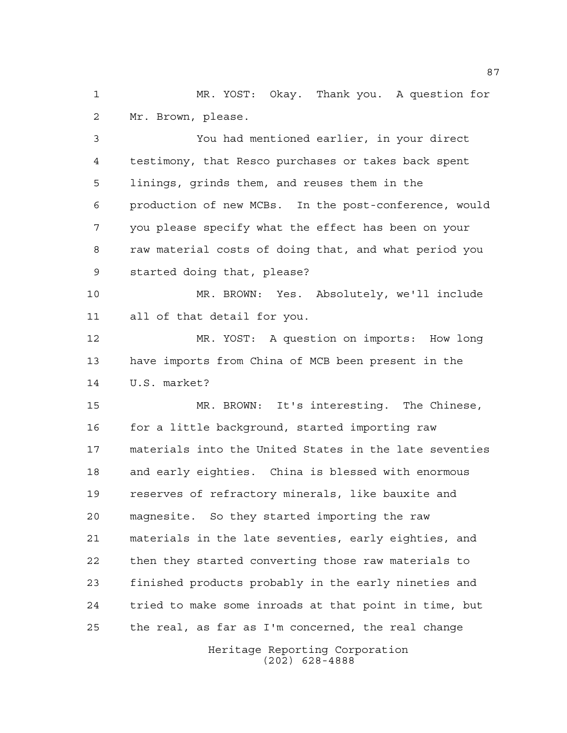MR. YOST: Okay. Thank you. A question for Mr. Brown, please.

You had mentioned earlier, in your direct testimony, that Resco purchases or takes back spent linings, grinds them, and reuses them in the production of new MCBs. In the post-conference, would you please specify what the effect has been on your raw material costs of doing that, and what period you started doing that, please?

MR. BROWN: Yes. Absolutely, we'll include all of that detail for you.

MR. YOST: A question on imports: How long have imports from China of MCB been present in the U.S. market?

MR. BROWN: It's interesting. The Chinese, for a little background, started importing raw materials into the United States in the late seventies and early eighties. China is blessed with enormous reserves of refractory minerals, like bauxite and magnesite. So they started importing the raw materials in the late seventies, early eighties, and then they started converting those raw materials to finished products probably in the early nineties and tried to make some inroads at that point in time, but the real, as far as I'm concerned, the real change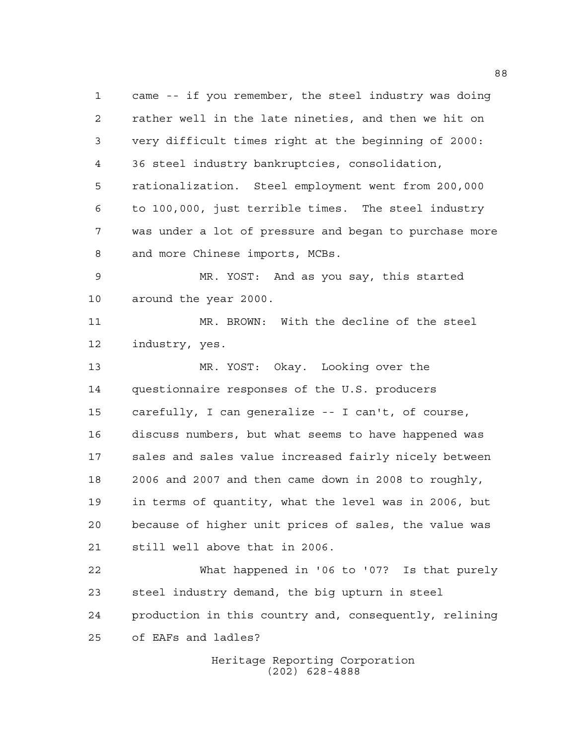came -- if you remember, the steel industry was doing rather well in the late nineties, and then we hit on very difficult times right at the beginning of 2000: 36 steel industry bankruptcies, consolidation, rationalization. Steel employment went from 200,000 to 100,000, just terrible times. The steel industry was under a lot of pressure and began to purchase more and more Chinese imports, MCBs.

MR. YOST: And as you say, this started around the year 2000.

MR. BROWN: With the decline of the steel industry, yes.

MR. YOST: Okay. Looking over the questionnaire responses of the U.S. producers carefully, I can generalize -- I can't, of course, discuss numbers, but what seems to have happened was sales and sales value increased fairly nicely between 2006 and 2007 and then came down in 2008 to roughly, in terms of quantity, what the level was in 2006, but because of higher unit prices of sales, the value was still well above that in 2006.

What happened in '06 to '07? Is that purely steel industry demand, the big upturn in steel production in this country and, consequently, relining of EAFs and ladles?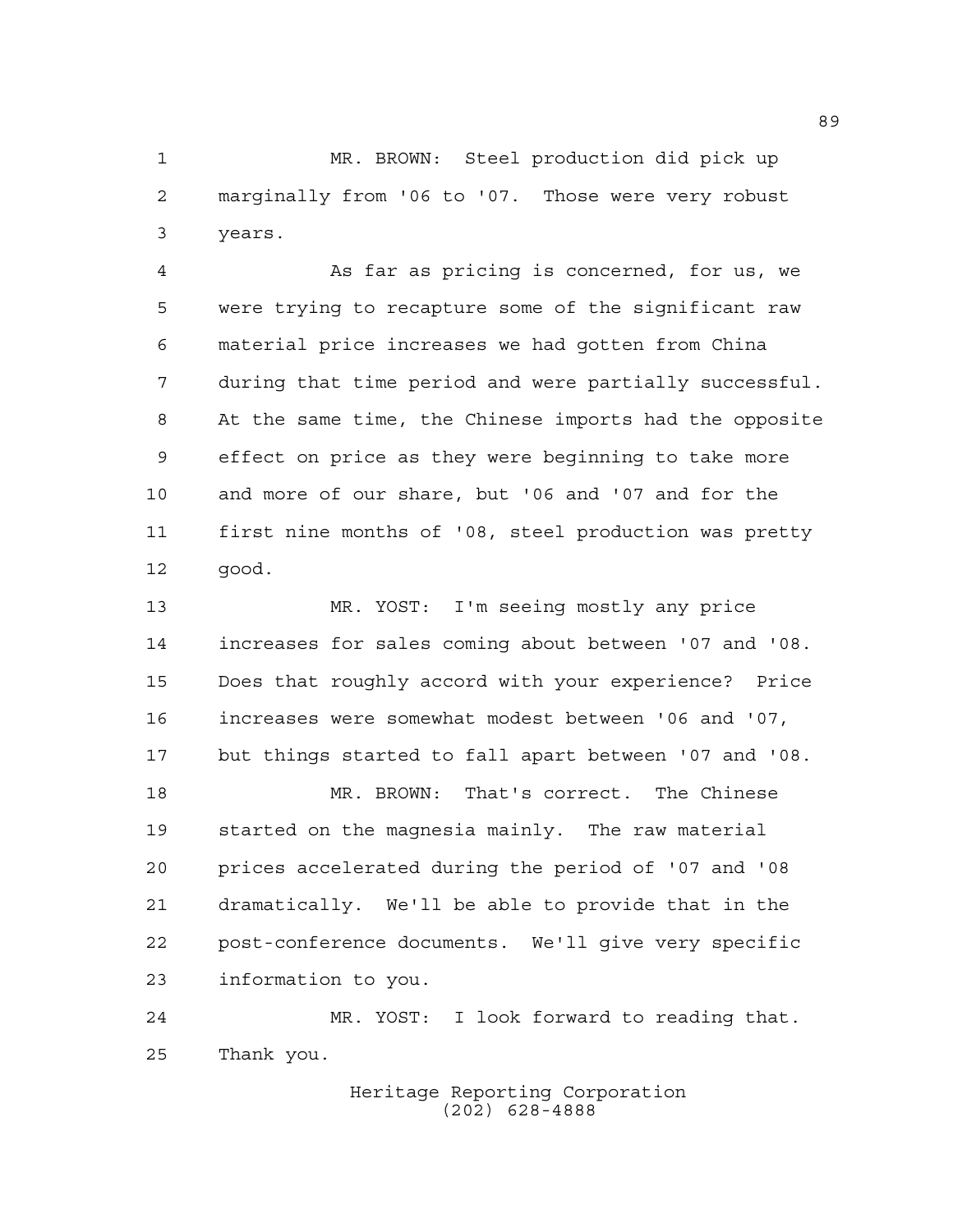MR. BROWN: Steel production did pick up marginally from '06 to '07. Those were very robust years.

As far as pricing is concerned, for us, we were trying to recapture some of the significant raw material price increases we had gotten from China during that time period and were partially successful. At the same time, the Chinese imports had the opposite effect on price as they were beginning to take more and more of our share, but '06 and '07 and for the first nine months of '08, steel production was pretty good.

MR. YOST: I'm seeing mostly any price increases for sales coming about between '07 and '08. Does that roughly accord with your experience? Price increases were somewhat modest between '06 and '07, but things started to fall apart between '07 and '08.

MR. BROWN: That's correct. The Chinese started on the magnesia mainly. The raw material prices accelerated during the period of '07 and '08 dramatically. We'll be able to provide that in the post-conference documents. We'll give very specific information to you.

MR. YOST: I look forward to reading that. Thank you.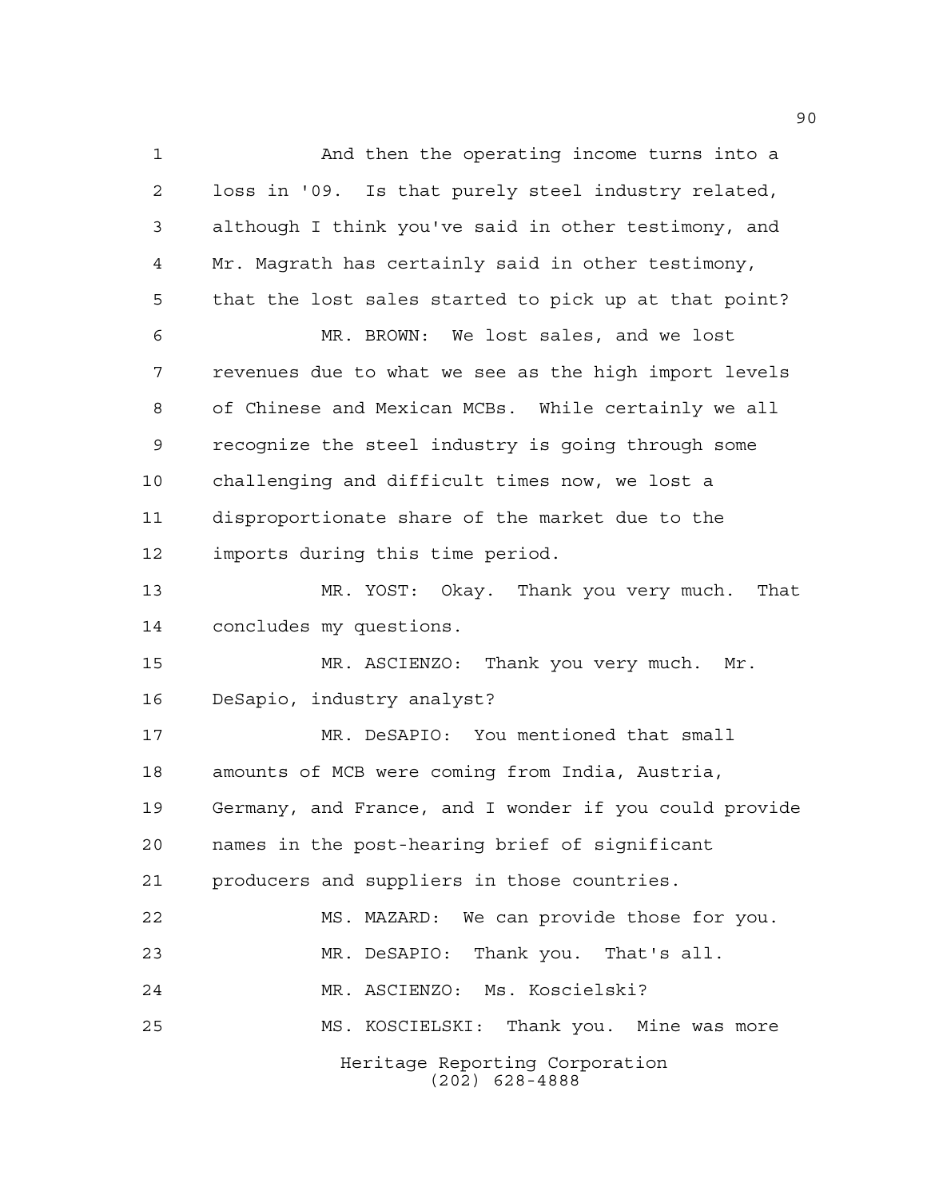And then the operating income turns into a loss in '09. Is that purely steel industry related, although I think you've said in other testimony, and Mr. Magrath has certainly said in other testimony, that the lost sales started to pick up at that point?

MR. BROWN: We lost sales, and we lost revenues due to what we see as the high import levels of Chinese and Mexican MCBs. While certainly we all recognize the steel industry is going through some challenging and difficult times now, we lost a disproportionate share of the market due to the imports during this time period.

MR. YOST: Okay. Thank you very much. That concludes my questions.

MR. ASCIENZO: Thank you very much. Mr. DeSapio, industry analyst?

MR. DeSAPIO: You mentioned that small amounts of MCB were coming from India, Austria, Germany, and France, and I wonder if you could provide names in the post-hearing brief of significant producers and suppliers in those countries.

MS. MAZARD: We can provide those for you.

MR. DeSAPIO: Thank you. That's all.

MR. ASCIENZO: Ms. Koscielski?

MS. KOSCIELSKI: Thank you. Mine was more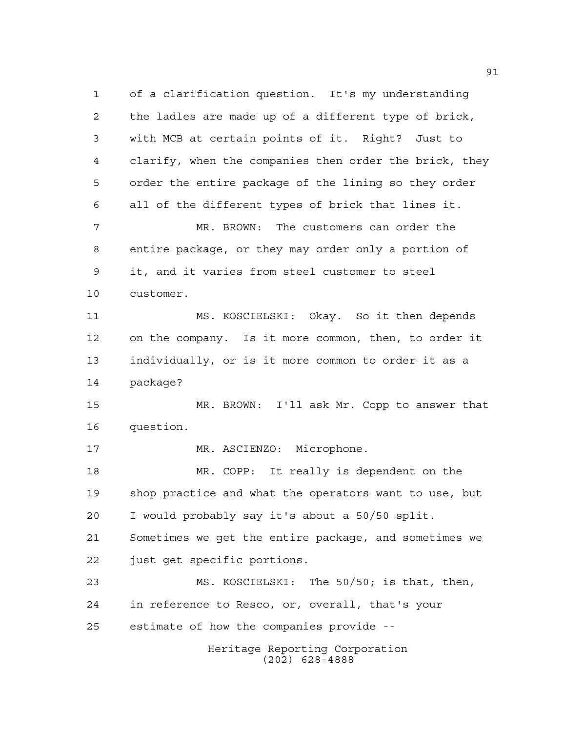of a clarification question. It's my understanding the ladles are made up of a different type of brick, with MCB at certain points of it. Right? Just to clarify, when the companies then order the brick, they order the entire package of the lining so they order all of the different types of brick that lines it.

MR. BROWN: The customers can order the entire package, or they may order only a portion of it, and it varies from steel customer to steel customer.

MS. KOSCIELSKI: Okay. So it then depends on the company. Is it more common, then, to order it individually, or is it more common to order it as a package?

MR. BROWN: I'll ask Mr. Copp to answer that question.

MR. ASCIENZO: Microphone.

MR. COPP: It really is dependent on the shop practice and what the operators want to use, but I would probably say it's about a 50/50 split. Sometimes we get the entire package, and sometimes we just get specific portions.

MS. KOSCIELSKI: The 50/50; is that, then, in reference to Resco, or, overall, that's your estimate of how the companies provide --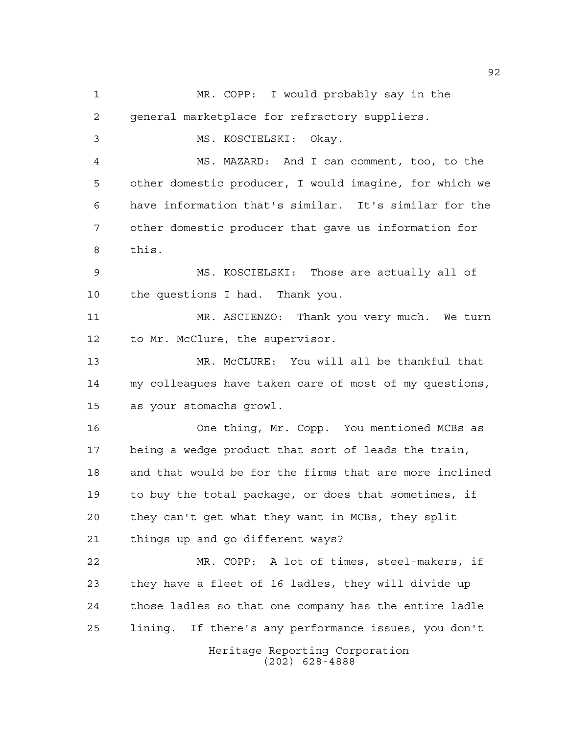MR. COPP: I would probably say in the general marketplace for refractory suppliers.

MS. KOSCIELSKI: Okay.

MS. MAZARD: And I can comment, too, to the other domestic producer, I would imagine, for which we have information that's similar. It's similar for the other domestic producer that gave us information for this.

MS. KOSCIELSKI: Those are actually all of the questions I had. Thank you.

MR. ASCIENZO: Thank you very much. We turn to Mr. McClure, the supervisor.

MR. McCLURE: You will all be thankful that my colleagues have taken care of most of my questions, as your stomachs growl.

One thing, Mr. Copp. You mentioned MCBs as being a wedge product that sort of leads the train, and that would be for the firms that are more inclined to buy the total package, or does that sometimes, if they can't get what they want in MCBs, they split things up and go different ways?

MR. COPP: A lot of times, steel-makers, if they have a fleet of 16 ladles, they will divide up those ladles so that one company has the entire ladle lining. If there's any performance issues, you don't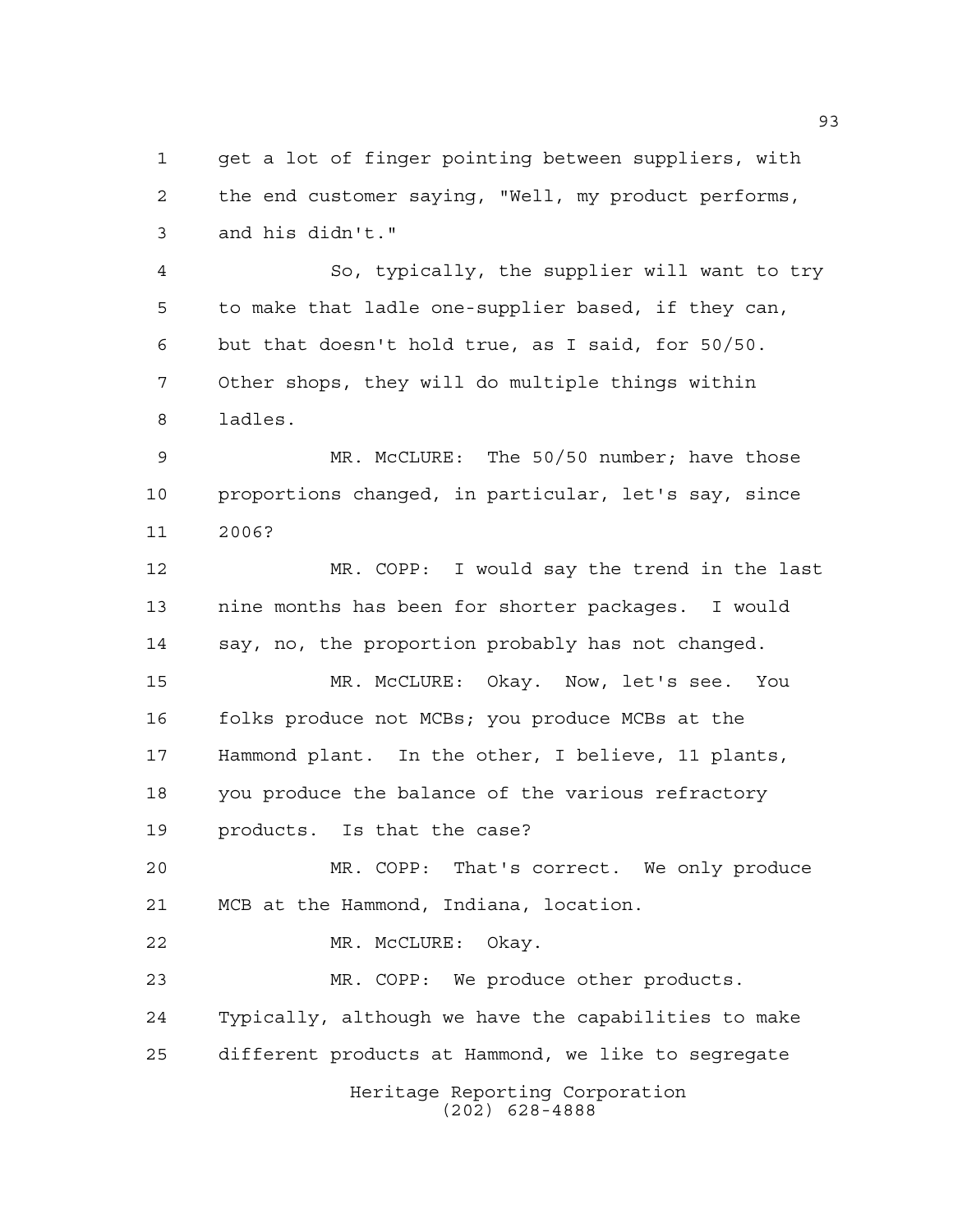get a lot of finger pointing between suppliers, with the end customer saying, "Well, my product performs, and his didn't."

So, typically, the supplier will want to try to make that ladle one-supplier based, if they can, but that doesn't hold true, as I said, for 50/50. Other shops, they will do multiple things within ladles.

MR. McCLURE: The 50/50 number; have those proportions changed, in particular, let's say, since 2006?

MR. COPP: I would say the trend in the last nine months has been for shorter packages. I would say, no, the proportion probably has not changed.

MR. McCLURE: Okay. Now, let's see. You folks produce not MCBs; you produce MCBs at the Hammond plant. In the other, I believe, 11 plants, you produce the balance of the various refractory products. Is that the case?

MR. COPP: That's correct. We only produce MCB at the Hammond, Indiana, location.

MR. McCLURE: Okay.

MR. COPP: We produce other products. Typically, although we have the capabilities to make different products at Hammond, we like to segregate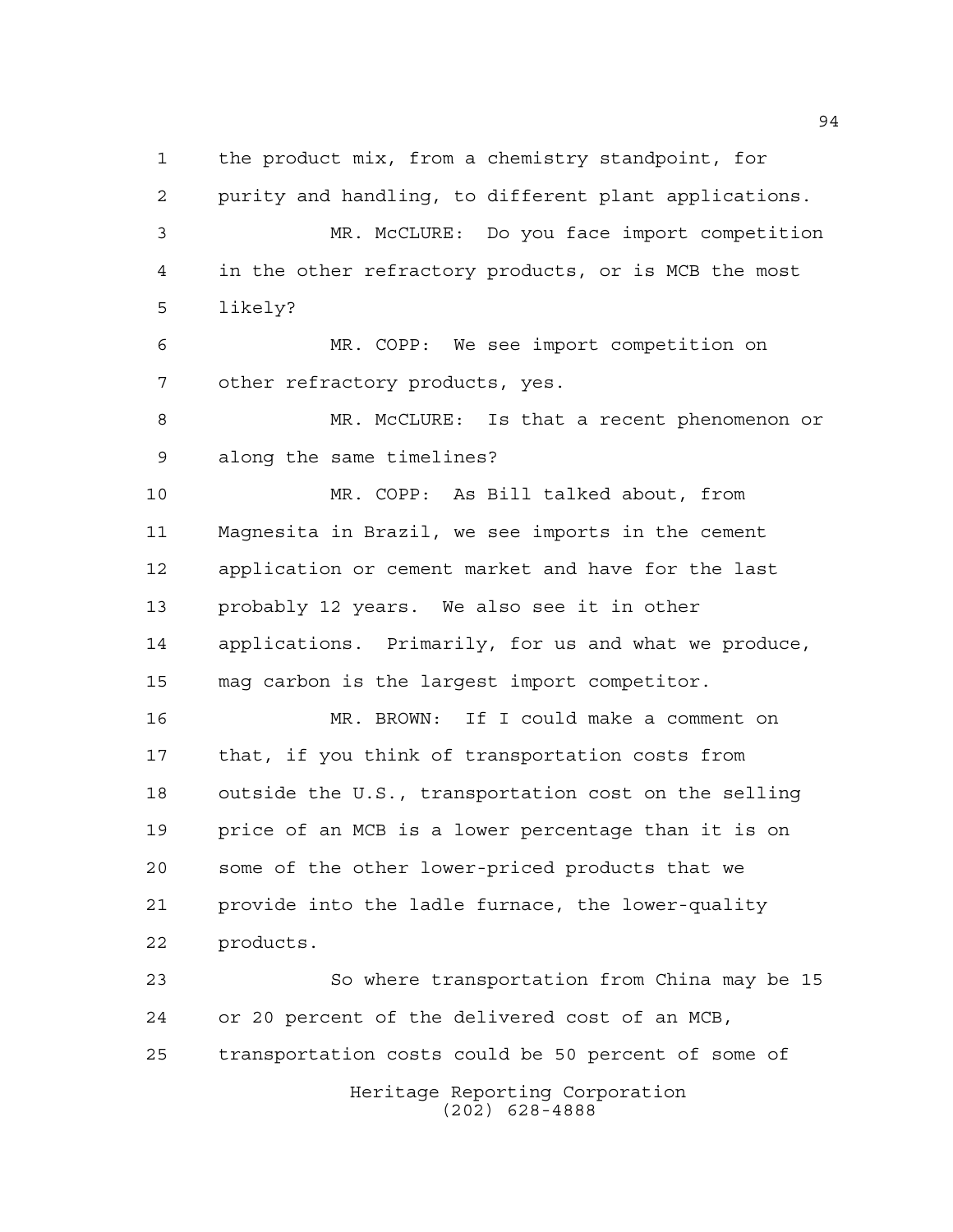the product mix, from a chemistry standpoint, for purity and handling, to different plant applications.

MR. McCLURE: Do you face import competition in the other refractory products, or is MCB the most likely?

MR. COPP: We see import competition on other refractory products, yes.

MR. McCLURE: Is that a recent phenomenon or along the same timelines?

MR. COPP: As Bill talked about, from Magnesita in Brazil, we see imports in the cement application or cement market and have for the last probably 12 years. We also see it in other applications. Primarily, for us and what we produce, mag carbon is the largest import competitor.

MR. BROWN: If I could make a comment on that, if you think of transportation costs from outside the U.S., transportation cost on the selling price of an MCB is a lower percentage than it is on some of the other lower-priced products that we provide into the ladle furnace, the lower-quality products.

So where transportation from China may be 15 or 20 percent of the delivered cost of an MCB, transportation costs could be 50 percent of some of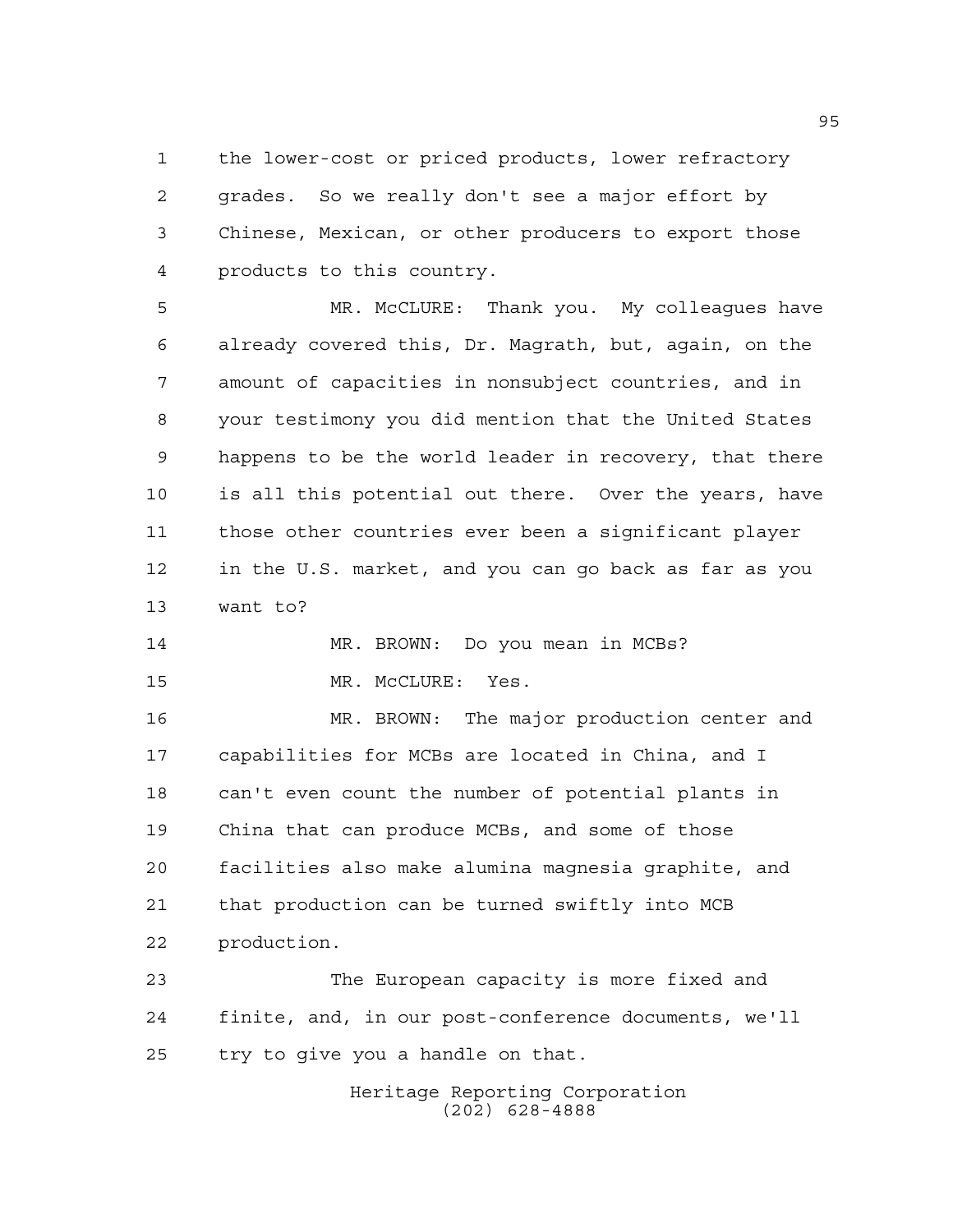the lower-cost or priced products, lower refractory grades. So we really don't see a major effort by Chinese, Mexican, or other producers to export those products to this country.

MR. McCLURE: Thank you. My colleagues have already covered this, Dr. Magrath, but, again, on the amount of capacities in nonsubject countries, and in your testimony you did mention that the United States happens to be the world leader in recovery, that there is all this potential out there. Over the years, have those other countries ever been a significant player in the U.S. market, and you can go back as far as you want to?

MR. BROWN: Do you mean in MCBs?

MR. McCLURE: Yes.

MR. BROWN: The major production center and capabilities for MCBs are located in China, and I can't even count the number of potential plants in China that can produce MCBs, and some of those facilities also make alumina magnesia graphite, and that production can be turned swiftly into MCB production.

The European capacity is more fixed and finite, and, in our post-conference documents, we'll try to give you a handle on that.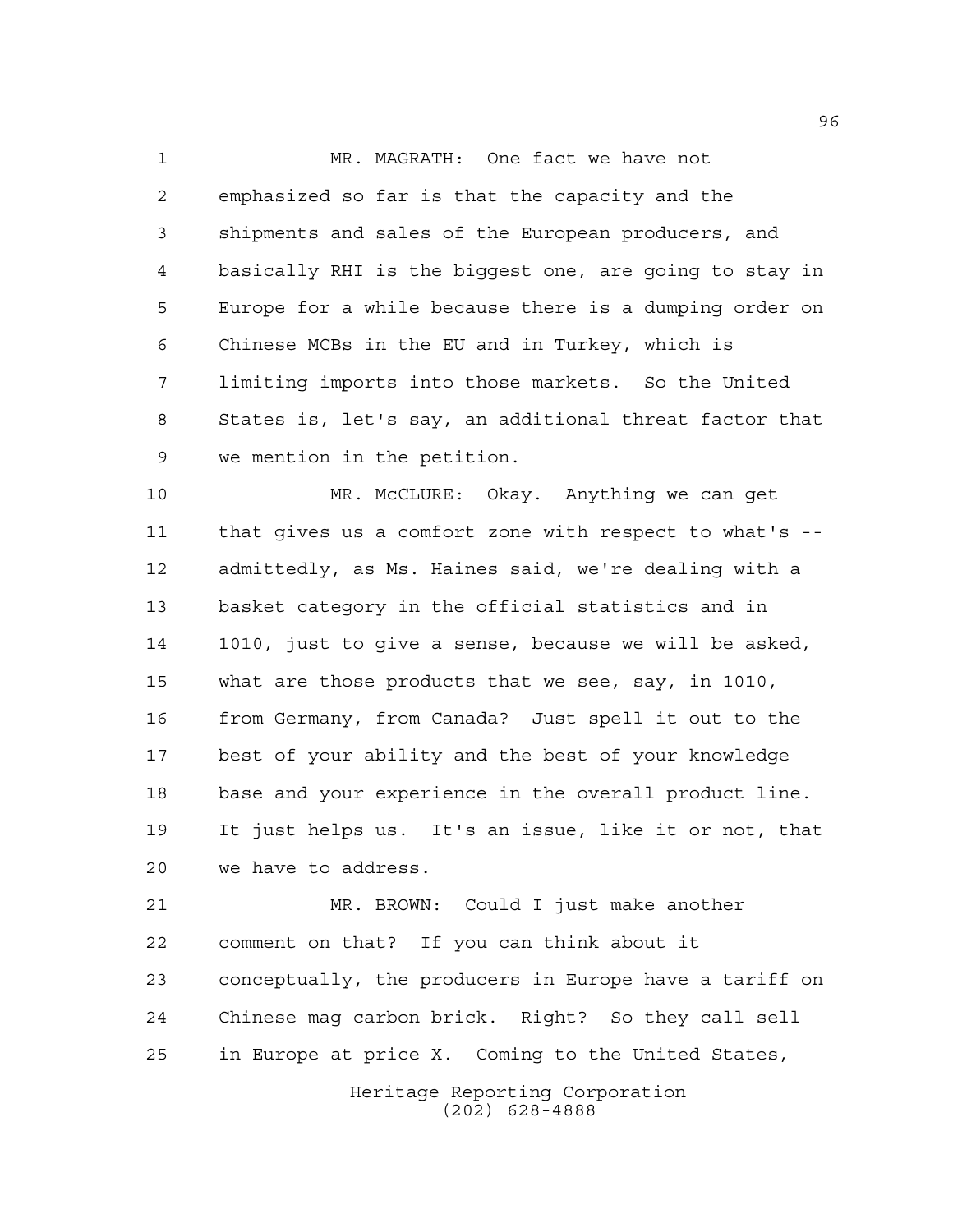MR. MAGRATH: One fact we have not emphasized so far is that the capacity and the shipments and sales of the European producers, and basically RHI is the biggest one, are going to stay in Europe for a while because there is a dumping order on Chinese MCBs in the EU and in Turkey, which is limiting imports into those markets. So the United States is, let's say, an additional threat factor that we mention in the petition.

MR. McCLURE: Okay. Anything we can get that gives us a comfort zone with respect to what's -- admittedly, as Ms. Haines said, we're dealing with a basket category in the official statistics and in 1010, just to give a sense, because we will be asked, what are those products that we see, say, in 1010, from Germany, from Canada? Just spell it out to the best of your ability and the best of your knowledge base and your experience in the overall product line. It just helps us. It's an issue, like it or not, that we have to address.

MR. BROWN: Could I just make another comment on that? If you can think about it conceptually, the producers in Europe have a tariff on Chinese mag carbon brick. Right? So they call sell in Europe at price X. Coming to the United States,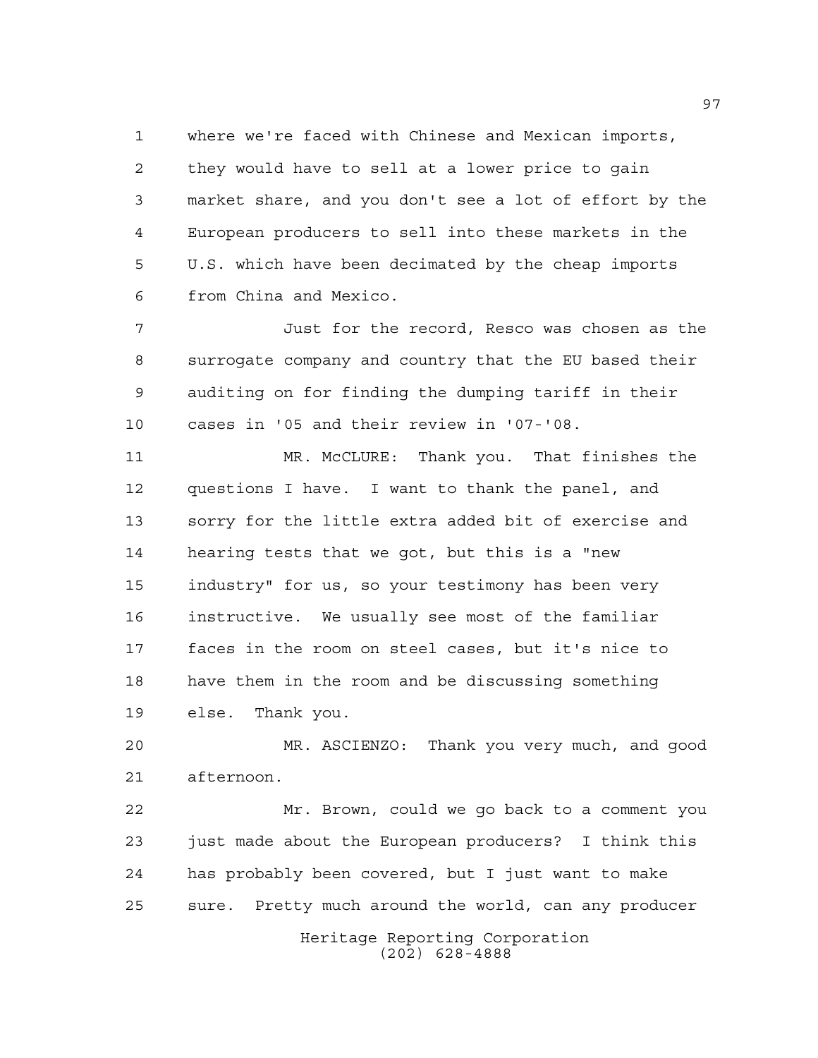where we're faced with Chinese and Mexican imports, they would have to sell at a lower price to gain market share, and you don't see a lot of effort by the European producers to sell into these markets in the U.S. which have been decimated by the cheap imports from China and Mexico.

Just for the record, Resco was chosen as the surrogate company and country that the EU based their auditing on for finding the dumping tariff in their cases in '05 and their review in '07-'08.

MR. McCLURE: Thank you. That finishes the questions I have. I want to thank the panel, and sorry for the little extra added bit of exercise and hearing tests that we got, but this is a "new industry" for us, so your testimony has been very instructive. We usually see most of the familiar faces in the room on steel cases, but it's nice to have them in the room and be discussing something else. Thank you.

MR. ASCIENZO: Thank you very much, and good afternoon.

Mr. Brown, could we go back to a comment you just made about the European producers? I think this has probably been covered, but I just want to make sure. Pretty much around the world, can any producer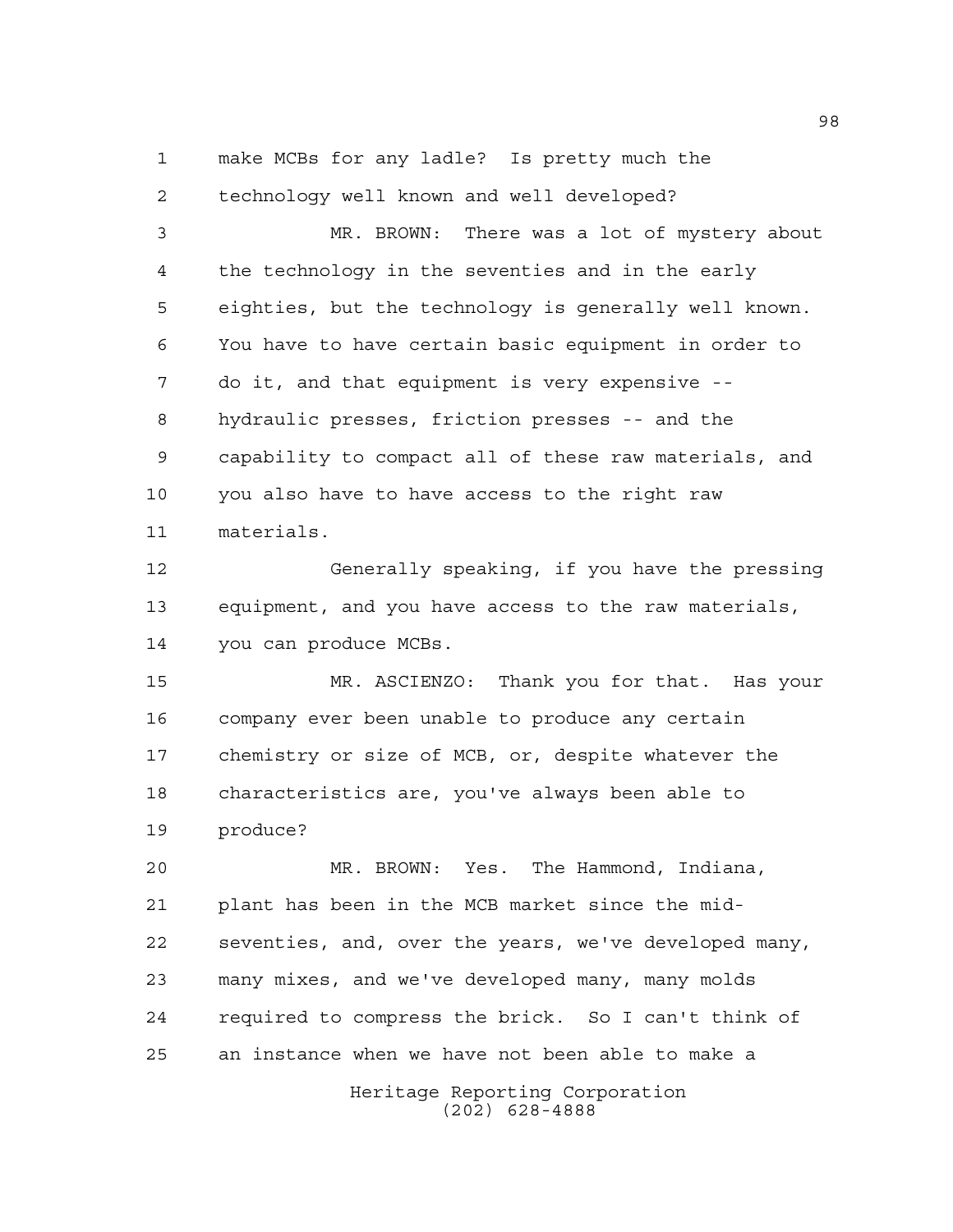make MCBs for any ladle? Is pretty much the technology well known and well developed?

MR. BROWN: There was a lot of mystery about the technology in the seventies and in the early eighties, but the technology is generally well known. You have to have certain basic equipment in order to do it, and that equipment is very expensive -- hydraulic presses, friction presses -- and the capability to compact all of these raw materials, and you also have to have access to the right raw materials.

Generally speaking, if you have the pressing equipment, and you have access to the raw materials, you can produce MCBs.

MR. ASCIENZO: Thank you for that. Has your company ever been unable to produce any certain chemistry or size of MCB, or, despite whatever the characteristics are, you've always been able to produce?

MR. BROWN: Yes. The Hammond, Indiana, plant has been in the MCB market since the mid-seventies, and, over the years, we've developed many, many mixes, and we've developed many, many molds required to compress the brick. So I can't think of an instance when we have not been able to make a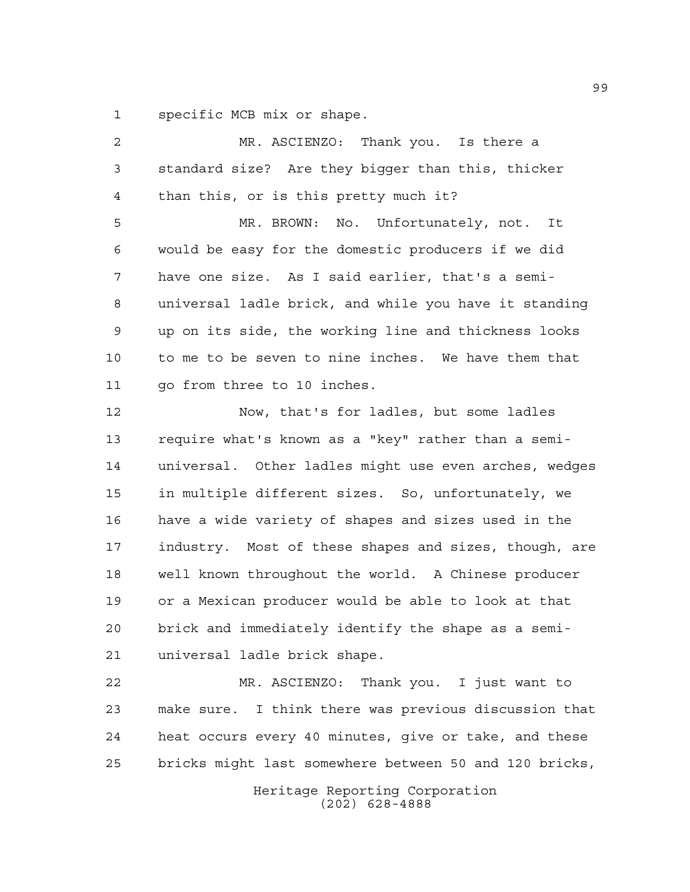specific MCB mix or shape.

MR. ASCIENZO: Thank you. Is there a standard size? Are they bigger than this, thicker than this, or is this pretty much it?

MR. BROWN: No. Unfortunately, not. It would be easy for the domestic producers if we did have one size. As I said earlier, that's a semi-universal ladle brick, and while you have it standing up on its side, the working line and thickness looks to me to be seven to nine inches. We have them that go from three to 10 inches.

Now, that's for ladles, but some ladles require what's known as a "key" rather than a semi-universal. Other ladles might use even arches, wedges in multiple different sizes. So, unfortunately, we have a wide variety of shapes and sizes used in the industry. Most of these shapes and sizes, though, are well known throughout the world. A Chinese producer or a Mexican producer would be able to look at that brick and immediately identify the shape as a semi-universal ladle brick shape.

MR. ASCIENZO: Thank you. I just want to make sure. I think there was previous discussion that heat occurs every 40 minutes, give or take, and these bricks might last somewhere between 50 and 120 bricks,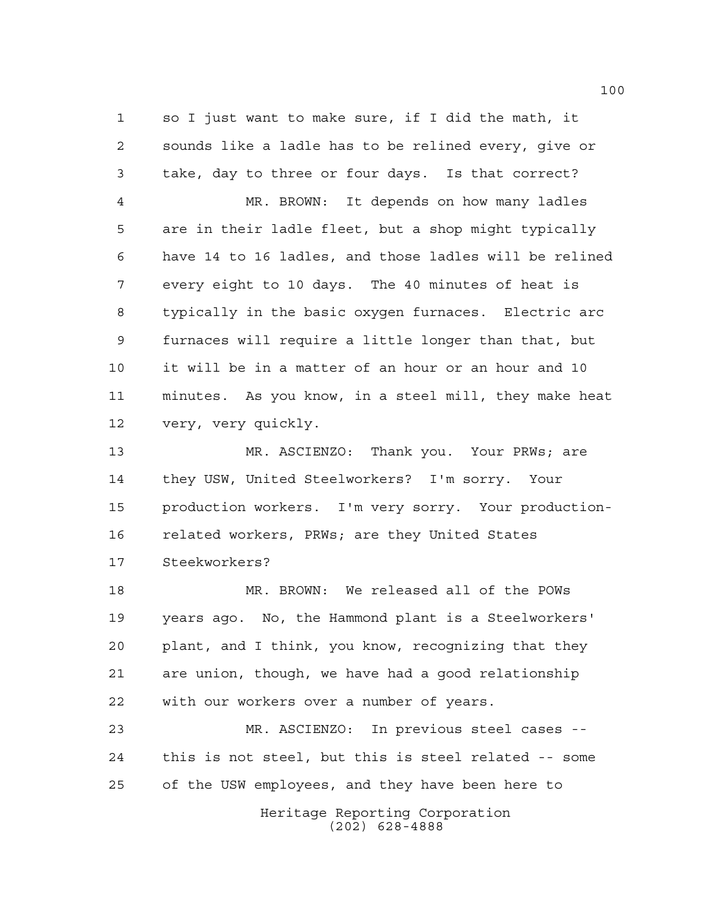so I just want to make sure, if I did the math, it sounds like a ladle has to be relined every, give or take, day to three or four days. Is that correct?

MR. BROWN: It depends on how many ladles are in their ladle fleet, but a shop might typically have 14 to 16 ladles, and those ladles will be relined every eight to 10 days. The 40 minutes of heat is typically in the basic oxygen furnaces. Electric arc furnaces will require a little longer than that, but it will be in a matter of an hour or an hour and 10 minutes. As you know, in a steel mill, they make heat very, very quickly.

MR. ASCIENZO: Thank you. Your PRWs; are they USW, United Steelworkers? I'm sorry. Your production workers. I'm very sorry. Your production-related workers, PRWs; are they United States Steekworkers?

MR. BROWN: We released all of the POWs years ago. No, the Hammond plant is a Steelworkers' plant, and I think, you know, recognizing that they are union, though, we have had a good relationship with our workers over a number of years.

MR. ASCIENZO: In previous steel cases -- this is not steel, but this is steel related -- some of the USW employees, and they have been here to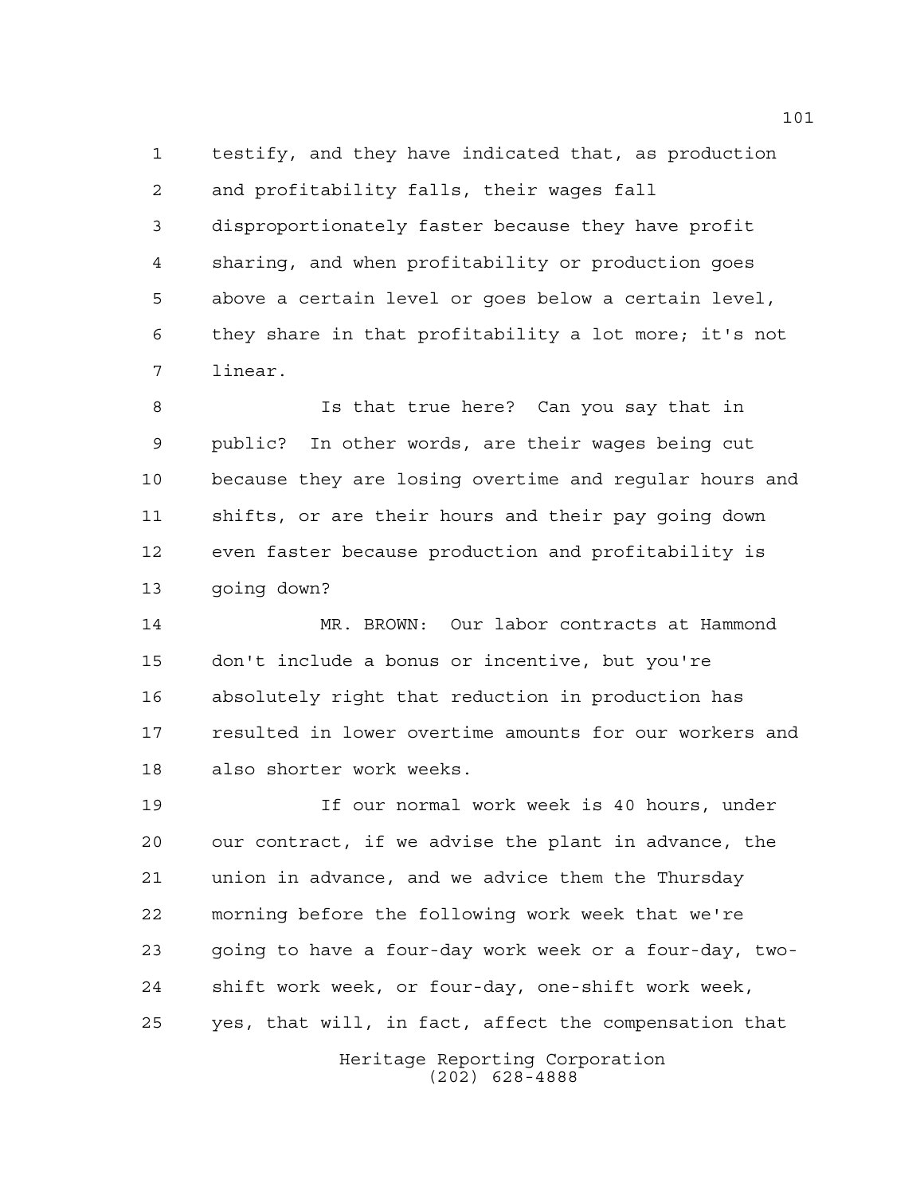testify, and they have indicated that, as production and profitability falls, their wages fall disproportionately faster because they have profit sharing, and when profitability or production goes above a certain level or goes below a certain level, they share in that profitability a lot more; it's not linear.

Is that true here? Can you say that in public? In other words, are their wages being cut because they are losing overtime and regular hours and shifts, or are their hours and their pay going down even faster because production and profitability is going down?

MR. BROWN: Our labor contracts at Hammond don't include a bonus or incentive, but you're absolutely right that reduction in production has resulted in lower overtime amounts for our workers and also shorter work weeks.

If our normal work week is 40 hours, under our contract, if we advise the plant in advance, the union in advance, and we advice them the Thursday morning before the following work week that we're going to have a four-day work week or a four-day, two-shift work week, or four-day, one-shift work week, yes, that will, in fact, affect the compensation that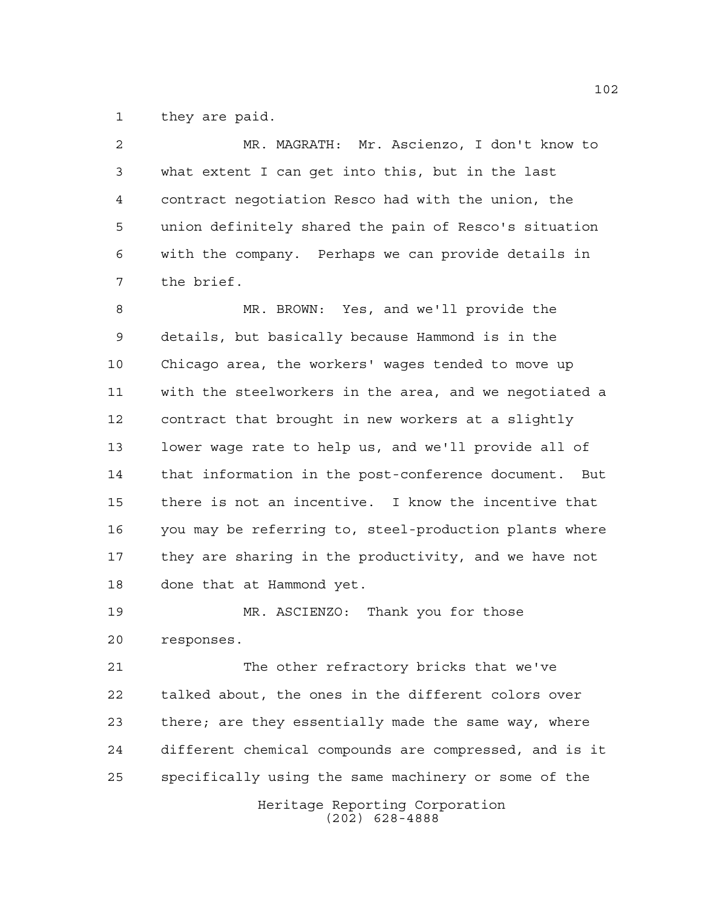they are paid.

MR. MAGRATH: Mr. Ascienzo, I don't know to what extent I can get into this, but in the last contract negotiation Resco had with the union, the union definitely shared the pain of Resco's situation with the company. Perhaps we can provide details in the brief.

MR. BROWN: Yes, and we'll provide the details, but basically because Hammond is in the Chicago area, the workers' wages tended to move up with the steelworkers in the area, and we negotiated a contract that brought in new workers at a slightly lower wage rate to help us, and we'll provide all of that information in the post-conference document. But there is not an incentive. I know the incentive that you may be referring to, steel-production plants where they are sharing in the productivity, and we have not done that at Hammond yet.

MR. ASCIENZO: Thank you for those responses.

The other refractory bricks that we've talked about, the ones in the different colors over there; are they essentially made the same way, where different chemical compounds are compressed, and is it specifically using the same machinery or some of the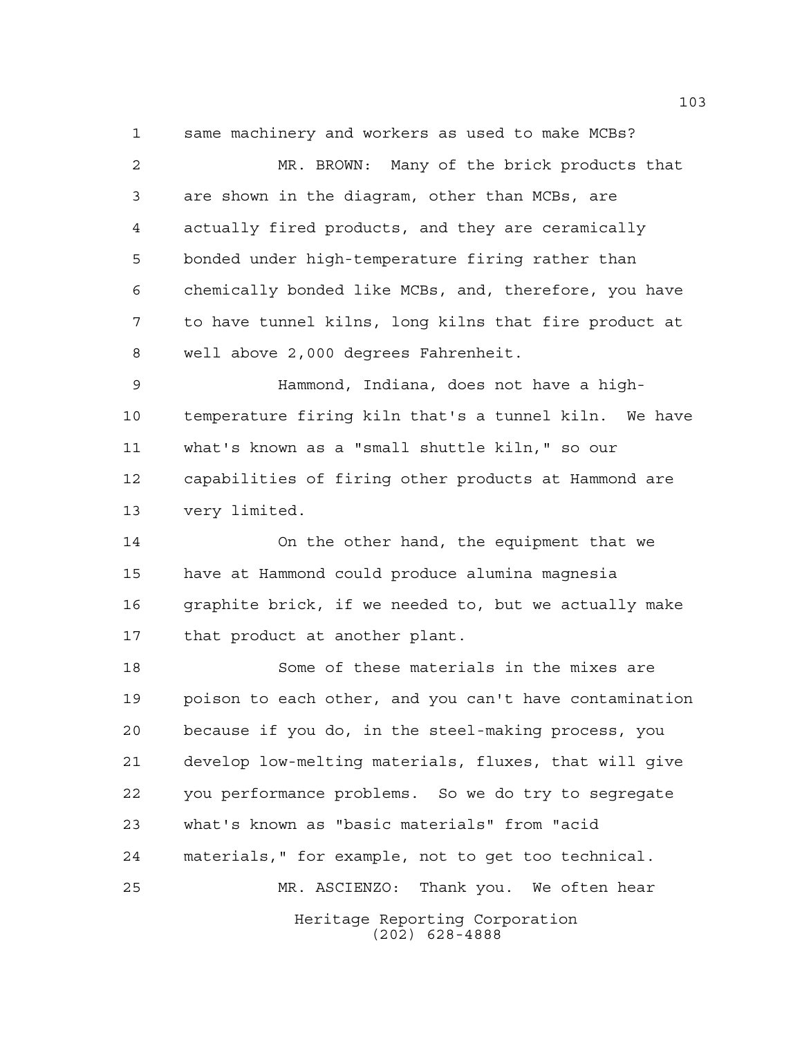same machinery and workers as used to make MCBs?

MR. BROWN: Many of the brick products that are shown in the diagram, other than MCBs, are actually fired products, and they are ceramically bonded under high-temperature firing rather than chemically bonded like MCBs, and, therefore, you have to have tunnel kilns, long kilns that fire product at well above 2,000 degrees Fahrenheit.

Hammond, Indiana, does not have a high-temperature firing kiln that's a tunnel kiln. We have what's known as a "small shuttle kiln," so our capabilities of firing other products at Hammond are very limited.

On the other hand, the equipment that we have at Hammond could produce alumina magnesia graphite brick, if we needed to, but we actually make that product at another plant.

Some of these materials in the mixes are poison to each other, and you can't have contamination because if you do, in the steel-making process, you develop low-melting materials, fluxes, that will give you performance problems. So we do try to segregate what's known as "basic materials" from "acid materials," for example, not to get too technical.

MR. ASCIENZO: Thank you. We often hear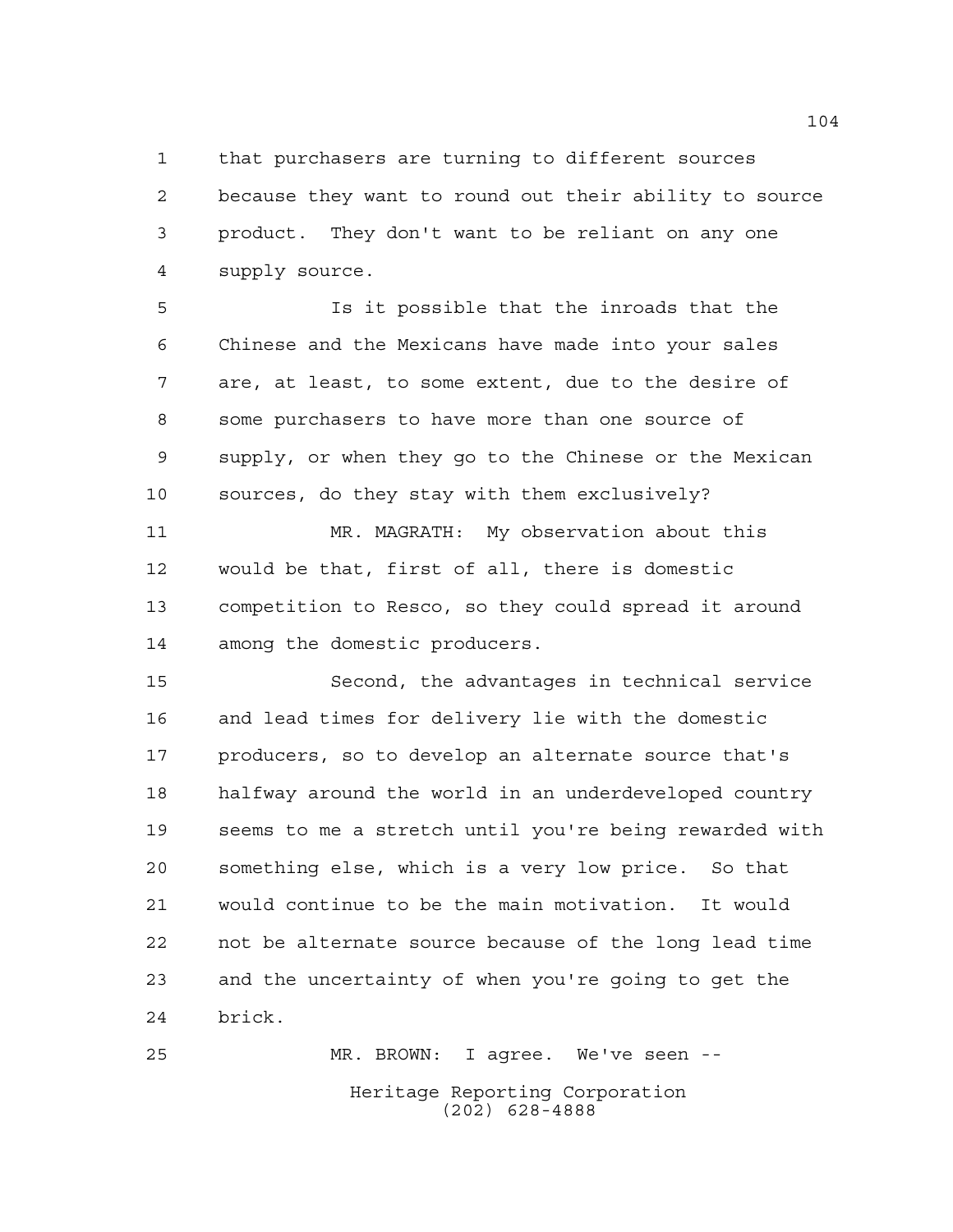that purchasers are turning to different sources because they want to round out their ability to source product. They don't want to be reliant on any one supply source.

Is it possible that the inroads that the Chinese and the Mexicans have made into your sales are, at least, to some extent, due to the desire of some purchasers to have more than one source of supply, or when they go to the Chinese or the Mexican sources, do they stay with them exclusively?

MR. MAGRATH: My observation about this would be that, first of all, there is domestic competition to Resco, so they could spread it around among the domestic producers.

Second, the advantages in technical service and lead times for delivery lie with the domestic producers, so to develop an alternate source that's halfway around the world in an underdeveloped country seems to me a stretch until you're being rewarded with something else, which is a very low price. So that would continue to be the main motivation. It would not be alternate source because of the long lead time and the uncertainty of when you're going to get the brick.

MR. BROWN: I agree. We've seen --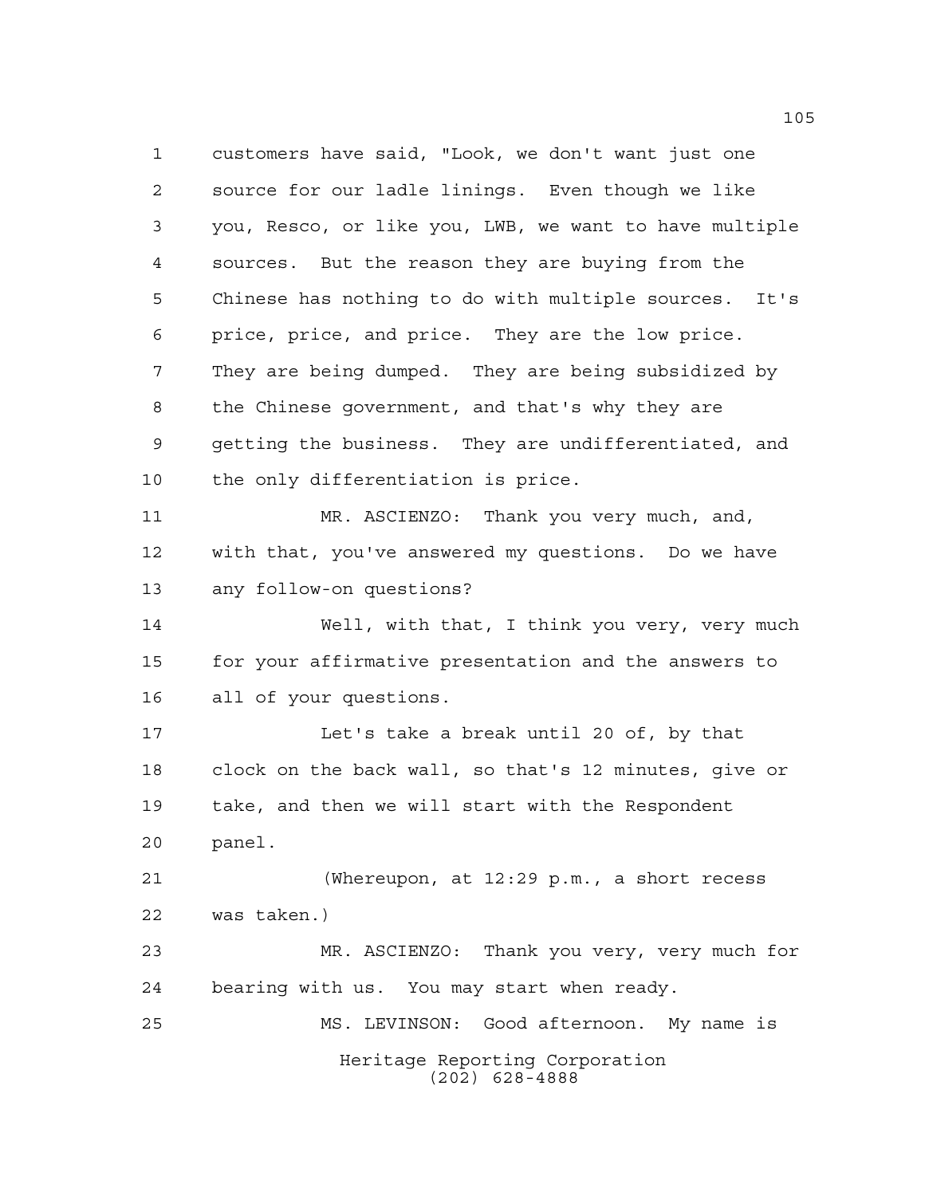customers have said, "Look, we don't want just one source for our ladle linings. Even though we like you, Resco, or like you, LWB, we want to have multiple sources. But the reason they are buying from the Chinese has nothing to do with multiple sources. It's price, price, and price. They are the low price. They are being dumped. They are being subsidized by the Chinese government, and that's why they are getting the business. They are undifferentiated, and the only differentiation is price.

MR. ASCIENZO: Thank you very much, and, with that, you've answered my questions. Do we have any follow-on questions?

Well, with that, I think you very, very much for your affirmative presentation and the answers to all of your questions.

Let's take a break until 20 of, by that clock on the back wall, so that's 12 minutes, give or take, and then we will start with the Respondent panel.

(Whereupon, at 12:29 p.m., a short recess was taken.)

MR. ASCIENZO: Thank you very, very much for bearing with us. You may start when ready.

MS. LEVINSON: Good afternoon. My name is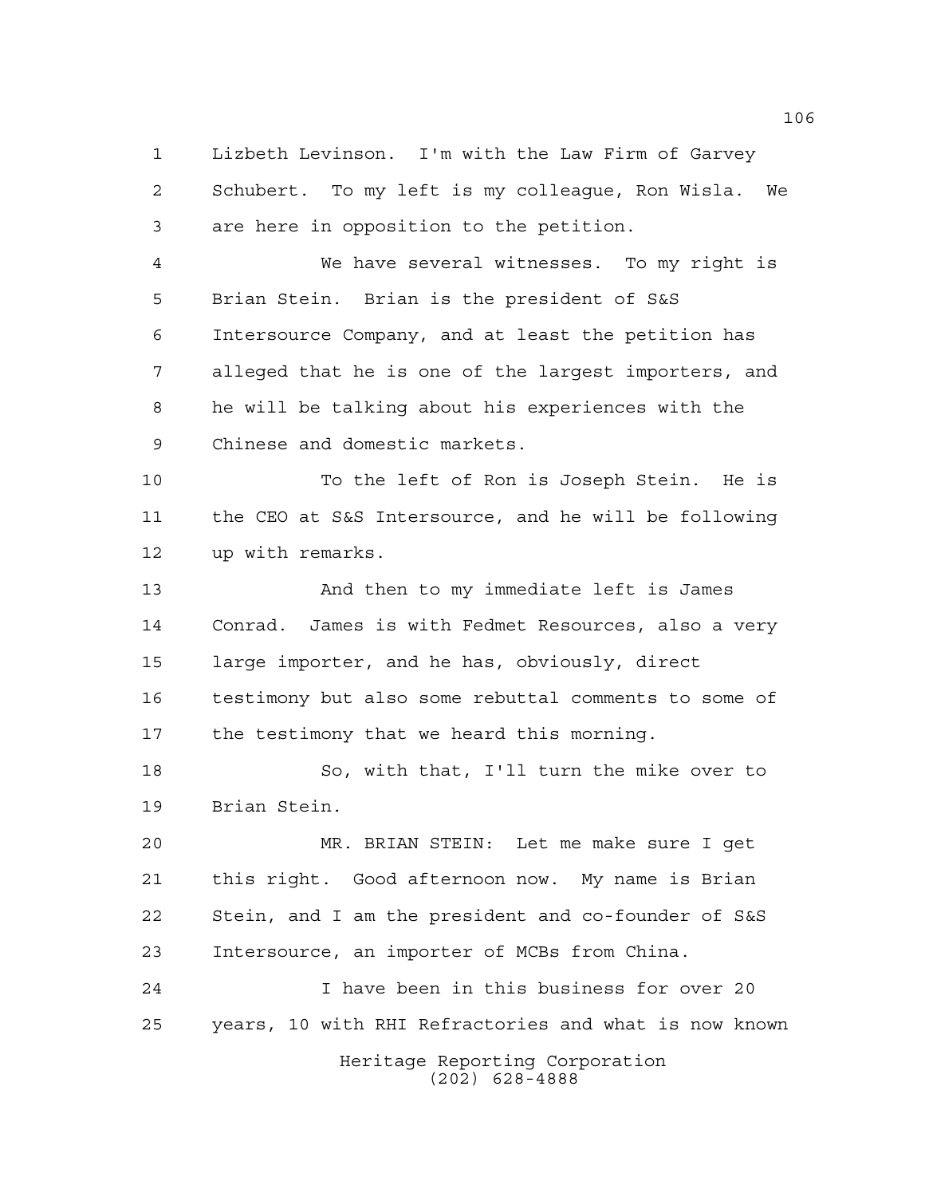Lizbeth Levinson. I'm with the Law Firm of Garvey Schubert. To my left is my colleague, Ron Wisla. We are here in opposition to the petition.

We have several witnesses. To my right is Brian Stein. Brian is the president of S&S Intersource Company, and at least the petition has alleged that he is one of the largest importers, and he will be talking about his experiences with the Chinese and domestic markets.

To the left of Ron is Joseph Stein. He is the CEO at S&S Intersource, and he will be following up with remarks.

And then to my immediate left is James Conrad. James is with Fedmet Resources, also a very large importer, and he has, obviously, direct testimony but also some rebuttal comments to some of the testimony that we heard this morning.

So, with that, I'll turn the mike over to Brian Stein.

MR. BRIAN STEIN: Let me make sure I get this right. Good afternoon now. My name is Brian Stein, and I am the president and co-founder of S&S Intersource, an importer of MCBs from China.

I have been in this business for over 20 years, 10 with RHI Refractories and what is now known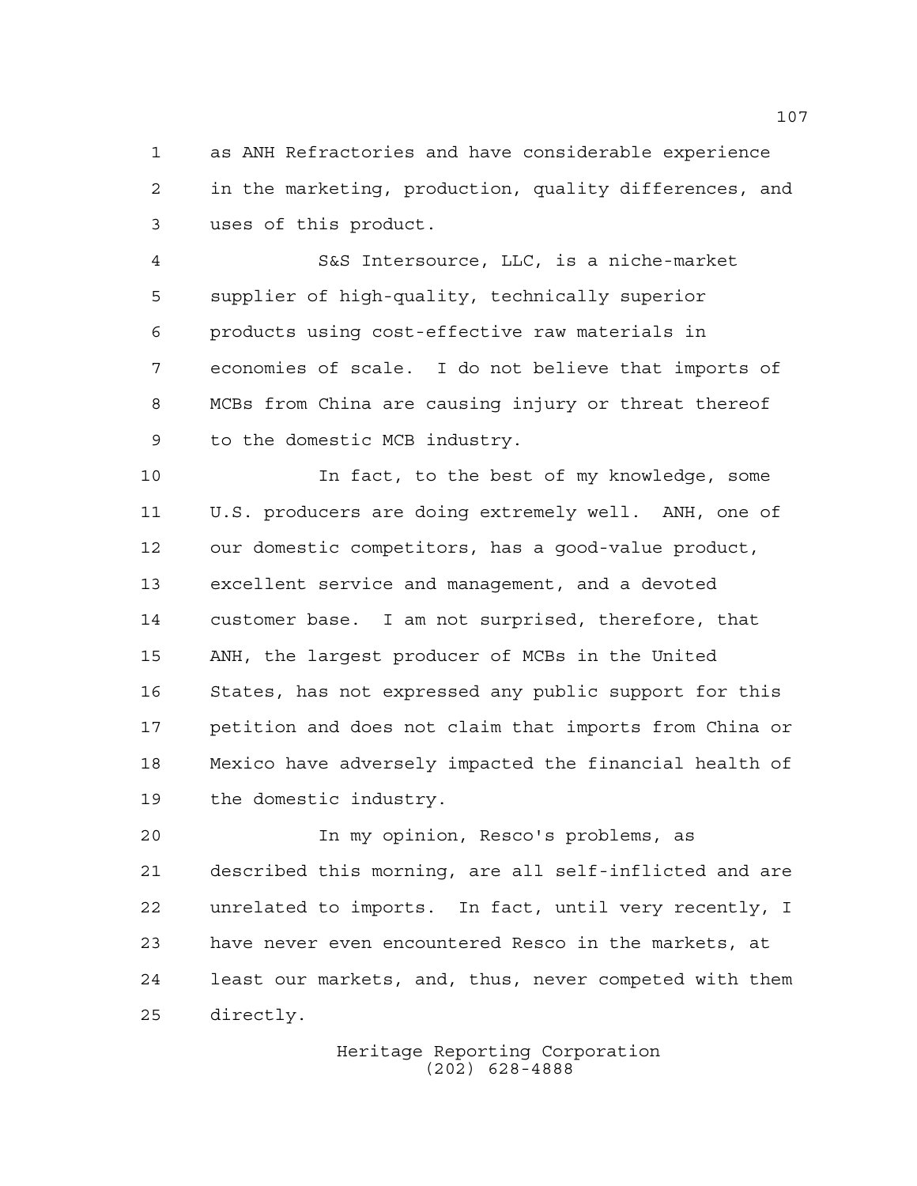as ANH Refractories and have considerable experience in the marketing, production, quality differences, and uses of this product.

S&S Intersource, LLC, is a niche-market supplier of high-quality, technically superior products using cost-effective raw materials in economies of scale. I do not believe that imports of MCBs from China are causing injury or threat thereof to the domestic MCB industry.

In fact, to the best of my knowledge, some U.S. producers are doing extremely well. ANH, one of our domestic competitors, has a good-value product, excellent service and management, and a devoted customer base. I am not surprised, therefore, that ANH, the largest producer of MCBs in the United States, has not expressed any public support for this petition and does not claim that imports from China or Mexico have adversely impacted the financial health of the domestic industry.

In my opinion, Resco's problems, as described this morning, are all self-inflicted and are unrelated to imports. In fact, until very recently, I have never even encountered Resco in the markets, at least our markets, and, thus, never competed with them directly.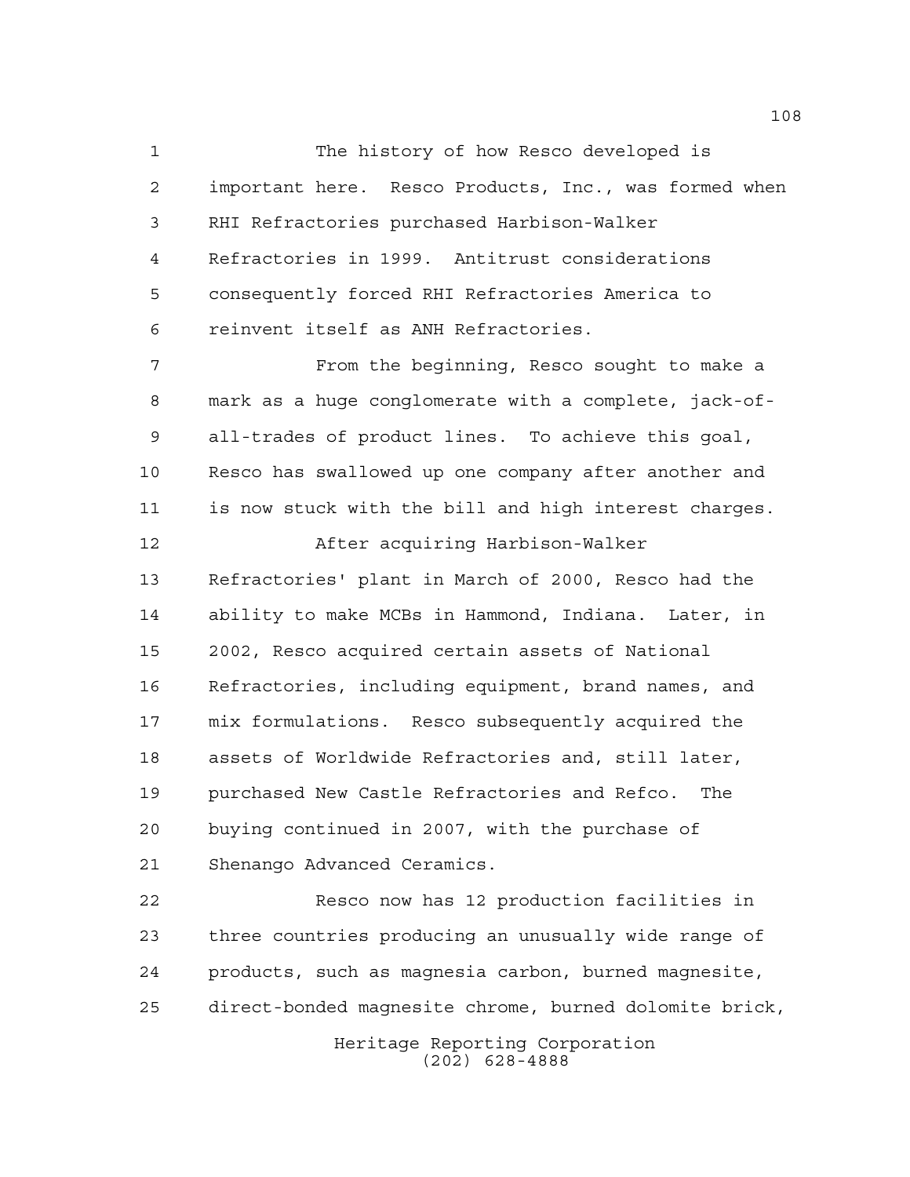The history of how Resco developed is important here. Resco Products, Inc., was formed when RHI Refractories purchased Harbison-Walker Refractories in 1999. Antitrust considerations consequently forced RHI Refractories America to reinvent itself as ANH Refractories.

From the beginning, Resco sought to make a mark as a huge conglomerate with a complete, jack-of-all-trades of product lines. To achieve this goal, Resco has swallowed up one company after another and is now stuck with the bill and high interest charges.

After acquiring Harbison-Walker Refractories' plant in March of 2000, Resco had the ability to make MCBs in Hammond, Indiana. Later, in 2002, Resco acquired certain assets of National Refractories, including equipment, brand names, and mix formulations. Resco subsequently acquired the assets of Worldwide Refractories and, still later, purchased New Castle Refractories and Refco. The buying continued in 2007, with the purchase of Shenango Advanced Ceramics.

Resco now has 12 production facilities in three countries producing an unusually wide range of products, such as magnesia carbon, burned magnesite, direct-bonded magnesite chrome, burned dolomite brick,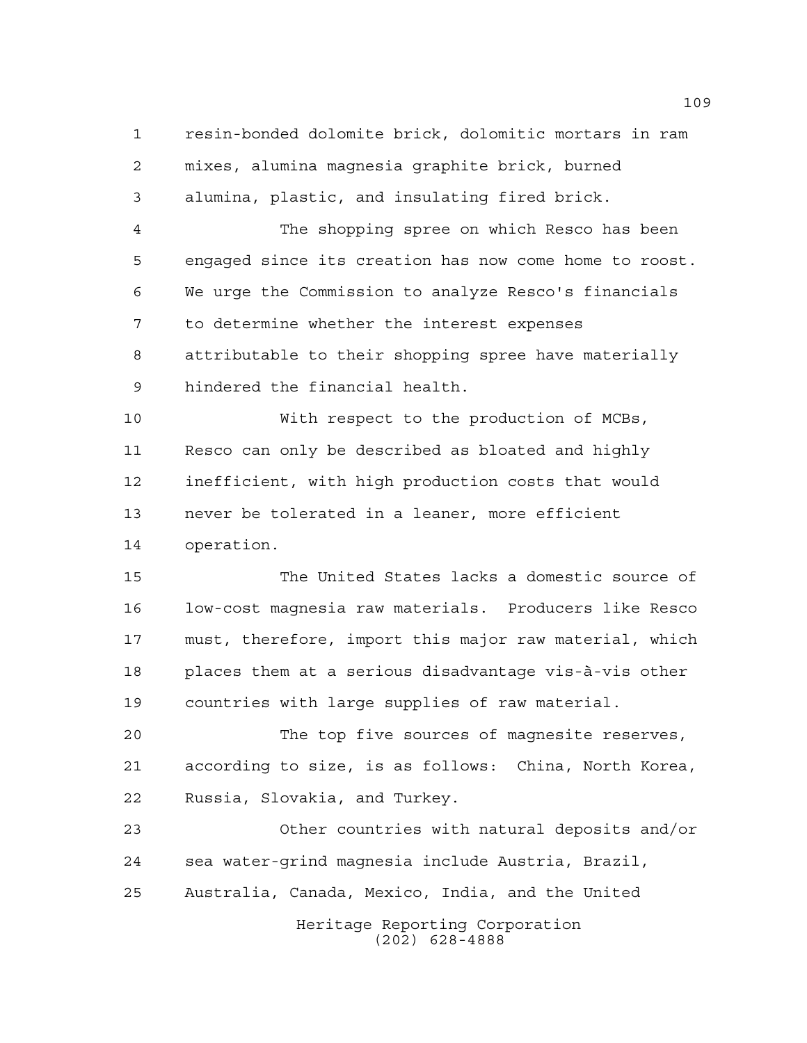resin-bonded dolomite brick, dolomitic mortars in ram mixes, alumina magnesia graphite brick, burned alumina, plastic, and insulating fired brick.

The shopping spree on which Resco has been engaged since its creation has now come home to roost. We urge the Commission to analyze Resco's financials to determine whether the interest expenses attributable to their shopping spree have materially hindered the financial health.

With respect to the production of MCBs, Resco can only be described as bloated and highly inefficient, with high production costs that would never be tolerated in a leaner, more efficient operation.

The United States lacks a domestic source of low-cost magnesia raw materials. Producers like Resco must, therefore, import this major raw material, which places them at a serious disadvantage vis-à-vis other countries with large supplies of raw material.

The top five sources of magnesite reserves, according to size, is as follows: China, North Korea, Russia, Slovakia, and Turkey.

Other countries with natural deposits and/or sea water-grind magnesia include Austria, Brazil, Australia, Canada, Mexico, India, and the United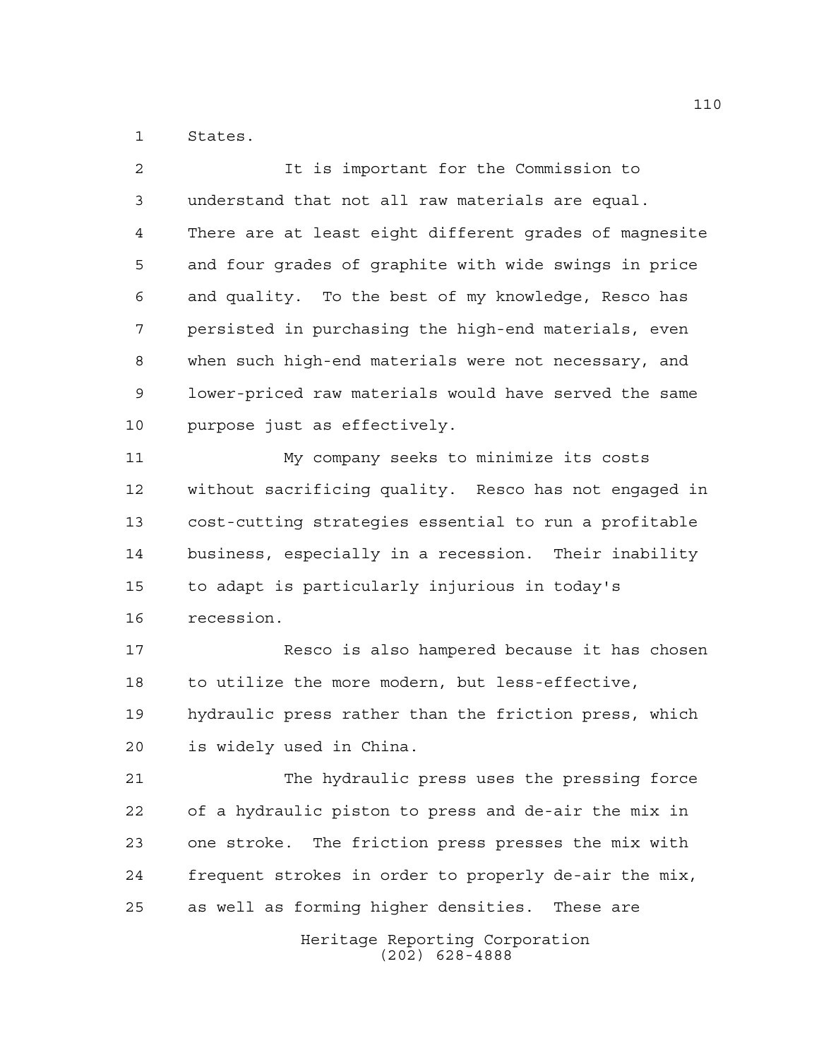States.

It is important for the Commission to understand that not all raw materials are equal. There are at least eight different grades of magnesite and four grades of graphite with wide swings in price and quality. To the best of my knowledge, Resco has persisted in purchasing the high-end materials, even when such high-end materials were not necessary, and lower-priced raw materials would have served the same purpose just as effectively.

My company seeks to minimize its costs without sacrificing quality. Resco has not engaged in cost-cutting strategies essential to run a profitable business, especially in a recession. Their inability to adapt is particularly injurious in today's recession.

Resco is also hampered because it has chosen to utilize the more modern, but less-effective, hydraulic press rather than the friction press, which is widely used in China.

The hydraulic press uses the pressing force of a hydraulic piston to press and de-air the mix in one stroke. The friction press presses the mix with frequent strokes in order to properly de-air the mix, as well as forming higher densities. These are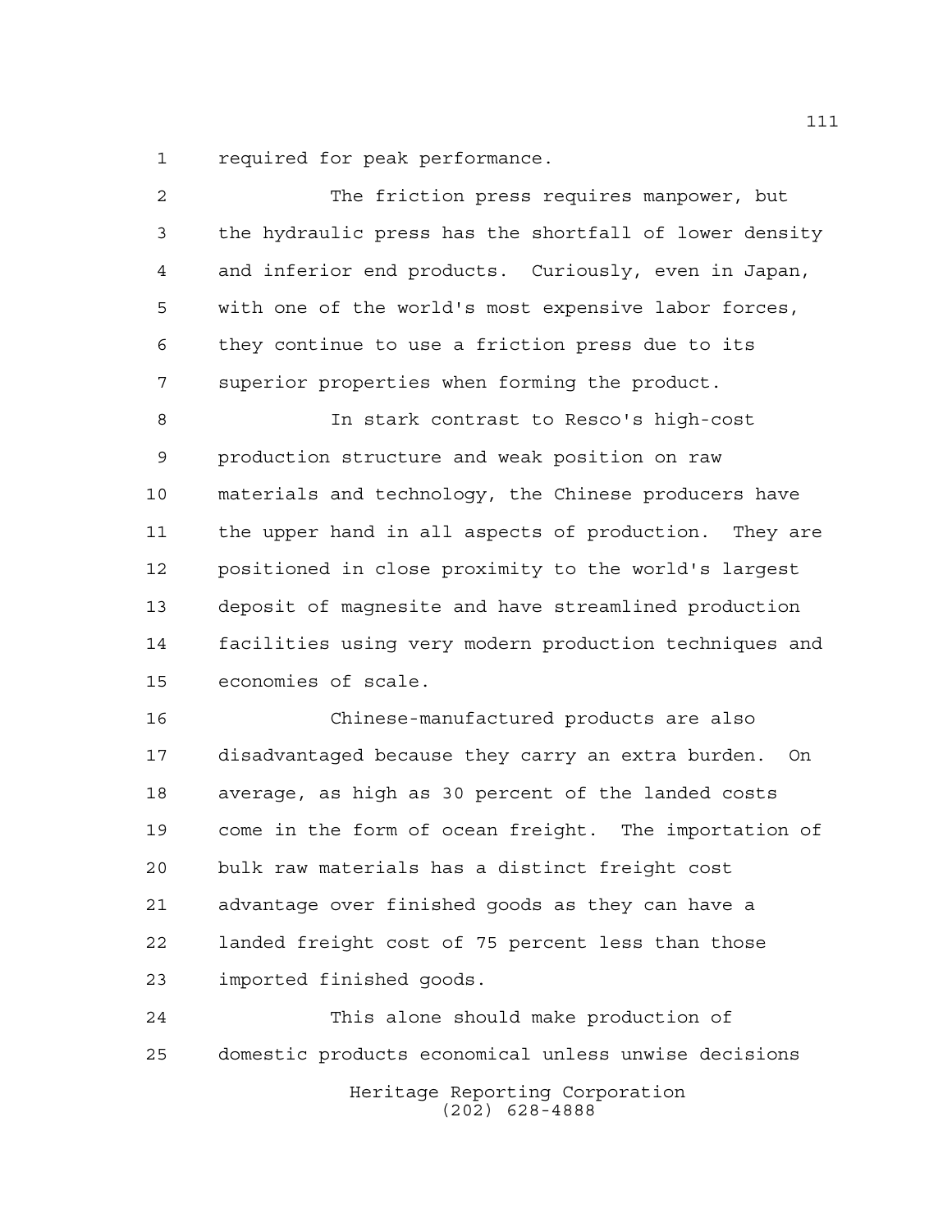required for peak performance.

The friction press requires manpower, but the hydraulic press has the shortfall of lower density and inferior end products. Curiously, even in Japan, with one of the world's most expensive labor forces, they continue to use a friction press due to its superior properties when forming the product.

In stark contrast to Resco's high-cost production structure and weak position on raw materials and technology, the Chinese producers have the upper hand in all aspects of production. They are positioned in close proximity to the world's largest deposit of magnesite and have streamlined production facilities using very modern production techniques and economies of scale.

Chinese-manufactured products are also disadvantaged because they carry an extra burden. On average, as high as 30 percent of the landed costs come in the form of ocean freight. The importation of bulk raw materials has a distinct freight cost advantage over finished goods as they can have a landed freight cost of 75 percent less than those imported finished goods.

This alone should make production of domestic products economical unless unwise decisions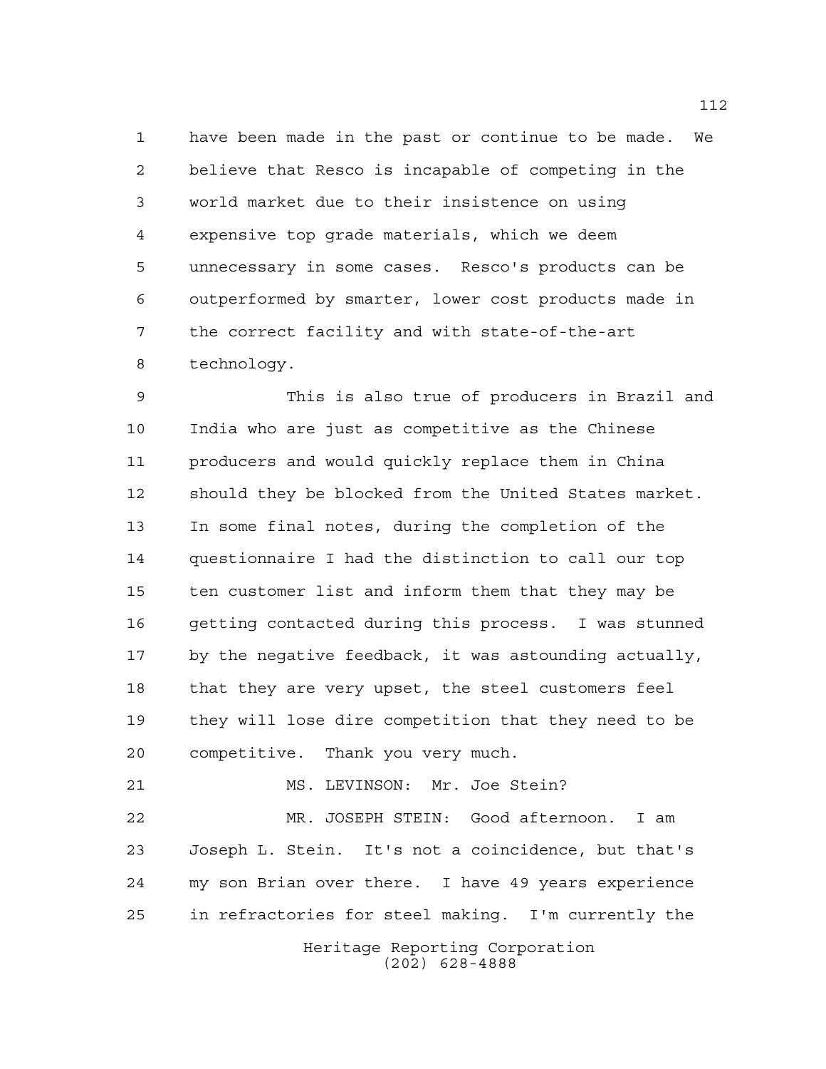have been made in the past or continue to be made. We believe that Resco is incapable of competing in the world market due to their insistence on using expensive top grade materials, which we deem unnecessary in some cases. Resco's products can be outperformed by smarter, lower cost products made in the correct facility and with state-of-the-art technology.

This is also true of producers in Brazil and India who are just as competitive as the Chinese producers and would quickly replace them in China should they be blocked from the United States market. In some final notes, during the completion of the questionnaire I had the distinction to call our top ten customer list and inform them that they may be getting contacted during this process. I was stunned by the negative feedback, it was astounding actually, that they are very upset, the steel customers feel they will lose dire competition that they need to be competitive. Thank you very much.

MS. LEVINSON: Mr. Joe Stein?

MR. JOSEPH STEIN: Good afternoon. I am Joseph L. Stein. It's not a coincidence, but that's my son Brian over there. I have 49 years experience in refractories for steel making. I'm currently the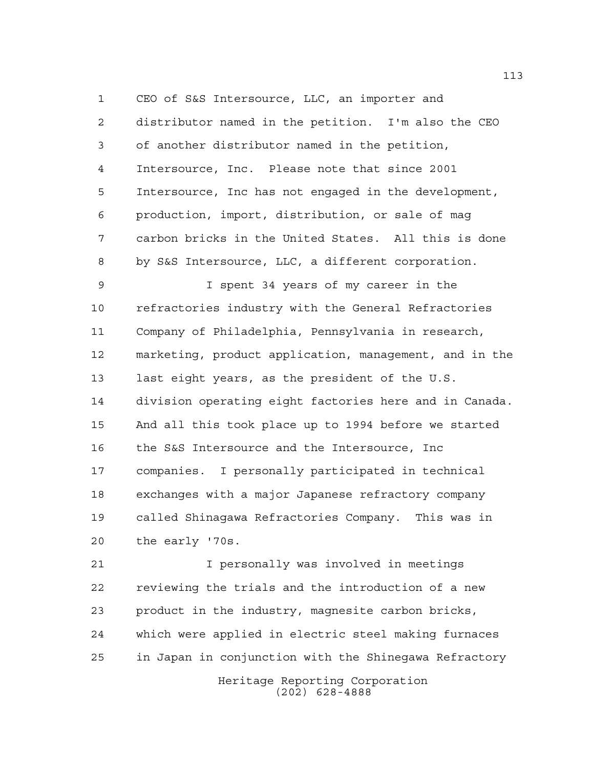CEO of S&S Intersource, LLC, an importer and distributor named in the petition. I'm also the CEO of another distributor named in the petition, Intersource, Inc. Please note that since 2001 Intersource, Inc has not engaged in the development, production, import, distribution, or sale of mag carbon bricks in the United States. All this is done by S&S Intersource, LLC, a different corporation.

I spent 34 years of my career in the refractories industry with the General Refractories Company of Philadelphia, Pennsylvania in research, marketing, product application, management, and in the last eight years, as the president of the U.S. division operating eight factories here and in Canada. And all this took place up to 1994 before we started the S&S Intersource and the Intersource, Inc companies. I personally participated in technical exchanges with a major Japanese refractory company called Shinagawa Refractories Company. This was in the early '70s.

I personally was involved in meetings reviewing the trials and the introduction of a new product in the industry, magnesite carbon bricks, which were applied in electric steel making furnaces in Japan in conjunction with the Shinegawa Refractory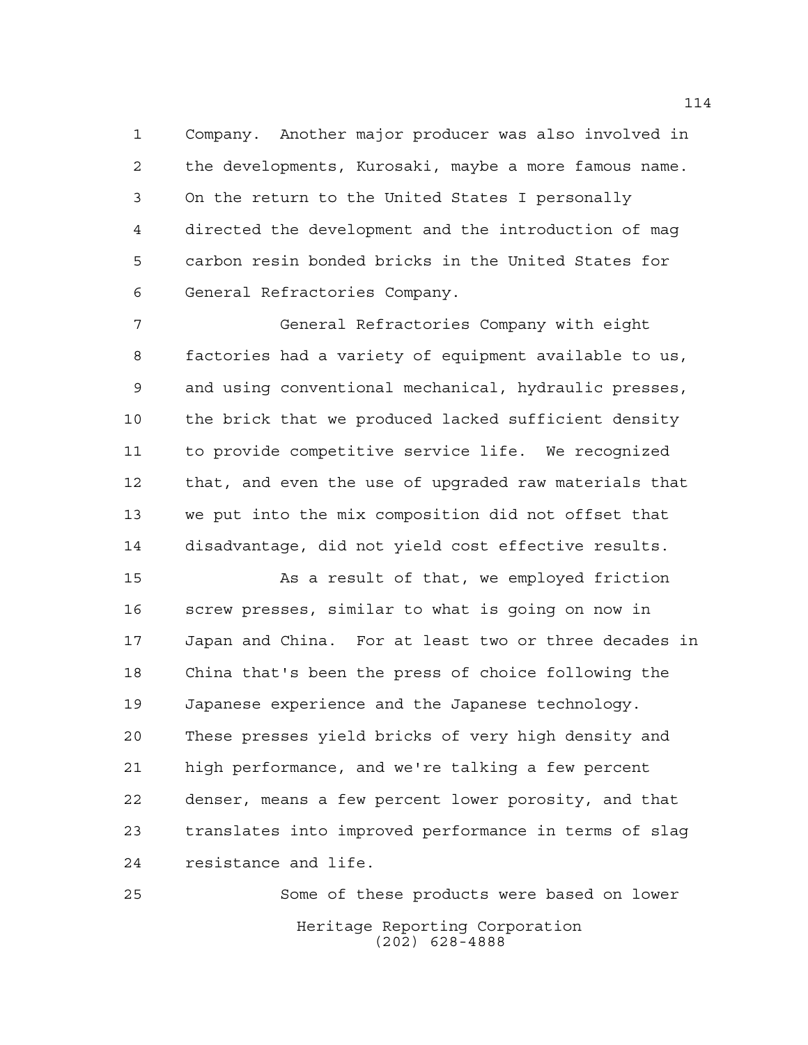Company. Another major producer was also involved in the developments, Kurosaki, maybe a more famous name. On the return to the United States I personally directed the development and the introduction of mag carbon resin bonded bricks in the United States for General Refractories Company.

General Refractories Company with eight factories had a variety of equipment available to us, and using conventional mechanical, hydraulic presses, the brick that we produced lacked sufficient density to provide competitive service life. We recognized that, and even the use of upgraded raw materials that we put into the mix composition did not offset that disadvantage, did not yield cost effective results.

As a result of that, we employed friction screw presses, similar to what is going on now in Japan and China. For at least two or three decades in China that's been the press of choice following the Japanese experience and the Japanese technology. These presses yield bricks of very high density and high performance, and we're talking a few percent denser, means a few percent lower porosity, and that translates into improved performance in terms of slag resistance and life.

Some of these products were based on lower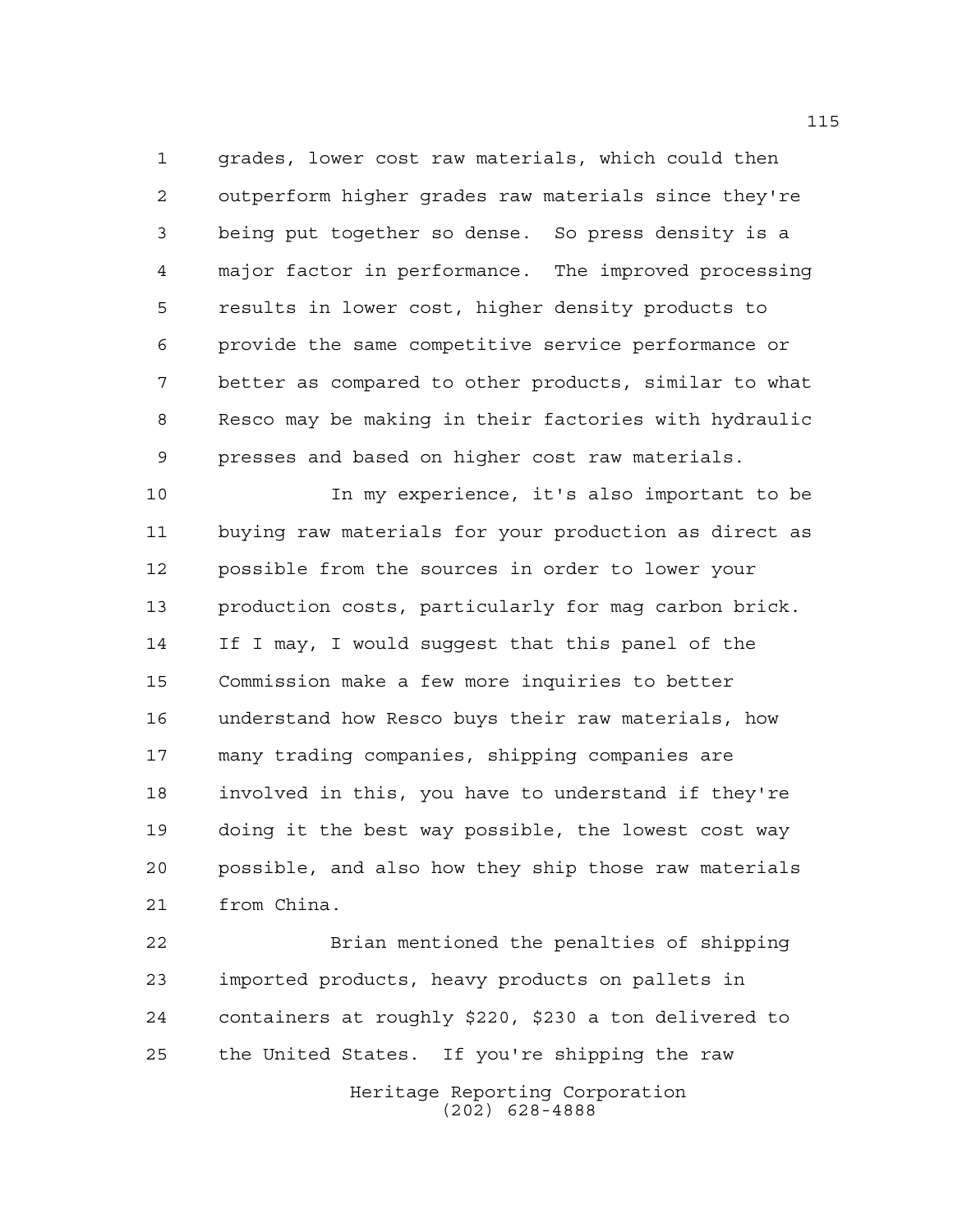grades, lower cost raw materials, which could then outperform higher grades raw materials since they're being put together so dense. So press density is a major factor in performance. The improved processing results in lower cost, higher density products to provide the same competitive service performance or better as compared to other products, similar to what Resco may be making in their factories with hydraulic presses and based on higher cost raw materials.

In my experience, it's also important to be buying raw materials for your production as direct as possible from the sources in order to lower your production costs, particularly for mag carbon brick. If I may, I would suggest that this panel of the Commission make a few more inquiries to better understand how Resco buys their raw materials, how many trading companies, shipping companies are involved in this, you have to understand if they're doing it the best way possible, the lowest cost way possible, and also how they ship those raw materials from China.

Brian mentioned the penalties of shipping imported products, heavy products on pallets in containers at roughly $220, $230 a ton delivered to the United States. If you're shipping the raw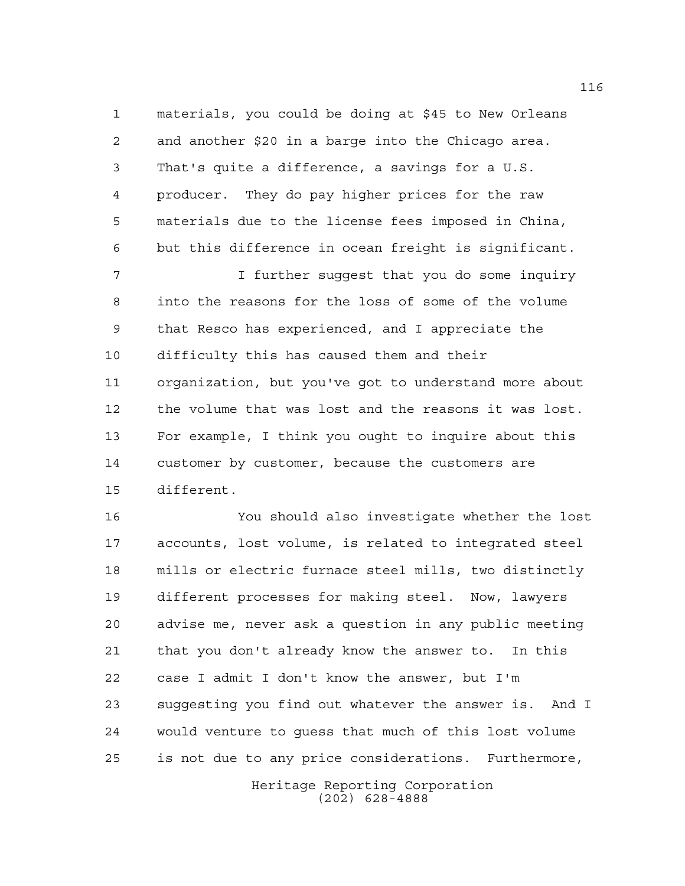materials, you could be doing at $45 to New Orleans and another $20 in a barge into the Chicago area. That's quite a difference, a savings for a U.S. producer. They do pay higher prices for the raw materials due to the license fees imposed in China, but this difference in ocean freight is significant.

I further suggest that you do some inquiry into the reasons for the loss of some of the volume that Resco has experienced, and I appreciate the difficulty this has caused them and their organization, but you've got to understand more about the volume that was lost and the reasons it was lost. For example, I think you ought to inquire about this customer by customer, because the customers are different.

You should also investigate whether the lost accounts, lost volume, is related to integrated steel mills or electric furnace steel mills, two distinctly different processes for making steel. Now, lawyers advise me, never ask a question in any public meeting that you don't already know the answer to. In this case I admit I don't know the answer, but I'm suggesting you find out whatever the answer is. And I would venture to guess that much of this lost volume is not due to any price considerations. Furthermore,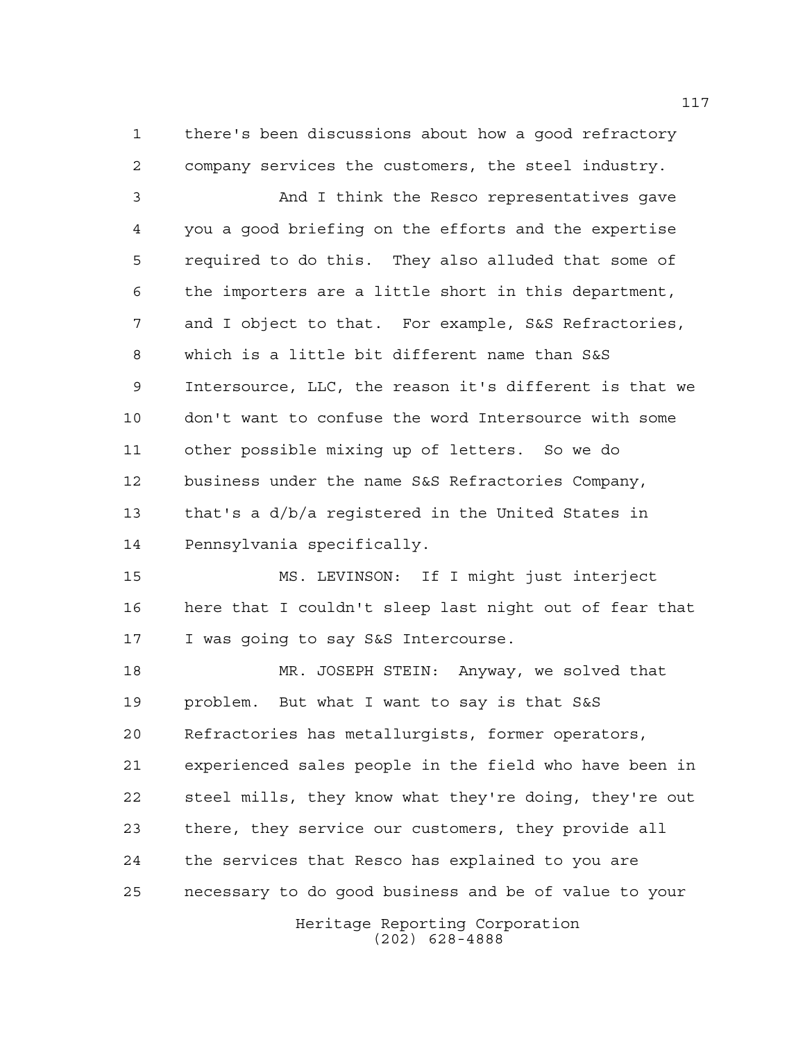there's been discussions about how a good refractory company services the customers, the steel industry.

And I think the Resco representatives gave you a good briefing on the efforts and the expertise required to do this. They also alluded that some of the importers are a little short in this department, and I object to that. For example, S&S Refractories, which is a little bit different name than S&S Intersource, LLC, the reason it's different is that we don't want to confuse the word Intersource with some other possible mixing up of letters. So we do business under the name S&S Refractories Company, that's a d/b/a registered in the United States in Pennsylvania specifically.

MS. LEVINSON: If I might just interject here that I couldn't sleep last night out of fear that I was going to say S&S Intercourse.

MR. JOSEPH STEIN: Anyway, we solved that problem. But what I want to say is that S&S Refractories has metallurgists, former operators, experienced sales people in the field who have been in steel mills, they know what they're doing, they're out there, they service our customers, they provide all the services that Resco has explained to you are necessary to do good business and be of value to your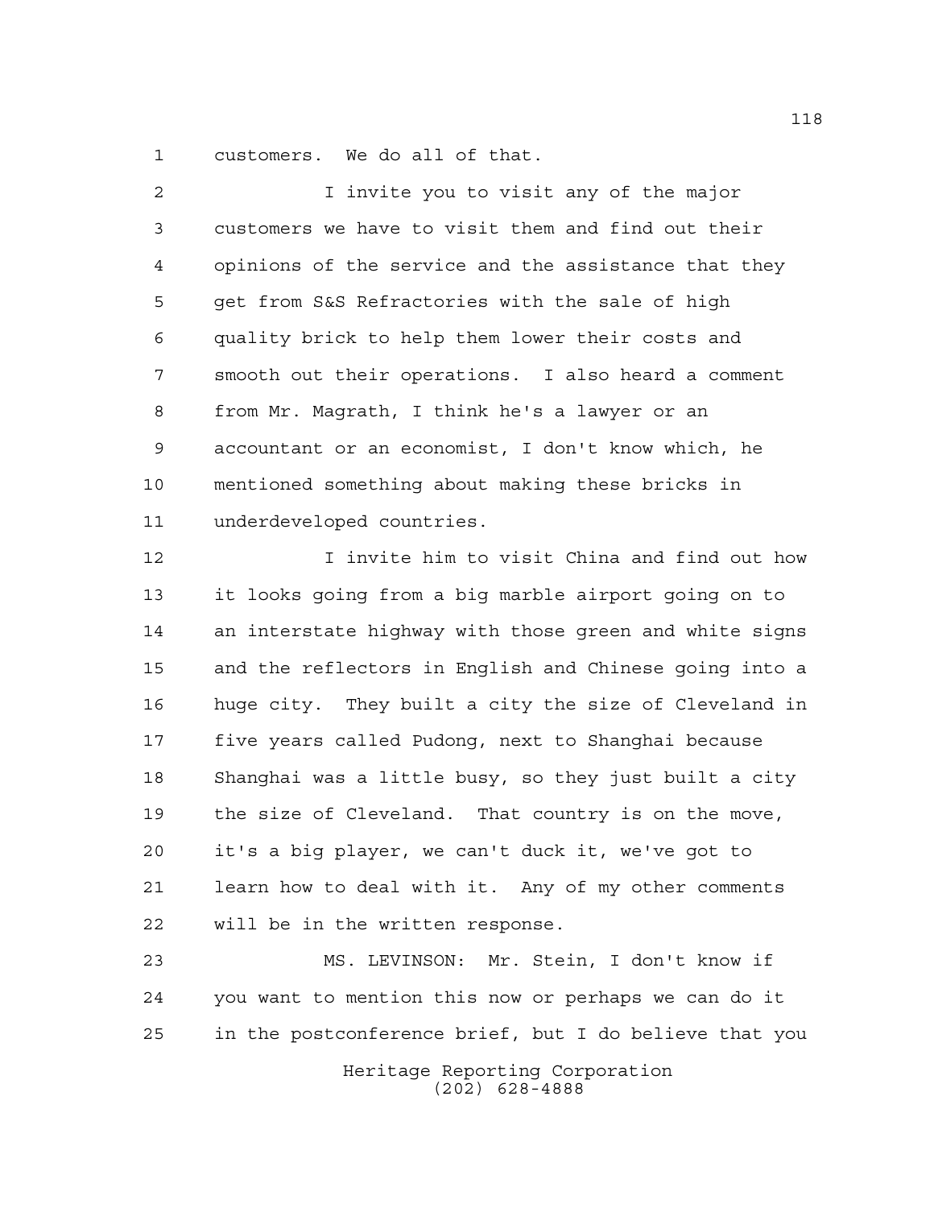customers. We do all of that.

I invite you to visit any of the major customers we have to visit them and find out their opinions of the service and the assistance that they get from S&S Refractories with the sale of high quality brick to help them lower their costs and smooth out their operations. I also heard a comment from Mr. Magrath, I think he's a lawyer or an accountant or an economist, I don't know which, he mentioned something about making these bricks in underdeveloped countries.

I invite him to visit China and find out how it looks going from a big marble airport going on to an interstate highway with those green and white signs and the reflectors in English and Chinese going into a huge city. They built a city the size of Cleveland in five years called Pudong, next to Shanghai because Shanghai was a little busy, so they just built a city the size of Cleveland. That country is on the move, it's a big player, we can't duck it, we've got to learn how to deal with it. Any of my other comments will be in the written response.

MS. LEVINSON: Mr. Stein, I don't know if you want to mention this now or perhaps we can do it in the postconference brief, but I do believe that you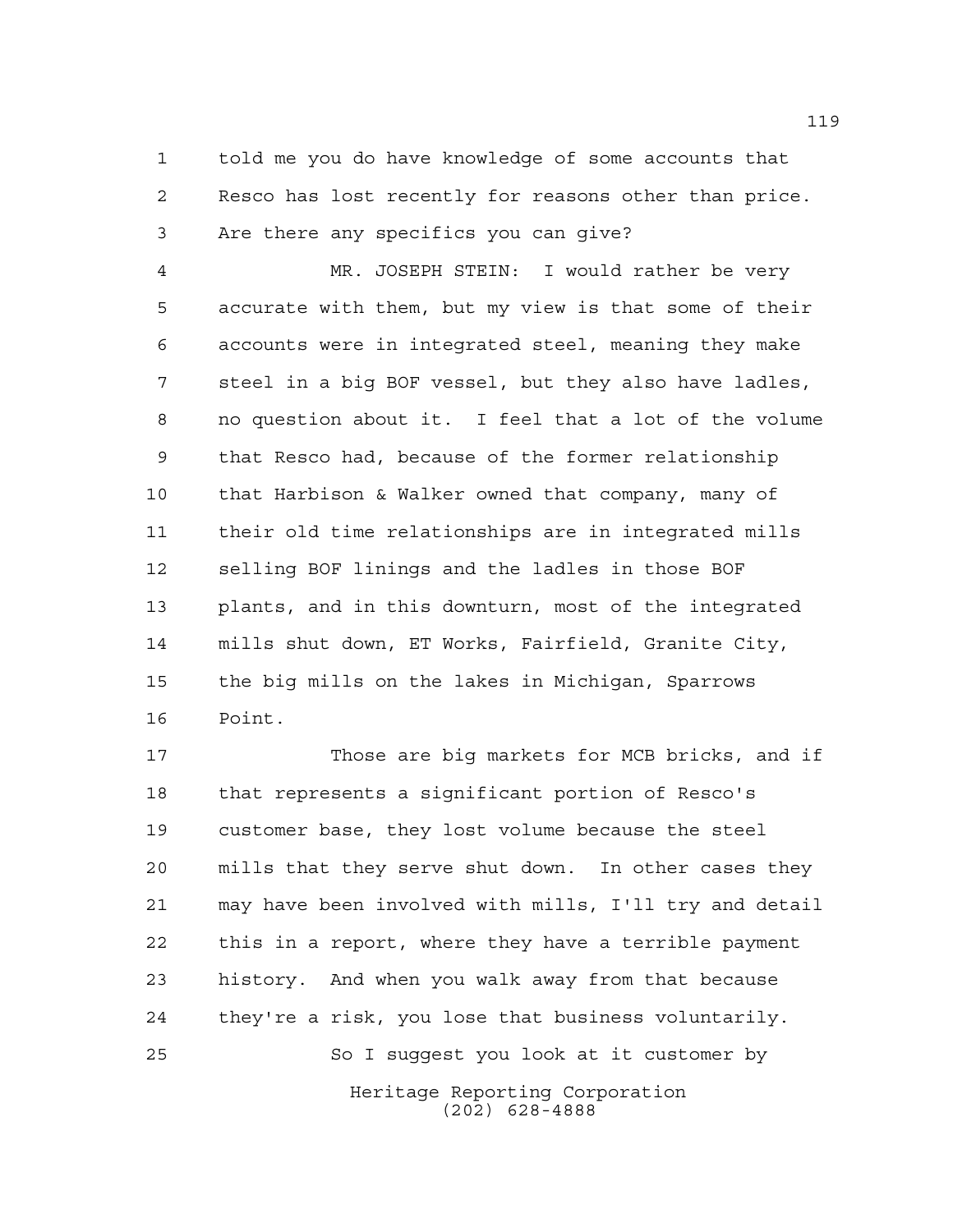told me you do have knowledge of some accounts that Resco has lost recently for reasons other than price. Are there any specifics you can give?

MR. JOSEPH STEIN: I would rather be very accurate with them, but my view is that some of their accounts were in integrated steel, meaning they make steel in a big BOF vessel, but they also have ladles, no question about it. I feel that a lot of the volume that Resco had, because of the former relationship that Harbison & Walker owned that company, many of their old time relationships are in integrated mills selling BOF linings and the ladles in those BOF plants, and in this downturn, most of the integrated mills shut down, ET Works, Fairfield, Granite City, the big mills on the lakes in Michigan, Sparrows Point.

Those are big markets for MCB bricks, and if that represents a significant portion of Resco's customer base, they lost volume because the steel mills that they serve shut down. In other cases they may have been involved with mills, I'll try and detail this in a report, where they have a terrible payment history. And when you walk away from that because they're a risk, you lose that business voluntarily.

So I suggest you look at it customer by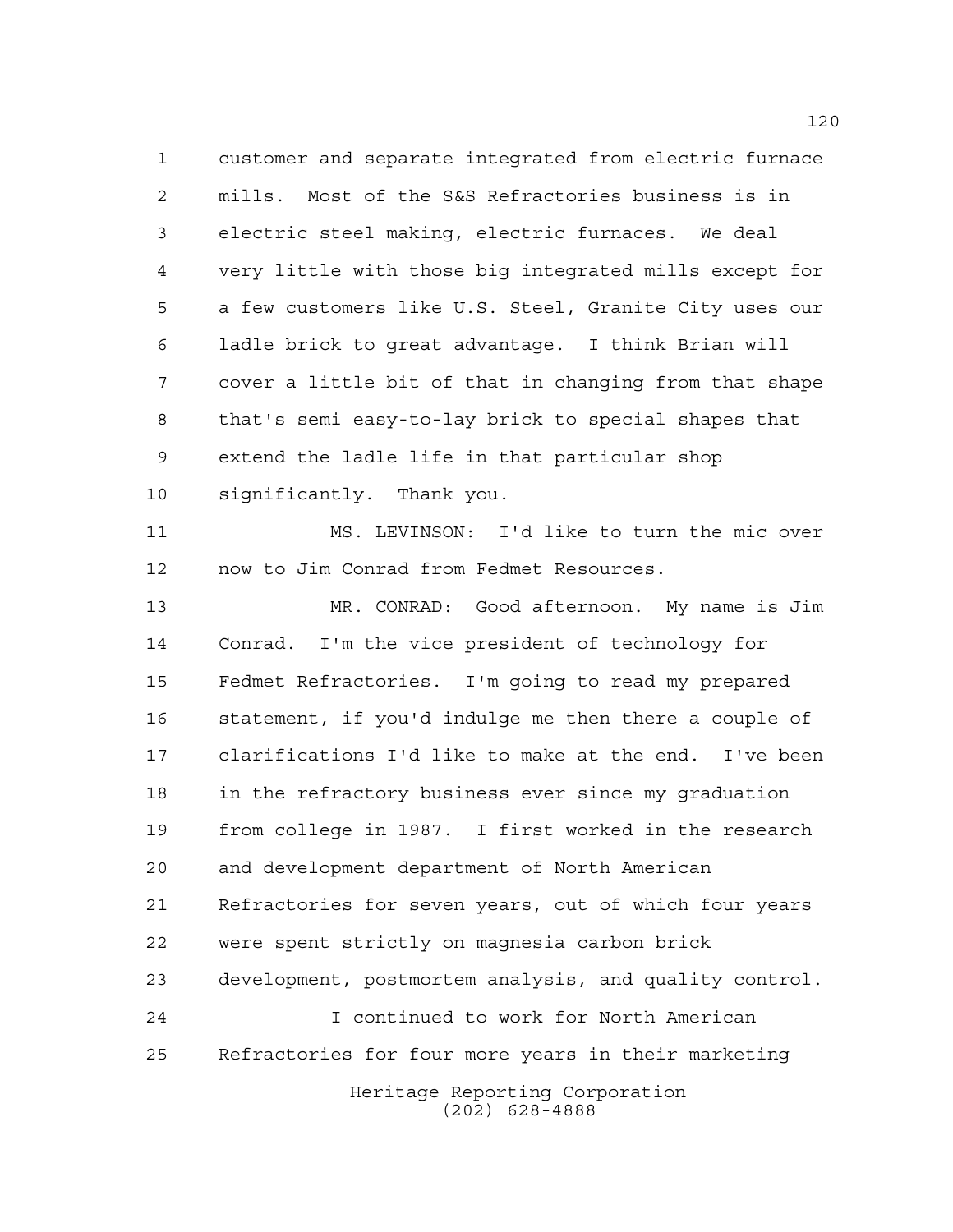customer and separate integrated from electric furnace mills. Most of the S&S Refractories business is in electric steel making, electric furnaces. We deal very little with those big integrated mills except for a few customers like U.S. Steel, Granite City uses our ladle brick to great advantage. I think Brian will cover a little bit of that in changing from that shape that's semi easy-to-lay brick to special shapes that extend the ladle life in that particular shop significantly. Thank you.

MS. LEVINSON: I'd like to turn the mic over now to Jim Conrad from Fedmet Resources.

MR. CONRAD: Good afternoon. My name is Jim Conrad. I'm the vice president of technology for Fedmet Refractories. I'm going to read my prepared statement, if you'd indulge me then there a couple of clarifications I'd like to make at the end. I've been in the refractory business ever since my graduation from college in 1987. I first worked in the research and development department of North American Refractories for seven years, out of which four years were spent strictly on magnesia carbon brick development, postmortem analysis, and quality control.

I continued to work for North American Refractories for four more years in their marketing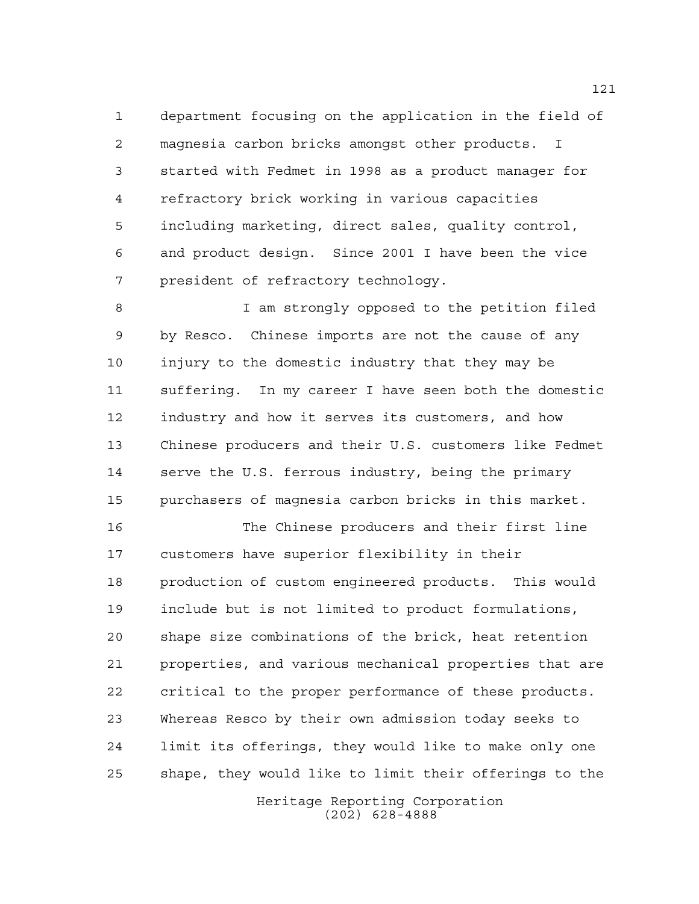department focusing on the application in the field of magnesia carbon bricks amongst other products. I started with Fedmet in 1998 as a product manager for refractory brick working in various capacities including marketing, direct sales, quality control, and product design. Since 2001 I have been the vice president of refractory technology.

I am strongly opposed to the petition filed by Resco. Chinese imports are not the cause of any injury to the domestic industry that they may be suffering. In my career I have seen both the domestic industry and how it serves its customers, and how Chinese producers and their U.S. customers like Fedmet serve the U.S. ferrous industry, being the primary purchasers of magnesia carbon bricks in this market.

The Chinese producers and their first line customers have superior flexibility in their production of custom engineered products. This would include but is not limited to product formulations, shape size combinations of the brick, heat retention properties, and various mechanical properties that are critical to the proper performance of these products. Whereas Resco by their own admission today seeks to limit its offerings, they would like to make only one shape, they would like to limit their offerings to the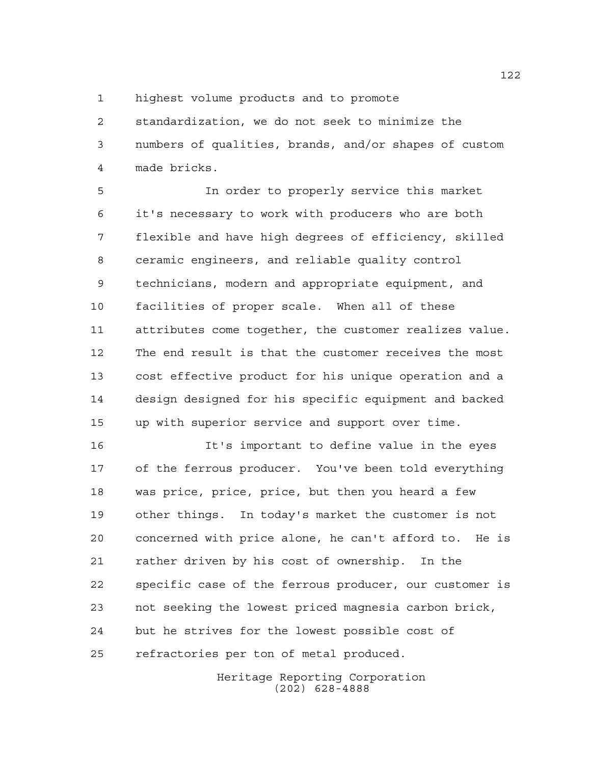highest volume products and to promote standardization, we do not seek to minimize the numbers of qualities, brands, and/or shapes of custom made bricks.

In order to properly service this market it's necessary to work with producers who are both flexible and have high degrees of efficiency, skilled ceramic engineers, and reliable quality control technicians, modern and appropriate equipment, and facilities of proper scale. When all of these attributes come together, the customer realizes value. The end result is that the customer receives the most cost effective product for his unique operation and a design designed for his specific equipment and backed up with superior service and support over time.

It's important to define value in the eyes of the ferrous producer. You've been told everything was price, price, price, but then you heard a few other things. In today's market the customer is not concerned with price alone, he can't afford to. He is rather driven by his cost of ownership. In the specific case of the ferrous producer, our customer is not seeking the lowest priced magnesia carbon brick, but he strives for the lowest possible cost of refractories per ton of metal produced.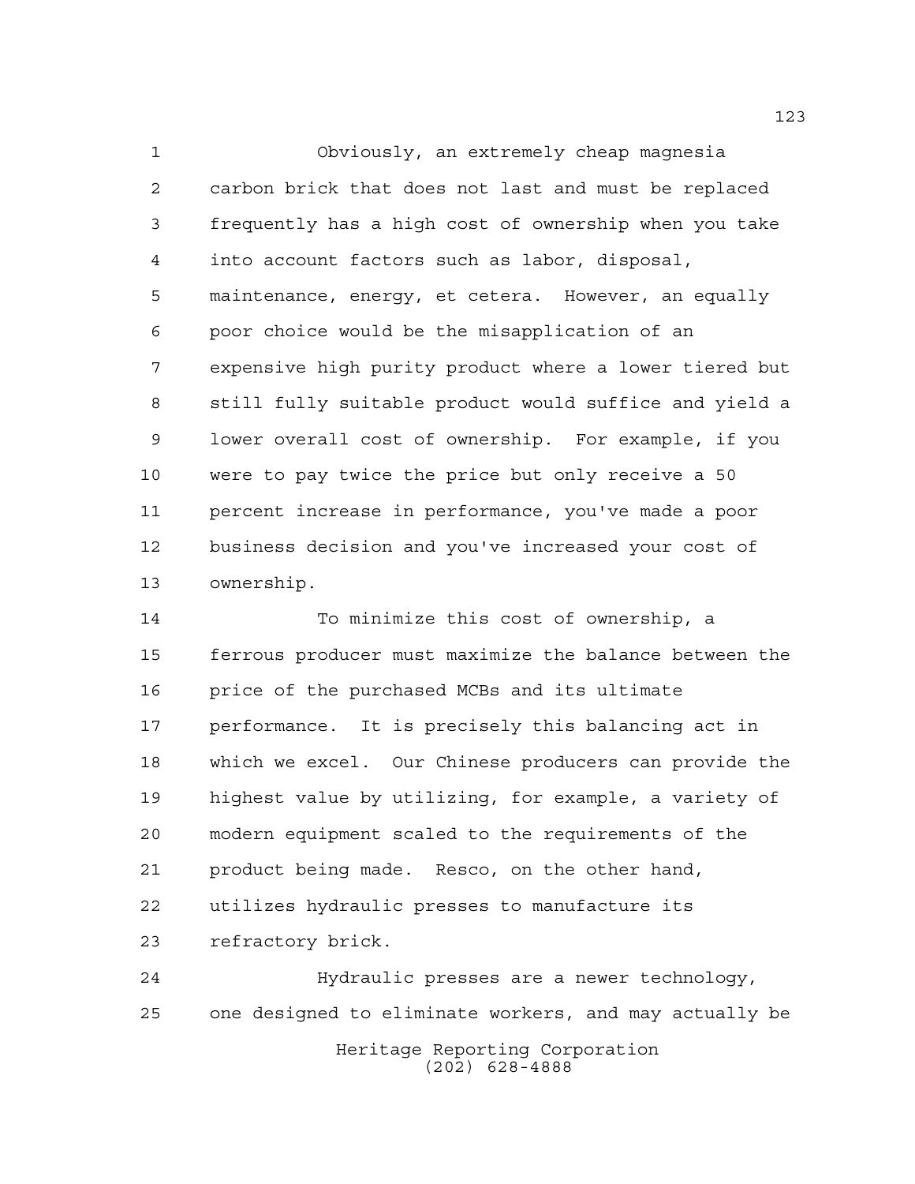Obviously, an extremely cheap magnesia carbon brick that does not last and must be replaced frequently has a high cost of ownership when you take into account factors such as labor, disposal, maintenance, energy, et cetera. However, an equally poor choice would be the misapplication of an expensive high purity product where a lower tiered but still fully suitable product would suffice and yield a lower overall cost of ownership. For example, if you were to pay twice the price but only receive a 50 percent increase in performance, you've made a poor business decision and you've increased your cost of ownership.

To minimize this cost of ownership, a ferrous producer must maximize the balance between the price of the purchased MCBs and its ultimate performance. It is precisely this balancing act in which we excel. Our Chinese producers can provide the highest value by utilizing, for example, a variety of modern equipment scaled to the requirements of the product being made. Resco, on the other hand, utilizes hydraulic presses to manufacture its refractory brick.

Hydraulic presses are a newer technology, one designed to eliminate workers, and may actually be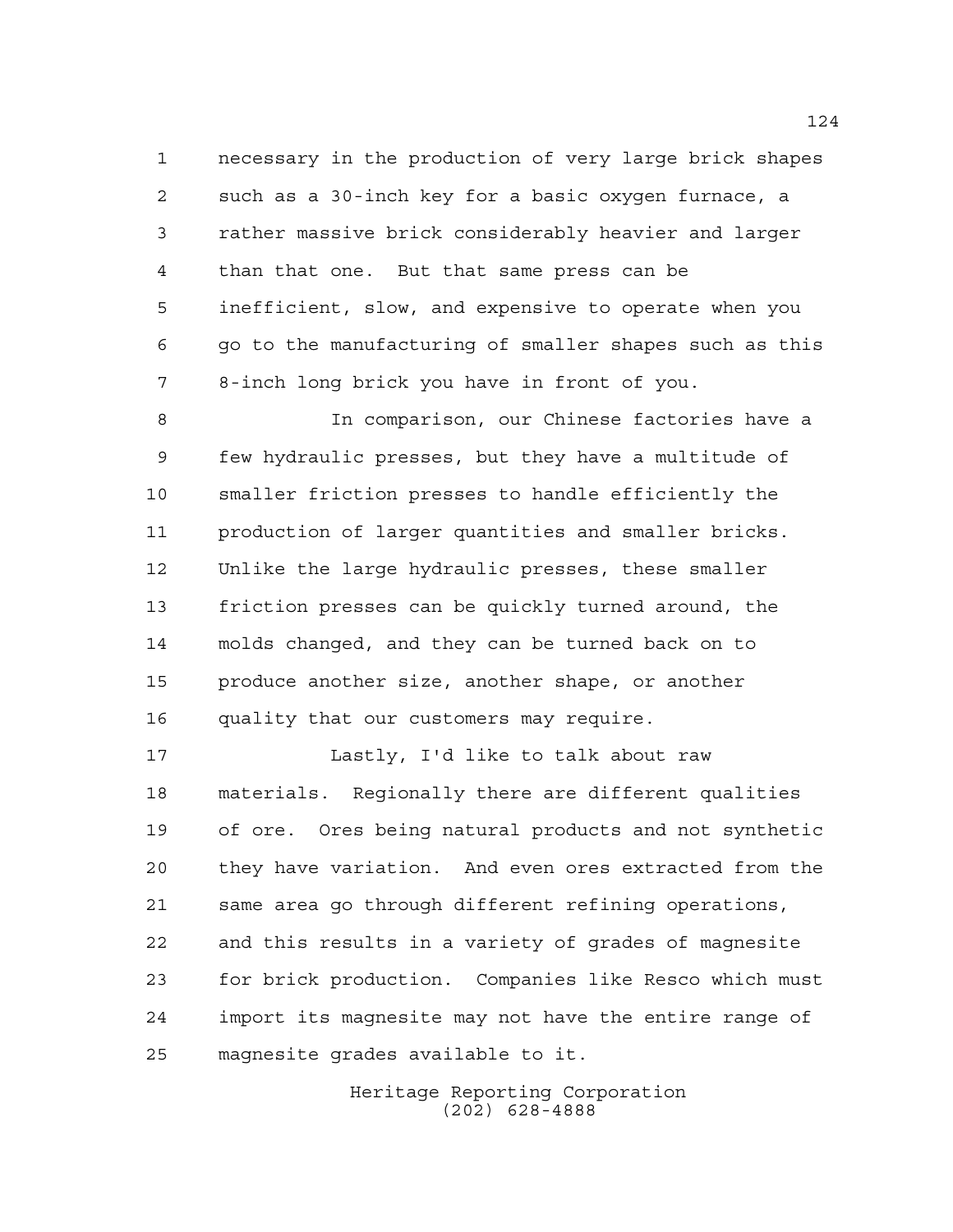necessary in the production of very large brick shapes such as a 30-inch key for a basic oxygen furnace, a rather massive brick considerably heavier and larger than that one. But that same press can be inefficient, slow, and expensive to operate when you go to the manufacturing of smaller shapes such as this 8-inch long brick you have in front of you.

In comparison, our Chinese factories have a few hydraulic presses, but they have a multitude of smaller friction presses to handle efficiently the production of larger quantities and smaller bricks. Unlike the large hydraulic presses, these smaller friction presses can be quickly turned around, the molds changed, and they can be turned back on to produce another size, another shape, or another quality that our customers may require.

Lastly, I'd like to talk about raw materials. Regionally there are different qualities of ore. Ores being natural products and not synthetic they have variation. And even ores extracted from the same area go through different refining operations, and this results in a variety of grades of magnesite for brick production. Companies like Resco which must import its magnesite may not have the entire range of magnesite grades available to it.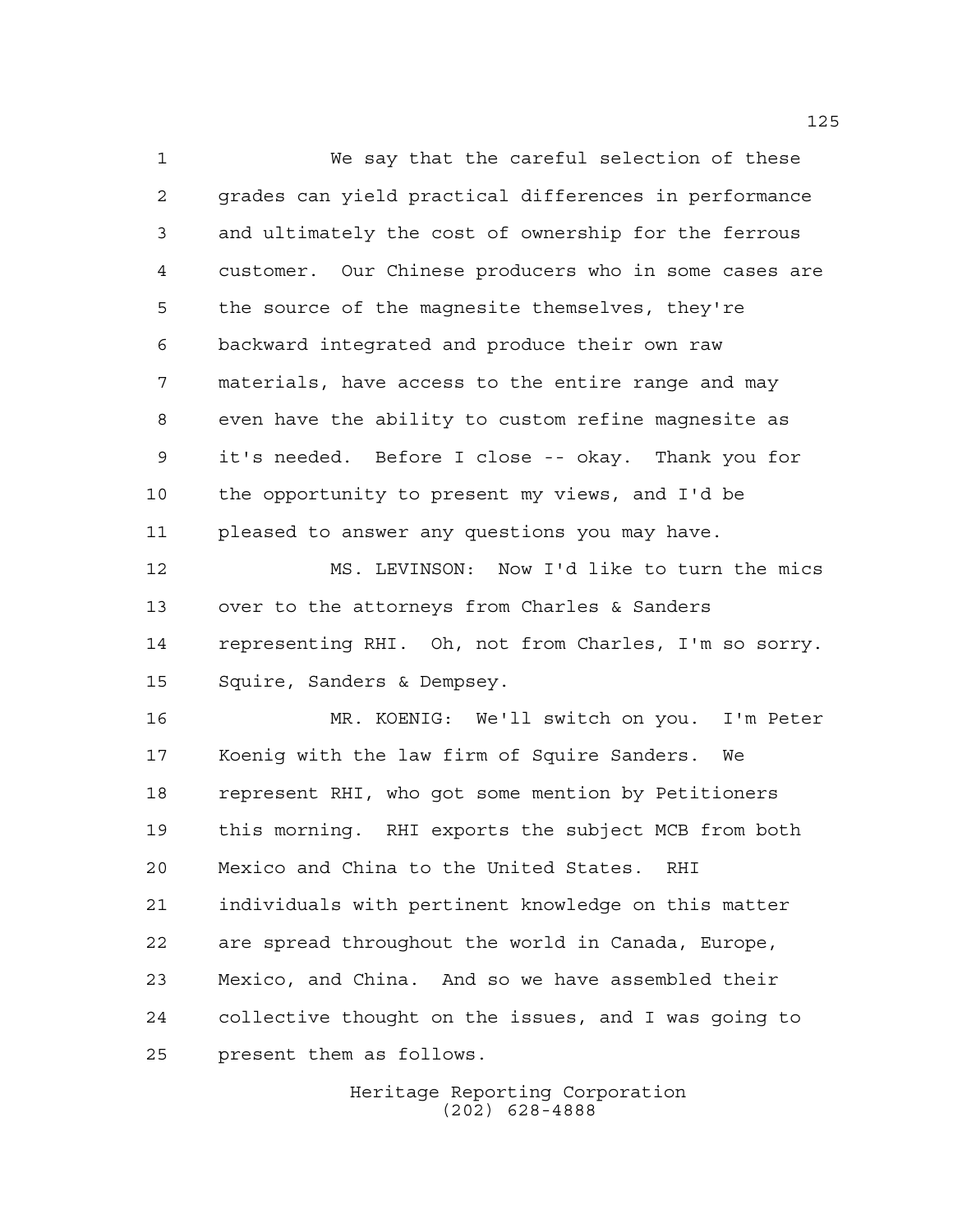We say that the careful selection of these grades can yield practical differences in performance and ultimately the cost of ownership for the ferrous customer. Our Chinese producers who in some cases are the source of the magnesite themselves, they're backward integrated and produce their own raw materials, have access to the entire range and may even have the ability to custom refine magnesite as it's needed. Before I close -- okay. Thank you for the opportunity to present my views, and I'd be pleased to answer any questions you may have.

MS. LEVINSON: Now I'd like to turn the mics over to the attorneys from Charles & Sanders representing RHI. Oh, not from Charles, I'm so sorry. Squire, Sanders & Dempsey.

MR. KOENIG: We'll switch on you. I'm Peter Koenig with the law firm of Squire Sanders. We represent RHI, who got some mention by Petitioners this morning. RHI exports the subject MCB from both Mexico and China to the United States. RHI individuals with pertinent knowledge on this matter are spread throughout the world in Canada, Europe, Mexico, and China. And so we have assembled their collective thought on the issues, and I was going to present them as follows.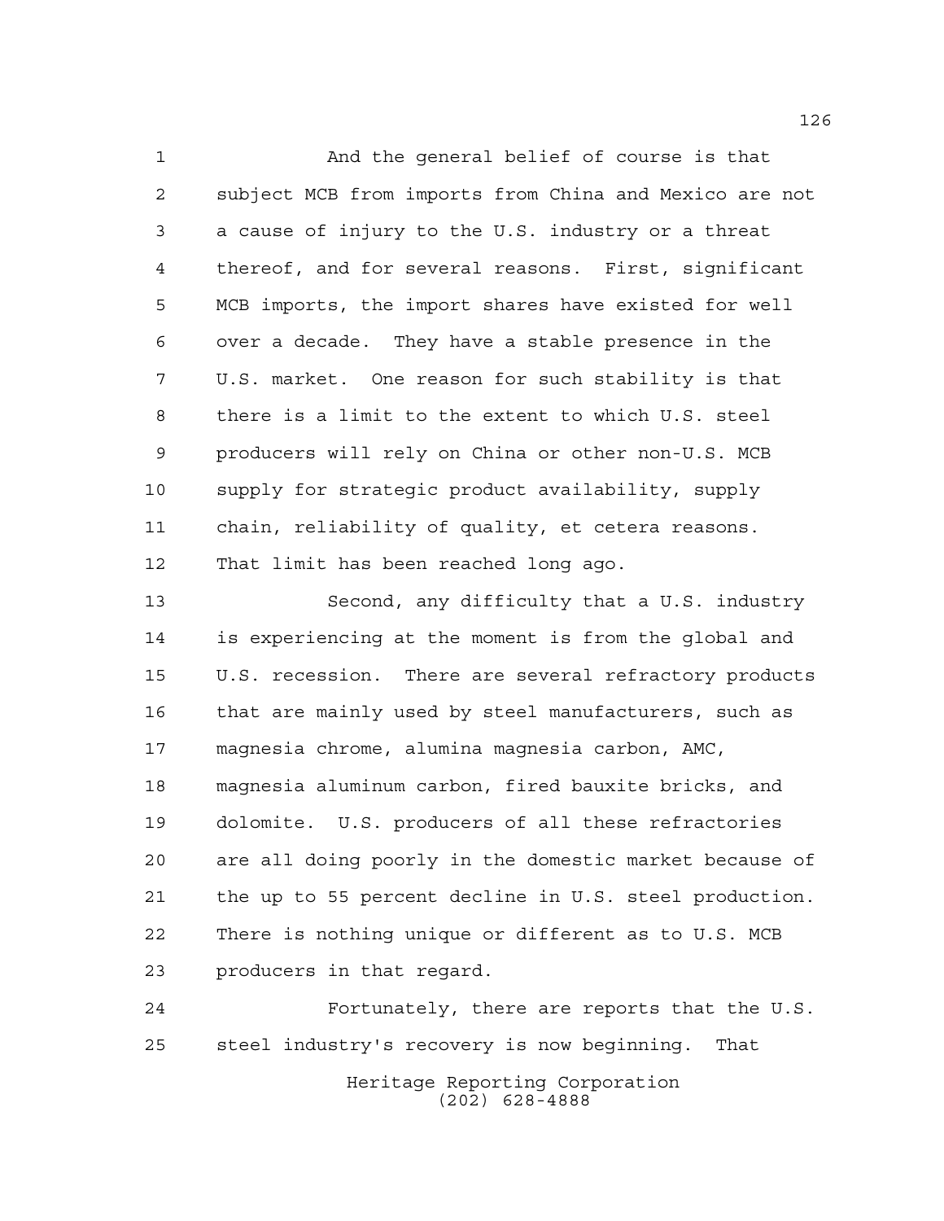And the general belief of course is that subject MCB from imports from China and Mexico are not a cause of injury to the U.S. industry or a threat thereof, and for several reasons. First, significant MCB imports, the import shares have existed for well over a decade. They have a stable presence in the U.S. market. One reason for such stability is that there is a limit to the extent to which U.S. steel producers will rely on China or other non-U.S. MCB supply for strategic product availability, supply chain, reliability of quality, et cetera reasons. That limit has been reached long ago.

Second, any difficulty that a U.S. industry is experiencing at the moment is from the global and U.S. recession. There are several refractory products that are mainly used by steel manufacturers, such as magnesia chrome, alumina magnesia carbon, AMC, magnesia aluminum carbon, fired bauxite bricks, and dolomite. U.S. producers of all these refractories are all doing poorly in the domestic market because of the up to 55 percent decline in U.S. steel production. There is nothing unique or different as to U.S. MCB producers in that regard.

Fortunately, there are reports that the U.S. steel industry's recovery is now beginning. That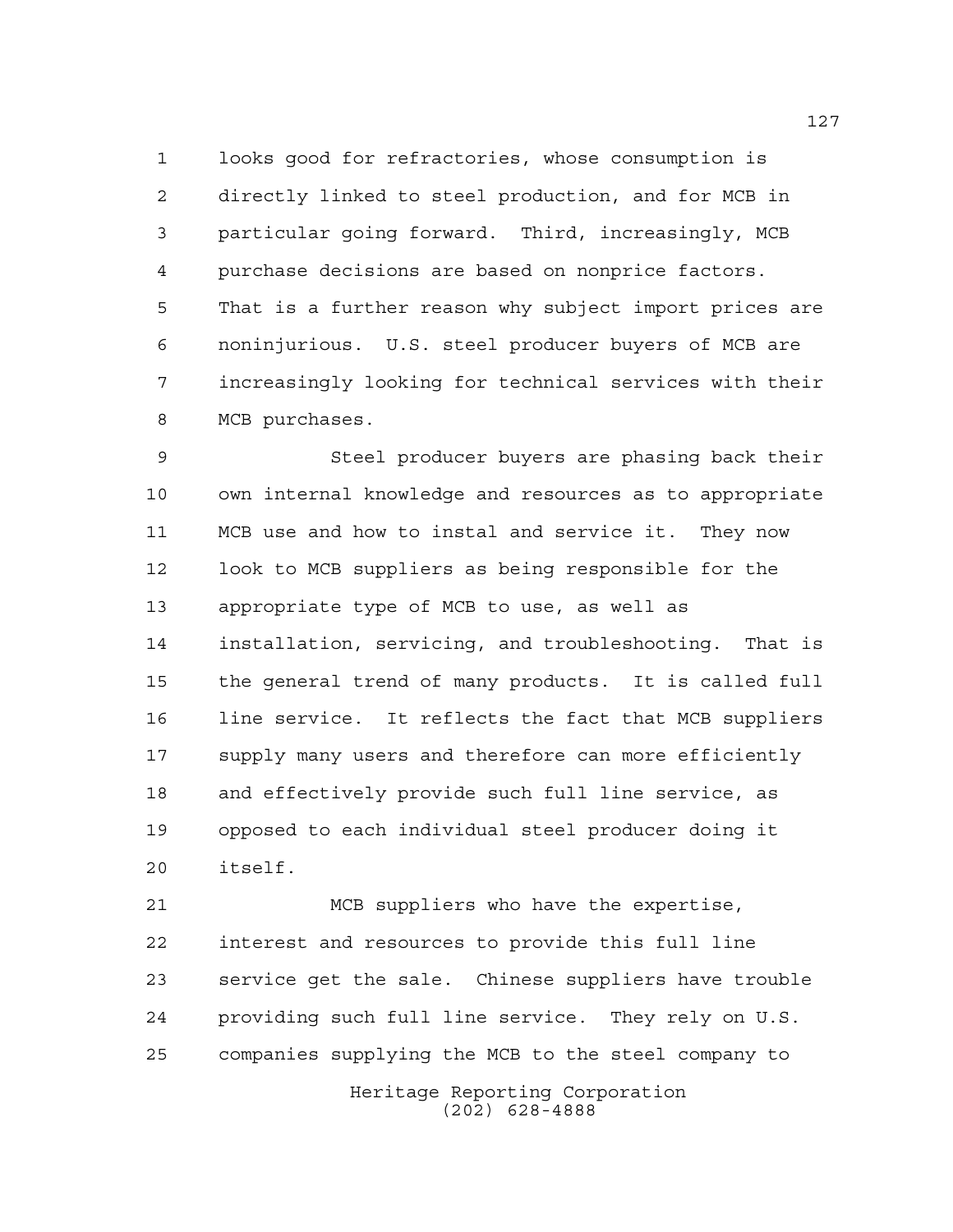looks good for refractories, whose consumption is directly linked to steel production, and for MCB in particular going forward. Third, increasingly, MCB purchase decisions are based on nonprice factors. That is a further reason why subject import prices are noninjurious. U.S. steel producer buyers of MCB are increasingly looking for technical services with their MCB purchases.

Steel producer buyers are phasing back their own internal knowledge and resources as to appropriate MCB use and how to instal and service it. They now look to MCB suppliers as being responsible for the appropriate type of MCB to use, as well as installation, servicing, and troubleshooting. That is the general trend of many products. It is called full line service. It reflects the fact that MCB suppliers supply many users and therefore can more efficiently and effectively provide such full line service, as opposed to each individual steel producer doing it itself.

MCB suppliers who have the expertise, interest and resources to provide this full line service get the sale. Chinese suppliers have trouble providing such full line service. They rely on U.S. companies supplying the MCB to the steel company to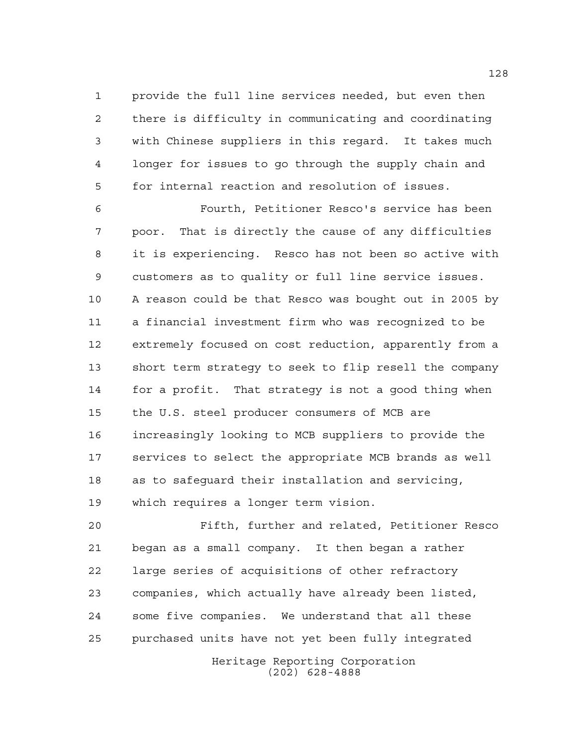provide the full line services needed, but even then there is difficulty in communicating and coordinating with Chinese suppliers in this regard. It takes much longer for issues to go through the supply chain and for internal reaction and resolution of issues.

Fourth, Petitioner Resco's service has been poor. That is directly the cause of any difficulties it is experiencing. Resco has not been so active with customers as to quality or full line service issues. A reason could be that Resco was bought out in 2005 by a financial investment firm who was recognized to be extremely focused on cost reduction, apparently from a short term strategy to seek to flip resell the company for a profit. That strategy is not a good thing when the U.S. steel producer consumers of MCB are increasingly looking to MCB suppliers to provide the services to select the appropriate MCB brands as well as to safeguard their installation and servicing, which requires a longer term vision.

Fifth, further and related, Petitioner Resco began as a small company. It then began a rather large series of acquisitions of other refractory companies, which actually have already been listed, some five companies. We understand that all these purchased units have not yet been fully integrated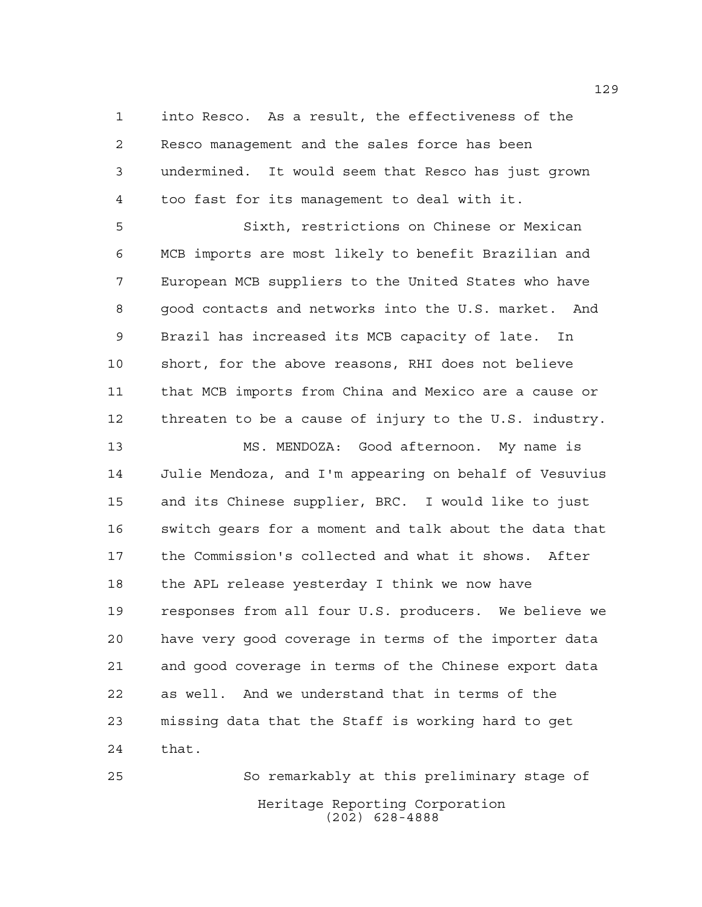into Resco. As a result, the effectiveness of the Resco management and the sales force has been undermined. It would seem that Resco has just grown too fast for its management to deal with it.

Sixth, restrictions on Chinese or Mexican MCB imports are most likely to benefit Brazilian and European MCB suppliers to the United States who have good contacts and networks into the U.S. market. And Brazil has increased its MCB capacity of late. In short, for the above reasons, RHI does not believe that MCB imports from China and Mexico are a cause or threaten to be a cause of injury to the U.S. industry.

MS. MENDOZA: Good afternoon. My name is Julie Mendoza, and I'm appearing on behalf of Vesuvius and its Chinese supplier, BRC. I would like to just switch gears for a moment and talk about the data that the Commission's collected and what it shows. After the APL release yesterday I think we now have responses from all four U.S. producers. We believe we have very good coverage in terms of the importer data and good coverage in terms of the Chinese export data as well. And we understand that in terms of the missing data that the Staff is working hard to get that.

So remarkably at this preliminary stage of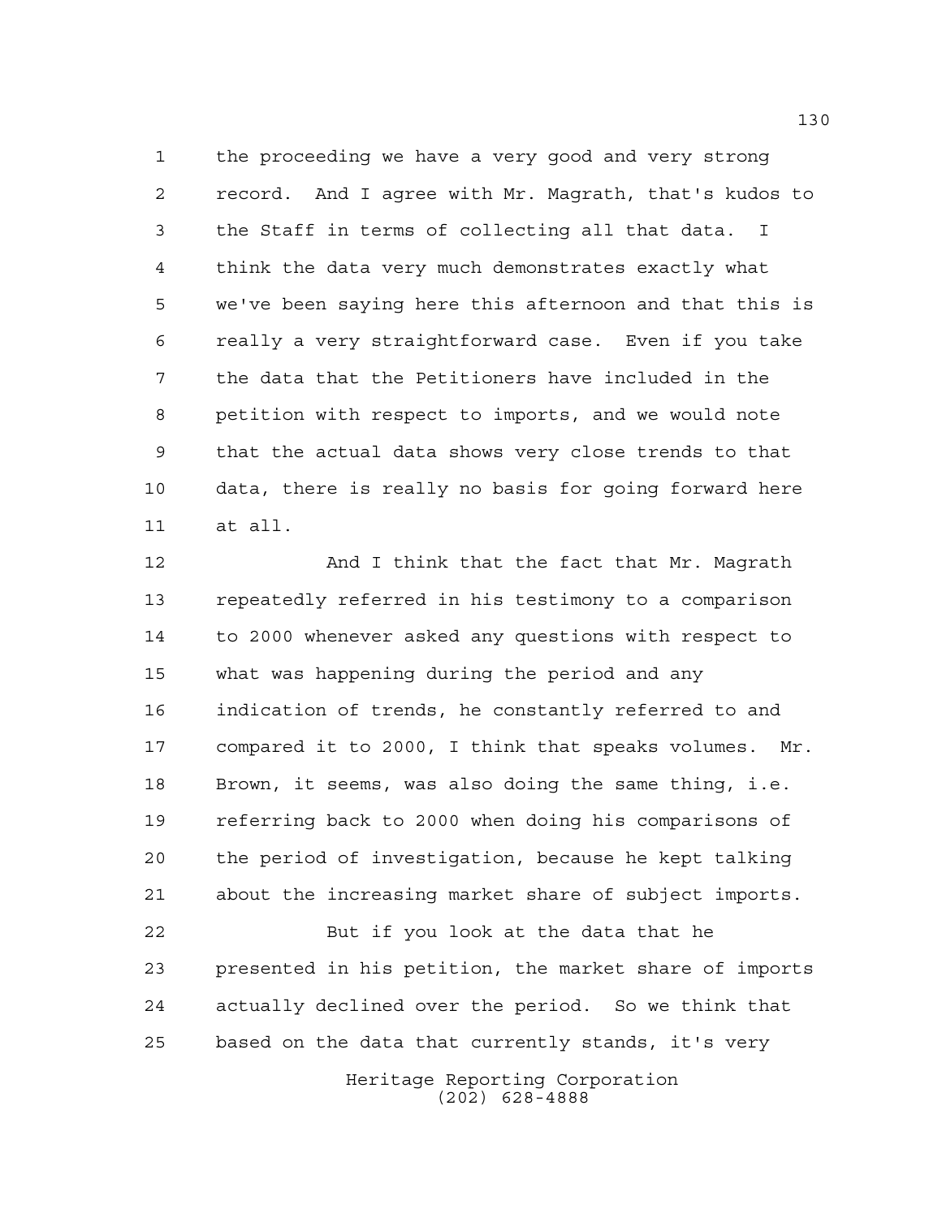the proceeding we have a very good and very strong record. And I agree with Mr. Magrath, that's kudos to the Staff in terms of collecting all that data. I think the data very much demonstrates exactly what we've been saying here this afternoon and that this is really a very straightforward case. Even if you take the data that the Petitioners have included in the petition with respect to imports, and we would note that the actual data shows very close trends to that data, there is really no basis for going forward here at all.

And I think that the fact that Mr. Magrath repeatedly referred in his testimony to a comparison to 2000 whenever asked any questions with respect to what was happening during the period and any indication of trends, he constantly referred to and compared it to 2000, I think that speaks volumes. Mr. Brown, it seems, was also doing the same thing, i.e. referring back to 2000 when doing his comparisons of the period of investigation, because he kept talking about the increasing market share of subject imports.

But if you look at the data that he presented in his petition, the market share of imports actually declined over the period. So we think that based on the data that currently stands, it's very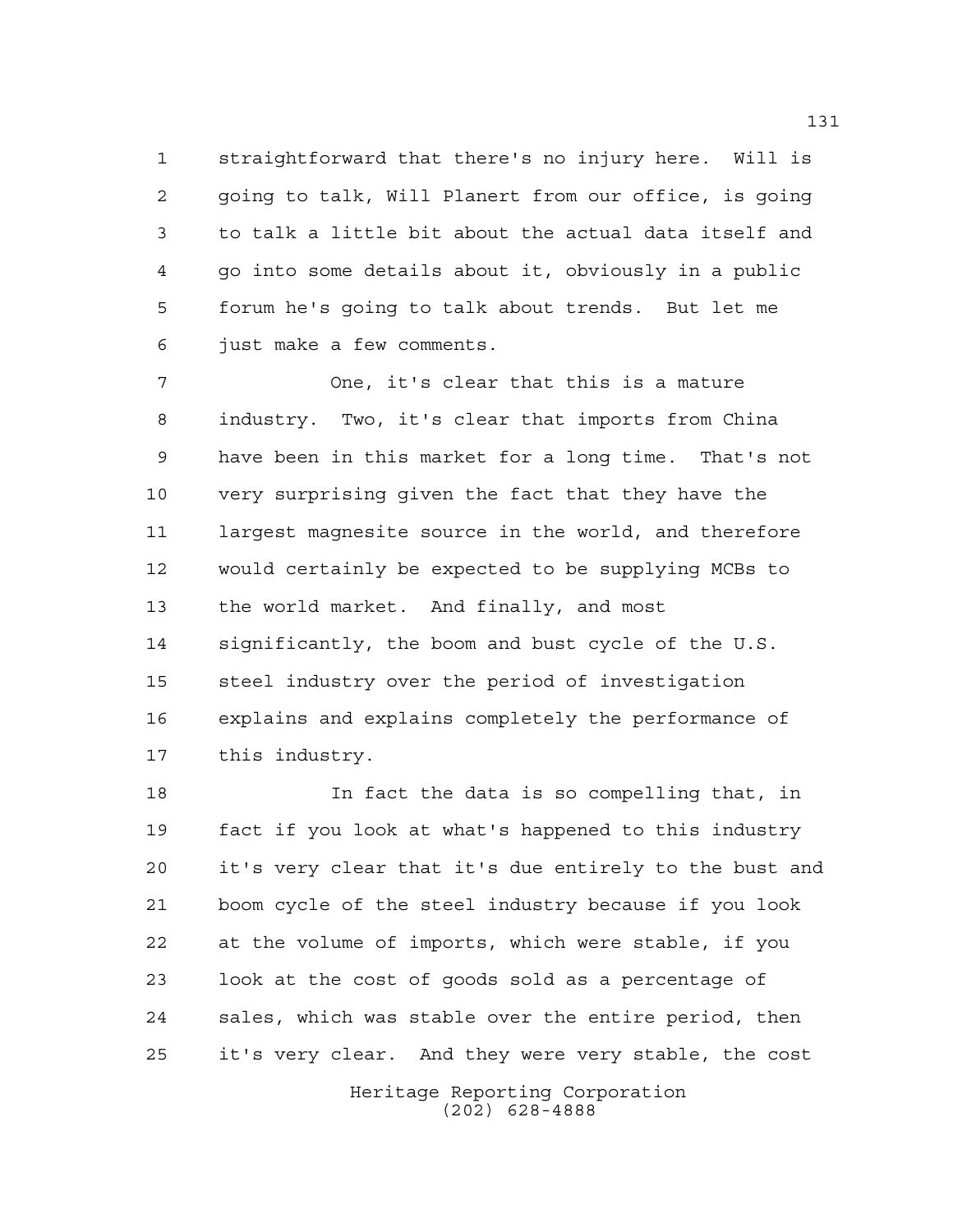straightforward that there's no injury here. Will is going to talk, Will Planert from our office, is going to talk a little bit about the actual data itself and go into some details about it, obviously in a public forum he's going to talk about trends. But let me just make a few comments.

One, it's clear that this is a mature industry. Two, it's clear that imports from China have been in this market for a long time. That's not very surprising given the fact that they have the largest magnesite source in the world, and therefore would certainly be expected to be supplying MCBs to the world market. And finally, and most significantly, the boom and bust cycle of the U.S. steel industry over the period of investigation explains and explains completely the performance of this industry.

In fact the data is so compelling that, in fact if you look at what's happened to this industry it's very clear that it's due entirely to the bust and boom cycle of the steel industry because if you look at the volume of imports, which were stable, if you look at the cost of goods sold as a percentage of sales, which was stable over the entire period, then it's very clear. And they were very stable, the cost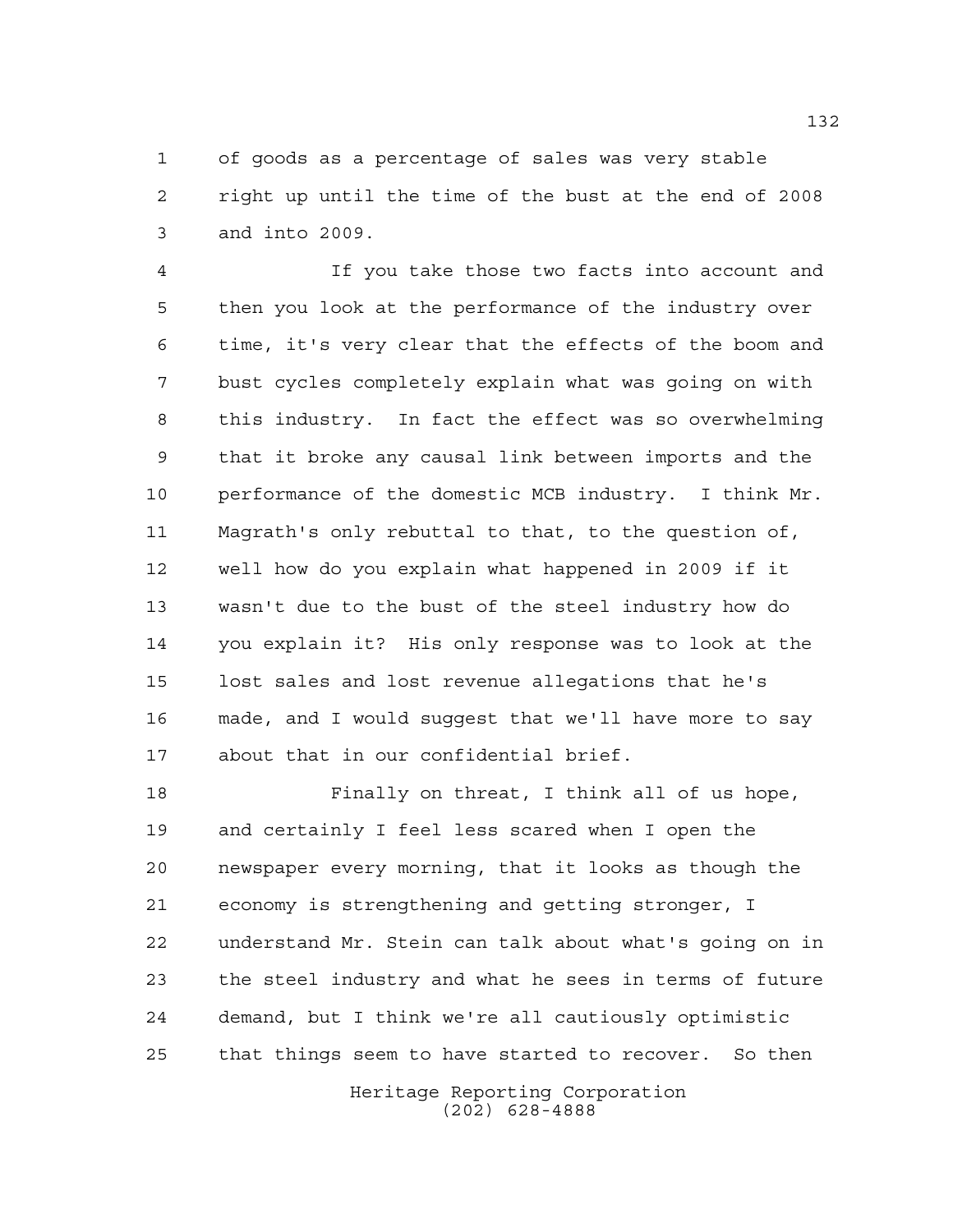of goods as a percentage of sales was very stable right up until the time of the bust at the end of 2008 and into 2009.

If you take those two facts into account and then you look at the performance of the industry over time, it's very clear that the effects of the boom and bust cycles completely explain what was going on with this industry. In fact the effect was so overwhelming that it broke any causal link between imports and the performance of the domestic MCB industry. I think Mr. Magrath's only rebuttal to that, to the question of, well how do you explain what happened in 2009 if it wasn't due to the bust of the steel industry how do you explain it? His only response was to look at the lost sales and lost revenue allegations that he's made, and I would suggest that we'll have more to say about that in our confidential brief.

Finally on threat, I think all of us hope, and certainly I feel less scared when I open the newspaper every morning, that it looks as though the economy is strengthening and getting stronger, I understand Mr. Stein can talk about what's going on in the steel industry and what he sees in terms of future demand, but I think we're all cautiously optimistic that things seem to have started to recover. So then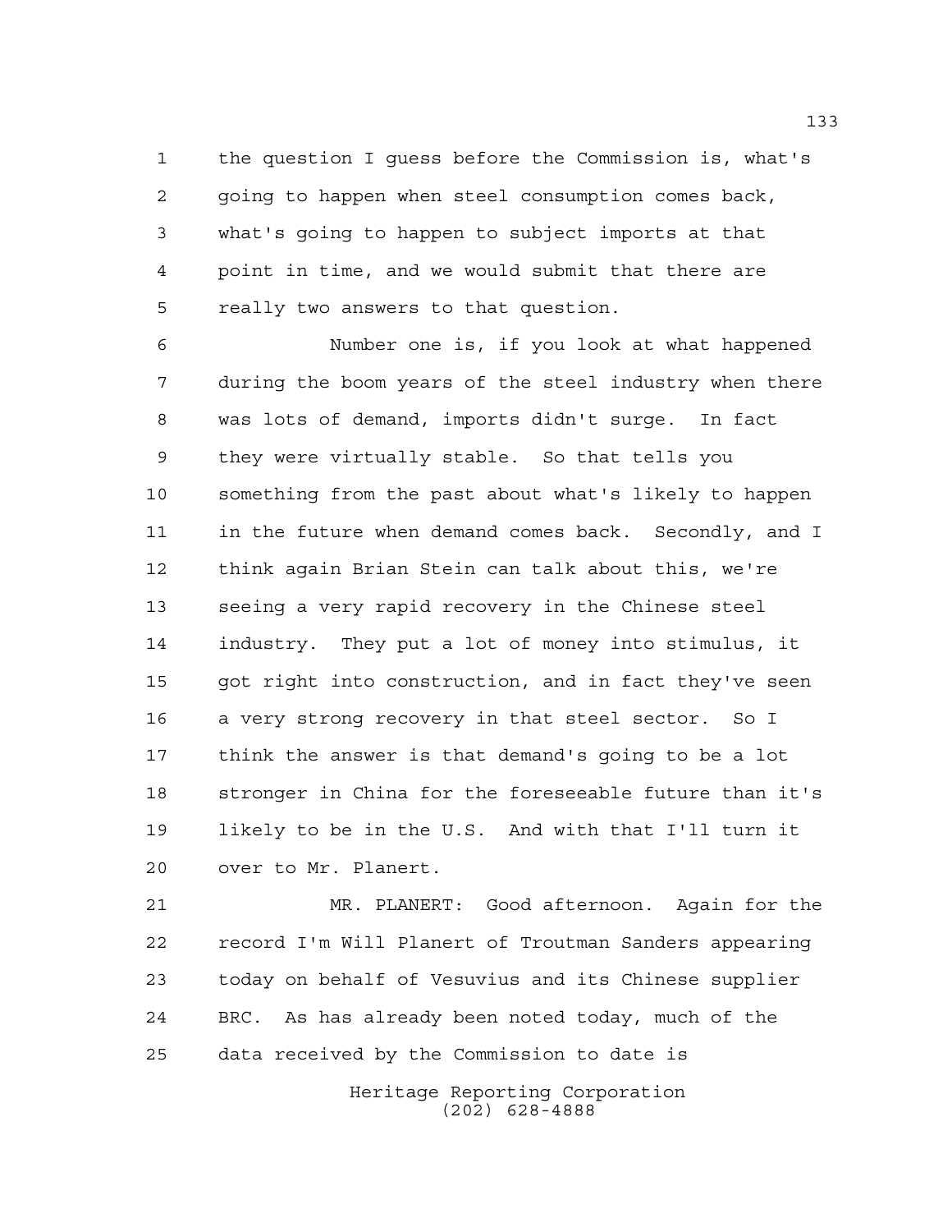the question I guess before the Commission is, what's going to happen when steel consumption comes back, what's going to happen to subject imports at that point in time, and we would submit that there are really two answers to that question.

Number one is, if you look at what happened during the boom years of the steel industry when there was lots of demand, imports didn't surge. In fact they were virtually stable. So that tells you something from the past about what's likely to happen in the future when demand comes back. Secondly, and I think again Brian Stein can talk about this, we're seeing a very rapid recovery in the Chinese steel industry. They put a lot of money into stimulus, it got right into construction, and in fact they've seen a very strong recovery in that steel sector. So I think the answer is that demand's going to be a lot stronger in China for the foreseeable future than it's likely to be in the U.S. And with that I'll turn it over to Mr. Planert.

MR. PLANERT: Good afternoon. Again for the record I'm Will Planert of Troutman Sanders appearing today on behalf of Vesuvius and its Chinese supplier BRC. As has already been noted today, much of the data received by the Commission to date is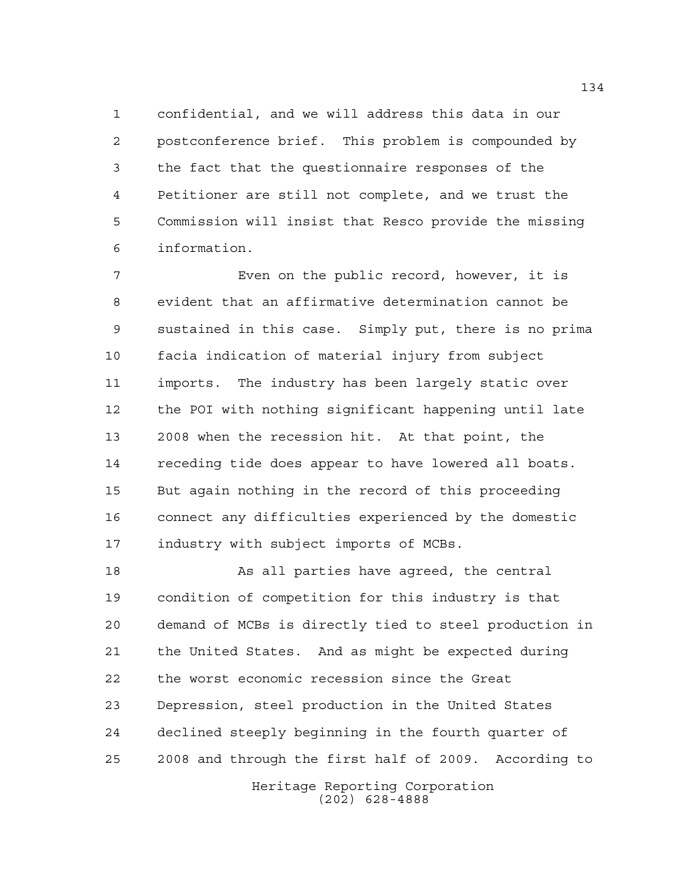confidential, and we will address this data in our postconference brief. This problem is compounded by the fact that the questionnaire responses of the Petitioner are still not complete, and we trust the Commission will insist that Resco provide the missing information.

Even on the public record, however, it is evident that an affirmative determination cannot be sustained in this case. Simply put, there is no prima facia indication of material injury from subject imports. The industry has been largely static over the POI with nothing significant happening until late 2008 when the recession hit. At that point, the receding tide does appear to have lowered all boats. But again nothing in the record of this proceeding connect any difficulties experienced by the domestic industry with subject imports of MCBs.

As all parties have agreed, the central condition of competition for this industry is that demand of MCBs is directly tied to steel production in the United States. And as might be expected during the worst economic recession since the Great Depression, steel production in the United States declined steeply beginning in the fourth quarter of 2008 and through the first half of 2009. According to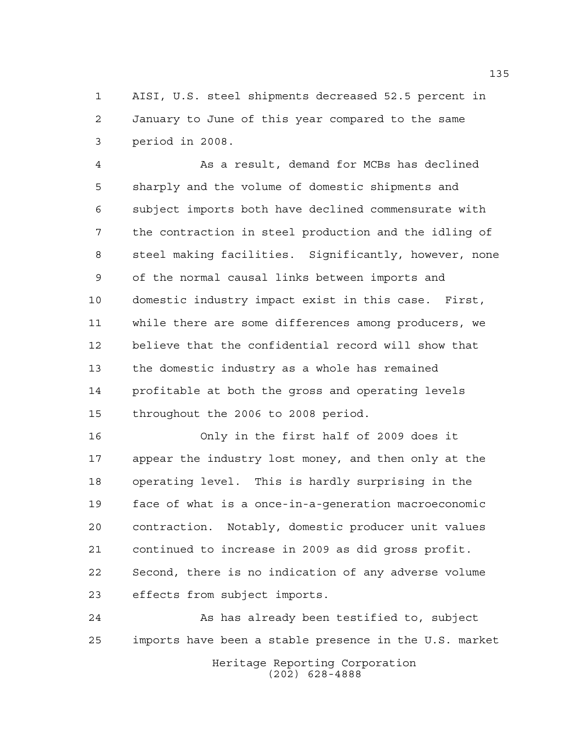AISI, U.S. steel shipments decreased 52.5 percent in January to June of this year compared to the same period in 2008.

As a result, demand for MCBs has declined sharply and the volume of domestic shipments and subject imports both have declined commensurate with the contraction in steel production and the idling of steel making facilities. Significantly, however, none of the normal causal links between imports and domestic industry impact exist in this case. First, while there are some differences among producers, we believe that the confidential record will show that the domestic industry as a whole has remained profitable at both the gross and operating levels throughout the 2006 to 2008 period.

Only in the first half of 2009 does it appear the industry lost money, and then only at the operating level. This is hardly surprising in the face of what is a once-in-a-generation macroeconomic contraction. Notably, domestic producer unit values continued to increase in 2009 as did gross profit. Second, there is no indication of any adverse volume effects from subject imports.

As has already been testified to, subject imports have been a stable presence in the U.S. market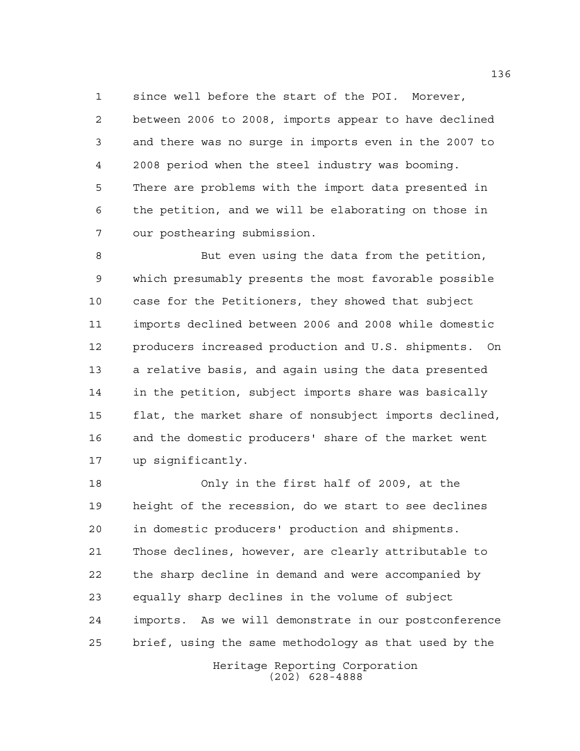since well before the start of the POI. Morever, between 2006 to 2008, imports appear to have declined and there was no surge in imports even in the 2007 to 2008 period when the steel industry was booming. There are problems with the import data presented in the petition, and we will be elaborating on those in our posthearing submission.

But even using the data from the petition, which presumably presents the most favorable possible case for the Petitioners, they showed that subject imports declined between 2006 and 2008 while domestic producers increased production and U.S. shipments. On a relative basis, and again using the data presented in the petition, subject imports share was basically flat, the market share of nonsubject imports declined, and the domestic producers' share of the market went up significantly.

Only in the first half of 2009, at the height of the recession, do we start to see declines in domestic producers' production and shipments. Those declines, however, are clearly attributable to the sharp decline in demand and were accompanied by equally sharp declines in the volume of subject imports. As we will demonstrate in our postconference brief, using the same methodology as that used by the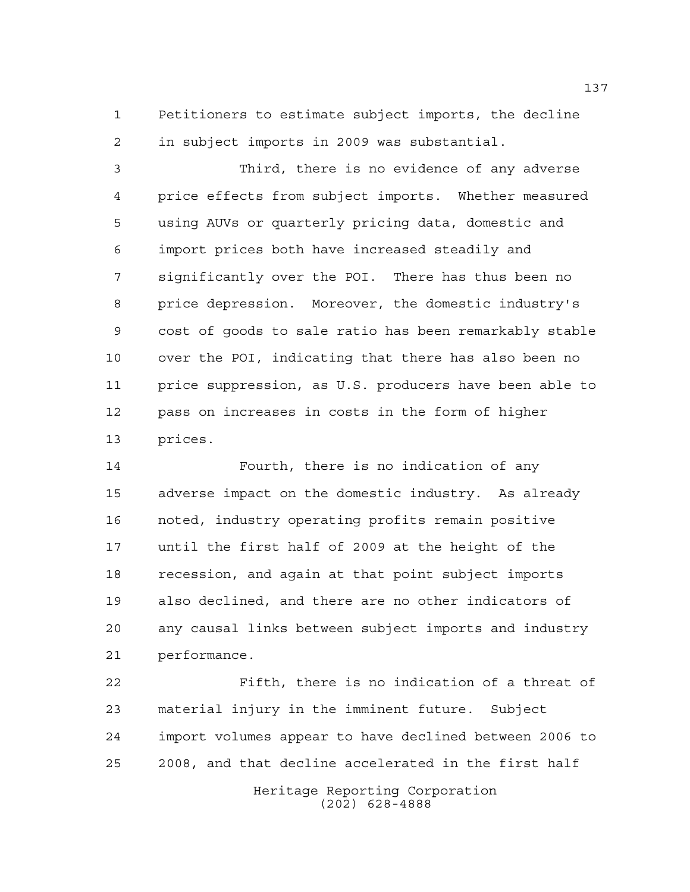Petitioners to estimate subject imports, the decline in subject imports in 2009 was substantial.

Third, there is no evidence of any adverse price effects from subject imports. Whether measured using AUVs or quarterly pricing data, domestic and import prices both have increased steadily and significantly over the POI. There has thus been no price depression. Moreover, the domestic industry's cost of goods to sale ratio has been remarkably stable over the POI, indicating that there has also been no price suppression, as U.S. producers have been able to pass on increases in costs in the form of higher prices.

Fourth, there is no indication of any adverse impact on the domestic industry. As already noted, industry operating profits remain positive until the first half of 2009 at the height of the recession, and again at that point subject imports also declined, and there are no other indicators of any causal links between subject imports and industry performance.

Fifth, there is no indication of a threat of material injury in the imminent future. Subject import volumes appear to have declined between 2006 to 2008, and that decline accelerated in the first half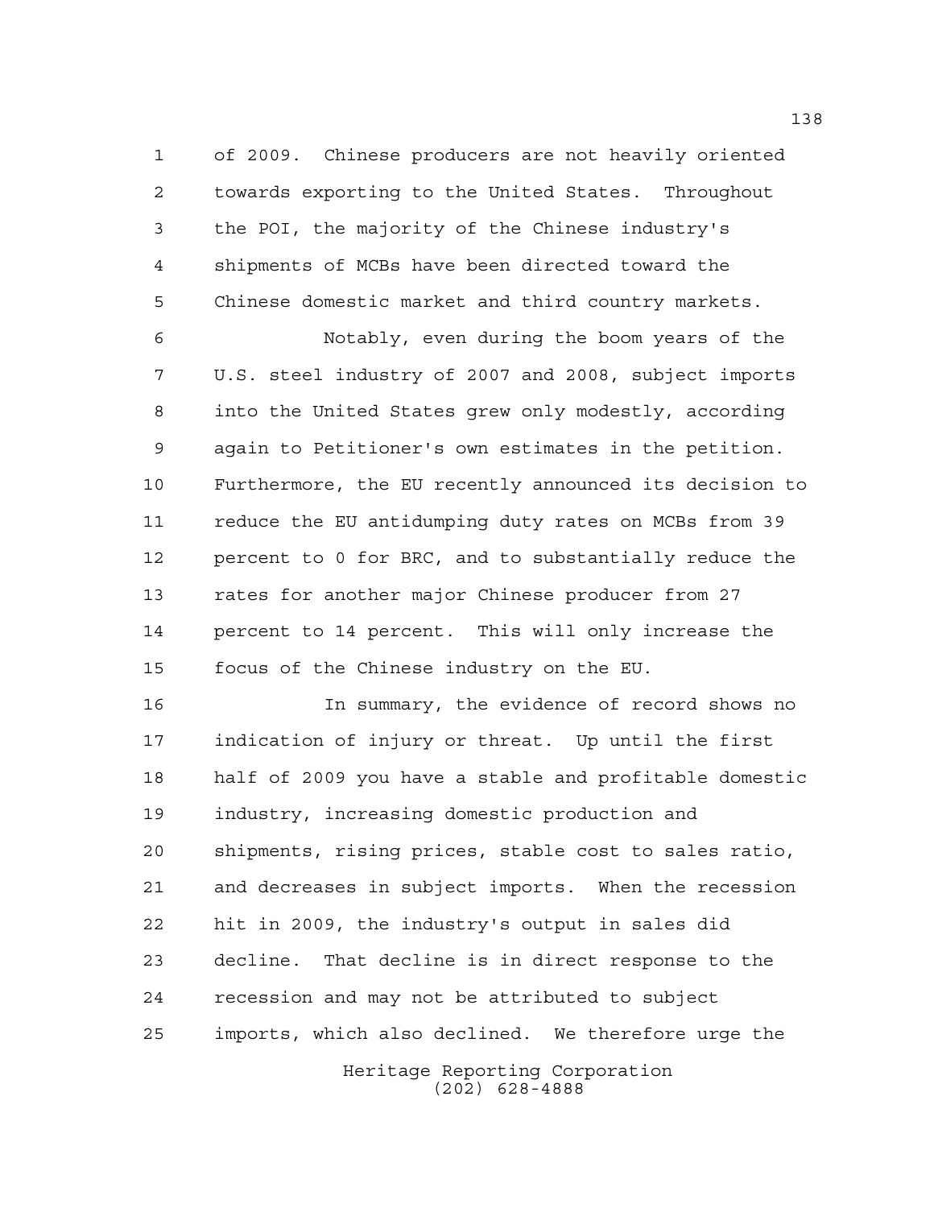of 2009. Chinese producers are not heavily oriented towards exporting to the United States. Throughout the POI, the majority of the Chinese industry's shipments of MCBs have been directed toward the Chinese domestic market and third country markets.

Notably, even during the boom years of the U.S. steel industry of 2007 and 2008, subject imports into the United States grew only modestly, according again to Petitioner's own estimates in the petition. Furthermore, the EU recently announced its decision to reduce the EU antidumping duty rates on MCBs from 39 percent to 0 for BRC, and to substantially reduce the rates for another major Chinese producer from 27 percent to 14 percent. This will only increase the focus of the Chinese industry on the EU.

In summary, the evidence of record shows no indication of injury or threat. Up until the first half of 2009 you have a stable and profitable domestic industry, increasing domestic production and shipments, rising prices, stable cost to sales ratio, and decreases in subject imports. When the recession hit in 2009, the industry's output in sales did decline. That decline is in direct response to the recession and may not be attributed to subject imports, which also declined. We therefore urge the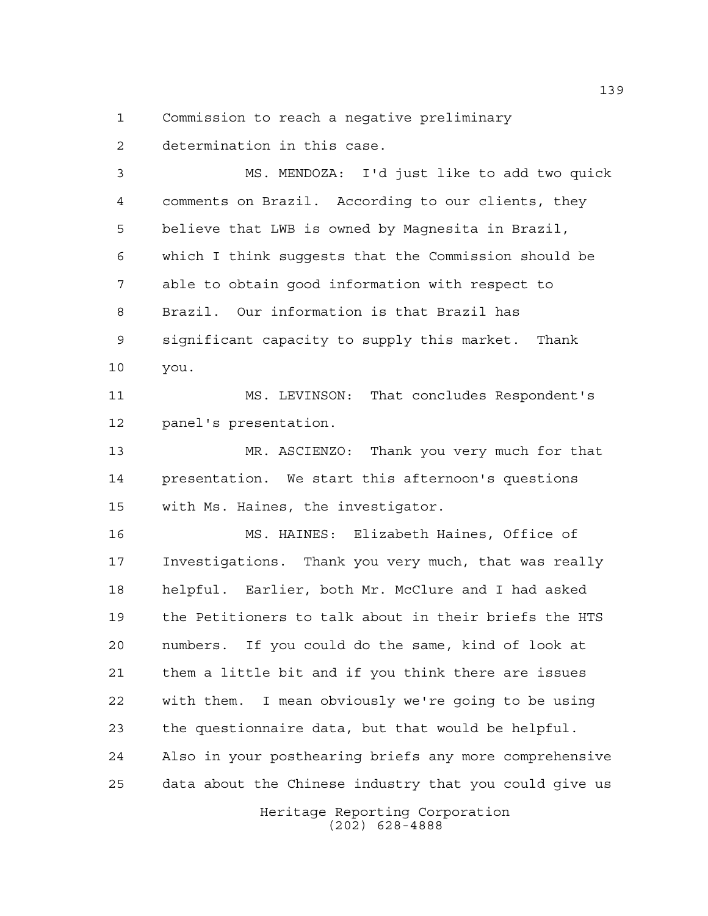Commission to reach a negative preliminary determination in this case.

MS. MENDOZA: I'd just like to add two quick comments on Brazil. According to our clients, they believe that LWB is owned by Magnesita in Brazil, which I think suggests that the Commission should be able to obtain good information with respect to Brazil. Our information is that Brazil has significant capacity to supply this market. Thank you.

MS. LEVINSON: That concludes Respondent's panel's presentation.

MR. ASCIENZO: Thank you very much for that presentation. We start this afternoon's questions with Ms. Haines, the investigator.

MS. HAINES: Elizabeth Haines, Office of Investigations. Thank you very much, that was really helpful. Earlier, both Mr. McClure and I had asked the Petitioners to talk about in their briefs the HTS numbers. If you could do the same, kind of look at them a little bit and if you think there are issues with them. I mean obviously we're going to be using the questionnaire data, but that would be helpful. Also in your posthearing briefs any more comprehensive data about the Chinese industry that you could give us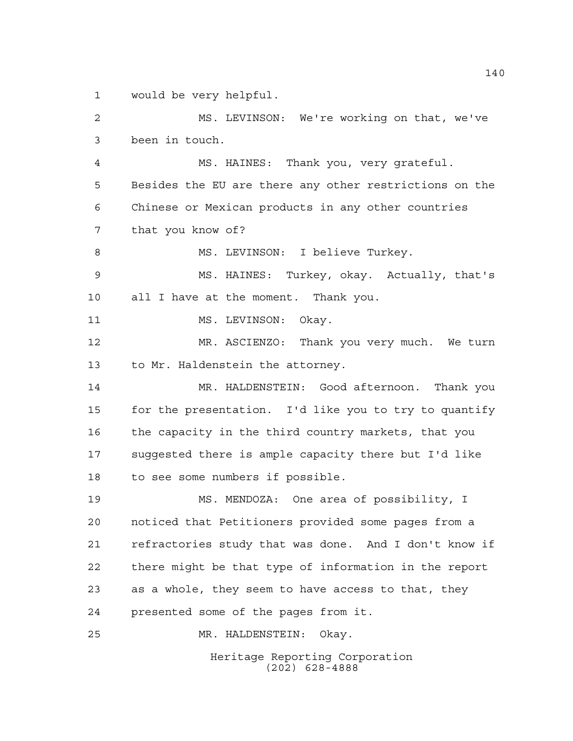would be very helpful.

MS. LEVINSON: We're working on that, we've been in touch.

MS. HAINES: Thank you, very grateful. Besides the EU are there any other restrictions on the Chinese or Mexican products in any other countries that you know of?

MS. LEVINSON: I believe Turkey.

MS. HAINES: Turkey, okay. Actually, that's all I have at the moment. Thank you.

MS. LEVINSON: Okay.

MR. ASCIENZO: Thank you very much. We turn to Mr. Haldenstein the attorney.

MR. HALDENSTEIN: Good afternoon. Thank you for the presentation. I'd like you to try to quantify the capacity in the third country markets, that you suggested there is ample capacity there but I'd like to see some numbers if possible.

MS. MENDOZA: One area of possibility, I noticed that Petitioners provided some pages from a refractories study that was done. And I don't know if there might be that type of information in the report as a whole, they seem to have access to that, they presented some of the pages from it.

MR. HALDENSTEIN: Okay.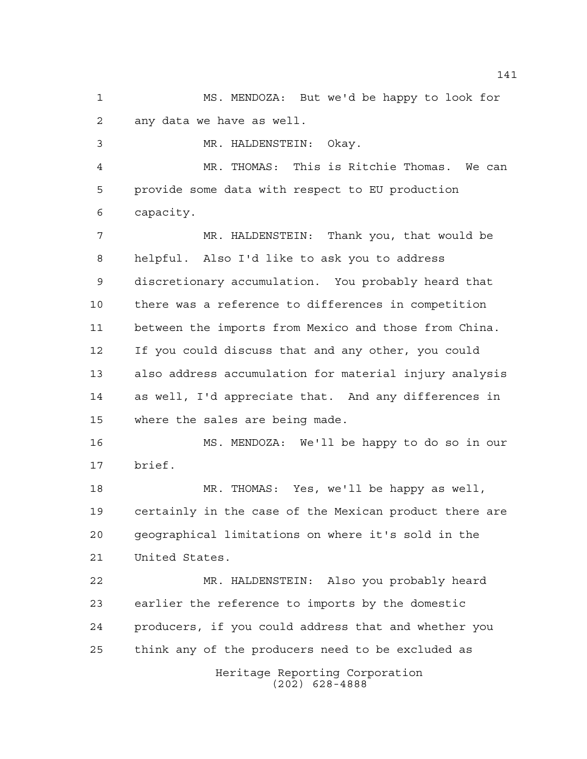MS. MENDOZA: But we'd be happy to look for any data we have as well.

MR. HALDENSTEIN: Okay.

MR. THOMAS: This is Ritchie Thomas. We can provide some data with respect to EU production capacity.

MR. HALDENSTEIN: Thank you, that would be helpful. Also I'd like to ask you to address discretionary accumulation. You probably heard that there was a reference to differences in competition between the imports from Mexico and those from China. If you could discuss that and any other, you could also address accumulation for material injury analysis as well, I'd appreciate that. And any differences in where the sales are being made.

MS. MENDOZA: We'll be happy to do so in our brief.

MR. THOMAS: Yes, we'll be happy as well, certainly in the case of the Mexican product there are geographical limitations on where it's sold in the United States.

MR. HALDENSTEIN: Also you probably heard earlier the reference to imports by the domestic producers, if you could address that and whether you think any of the producers need to be excluded as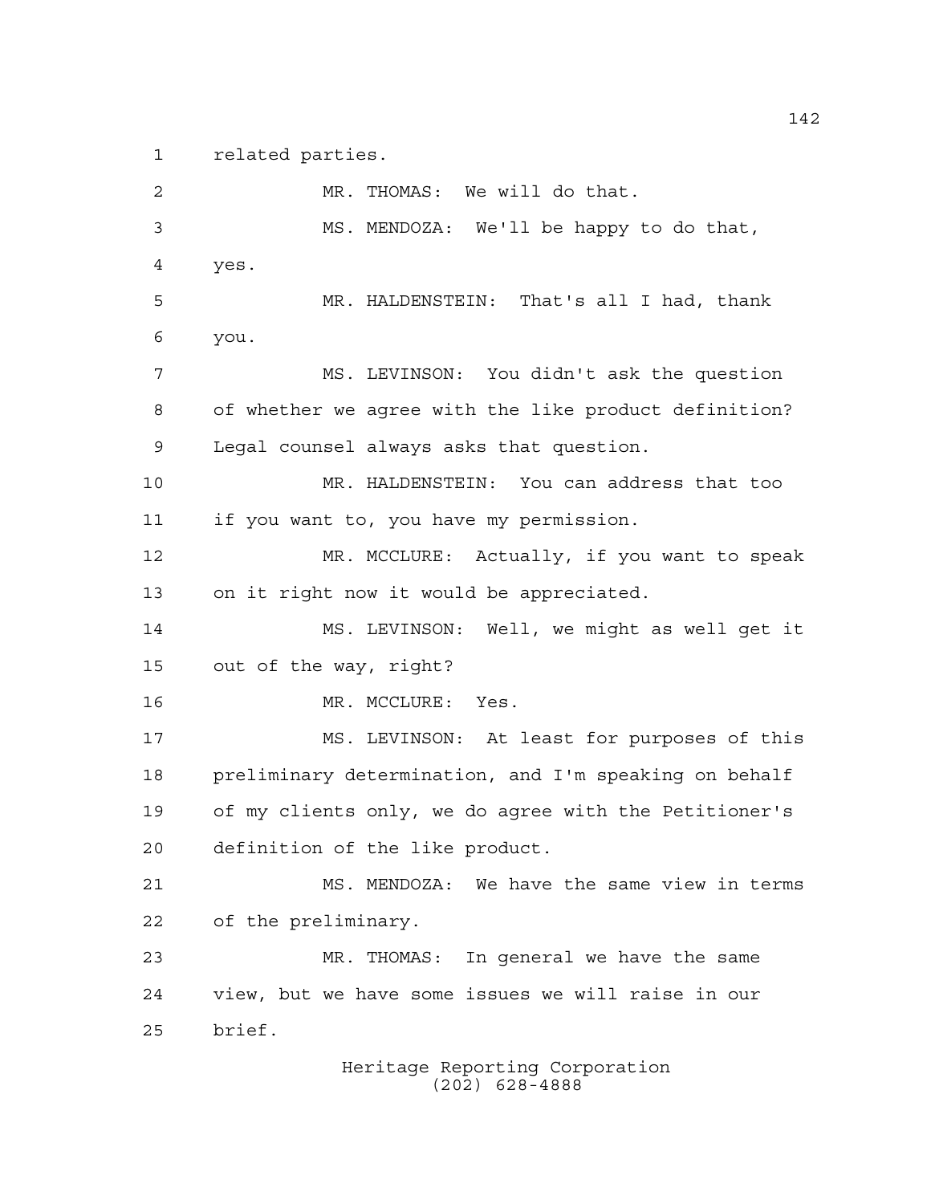related parties.

MR. THOMAS: We will do that.

MS. MENDOZA: We'll be happy to do that, yes.

MR. HALDENSTEIN: That's all I had, thank you.

MS. LEVINSON: You didn't ask the question of whether we agree with the like product definition? Legal counsel always asks that question.

MR. HALDENSTEIN: You can address that too if you want to, you have my permission.

MR. MCCLURE: Actually, if you want to speak on it right now it would be appreciated.

MS. LEVINSON: Well, we might as well get it out of the way, right?

MR. MCCLURE: Yes.

MS. LEVINSON: At least for purposes of this preliminary determination, and I'm speaking on behalf of my clients only, we do agree with the Petitioner's definition of the like product.

MS. MENDOZA: We have the same view in terms of the preliminary.

MR. THOMAS: In general we have the same view, but we have some issues we will raise in our brief.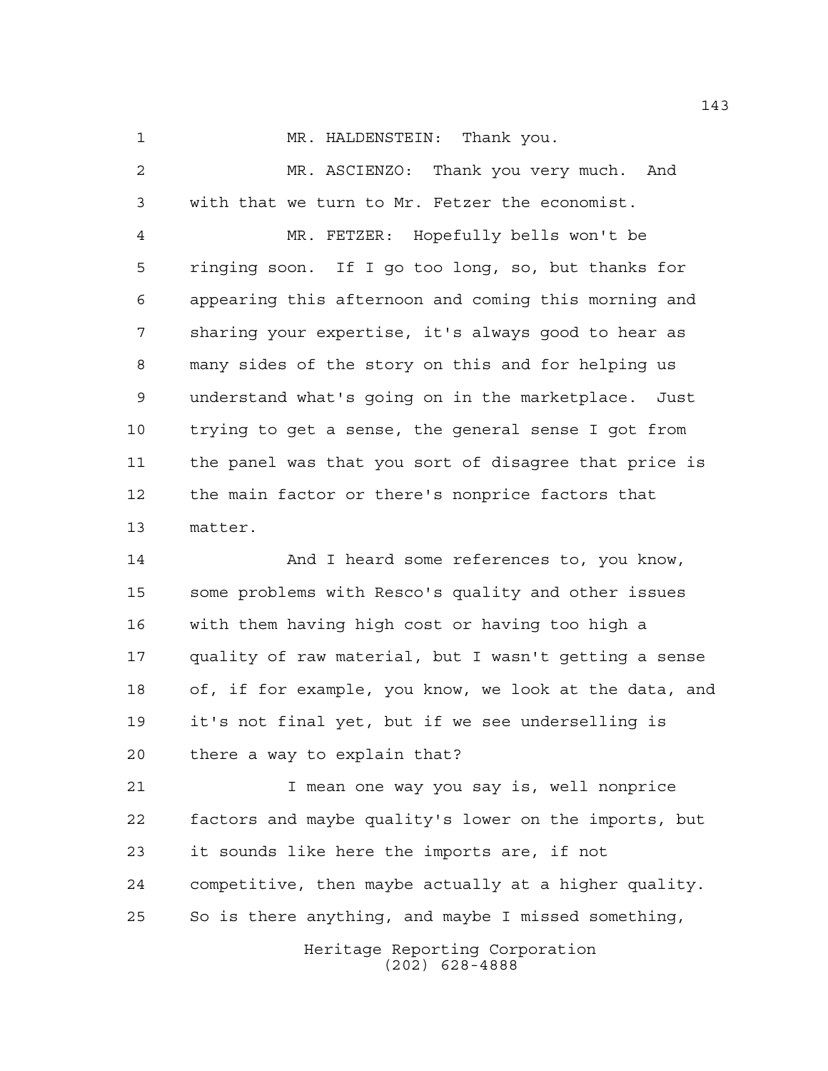MR. HALDENSTEIN: Thank you.

MR. ASCIENZO: Thank you very much. And with that we turn to Mr. Fetzer the economist.

MR. FETZER: Hopefully bells won't be ringing soon. If I go too long, so, but thanks for appearing this afternoon and coming this morning and sharing your expertise, it's always good to hear as many sides of the story on this and for helping us understand what's going on in the marketplace. Just trying to get a sense, the general sense I got from the panel was that you sort of disagree that price is the main factor or there's nonprice factors that matter.

And I heard some references to, you know, some problems with Resco's quality and other issues with them having high cost or having too high a quality of raw material, but I wasn't getting a sense of, if for example, you know, we look at the data, and it's not final yet, but if we see underselling is there a way to explain that?

I mean one way you say is, well nonprice factors and maybe quality's lower on the imports, but it sounds like here the imports are, if not competitive, then maybe actually at a higher quality. So is there anything, and maybe I missed something,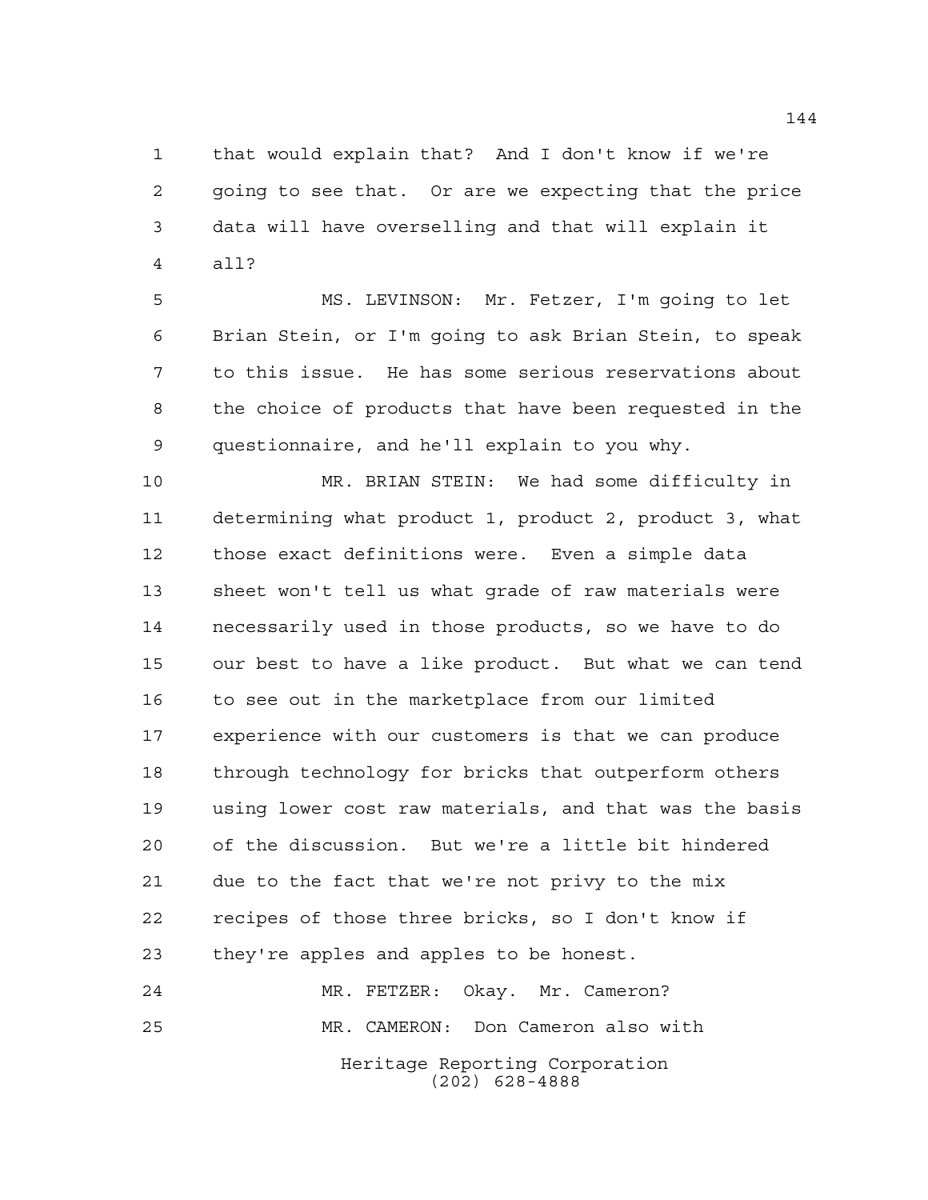that would explain that? And I don't know if we're going to see that. Or are we expecting that the price data will have overselling and that will explain it all?

MS. LEVINSON: Mr. Fetzer, I'm going to let Brian Stein, or I'm going to ask Brian Stein, to speak to this issue. He has some serious reservations about the choice of products that have been requested in the questionnaire, and he'll explain to you why.

MR. BRIAN STEIN: We had some difficulty in determining what product 1, product 2, product 3, what those exact definitions were. Even a simple data sheet won't tell us what grade of raw materials were necessarily used in those products, so we have to do our best to have a like product. But what we can tend to see out in the marketplace from our limited experience with our customers is that we can produce through technology for bricks that outperform others using lower cost raw materials, and that was the basis of the discussion. But we're a little bit hindered due to the fact that we're not privy to the mix recipes of those three bricks, so I don't know if they're apples and apples to be honest.

MR. FETZER: Okay. Mr. Cameron?

MR. CAMERON: Don Cameron also with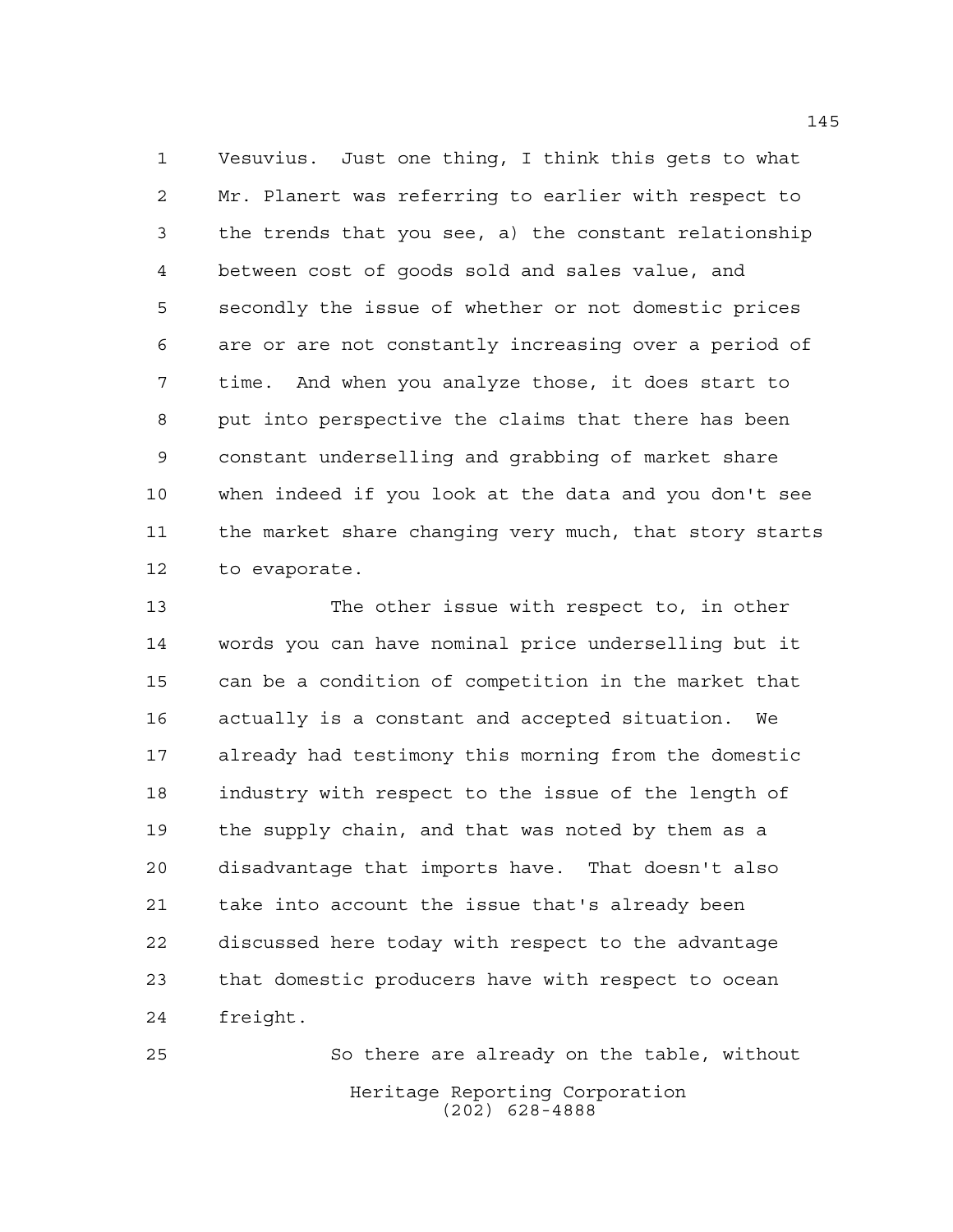Vesuvius. Just one thing, I think this gets to what Mr. Planert was referring to earlier with respect to the trends that you see, a) the constant relationship between cost of goods sold and sales value, and secondly the issue of whether or not domestic prices are or are not constantly increasing over a period of time. And when you analyze those, it does start to put into perspective the claims that there has been constant underselling and grabbing of market share when indeed if you look at the data and you don't see the market share changing very much, that story starts to evaporate.

The other issue with respect to, in other words you can have nominal price underselling but it can be a condition of competition in the market that actually is a constant and accepted situation. We already had testimony this morning from the domestic industry with respect to the issue of the length of the supply chain, and that was noted by them as a disadvantage that imports have. That doesn't also take into account the issue that's already been discussed here today with respect to the advantage that domestic producers have with respect to ocean freight.

So there are already on the table, without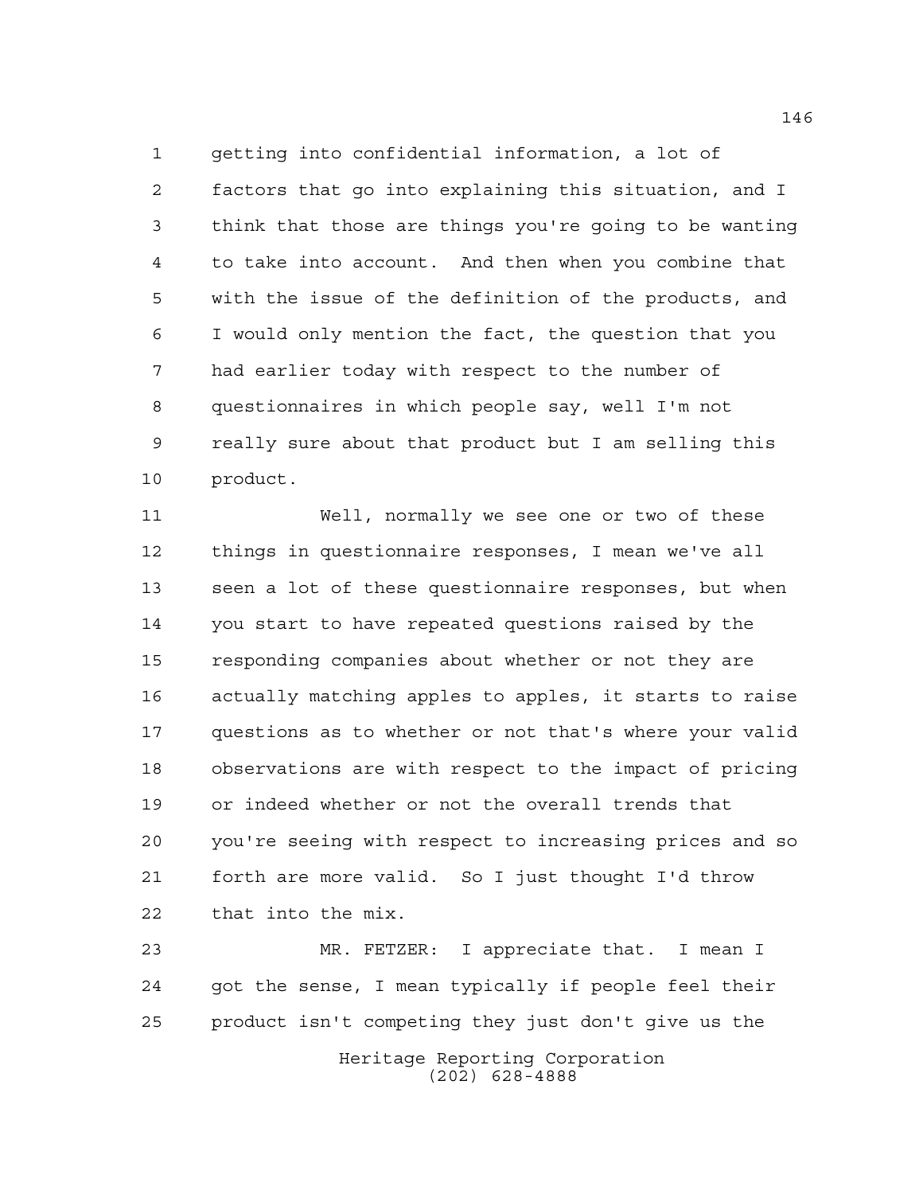getting into confidential information, a lot of factors that go into explaining this situation, and I think that those are things you're going to be wanting to take into account. And then when you combine that with the issue of the definition of the products, and I would only mention the fact, the question that you had earlier today with respect to the number of questionnaires in which people say, well I'm not really sure about that product but I am selling this product.

Well, normally we see one or two of these things in questionnaire responses, I mean we've all seen a lot of these questionnaire responses, but when you start to have repeated questions raised by the responding companies about whether or not they are actually matching apples to apples, it starts to raise questions as to whether or not that's where your valid observations are with respect to the impact of pricing or indeed whether or not the overall trends that you're seeing with respect to increasing prices and so forth are more valid. So I just thought I'd throw that into the mix.

MR. FETZER: I appreciate that. I mean I got the sense, I mean typically if people feel their product isn't competing they just don't give us the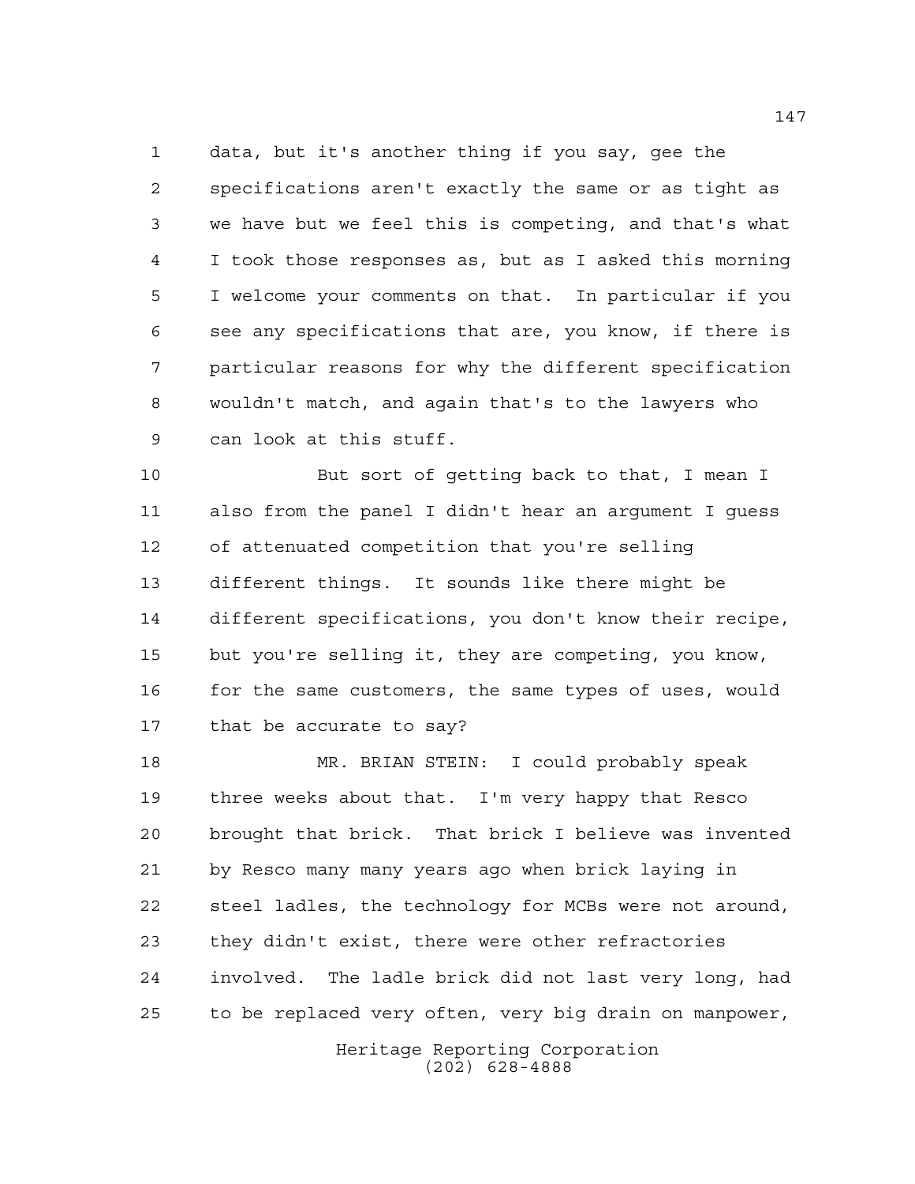data, but it's another thing if you say, gee the specifications aren't exactly the same or as tight as we have but we feel this is competing, and that's what I took those responses as, but as I asked this morning I welcome your comments on that. In particular if you see any specifications that are, you know, if there is particular reasons for why the different specification wouldn't match, and again that's to the lawyers who can look at this stuff.

But sort of getting back to that, I mean I also from the panel I didn't hear an argument I guess of attenuated competition that you're selling different things. It sounds like there might be different specifications, you don't know their recipe, but you're selling it, they are competing, you know, for the same customers, the same types of uses, would that be accurate to say?

MR. BRIAN STEIN: I could probably speak three weeks about that. I'm very happy that Resco brought that brick. That brick I believe was invented by Resco many many years ago when brick laying in steel ladles, the technology for MCBs were not around, they didn't exist, there were other refractories involved. The ladle brick did not last very long, had to be replaced very often, very big drain on manpower,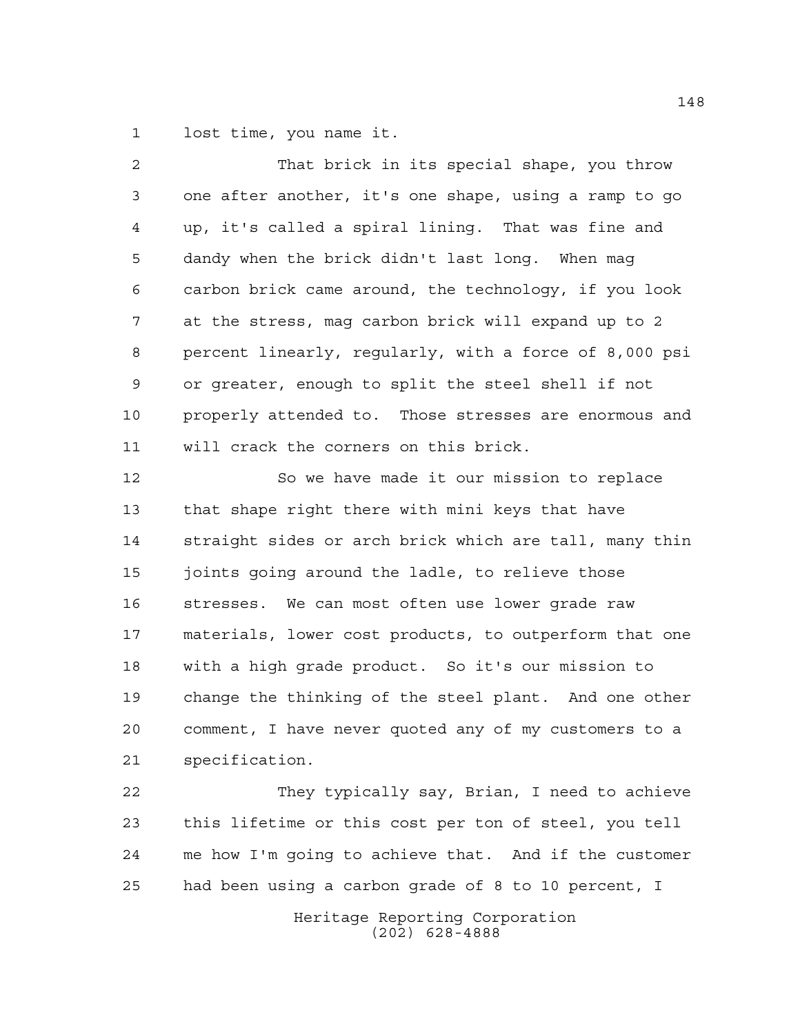lost time, you name it.

That brick in its special shape, you throw one after another, it's one shape, using a ramp to go up, it's called a spiral lining. That was fine and dandy when the brick didn't last long. When mag carbon brick came around, the technology, if you look at the stress, mag carbon brick will expand up to 2 percent linearly, regularly, with a force of 8,000 psi or greater, enough to split the steel shell if not properly attended to. Those stresses are enormous and will crack the corners on this brick.

So we have made it our mission to replace that shape right there with mini keys that have straight sides or arch brick which are tall, many thin joints going around the ladle, to relieve those stresses. We can most often use lower grade raw materials, lower cost products, to outperform that one with a high grade product. So it's our mission to change the thinking of the steel plant. And one other comment, I have never quoted any of my customers to a specification.

They typically say, Brian, I need to achieve this lifetime or this cost per ton of steel, you tell me how I'm going to achieve that. And if the customer had been using a carbon grade of 8 to 10 percent, I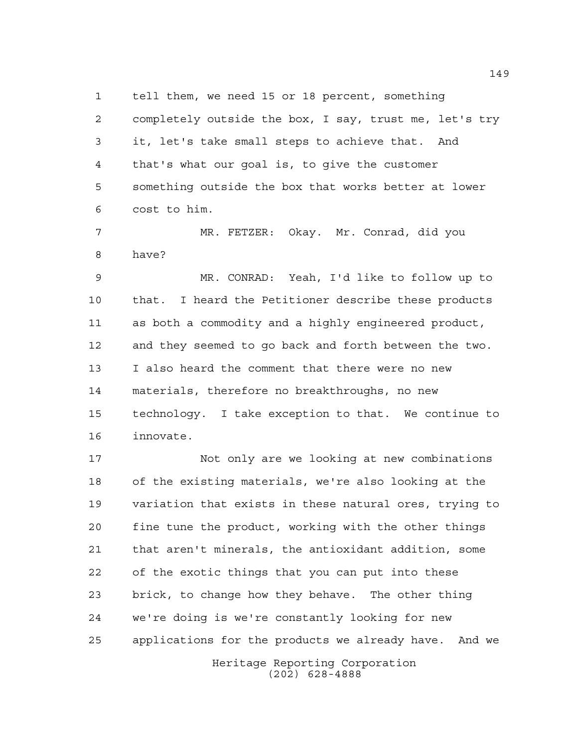tell them, we need 15 or 18 percent, something completely outside the box, I say, trust me, let's try it, let's take small steps to achieve that. And that's what our goal is, to give the customer something outside the box that works better at lower cost to him.

MR. FETZER: Okay. Mr. Conrad, did you have?

MR. CONRAD: Yeah, I'd like to follow up to that. I heard the Petitioner describe these products as both a commodity and a highly engineered product, and they seemed to go back and forth between the two. I also heard the comment that there were no new materials, therefore no breakthroughs, no new technology. I take exception to that. We continue to innovate.

Not only are we looking at new combinations of the existing materials, we're also looking at the variation that exists in these natural ores, trying to fine tune the product, working with the other things that aren't minerals, the antioxidant addition, some of the exotic things that you can put into these brick, to change how they behave. The other thing we're doing is we're constantly looking for new applications for the products we already have. And we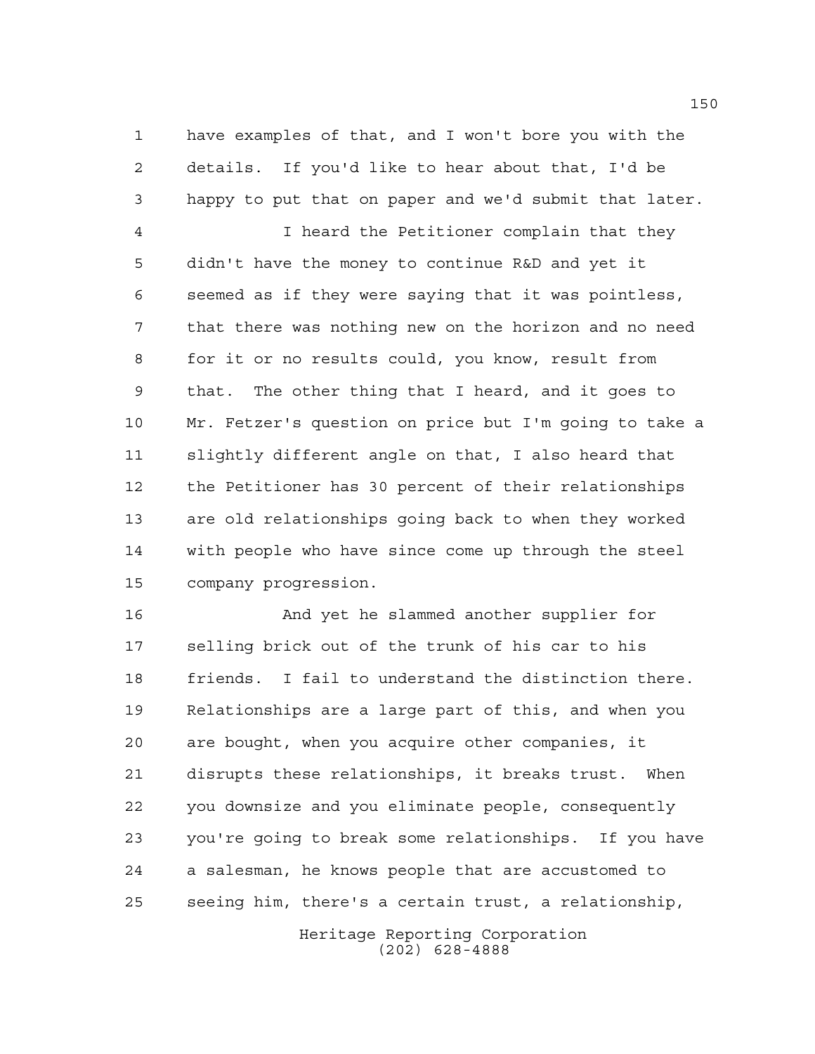have examples of that, and I won't bore you with the details. If you'd like to hear about that, I'd be happy to put that on paper and we'd submit that later.

I heard the Petitioner complain that they didn't have the money to continue R&D and yet it seemed as if they were saying that it was pointless, that there was nothing new on the horizon and no need for it or no results could, you know, result from that. The other thing that I heard, and it goes to Mr. Fetzer's question on price but I'm going to take a slightly different angle on that, I also heard that the Petitioner has 30 percent of their relationships are old relationships going back to when they worked with people who have since come up through the steel company progression.

And yet he slammed another supplier for selling brick out of the trunk of his car to his friends. I fail to understand the distinction there. Relationships are a large part of this, and when you are bought, when you acquire other companies, it disrupts these relationships, it breaks trust. When you downsize and you eliminate people, consequently you're going to break some relationships. If you have a salesman, he knows people that are accustomed to seeing him, there's a certain trust, a relationship,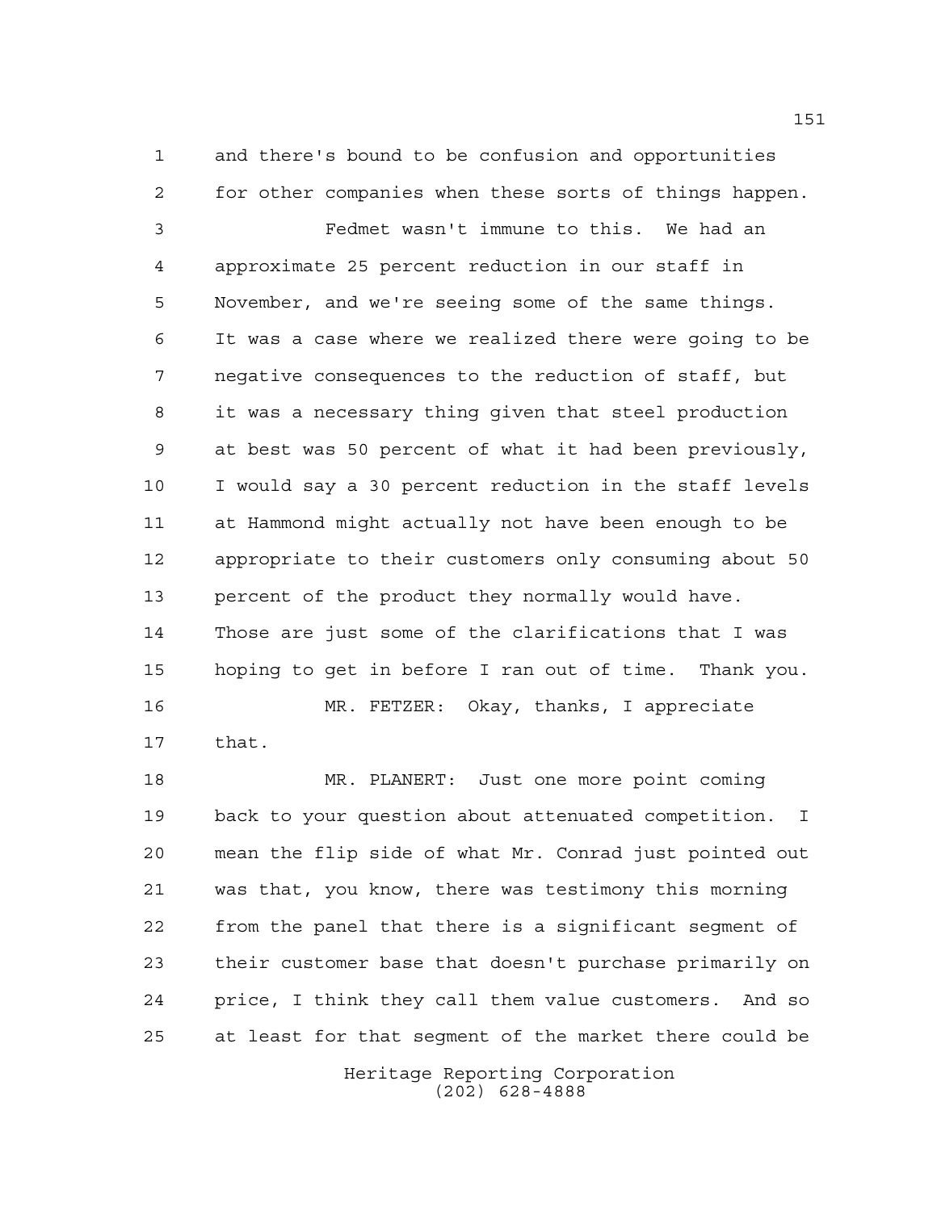and there's bound to be confusion and opportunities for other companies when these sorts of things happen.

Fedmet wasn't immune to this. We had an approximate 25 percent reduction in our staff in November, and we're seeing some of the same things. It was a case where we realized there were going to be negative consequences to the reduction of staff, but it was a necessary thing given that steel production at best was 50 percent of what it had been previously, I would say a 30 percent reduction in the staff levels at Hammond might actually not have been enough to be appropriate to their customers only consuming about 50 percent of the product they normally would have. Those are just some of the clarifications that I was hoping to get in before I ran out of time. Thank you.

MR. FETZER: Okay, thanks, I appreciate that.

MR. PLANERT: Just one more point coming back to your question about attenuated competition. I mean the flip side of what Mr. Conrad just pointed out was that, you know, there was testimony this morning from the panel that there is a significant segment of their customer base that doesn't purchase primarily on price, I think they call them value customers. And so at least for that segment of the market there could be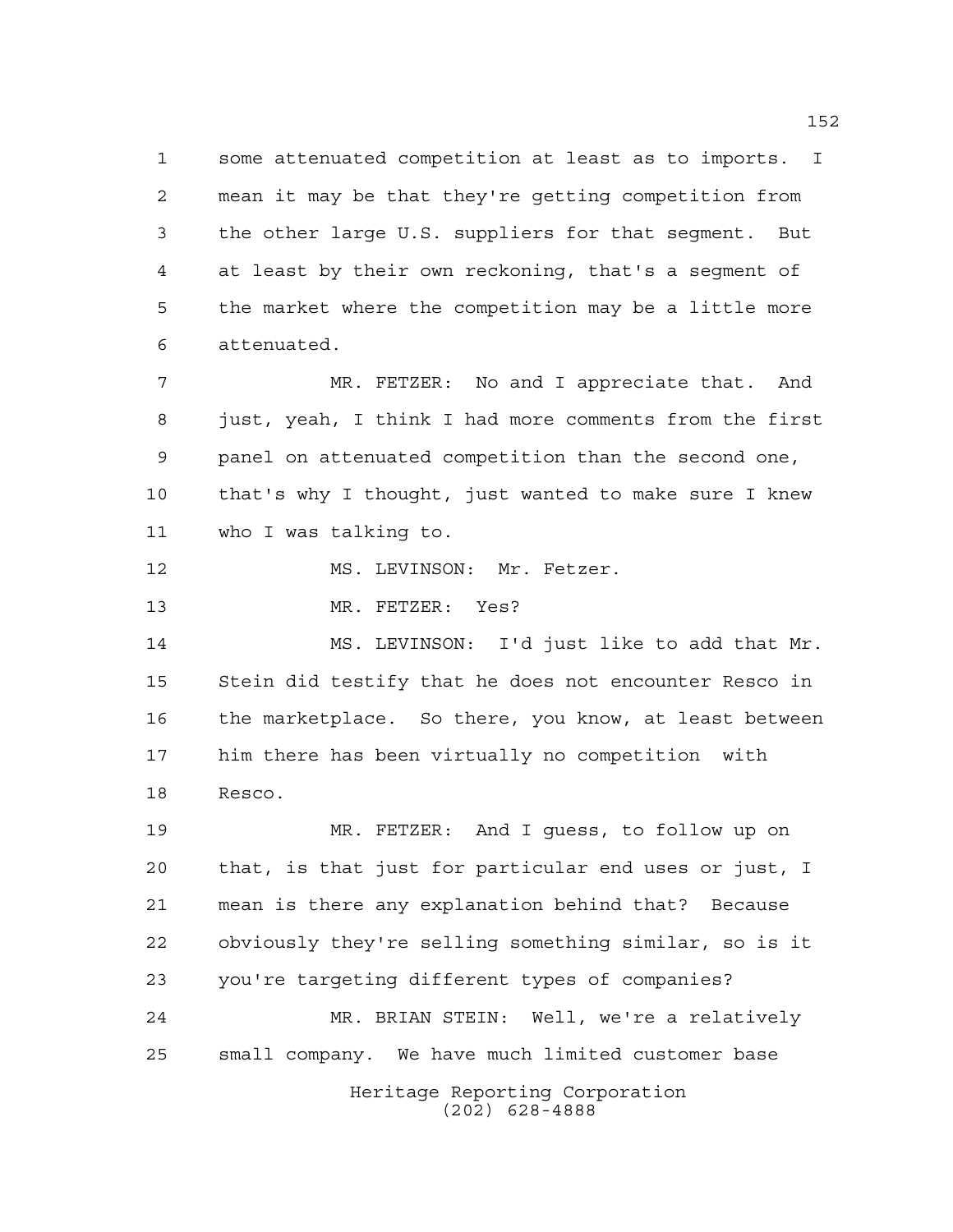some attenuated competition at least as to imports. I mean it may be that they're getting competition from the other large U.S. suppliers for that segment. But at least by their own reckoning, that's a segment of the market where the competition may be a little more attenuated.

MR. FETZER: No and I appreciate that. And just, yeah, I think I had more comments from the first panel on attenuated competition than the second one, that's why I thought, just wanted to make sure I knew who I was talking to.

MS. LEVINSON: Mr. Fetzer.

MR. FETZER: Yes?

MS. LEVINSON: I'd just like to add that Mr. Stein did testify that he does not encounter Resco in the marketplace. So there, you know, at least between him there has been virtually no competition with Resco.

MR. FETZER: And I guess, to follow up on that, is that just for particular end uses or just, I mean is there any explanation behind that? Because obviously they're selling something similar, so is it you're targeting different types of companies?

MR. BRIAN STEIN: Well, we're a relatively small company. We have much limited customer base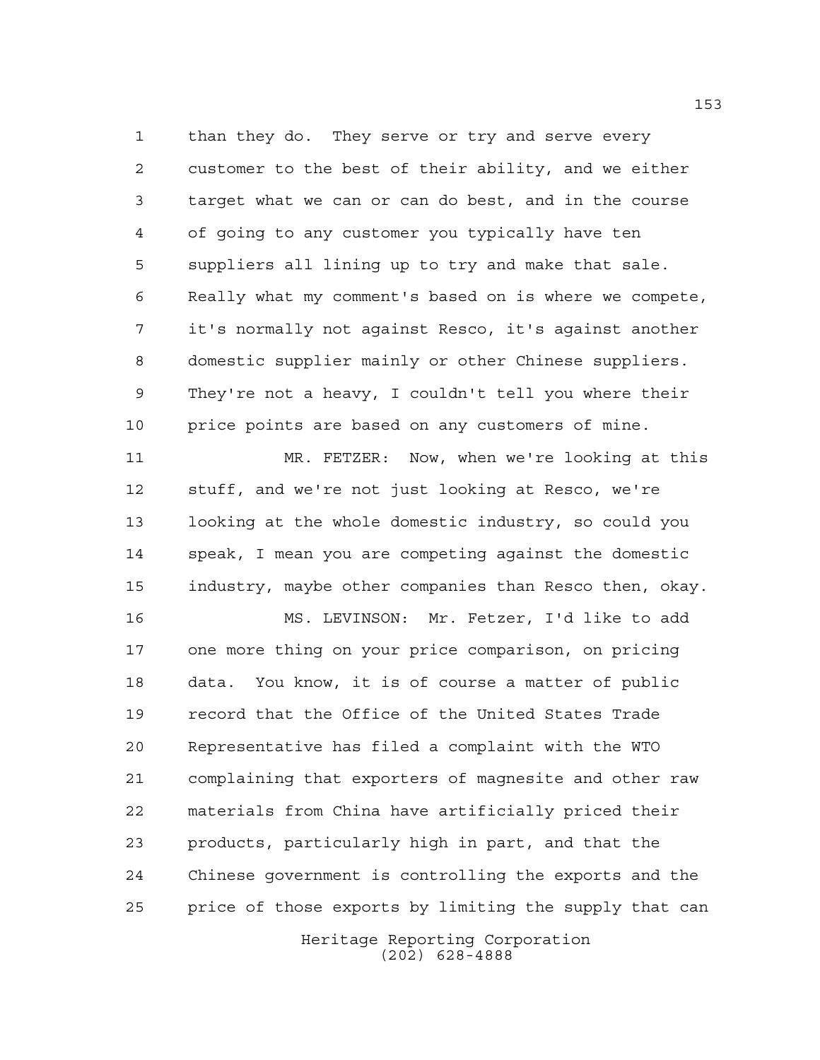than they do. They serve or try and serve every customer to the best of their ability, and we either target what we can or can do best, and in the course of going to any customer you typically have ten suppliers all lining up to try and make that sale. Really what my comment's based on is where we compete, it's normally not against Resco, it's against another domestic supplier mainly or other Chinese suppliers. They're not a heavy, I couldn't tell you where their price points are based on any customers of mine.

MR. FETZER: Now, when we're looking at this stuff, and we're not just looking at Resco, we're looking at the whole domestic industry, so could you speak, I mean you are competing against the domestic industry, maybe other companies than Resco then, okay.

MS. LEVINSON: Mr. Fetzer, I'd like to add one more thing on your price comparison, on pricing data. You know, it is of course a matter of public record that the Office of the United States Trade Representative has filed a complaint with the WTO complaining that exporters of magnesite and other raw materials from China have artificially priced their products, particularly high in part, and that the Chinese government is controlling the exports and the price of those exports by limiting the supply that can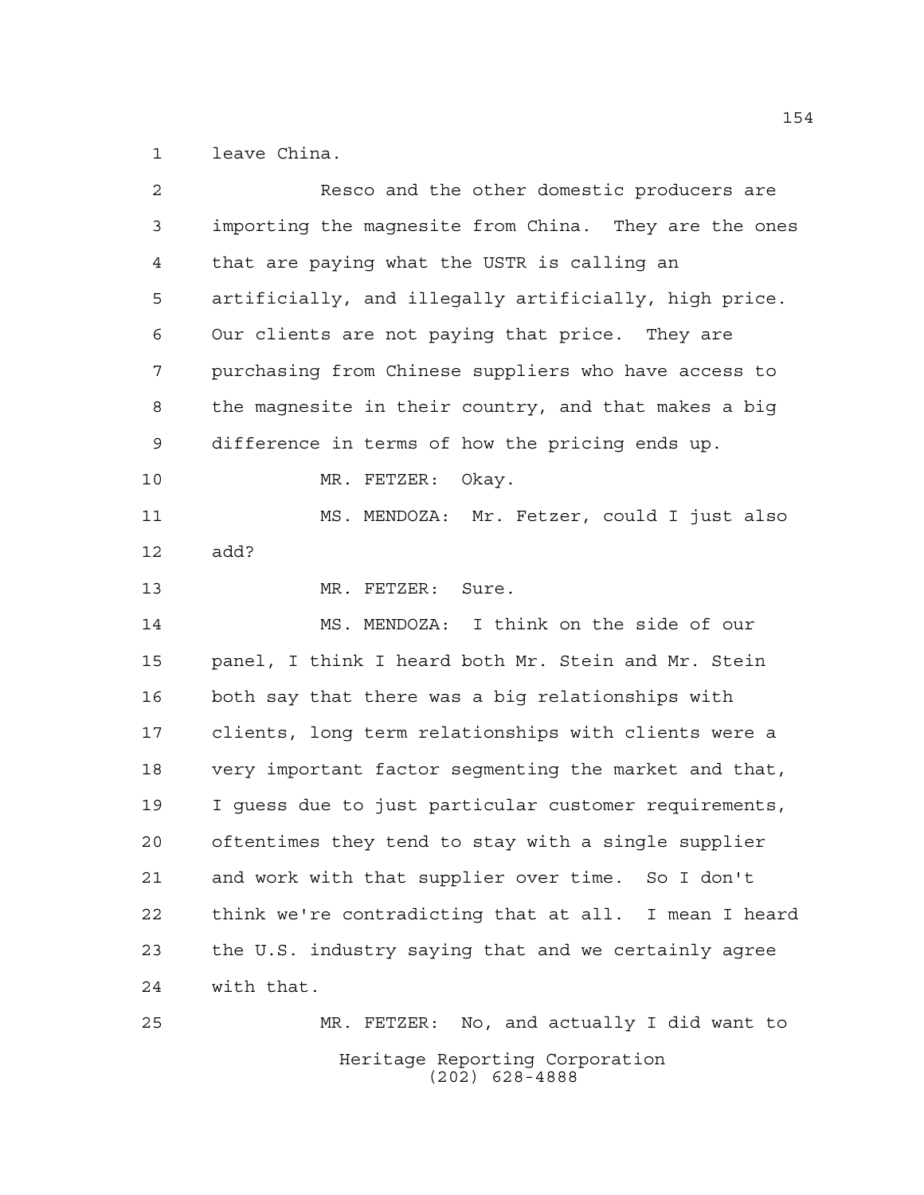leave China.

Resco and the other domestic producers are importing the magnesite from China. They are the ones that are paying what the USTR is calling an artificially, and illegally artificially, high price. Our clients are not paying that price. They are purchasing from Chinese suppliers who have access to the magnesite in their country, and that makes a big difference in terms of how the pricing ends up.

MR. FETZER: Okay.

MS. MENDOZA: Mr. Fetzer, could I just also add?

MR. FETZER: Sure.

MS. MENDOZA: I think on the side of our panel, I think I heard both Mr. Stein and Mr. Stein both say that there was a big relationships with clients, long term relationships with clients were a very important factor segmenting the market and that, I guess due to just particular customer requirements, oftentimes they tend to stay with a single supplier and work with that supplier over time. So I don't think we're contradicting that at all. I mean I heard the U.S. industry saying that and we certainly agree with that.

MR. FETZER: No, and actually I did want to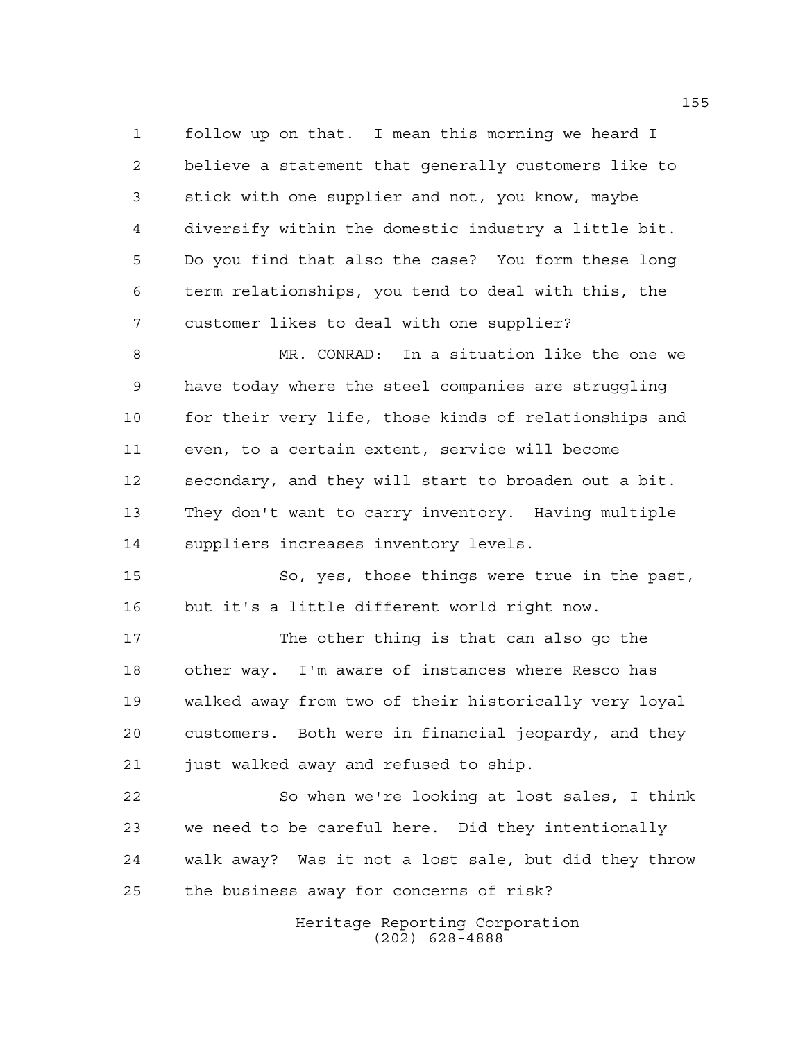follow up on that. I mean this morning we heard I believe a statement that generally customers like to stick with one supplier and not, you know, maybe diversify within the domestic industry a little bit. Do you find that also the case? You form these long term relationships, you tend to deal with this, the customer likes to deal with one supplier?

MR. CONRAD: In a situation like the one we have today where the steel companies are struggling for their very life, those kinds of relationships and even, to a certain extent, service will become secondary, and they will start to broaden out a bit. They don't want to carry inventory. Having multiple suppliers increases inventory levels.

So, yes, those things were true in the past, but it's a little different world right now.

The other thing is that can also go the other way. I'm aware of instances where Resco has walked away from two of their historically very loyal customers. Both were in financial jeopardy, and they just walked away and refused to ship.

So when we're looking at lost sales, I think we need to be careful here. Did they intentionally walk away? Was it not a lost sale, but did they throw the business away for concerns of risk?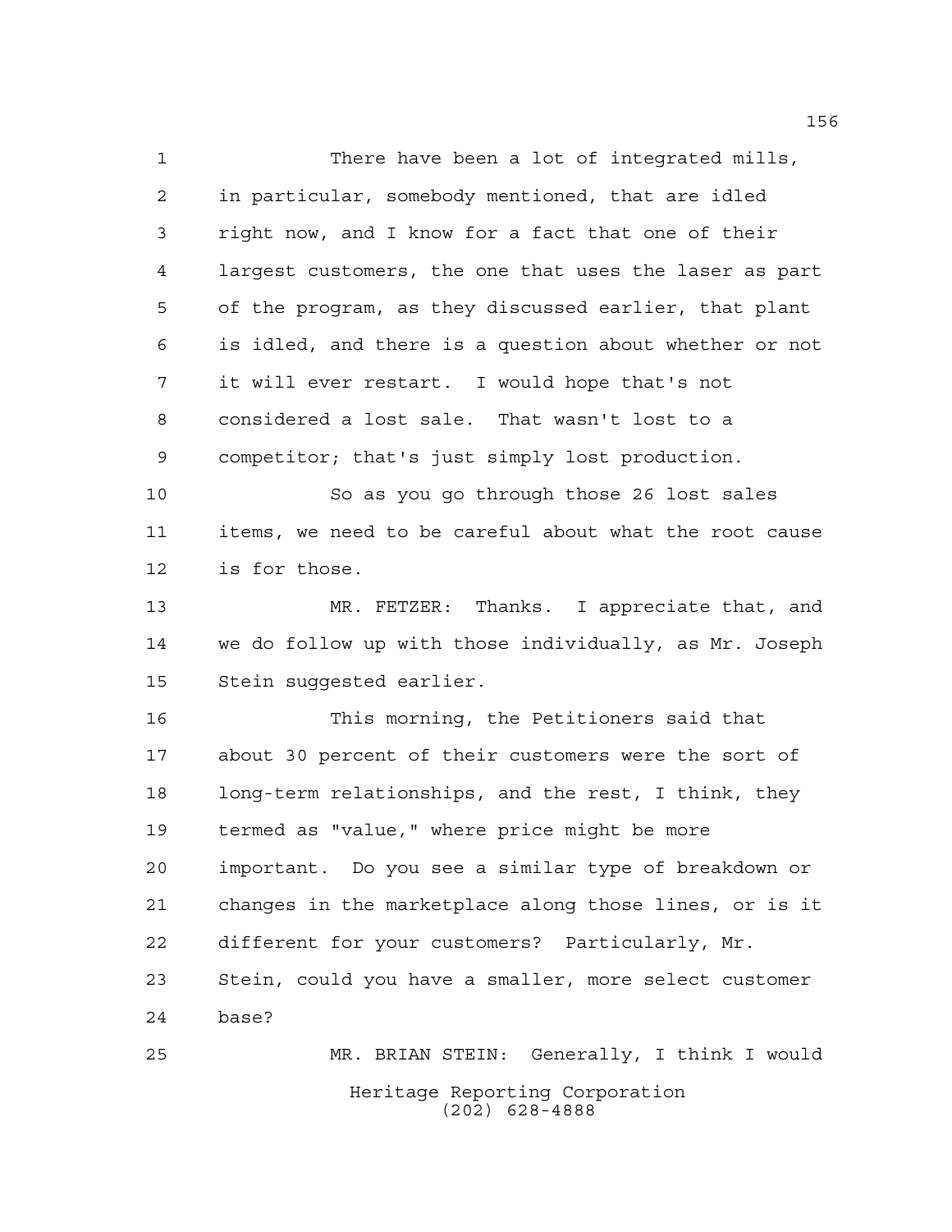There have been a lot of integrated mills, in particular, somebody mentioned, that are idled right now, and I know for a fact that one of their largest customers, the one that uses the laser as part of the program, as they discussed earlier, that plant is idled, and there is a question about whether or not it will ever restart. I would hope that's not considered a lost sale. That wasn't lost to a competitor; that's just simply lost production.

So as you go through those 26 lost sales items, we need to be careful about what the root cause is for those.

MR. FETZER: Thanks. I appreciate that, and we do follow up with those individually, as Mr. Joseph Stein suggested earlier.

This morning, the Petitioners said that about 30 percent of their customers were the sort of long-term relationships, and the rest, I think, they termed as "value," where price might be more important. Do you see a similar type of breakdown or changes in the marketplace along those lines, or is it different for your customers? Particularly, Mr. Stein, could you have a smaller, more select customer base?

MR. BRIAN STEIN: Generally, I think I would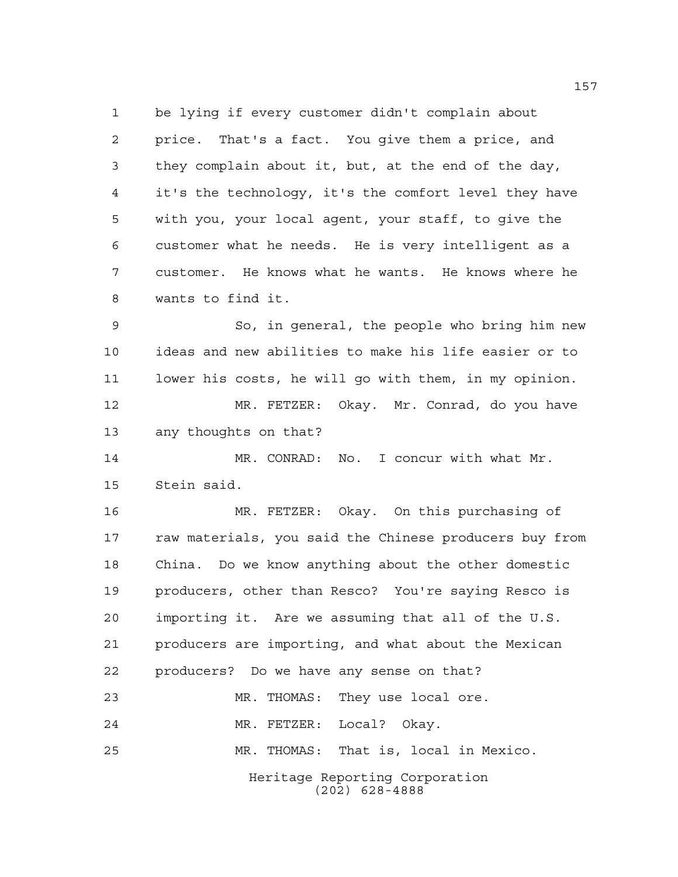be lying if every customer didn't complain about price. That's a fact. You give them a price, and they complain about it, but, at the end of the day, it's the technology, it's the comfort level they have with you, your local agent, your staff, to give the customer what he needs. He is very intelligent as a customer. He knows what he wants. He knows where he wants to find it.

So, in general, the people who bring him new ideas and new abilities to make his life easier or to lower his costs, he will go with them, in my opinion.

MR. FETZER: Okay. Mr. Conrad, do you have any thoughts on that?

MR. CONRAD: No. I concur with what Mr. Stein said.

MR. FETZER: Okay. On this purchasing of raw materials, you said the Chinese producers buy from China. Do we know anything about the other domestic producers, other than Resco? You're saying Resco is importing it. Are we assuming that all of the U.S. producers are importing, and what about the Mexican producers? Do we have any sense on that?

MR. THOMAS: They use local ore.

MR. FETZER: Local? Okay.

MR. THOMAS: That is, local in Mexico.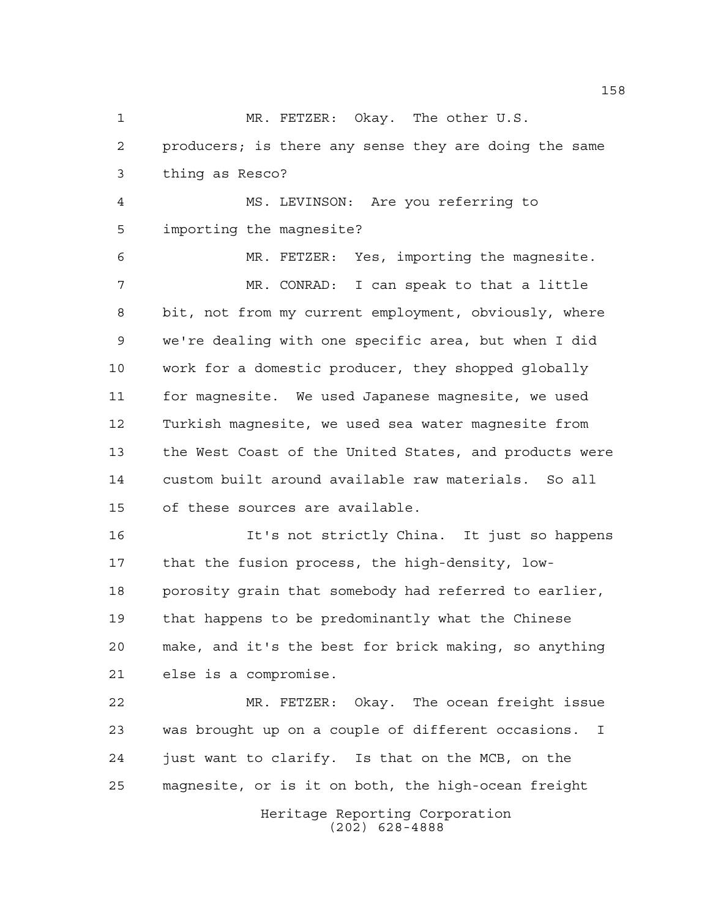MR. FETZER: Okay. The other U.S. producers; is there any sense they are doing the same thing as Resco?

MS. LEVINSON: Are you referring to importing the magnesite?

MR. FETZER: Yes, importing the magnesite.

MR. CONRAD: I can speak to that a little bit, not from my current employment, obviously, where we're dealing with one specific area, but when I did work for a domestic producer, they shopped globally for magnesite. We used Japanese magnesite, we used Turkish magnesite, we used sea water magnesite from the West Coast of the United States, and products were custom built around available raw materials. So all of these sources are available.

It's not strictly China. It just so happens that the fusion process, the high-density, low-porosity grain that somebody had referred to earlier, that happens to be predominantly what the Chinese make, and it's the best for brick making, so anything else is a compromise.

MR. FETZER: Okay. The ocean freight issue was brought up on a couple of different occasions. I just want to clarify. Is that on the MCB, on the magnesite, or is it on both, the high-ocean freight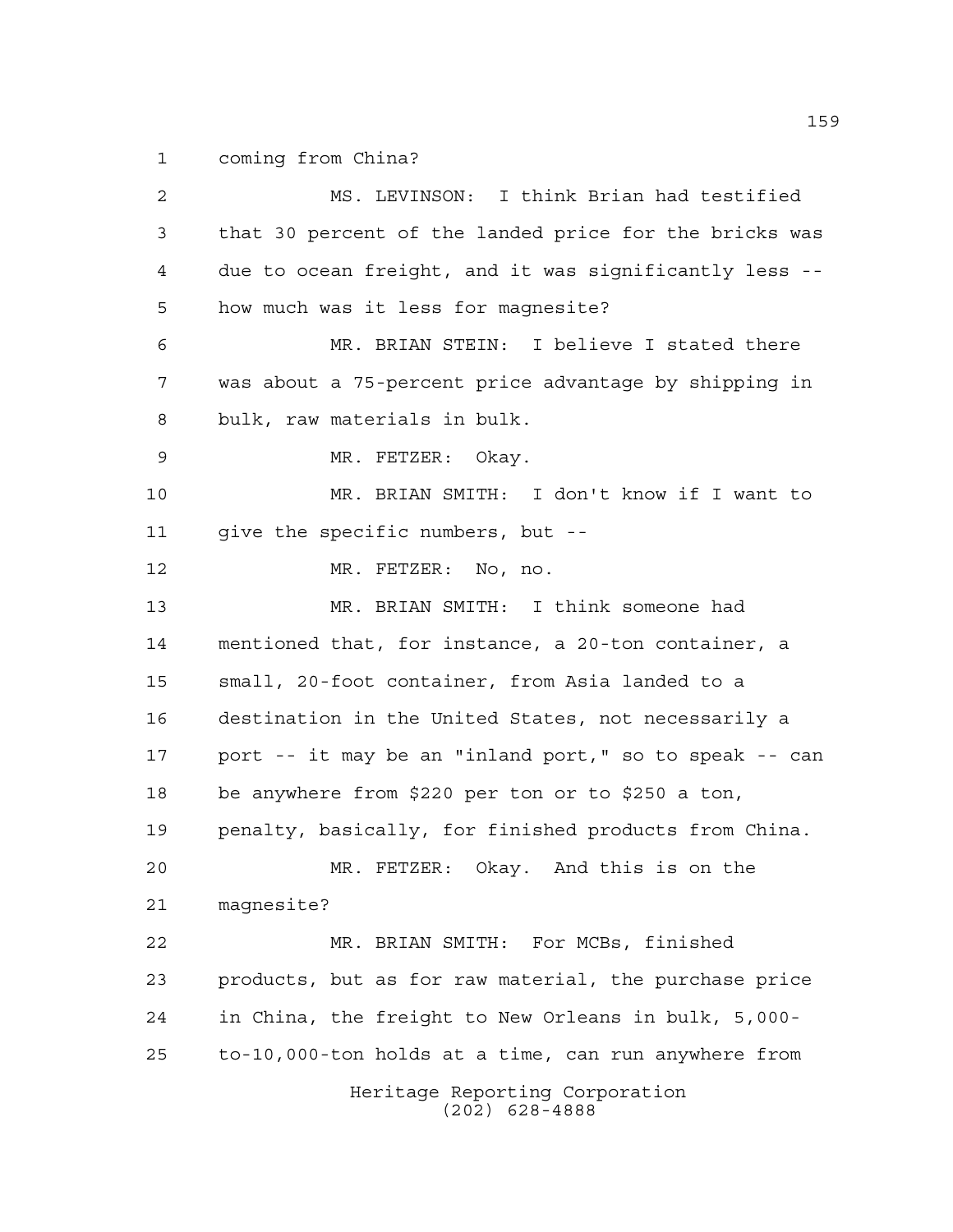coming from China?

MS. LEVINSON: I think Brian had testified that 30 percent of the landed price for the bricks was due to ocean freight, and it was significantly less -- how much was it less for magnesite?

MR. BRIAN STEIN: I believe I stated there was about a 75-percent price advantage by shipping in bulk, raw materials in bulk.

MR. FETZER: Okay.

MR. BRIAN SMITH: I don't know if I want to give the specific numbers, but --

MR. FETZER: No, no.

MR. BRIAN SMITH: I think someone had mentioned that, for instance, a 20-ton container, a small, 20-foot container, from Asia landed to a destination in the United States, not necessarily a port -- it may be an "inland port," so to speak -- can be anywhere from $220 per ton or to $250 a ton, penalty, basically, for finished products from China.

MR. FETZER: Okay. And this is on the magnesite?

MR. BRIAN SMITH: For MCBs, finished products, but as for raw material, the purchase price in China, the freight to New Orleans in bulk, 5,000-to-10,000-ton holds at a time, can run anywhere from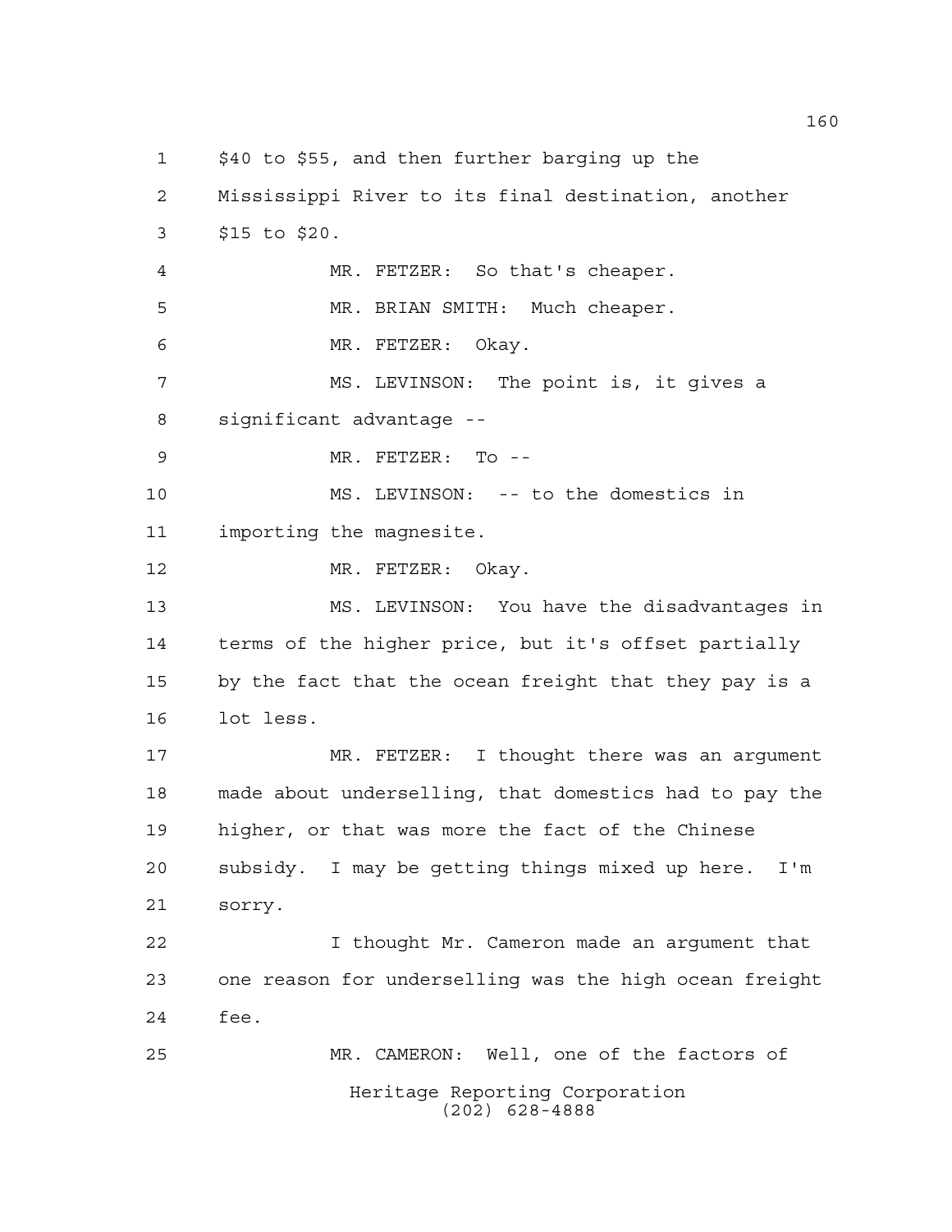$40 to $55, and then further barging up the Mississippi River to its final destination, another $15 to $20.

MR. FETZER: So that's cheaper.

MR. BRIAN SMITH: Much cheaper.

MR. FETZER: Okay.

MS. LEVINSON: The point is, it gives a significant advantage --

MR. FETZER: To --

MS. LEVINSON: -- to the domestics in importing the magnesite.

MR. FETZER: Okay.

MS. LEVINSON: You have the disadvantages in terms of the higher price, but it's offset partially by the fact that the ocean freight that they pay is a lot less.

MR. FETZER: I thought there was an argument made about underselling, that domestics had to pay the higher, or that was more the fact of the Chinese subsidy. I may be getting things mixed up here. I'm sorry.

I thought Mr. Cameron made an argument that one reason for underselling was the high ocean freight fee.

MR. CAMERON: Well, one of the factors of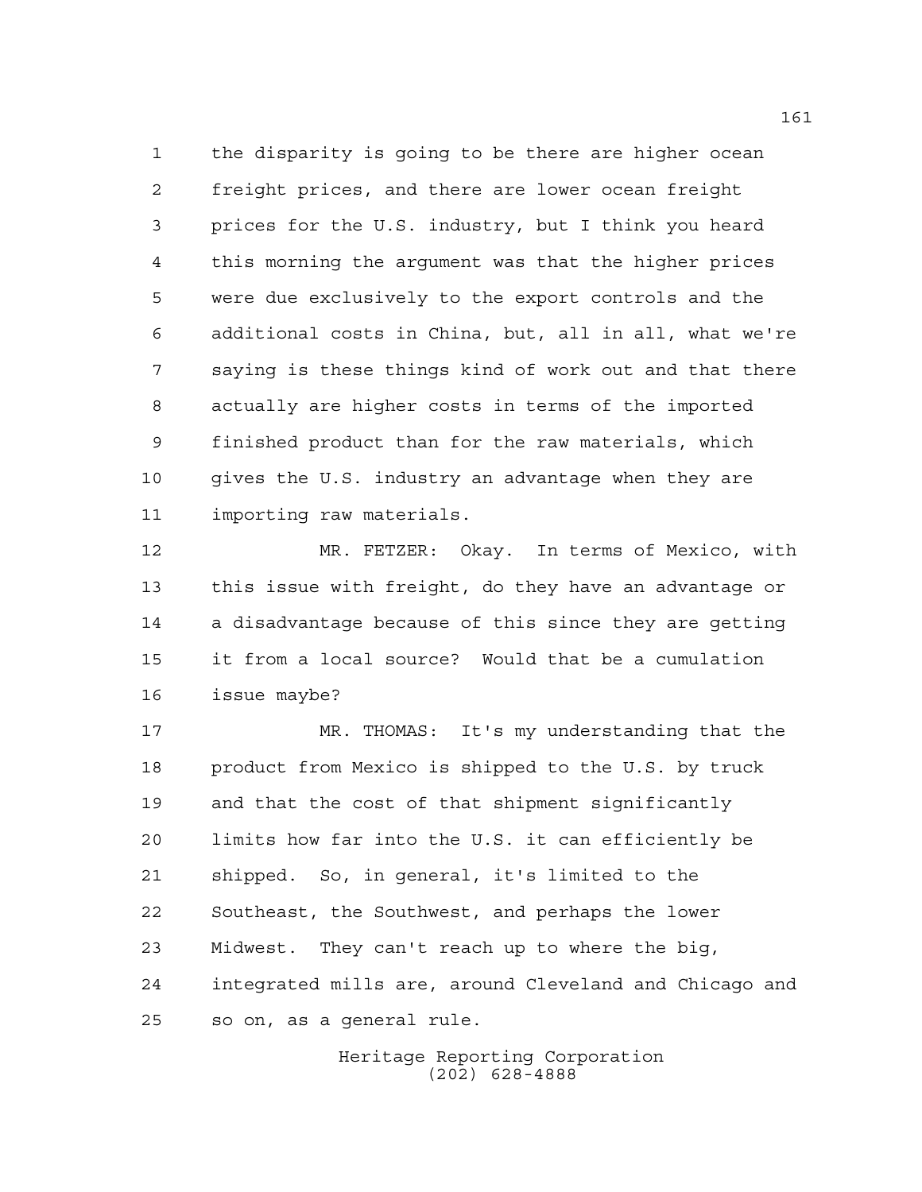the disparity is going to be there are higher ocean freight prices, and there are lower ocean freight prices for the U.S. industry, but I think you heard this morning the argument was that the higher prices were due exclusively to the export controls and the additional costs in China, but, all in all, what we're saying is these things kind of work out and that there actually are higher costs in terms of the imported finished product than for the raw materials, which gives the U.S. industry an advantage when they are importing raw materials.

MR. FETZER: Okay. In terms of Mexico, with this issue with freight, do they have an advantage or a disadvantage because of this since they are getting it from a local source? Would that be a cumulation issue maybe?

MR. THOMAS: It's my understanding that the product from Mexico is shipped to the U.S. by truck and that the cost of that shipment significantly limits how far into the U.S. it can efficiently be shipped. So, in general, it's limited to the Southeast, the Southwest, and perhaps the lower Midwest. They can't reach up to where the big, integrated mills are, around Cleveland and Chicago and so on, as a general rule.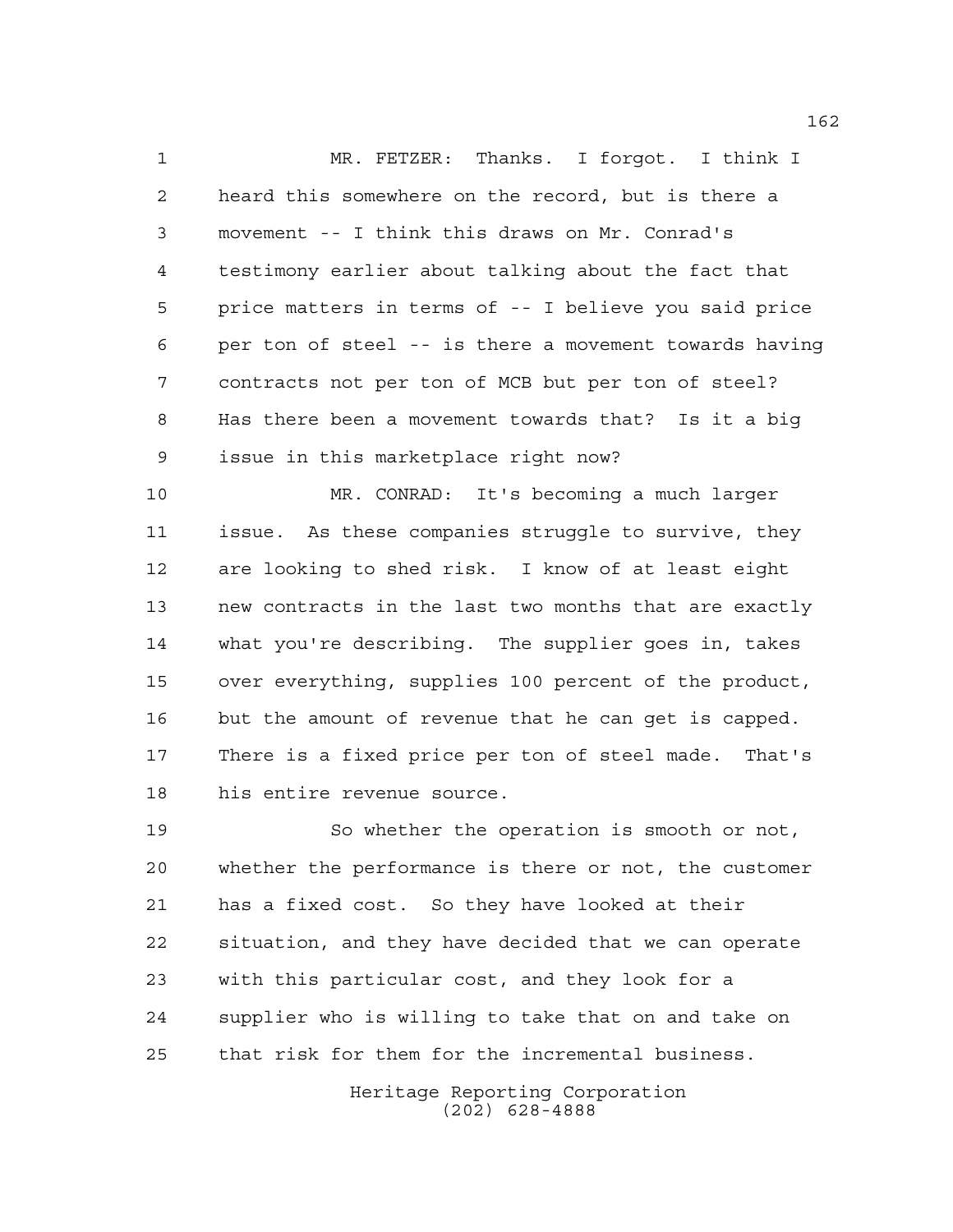MR. FETZER: Thanks. I forgot. I think I heard this somewhere on the record, but is there a movement -- I think this draws on Mr. Conrad's testimony earlier about talking about the fact that price matters in terms of -- I believe you said price per ton of steel -- is there a movement towards having contracts not per ton of MCB but per ton of steel? Has there been a movement towards that? Is it a big issue in this marketplace right now?

MR. CONRAD: It's becoming a much larger issue. As these companies struggle to survive, they are looking to shed risk. I know of at least eight new contracts in the last two months that are exactly what you're describing. The supplier goes in, takes over everything, supplies 100 percent of the product, but the amount of revenue that he can get is capped. There is a fixed price per ton of steel made. That's his entire revenue source.

So whether the operation is smooth or not, whether the performance is there or not, the customer has a fixed cost. So they have looked at their situation, and they have decided that we can operate with this particular cost, and they look for a supplier who is willing to take that on and take on that risk for them for the incremental business.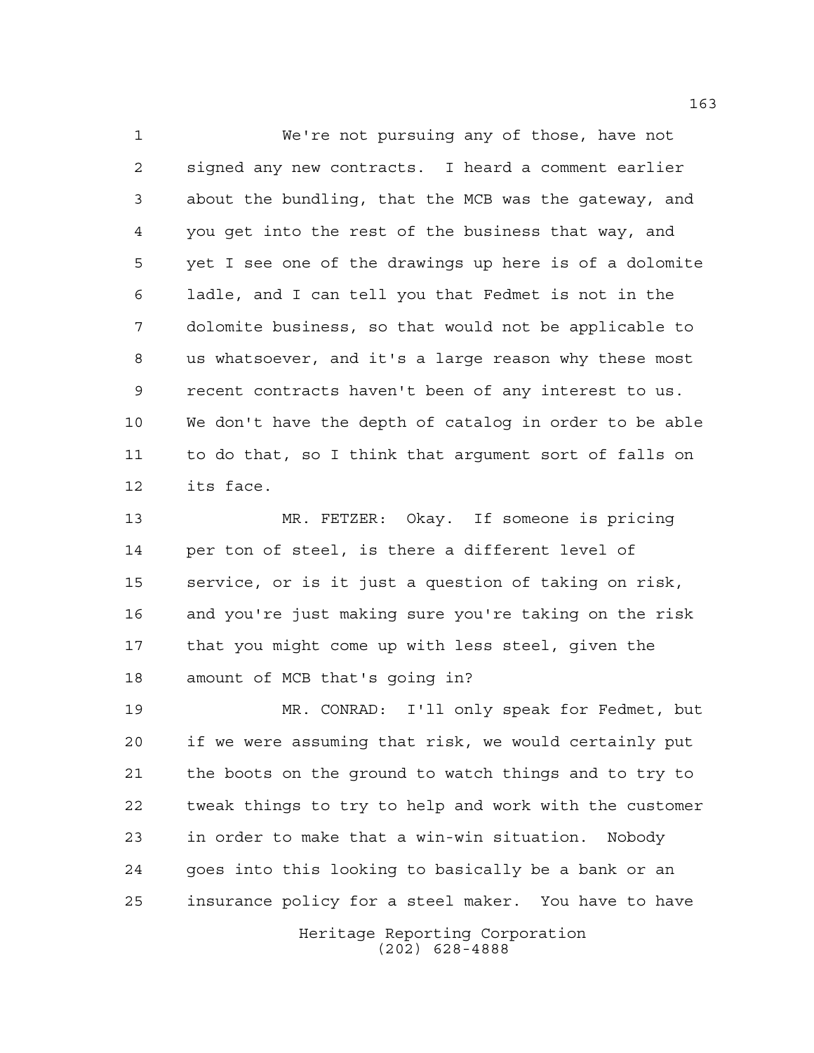We're not pursuing any of those, have not signed any new contracts. I heard a comment earlier about the bundling, that the MCB was the gateway, and you get into the rest of the business that way, and yet I see one of the drawings up here is of a dolomite ladle, and I can tell you that Fedmet is not in the dolomite business, so that would not be applicable to us whatsoever, and it's a large reason why these most recent contracts haven't been of any interest to us. We don't have the depth of catalog in order to be able to do that, so I think that argument sort of falls on its face.

MR. FETZER: Okay. If someone is pricing per ton of steel, is there a different level of service, or is it just a question of taking on risk, and you're just making sure you're taking on the risk that you might come up with less steel, given the amount of MCB that's going in?

MR. CONRAD: I'll only speak for Fedmet, but if we were assuming that risk, we would certainly put the boots on the ground to watch things and to try to tweak things to try to help and work with the customer in order to make that a win-win situation. Nobody goes into this looking to basically be a bank or an insurance policy for a steel maker. You have to have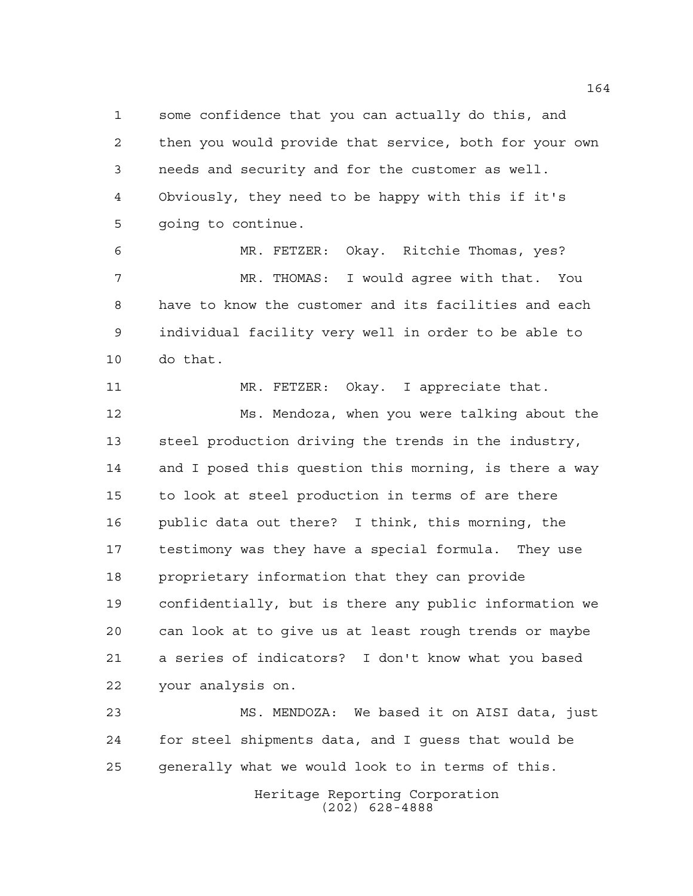some confidence that you can actually do this, and then you would provide that service, both for your own needs and security and for the customer as well. Obviously, they need to be happy with this if it's going to continue.

MR. FETZER: Okay. Ritchie Thomas, yes?

MR. THOMAS: I would agree with that. You have to know the customer and its facilities and each individual facility very well in order to be able to do that.

MR. FETZER: Okay. I appreciate that.

Ms. Mendoza, when you were talking about the steel production driving the trends in the industry, and I posed this question this morning, is there a way to look at steel production in terms of are there public data out there? I think, this morning, the testimony was they have a special formula. They use proprietary information that they can provide confidentially, but is there any public information we can look at to give us at least rough trends or maybe a series of indicators? I don't know what you based your analysis on.

MS. MENDOZA: We based it on AISI data, just for steel shipments data, and I guess that would be generally what we would look to in terms of this.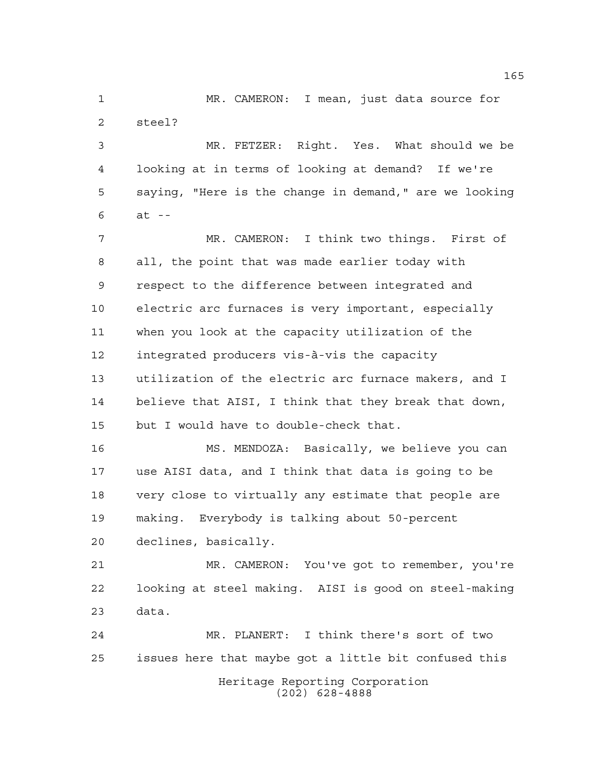MR. CAMERON: I mean, just data source for steel?

MR. FETZER: Right. Yes. What should we be looking at in terms of looking at demand? If we're saying, "Here is the change in demand," are we looking at --

MR. CAMERON: I think two things. First of all, the point that was made earlier today with respect to the difference between integrated and electric arc furnaces is very important, especially when you look at the capacity utilization of the integrated producers vis-à-vis the capacity utilization of the electric arc furnace makers, and I believe that AISI, I think that they break that down, but I would have to double-check that.

MS. MENDOZA: Basically, we believe you can use AISI data, and I think that data is going to be very close to virtually any estimate that people are making. Everybody is talking about 50-percent declines, basically.

MR. CAMERON: You've got to remember, you're looking at steel making. AISI is good on steel-making data.

MR. PLANERT: I think there's sort of two issues here that maybe got a little bit confused this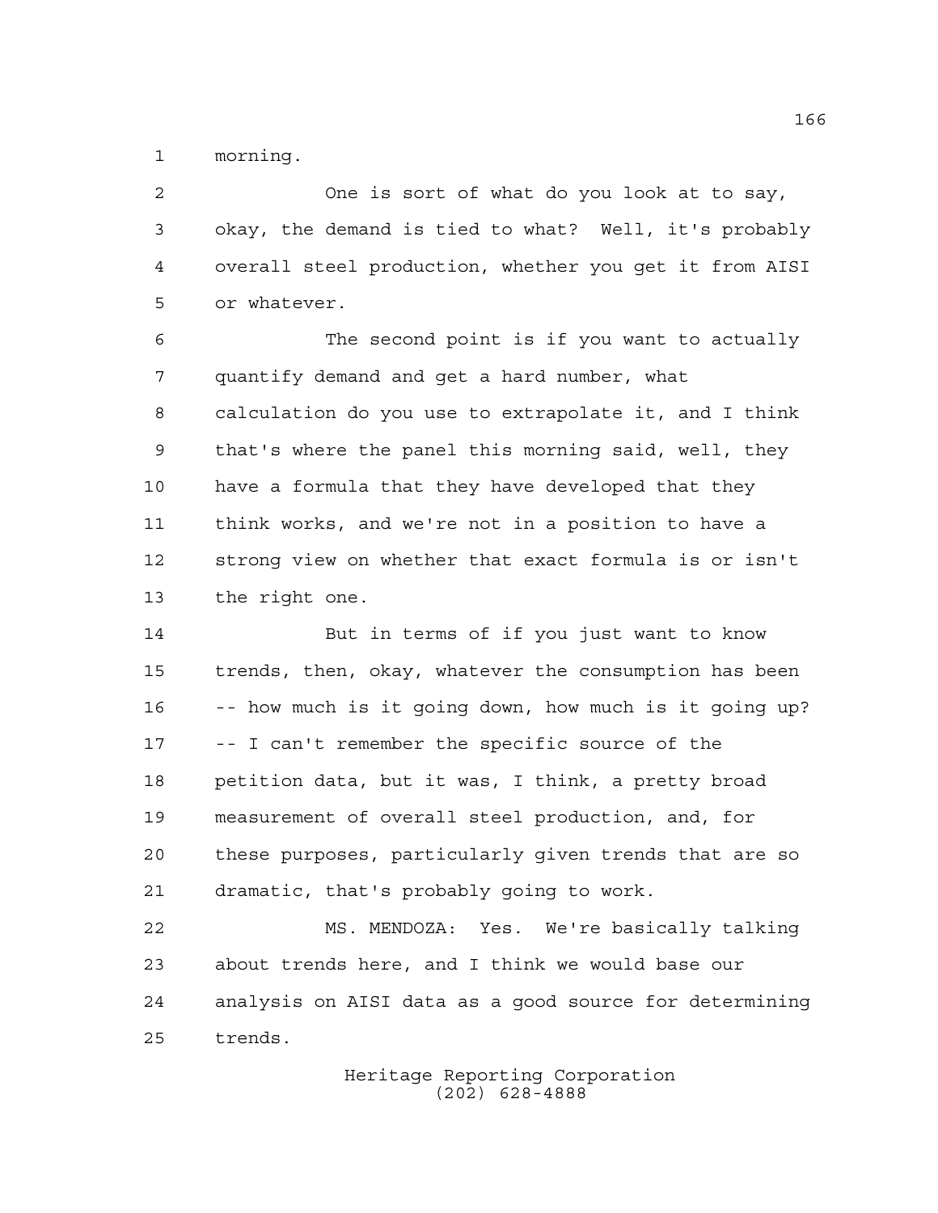morning.

One is sort of what do you look at to say, okay, the demand is tied to what? Well, it's probably overall steel production, whether you get it from AISI or whatever.

The second point is if you want to actually quantify demand and get a hard number, what calculation do you use to extrapolate it, and I think that's where the panel this morning said, well, they have a formula that they have developed that they think works, and we're not in a position to have a strong view on whether that exact formula is or isn't the right one.

But in terms of if you just want to know trends, then, okay, whatever the consumption has been -- how much is it going down, how much is it going up? -- I can't remember the specific source of the petition data, but it was, I think, a pretty broad measurement of overall steel production, and, for these purposes, particularly given trends that are so dramatic, that's probably going to work.

MS. MENDOZA: Yes. We're basically talking about trends here, and I think we would base our analysis on AISI data as a good source for determining trends.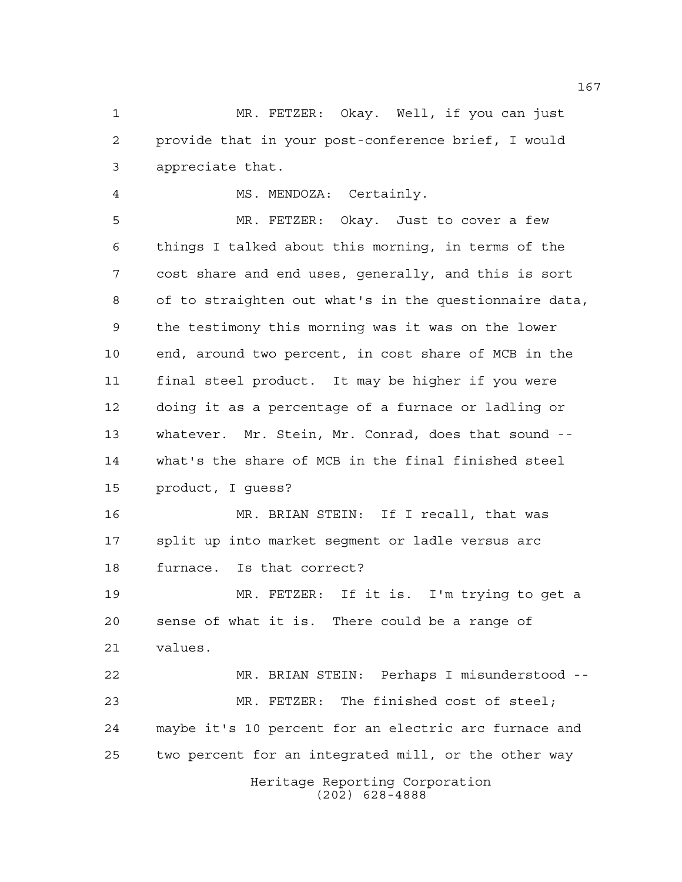MR. FETZER: Okay. Well, if you can just provide that in your post-conference brief, I would appreciate that.

MS. MENDOZA: Certainly.

MR. FETZER: Okay. Just to cover a few things I talked about this morning, in terms of the cost share and end uses, generally, and this is sort of to straighten out what's in the questionnaire data, the testimony this morning was it was on the lower end, around two percent, in cost share of MCB in the final steel product. It may be higher if you were doing it as a percentage of a furnace or ladling or whatever. Mr. Stein, Mr. Conrad, does that sound -- what's the share of MCB in the final finished steel product, I guess?

MR. BRIAN STEIN: If I recall, that was split up into market segment or ladle versus arc furnace. Is that correct?

MR. FETZER: If it is. I'm trying to get a sense of what it is. There could be a range of values.

MR. BRIAN STEIN: Perhaps I misunderstood --

MR. FETZER: The finished cost of steel; maybe it's 10 percent for an electric arc furnace and two percent for an integrated mill, or the other way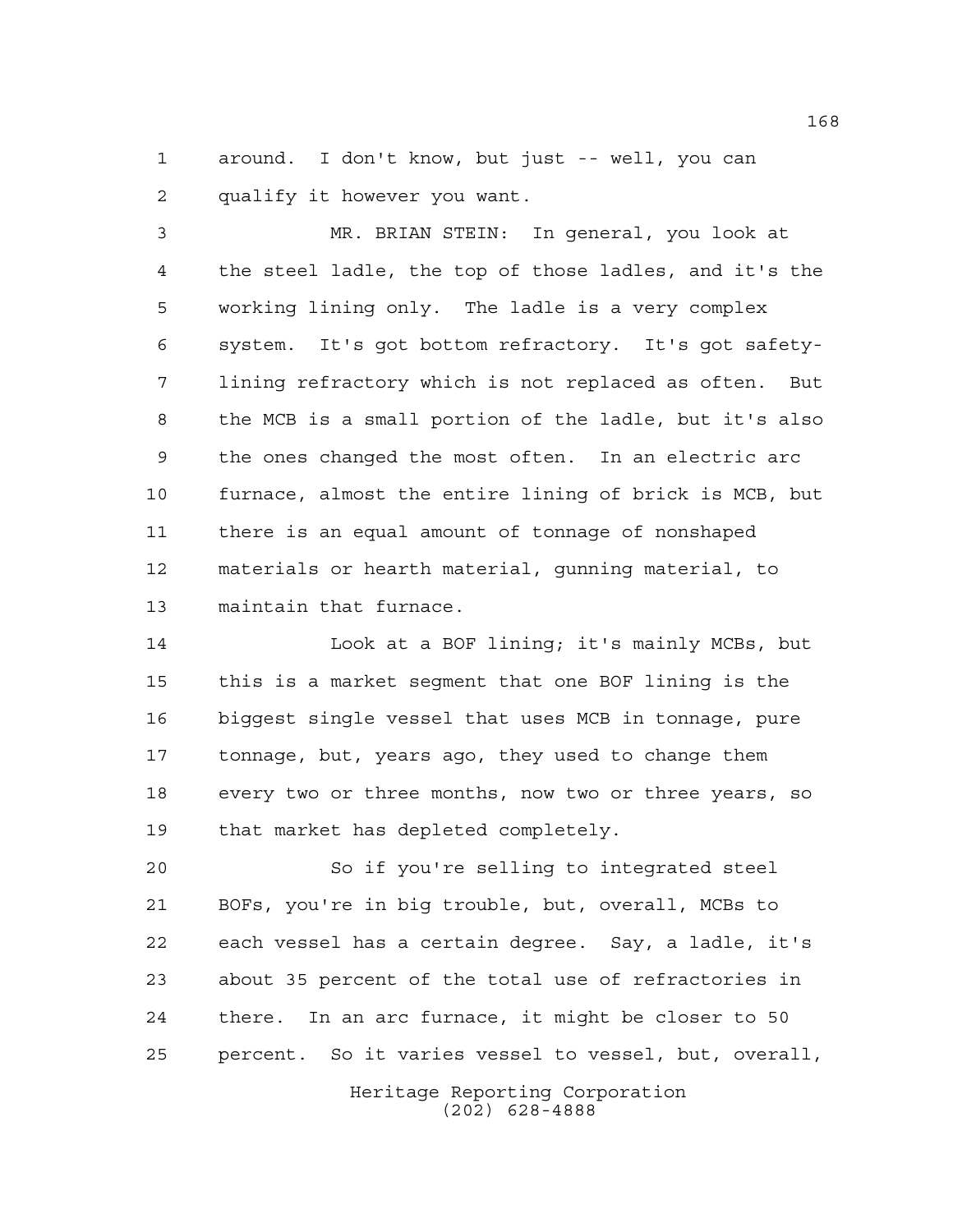around. I don't know, but just -- well, you can qualify it however you want.

MR. BRIAN STEIN: In general, you look at the steel ladle, the top of those ladles, and it's the working lining only. The ladle is a very complex system. It's got bottom refractory. It's got safety-lining refractory which is not replaced as often. But the MCB is a small portion of the ladle, but it's also the ones changed the most often. In an electric arc furnace, almost the entire lining of brick is MCB, but there is an equal amount of tonnage of nonshaped materials or hearth material, gunning material, to maintain that furnace.

Look at a BOF lining; it's mainly MCBs, but this is a market segment that one BOF lining is the biggest single vessel that uses MCB in tonnage, pure tonnage, but, years ago, they used to change them every two or three months, now two or three years, so that market has depleted completely.

So if you're selling to integrated steel BOFs, you're in big trouble, but, overall, MCBs to each vessel has a certain degree. Say, a ladle, it's about 35 percent of the total use of refractories in there. In an arc furnace, it might be closer to 50 percent. So it varies vessel to vessel, but, overall,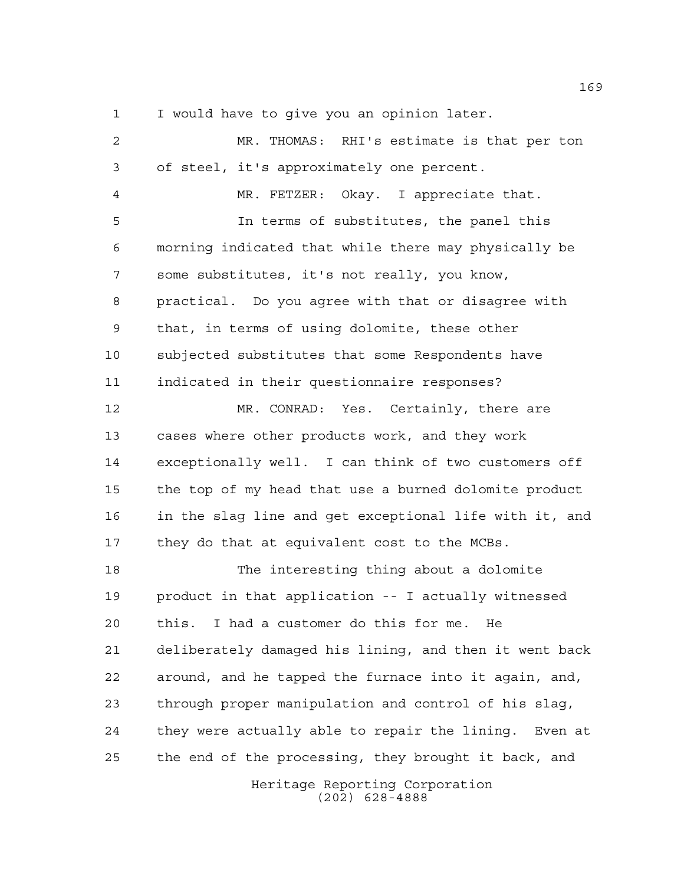I would have to give you an opinion later.

MR. THOMAS: RHI's estimate is that per ton of steel, it's approximately one percent.

MR. FETZER: Okay. I appreciate that.

In terms of substitutes, the panel this morning indicated that while there may physically be some substitutes, it's not really, you know, practical. Do you agree with that or disagree with that, in terms of using dolomite, these other subjected substitutes that some Respondents have indicated in their questionnaire responses?

MR. CONRAD: Yes. Certainly, there are cases where other products work, and they work exceptionally well. I can think of two customers off the top of my head that use a burned dolomite product in the slag line and get exceptional life with it, and they do that at equivalent cost to the MCBs.

The interesting thing about a dolomite product in that application -- I actually witnessed this. I had a customer do this for me. He deliberately damaged his lining, and then it went back around, and he tapped the furnace into it again, and, through proper manipulation and control of his slag, they were actually able to repair the lining. Even at the end of the processing, they brought it back, and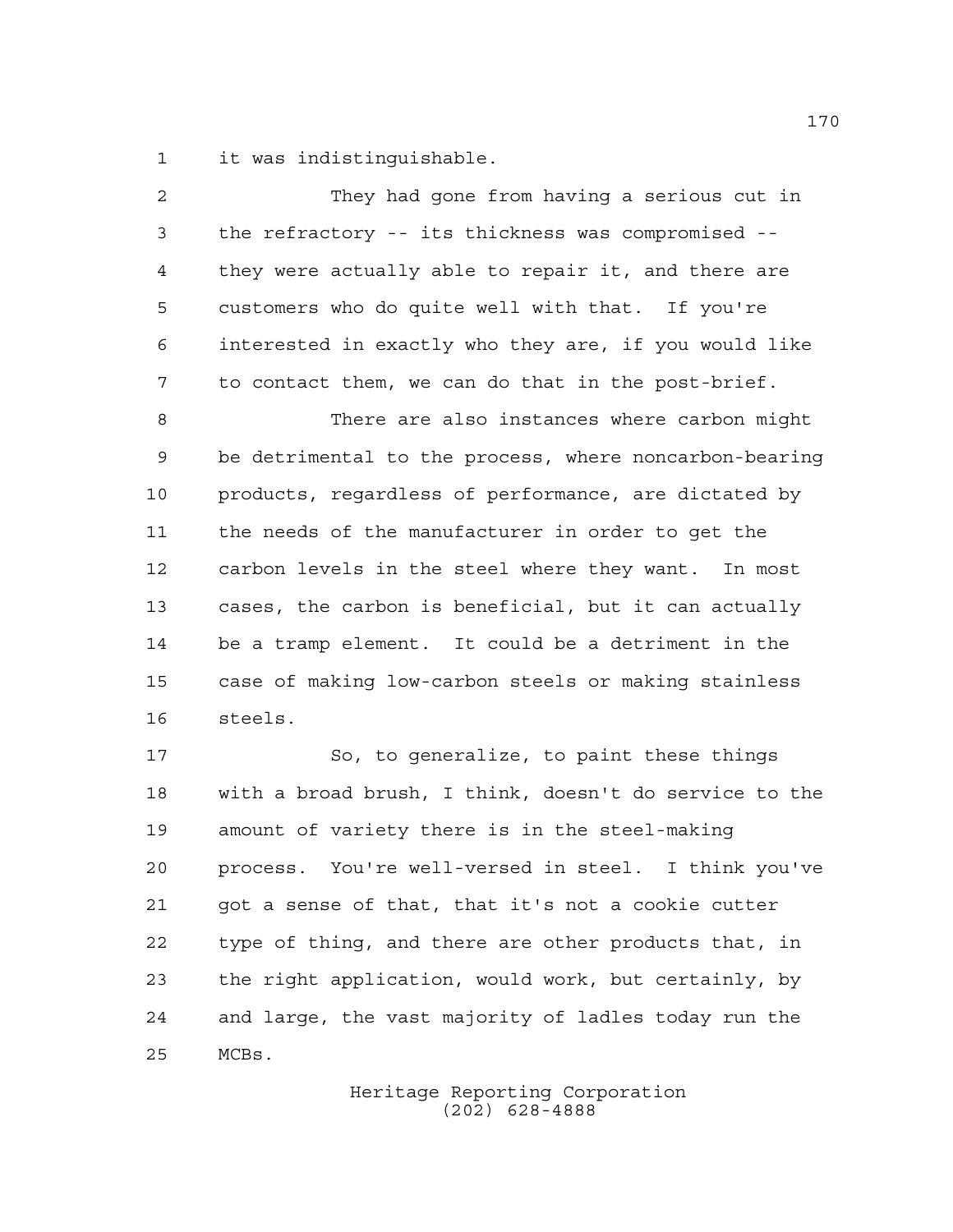it was indistinguishable.

They had gone from having a serious cut in the refractory -- its thickness was compromised -- they were actually able to repair it, and there are customers who do quite well with that. If you're interested in exactly who they are, if you would like to contact them, we can do that in the post-brief.

There are also instances where carbon might be detrimental to the process, where noncarbon-bearing products, regardless of performance, are dictated by the needs of the manufacturer in order to get the carbon levels in the steel where they want. In most cases, the carbon is beneficial, but it can actually be a tramp element. It could be a detriment in the case of making low-carbon steels or making stainless steels.

So, to generalize, to paint these things with a broad brush, I think, doesn't do service to the amount of variety there is in the steel-making process. You're well-versed in steel. I think you've got a sense of that, that it's not a cookie cutter type of thing, and there are other products that, in the right application, would work, but certainly, by and large, the vast majority of ladles today run the MCBs.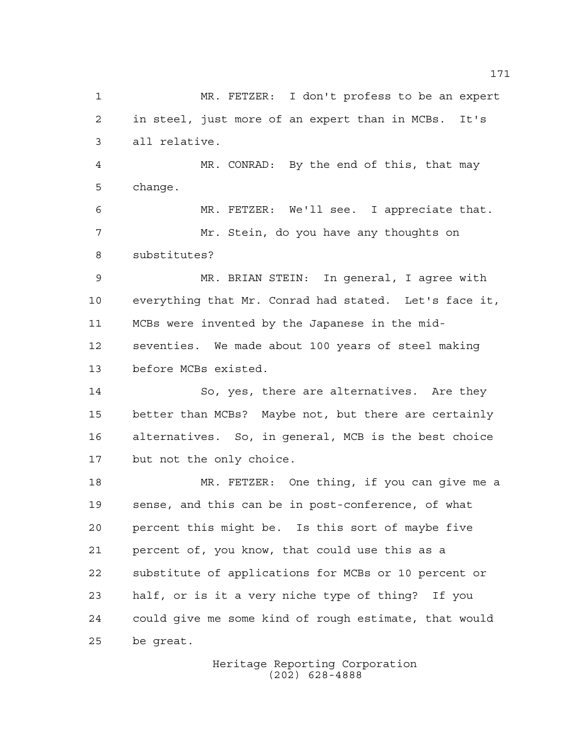MR. FETZER: I don't profess to be an expert in steel, just more of an expert than in MCBs. It's all relative.

MR. CONRAD: By the end of this, that may change.

MR. FETZER: We'll see. I appreciate that.

Mr. Stein, do you have any thoughts on substitutes?

MR. BRIAN STEIN: In general, I agree with everything that Mr. Conrad had stated. Let's face it, MCBs were invented by the Japanese in the mid-seventies. We made about 100 years of steel making before MCBs existed.

So, yes, there are alternatives. Are they better than MCBs? Maybe not, but there are certainly alternatives. So, in general, MCB is the best choice but not the only choice.

MR. FETZER: One thing, if you can give me a sense, and this can be in post-conference, of what percent this might be. Is this sort of maybe five percent of, you know, that could use this as a substitute of applications for MCBs or 10 percent or half, or is it a very niche type of thing? If you could give me some kind of rough estimate, that would be great.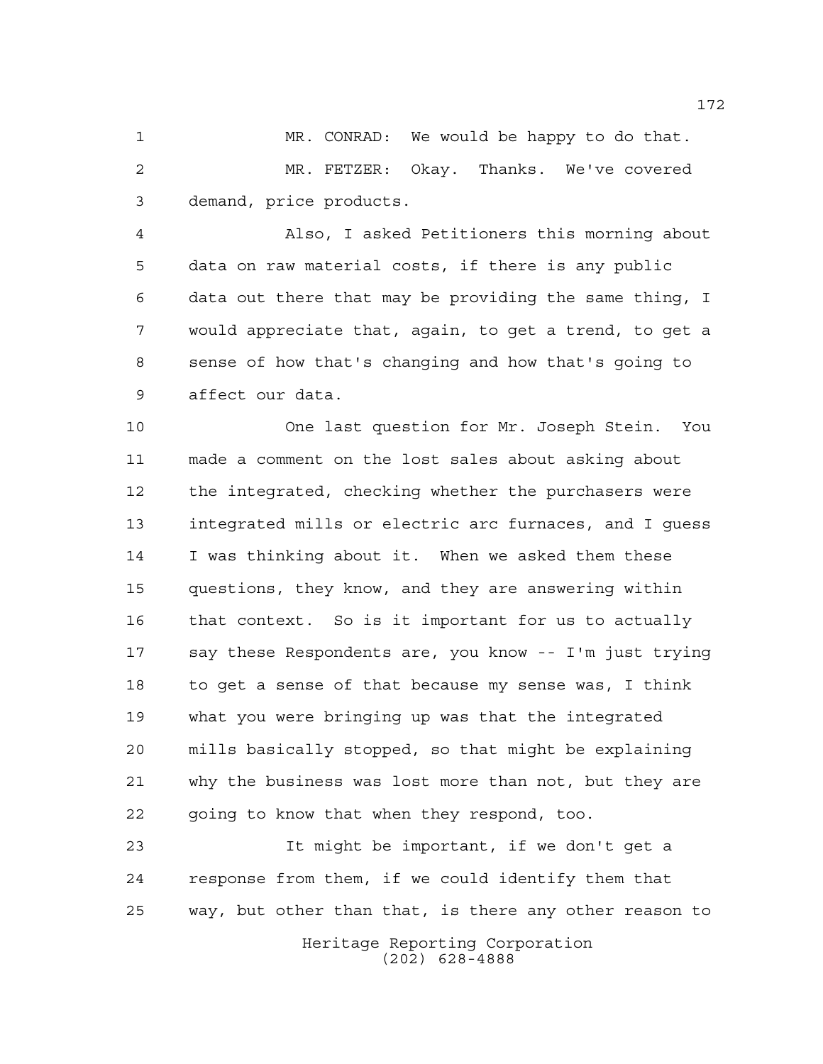MR. CONRAD: We would be happy to do that.

MR. FETZER: Okay. Thanks. We've covered demand, price products.

Also, I asked Petitioners this morning about data on raw material costs, if there is any public data out there that may be providing the same thing, I would appreciate that, again, to get a trend, to get a sense of how that's changing and how that's going to affect our data.

One last question for Mr. Joseph Stein. You made a comment on the lost sales about asking about the integrated, checking whether the purchasers were integrated mills or electric arc furnaces, and I guess I was thinking about it. When we asked them these questions, they know, and they are answering within that context. So is it important for us to actually say these Respondents are, you know -- I'm just trying to get a sense of that because my sense was, I think what you were bringing up was that the integrated mills basically stopped, so that might be explaining why the business was lost more than not, but they are going to know that when they respond, too.

It might be important, if we don't get a response from them, if we could identify them that way, but other than that, is there any other reason to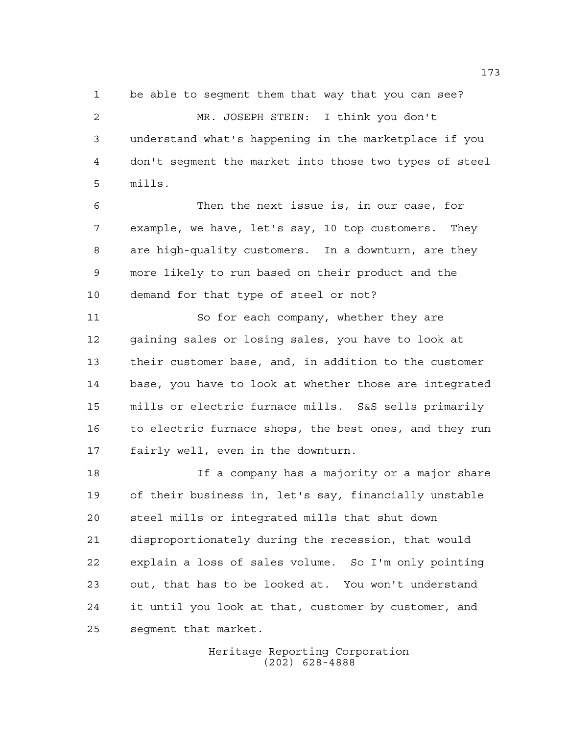be able to segment them that way that you can see?

MR. JOSEPH STEIN: I think you don't understand what's happening in the marketplace if you don't segment the market into those two types of steel mills.

Then the next issue is, in our case, for example, we have, let's say, 10 top customers. They are high-quality customers. In a downturn, are they more likely to run based on their product and the demand for that type of steel or not?

So for each company, whether they are gaining sales or losing sales, you have to look at their customer base, and, in addition to the customer base, you have to look at whether those are integrated mills or electric furnace mills. S&S sells primarily to electric furnace shops, the best ones, and they run fairly well, even in the downturn.

If a company has a majority or a major share of their business in, let's say, financially unstable steel mills or integrated mills that shut down disproportionately during the recession, that would explain a loss of sales volume. So I'm only pointing out, that has to be looked at. You won't understand it until you look at that, customer by customer, and segment that market.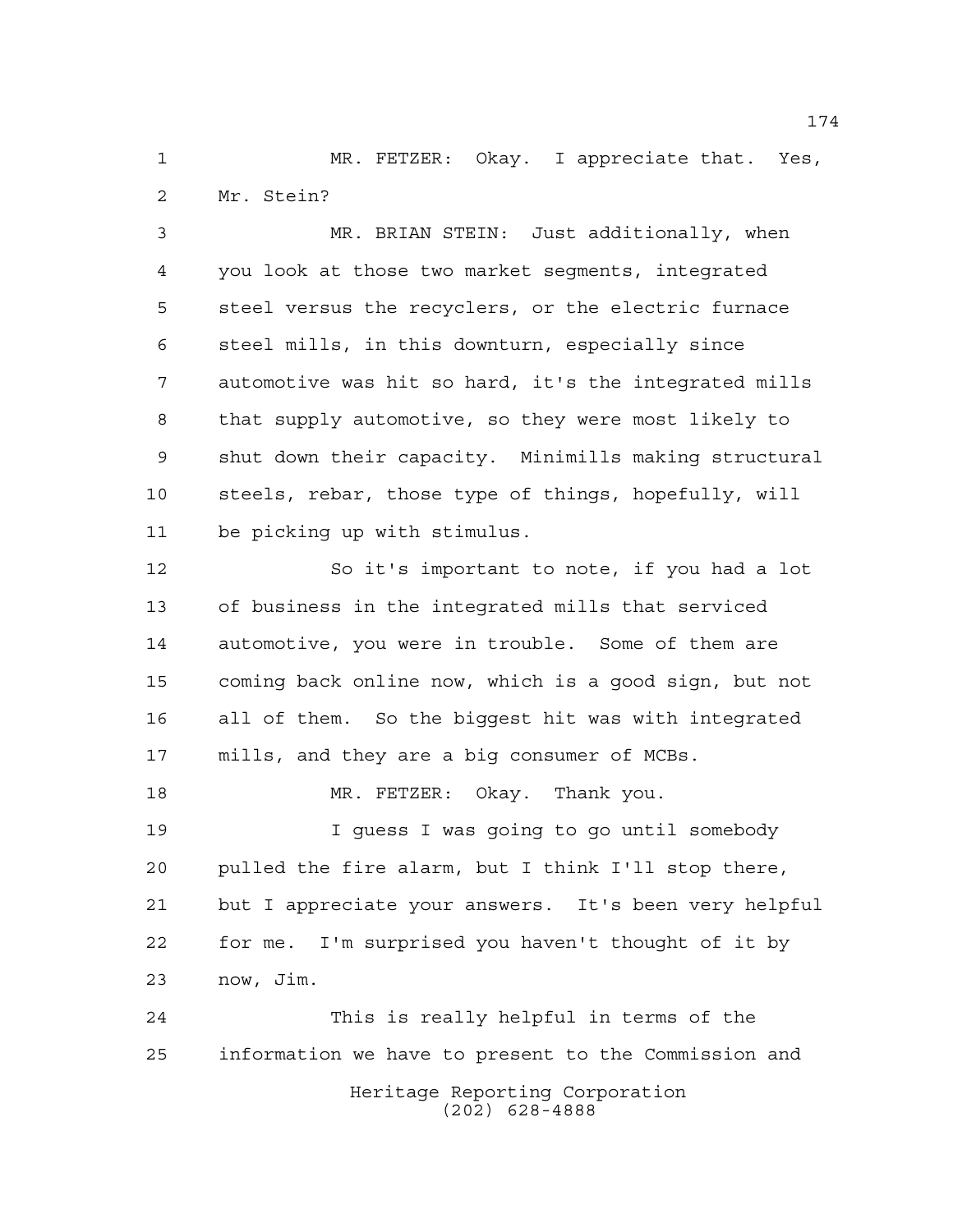MR. FETZER: Okay. I appreciate that. Yes, Mr. Stein?

MR. BRIAN STEIN: Just additionally, when you look at those two market segments, integrated steel versus the recyclers, or the electric furnace steel mills, in this downturn, especially since automotive was hit so hard, it's the integrated mills that supply automotive, so they were most likely to shut down their capacity. Minimills making structural steels, rebar, those type of things, hopefully, will be picking up with stimulus.

So it's important to note, if you had a lot of business in the integrated mills that serviced automotive, you were in trouble. Some of them are coming back online now, which is a good sign, but not all of them. So the biggest hit was with integrated mills, and they are a big consumer of MCBs.

MR. FETZER: Okay. Thank you.

I guess I was going to go until somebody pulled the fire alarm, but I think I'll stop there, but I appreciate your answers. It's been very helpful for me. I'm surprised you haven't thought of it by now, Jim.

This is really helpful in terms of the information we have to present to the Commission and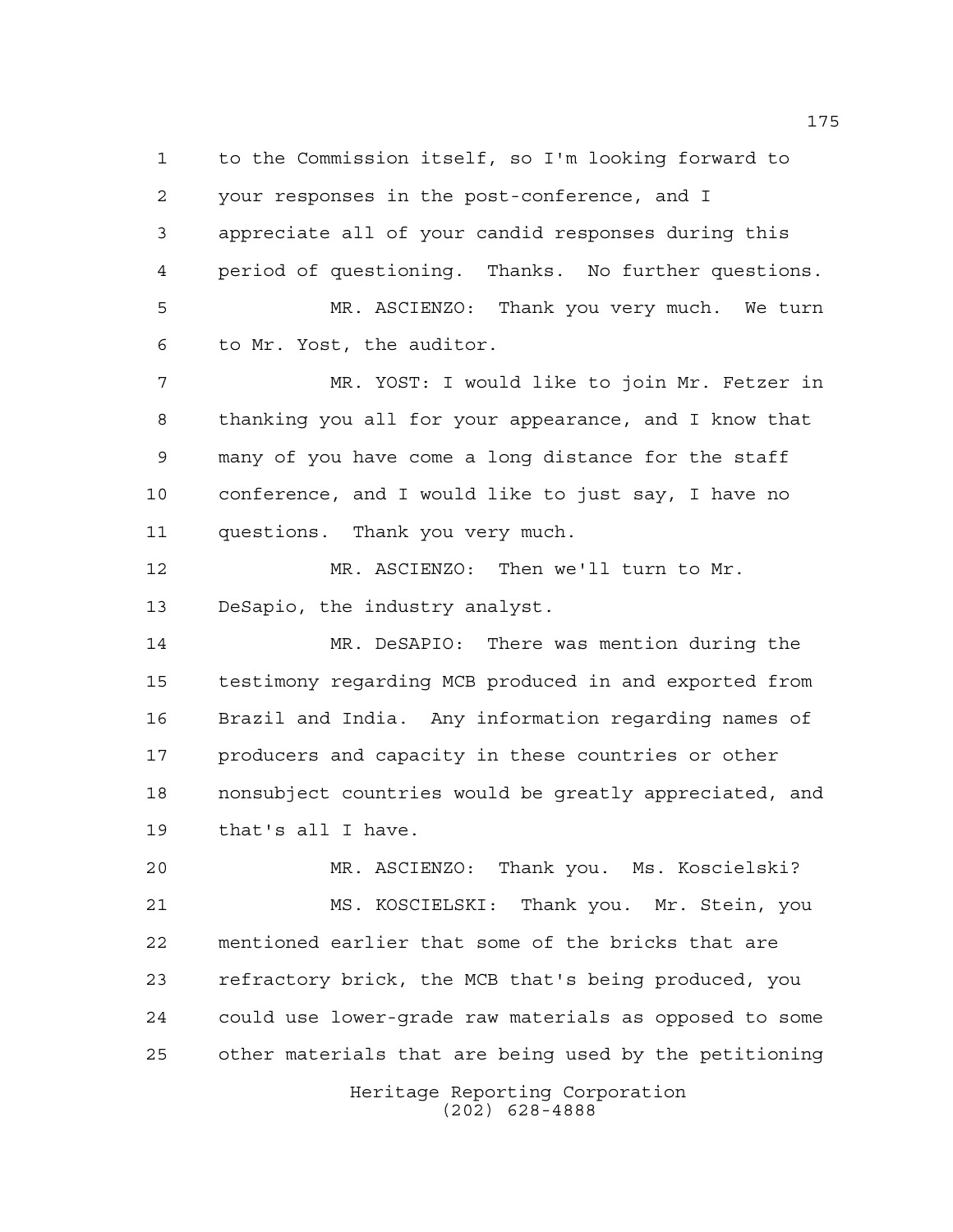1 to the Commission itself, so I'm looking forward to
2 your responses in the post-conference, and I
3 appreciate all of your candid responses during this
4 period of questioning. Thanks. No further questions.
5 MR. ASCIENZO: Thank you very much. We turn
6 to Mr. Yost, the auditor.
7 MR. YOST: I would like to join Mr. Fetzer in
8 thanking you all for your appearance, and I know that
9 many of you have come a long distance for the staff
10 conference, and I would like to just say, I have no
11 questions. Thank you very much.
12 MR. ASCIENZO: Then we'll turn to Mr.
13 DeSapio, the industry analyst.
14 MR. DeSAPIO: There was mention during the
15 testimony regarding MCB produced in and exported from
16 Brazil and India. Any information regarding names of
17 producers and capacity in these countries or other
18 nonsubject countries would be greatly appreciated, and
19 that's all I have.
20 MR. ASCIENZO: Thank you. Ms. Koscielski?
21 MS. KOSCIELSKI: Thank you. Mr. Stein, you
22 mentioned earlier that some of the bricks that are
23 refractory brick, the MCB that's being produced, you
24 could use lower-grade raw materials as opposed to some
25 other materials that are being used by the petitioning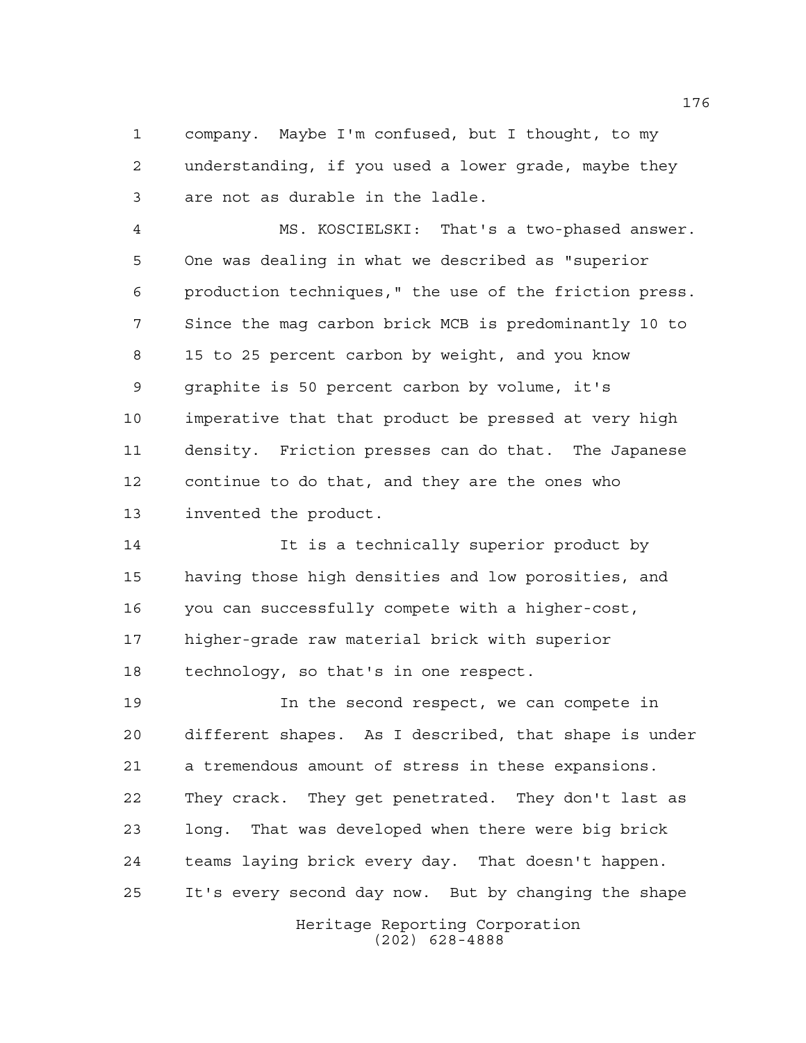company. Maybe I'm confused, but I thought, to my understanding, if you used a lower grade, maybe they are not as durable in the ladle.

MS. KOSCIELSKI: That's a two-phased answer. One was dealing in what we described as "superior production techniques," the use of the friction press. Since the mag carbon brick MCB is predominantly 10 to 15 to 25 percent carbon by weight, and you know graphite is 50 percent carbon by volume, it's imperative that that product be pressed at very high density. Friction presses can do that. The Japanese continue to do that, and they are the ones who invented the product.

It is a technically superior product by having those high densities and low porosities, and you can successfully compete with a higher-cost, higher-grade raw material brick with superior technology, so that's in one respect.

In the second respect, we can compete in different shapes. As I described, that shape is under a tremendous amount of stress in these expansions. They crack. They get penetrated. They don't last as long. That was developed when there were big brick teams laying brick every day. That doesn't happen. It's every second day now. But by changing the shape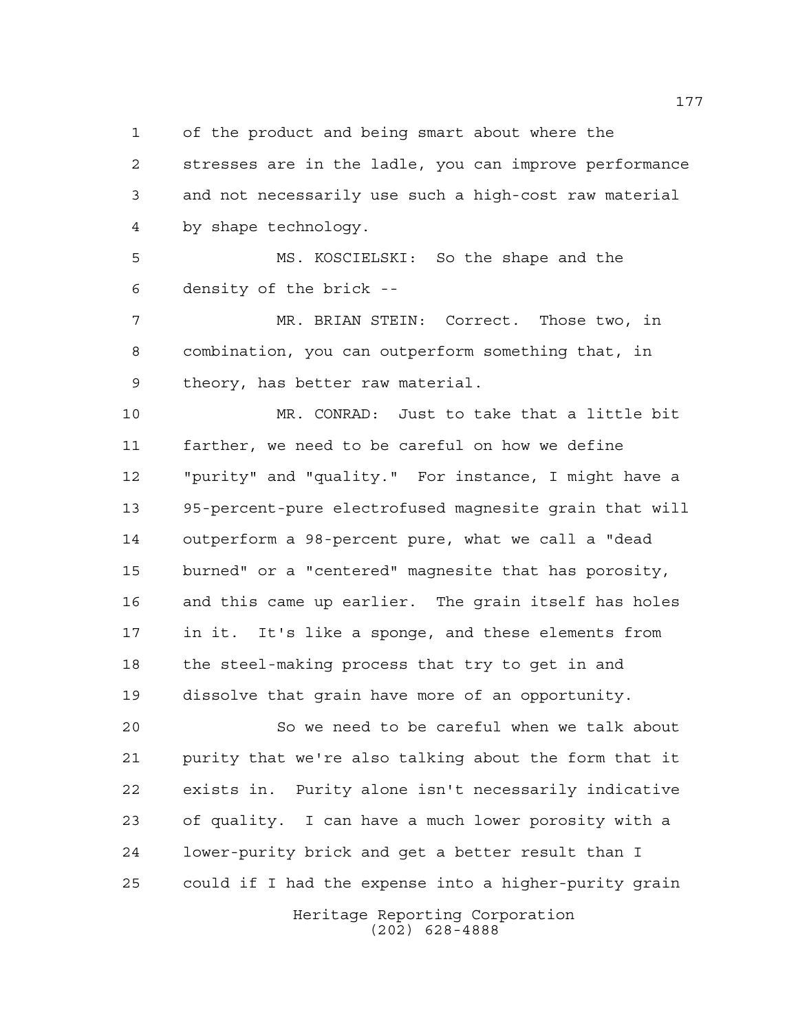of the product and being smart about where the stresses are in the ladle, you can improve performance and not necessarily use such a high-cost raw material by shape technology.

MS. KOSCIELSKI: So the shape and the density of the brick --

MR. BRIAN STEIN: Correct. Those two, in combination, you can outperform something that, in theory, has better raw material.

MR. CONRAD: Just to take that a little bit farther, we need to be careful on how we define "purity" and "quality." For instance, I might have a 95-percent-pure electrofused magnesite grain that will outperform a 98-percent pure, what we call a "dead burned" or a "centered" magnesite that has porosity, and this came up earlier. The grain itself has holes in it. It's like a sponge, and these elements from the steel-making process that try to get in and dissolve that grain have more of an opportunity.

So we need to be careful when we talk about purity that we're also talking about the form that it exists in. Purity alone isn't necessarily indicative of quality. I can have a much lower porosity with a lower-purity brick and get a better result than I could if I had the expense into a higher-purity grain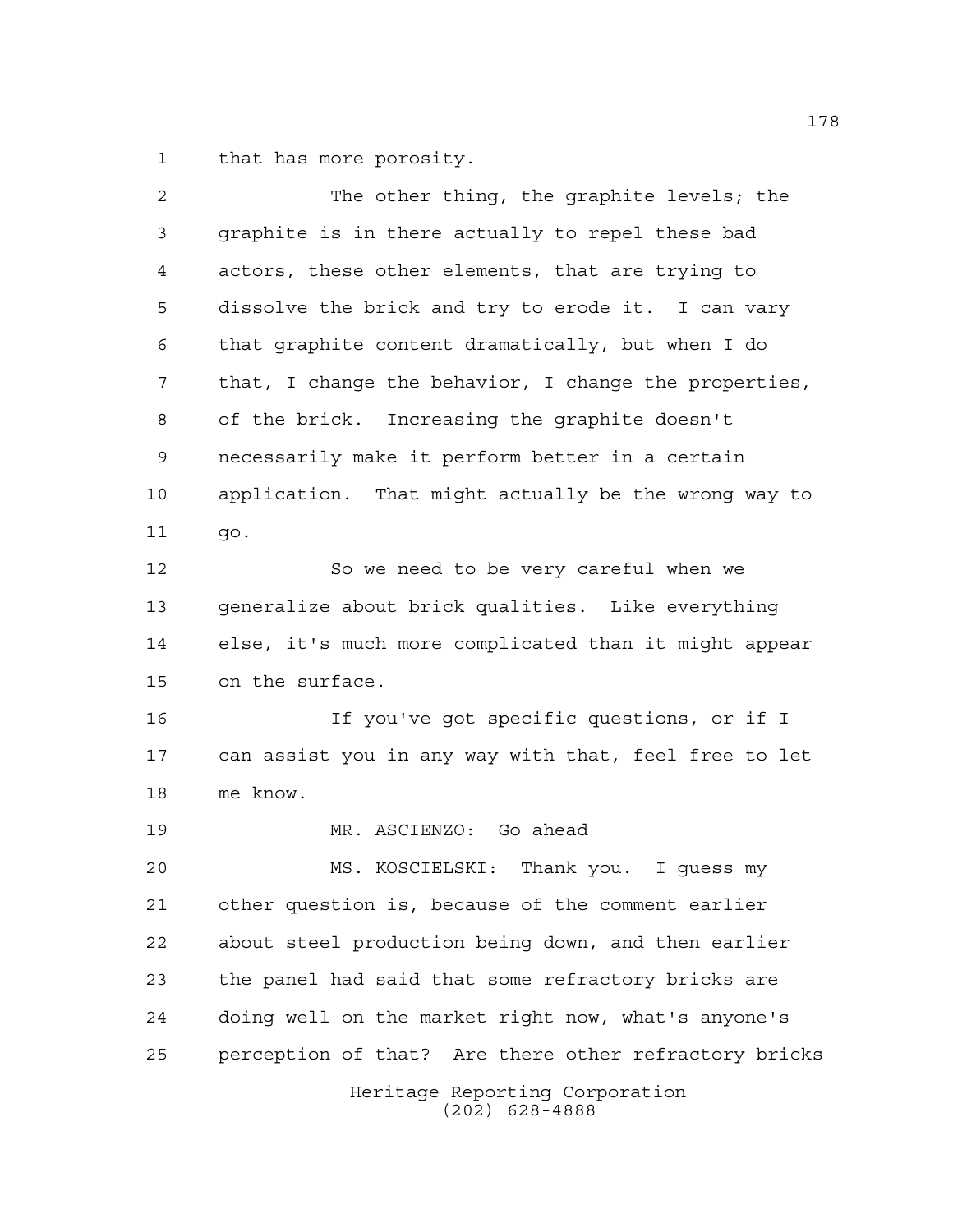that has more porosity.

The other thing, the graphite levels; the graphite is in there actually to repel these bad actors, these other elements, that are trying to dissolve the brick and try to erode it. I can vary that graphite content dramatically, but when I do that, I change the behavior, I change the properties, of the brick. Increasing the graphite doesn't necessarily make it perform better in a certain application. That might actually be the wrong way to go.

So we need to be very careful when we generalize about brick qualities. Like everything else, it's much more complicated than it might appear on the surface.

If you've got specific questions, or if I can assist you in any way with that, feel free to let me know.

MR. ASCIENZO: Go ahead

MS. KOSCIELSKI: Thank you. I guess my other question is, because of the comment earlier about steel production being down, and then earlier the panel had said that some refractory bricks are doing well on the market right now, what's anyone's perception of that? Are there other refractory bricks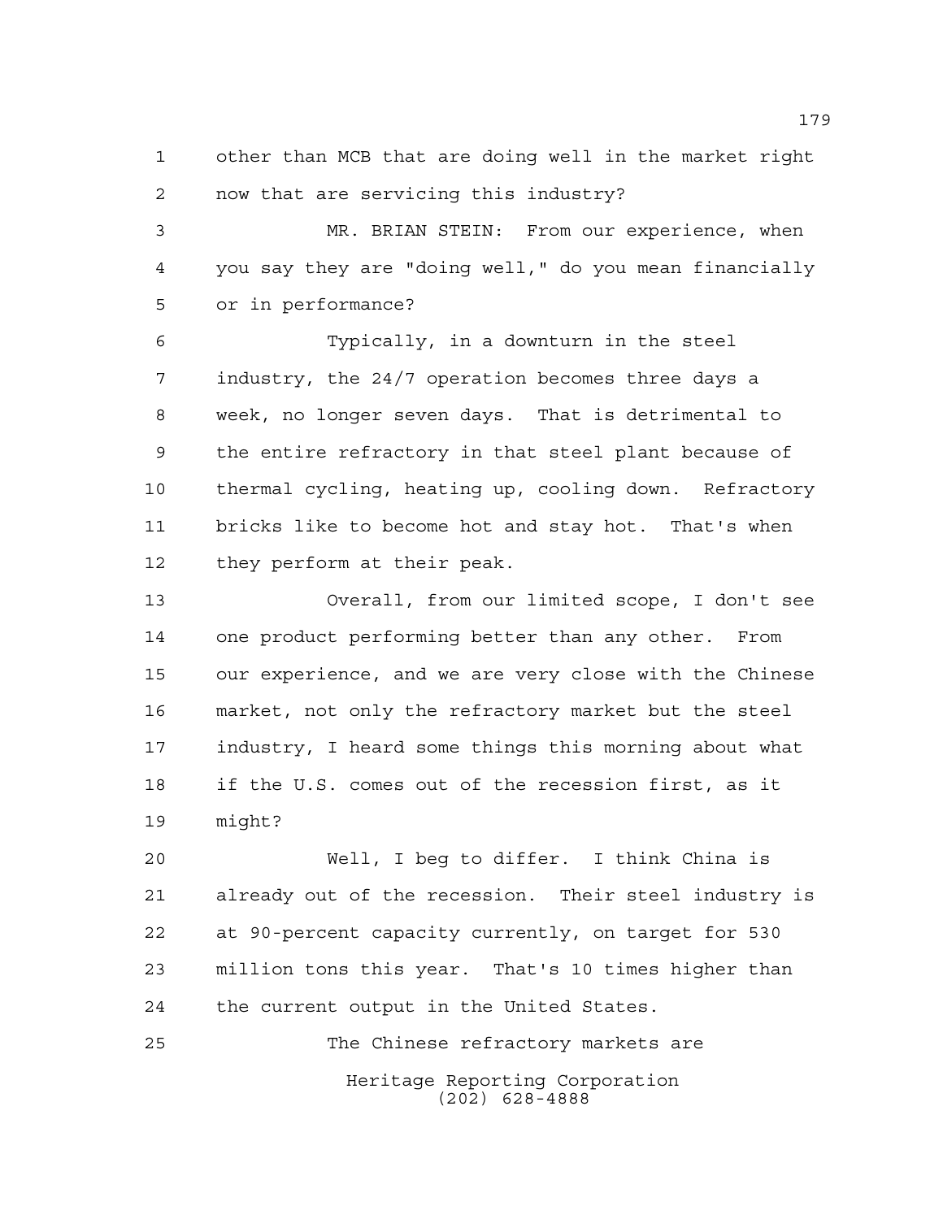other than MCB that are doing well in the market right now that are servicing this industry?

MR. BRIAN STEIN: From our experience, when you say they are "doing well," do you mean financially or in performance?

Typically, in a downturn in the steel industry, the 24/7 operation becomes three days a week, no longer seven days. That is detrimental to the entire refractory in that steel plant because of thermal cycling, heating up, cooling down. Refractory bricks like to become hot and stay hot. That's when they perform at their peak.

Overall, from our limited scope, I don't see one product performing better than any other. From our experience, and we are very close with the Chinese market, not only the refractory market but the steel industry, I heard some things this morning about what if the U.S. comes out of the recession first, as it might?

Well, I beg to differ. I think China is already out of the recession. Their steel industry is at 90-percent capacity currently, on target for 530 million tons this year. That's 10 times higher than the current output in the United States.

The Chinese refractory markets are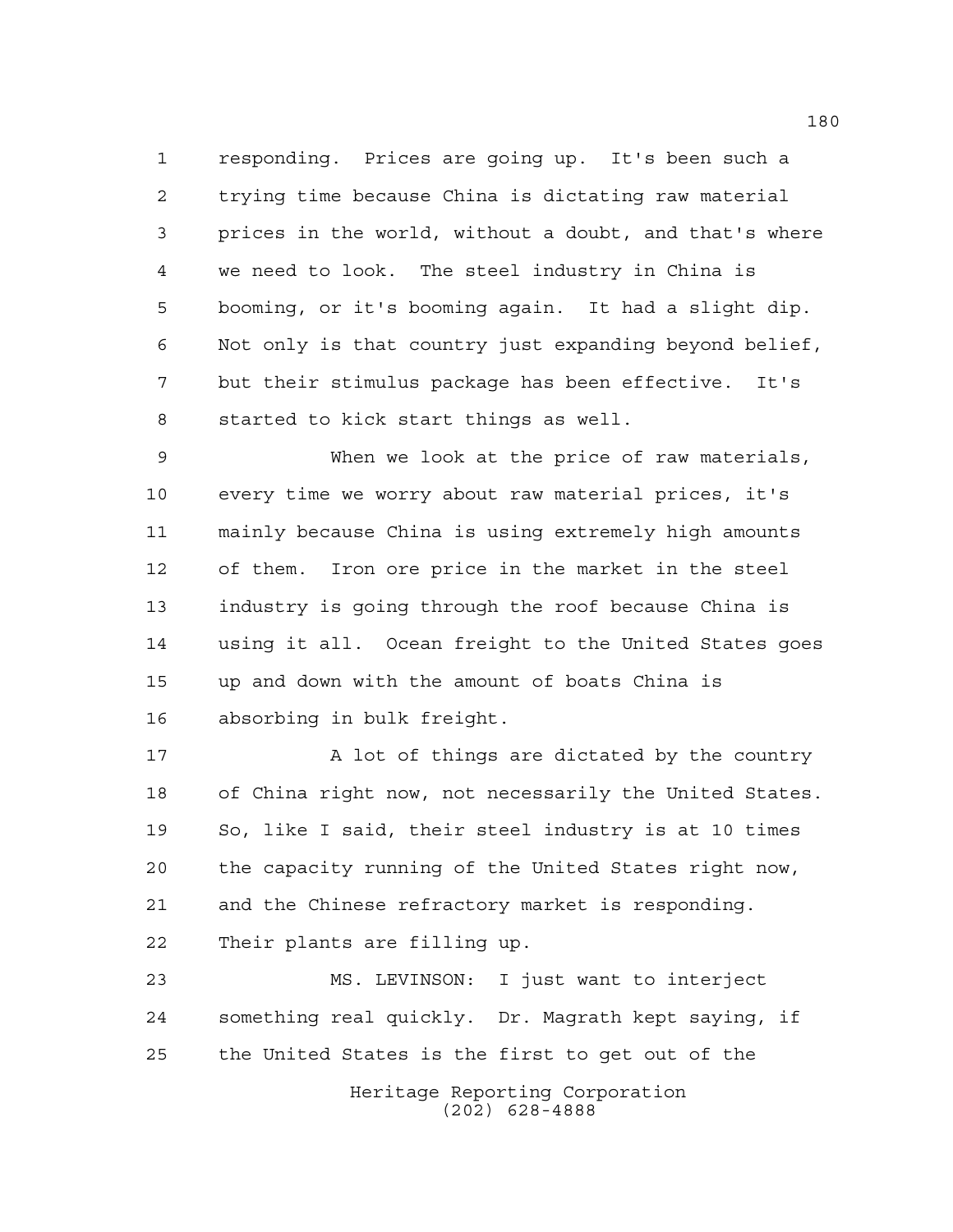responding. Prices are going up. It's been such a trying time because China is dictating raw material prices in the world, without a doubt, and that's where we need to look. The steel industry in China is booming, or it's booming again. It had a slight dip. Not only is that country just expanding beyond belief, but their stimulus package has been effective. It's started to kick start things as well.

When we look at the price of raw materials, every time we worry about raw material prices, it's mainly because China is using extremely high amounts of them. Iron ore price in the market in the steel industry is going through the roof because China is using it all. Ocean freight to the United States goes up and down with the amount of boats China is absorbing in bulk freight.

A lot of things are dictated by the country of China right now, not necessarily the United States. So, like I said, their steel industry is at 10 times the capacity running of the United States right now, and the Chinese refractory market is responding. Their plants are filling up.

MS. LEVINSON: I just want to interject something real quickly. Dr. Magrath kept saying, if the United States is the first to get out of the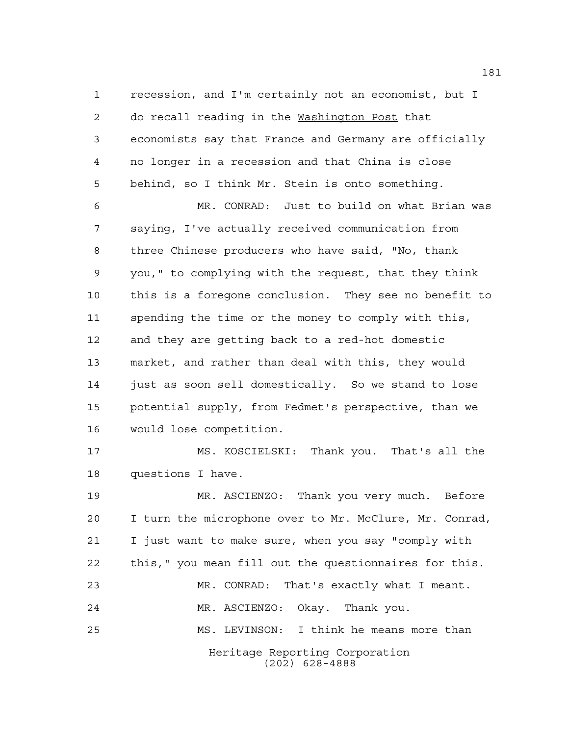recession, and I'm certainly not an economist, but I do recall reading in the Washington Post that economists say that France and Germany are officially no longer in a recession and that China is close behind, so I think Mr. Stein is onto something.

MR. CONRAD: Just to build on what Brian was saying, I've actually received communication from three Chinese producers who have said, "No, thank you," to complying with the request, that they think this is a foregone conclusion. They see no benefit to spending the time or the money to comply with this, and they are getting back to a red-hot domestic market, and rather than deal with this, they would just as soon sell domestically. So we stand to lose potential supply, from Fedmet's perspective, than we would lose competition.

MS. KOSCIELSKI: Thank you. That's all the questions I have.

MR. ASCIENZO: Thank you very much. Before I turn the microphone over to Mr. McClure, Mr. Conrad, I just want to make sure, when you say "comply with this," you mean fill out the questionnaires for this.

MR. CONRAD: That's exactly what I meant.

MR. ASCIENZO: Okay. Thank you.

MS. LEVINSON: I think he means more than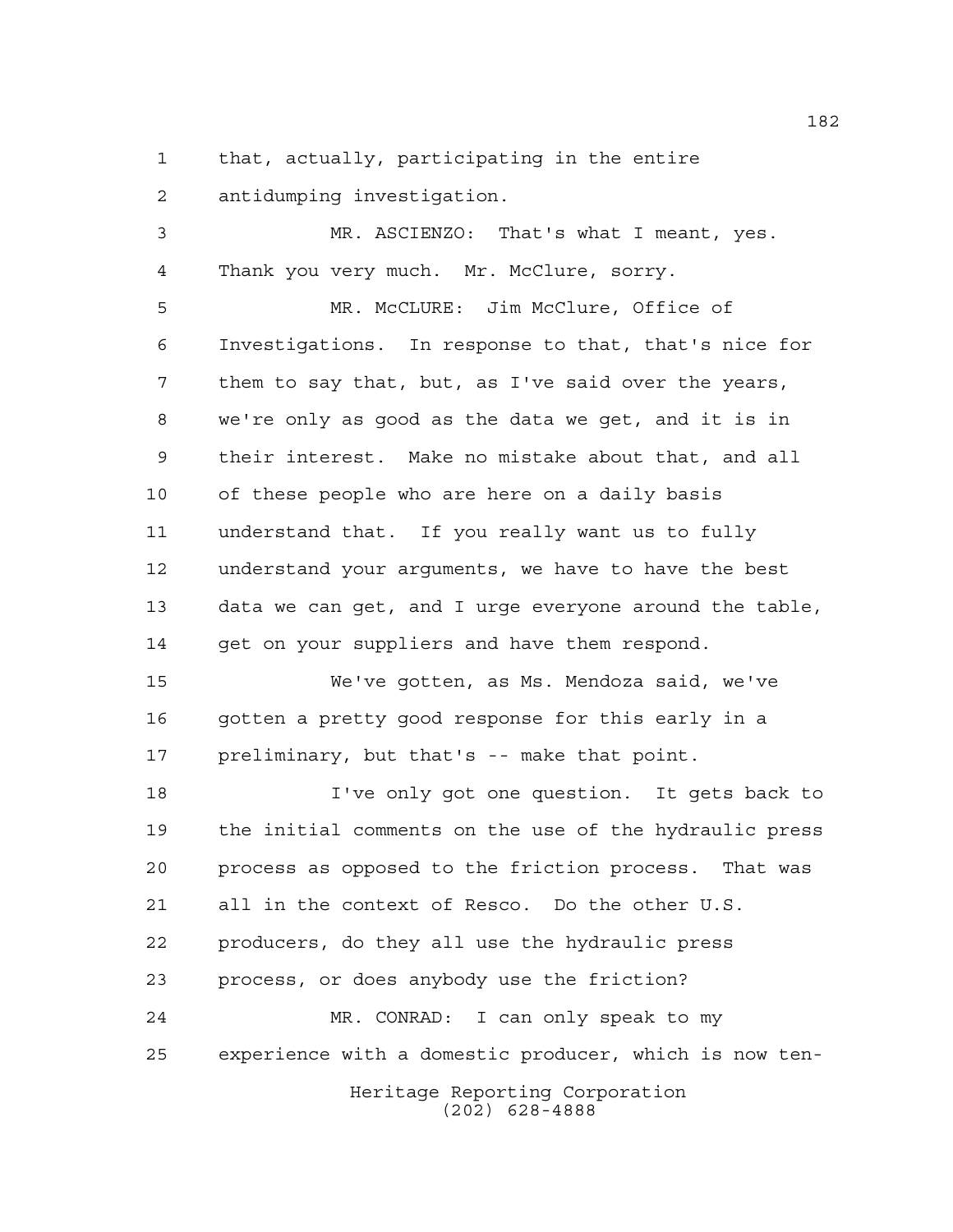that, actually, participating in the entire antidumping investigation.

MR. ASCIENZO: That's what I meant, yes. Thank you very much. Mr. McClure, sorry.

MR. McCLURE: Jim McClure, Office of Investigations. In response to that, that's nice for them to say that, but, as I've said over the years, we're only as good as the data we get, and it is in their interest. Make no mistake about that, and all of these people who are here on a daily basis understand that. If you really want us to fully understand your arguments, we have to have the best data we can get, and I urge everyone around the table, get on your suppliers and have them respond.

We've gotten, as Ms. Mendoza said, we've gotten a pretty good response for this early in a preliminary, but that's -- make that point.

I've only got one question. It gets back to the initial comments on the use of the hydraulic press process as opposed to the friction process. That was all in the context of Resco. Do the other U.S. producers, do they all use the hydraulic press process, or does anybody use the friction?

MR. CONRAD: I can only speak to my experience with a domestic producer, which is now ten-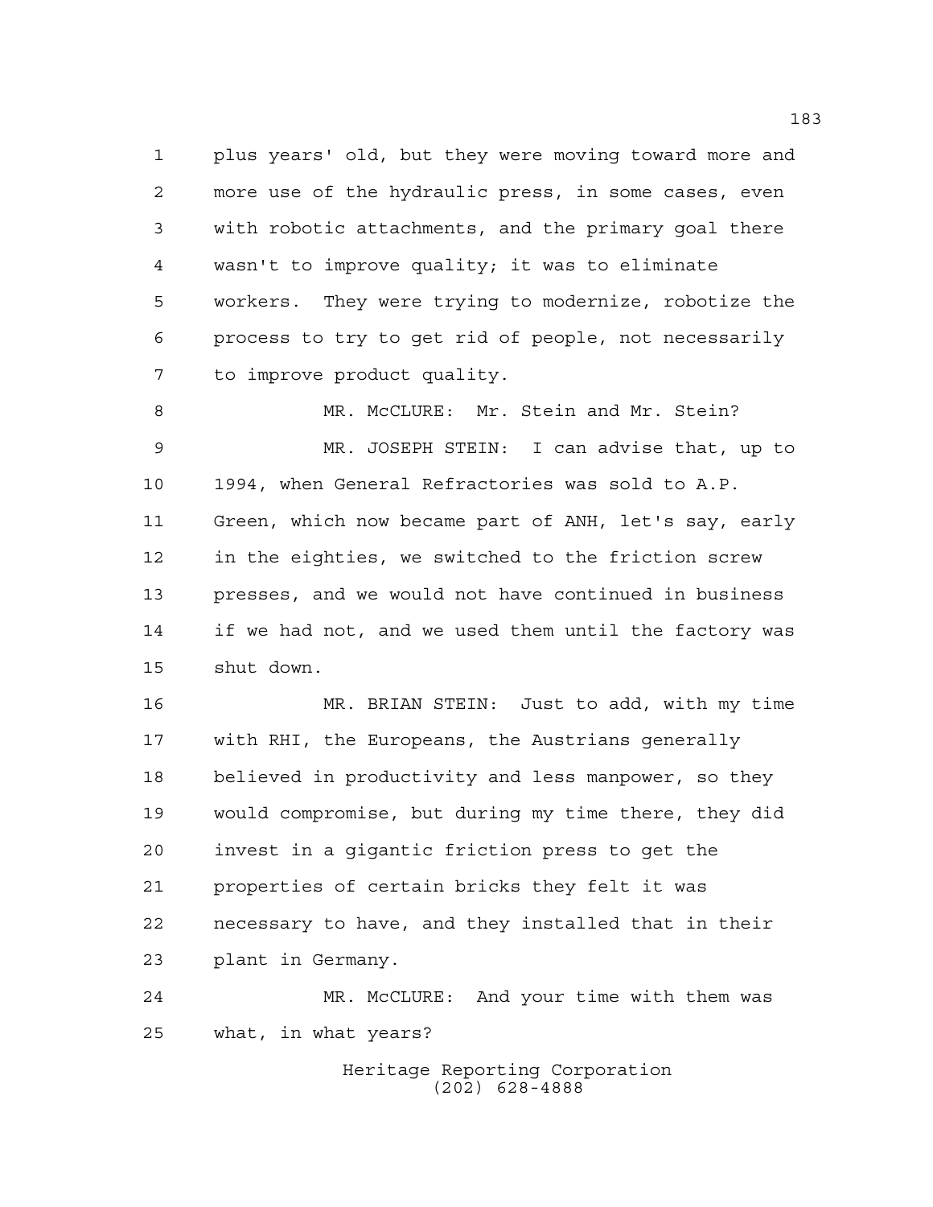plus years' old, but they were moving toward more and more use of the hydraulic press, in some cases, even with robotic attachments, and the primary goal there wasn't to improve quality; it was to eliminate workers. They were trying to modernize, robotize the process to try to get rid of people, not necessarily to improve product quality.

MR. McCLURE: Mr. Stein and Mr. Stein?

MR. JOSEPH STEIN: I can advise that, up to 1994, when General Refractories was sold to A.P. Green, which now became part of ANH, let's say, early in the eighties, we switched to the friction screw presses, and we would not have continued in business if we had not, and we used them until the factory was shut down.

MR. BRIAN STEIN: Just to add, with my time with RHI, the Europeans, the Austrians generally believed in productivity and less manpower, so they would compromise, but during my time there, they did invest in a gigantic friction press to get the properties of certain bricks they felt it was necessary to have, and they installed that in their plant in Germany.

MR. McCLURE: And your time with them was what, in what years?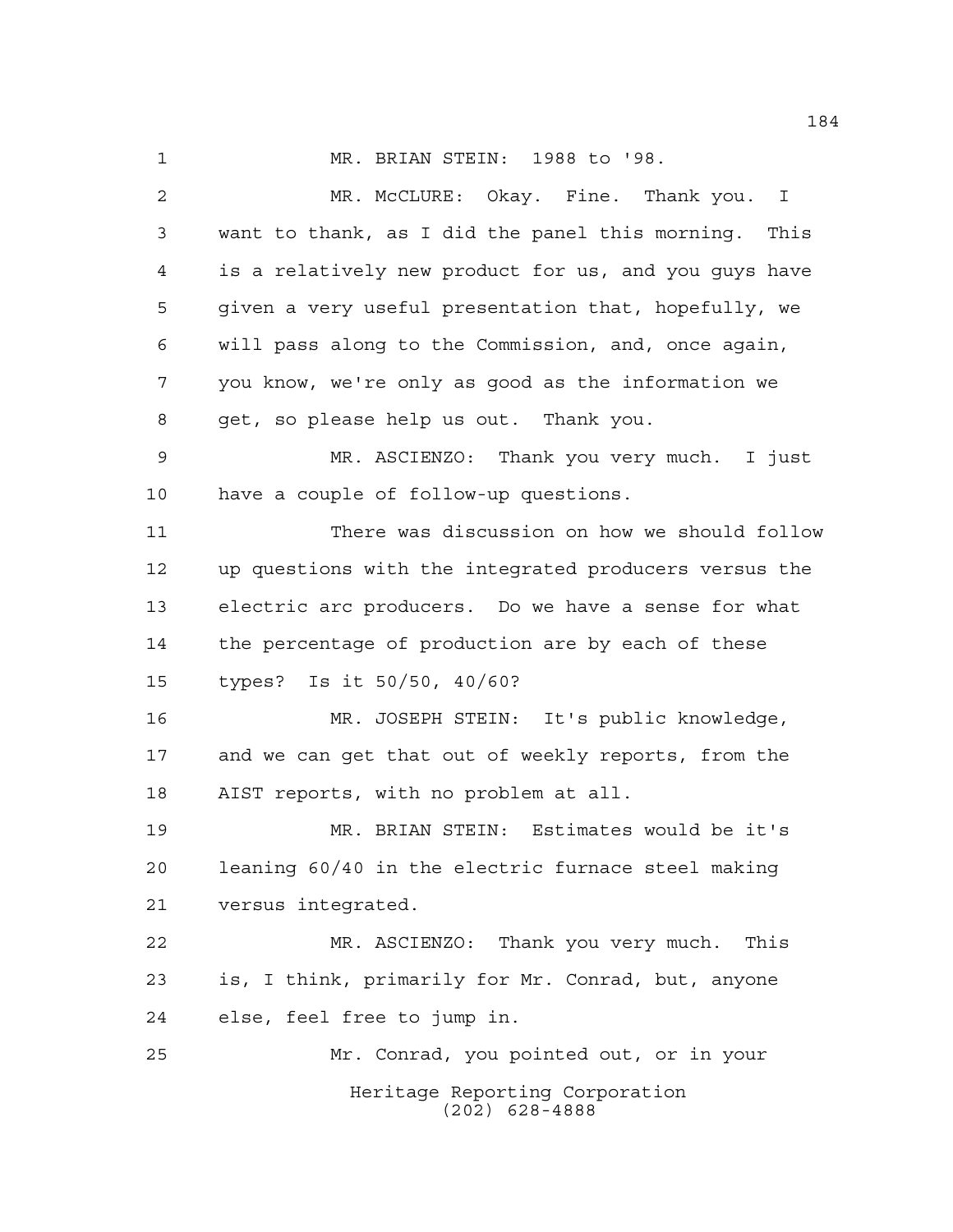MR. BRIAN STEIN: 1988 to '98.

MR. McCLURE: Okay. Fine. Thank you. I want to thank, as I did the panel this morning. This is a relatively new product for us, and you guys have given a very useful presentation that, hopefully, we will pass along to the Commission, and, once again, you know, we're only as good as the information we get, so please help us out. Thank you.

MR. ASCIENZO: Thank you very much. I just have a couple of follow-up questions.

There was discussion on how we should follow up questions with the integrated producers versus the electric arc producers. Do we have a sense for what the percentage of production are by each of these types? Is it 50/50, 40/60?

MR. JOSEPH STEIN: It's public knowledge, and we can get that out of weekly reports, from the AIST reports, with no problem at all.

MR. BRIAN STEIN: Estimates would be it's leaning 60/40 in the electric furnace steel making versus integrated.

MR. ASCIENZO: Thank you very much. This is, I think, primarily for Mr. Conrad, but, anyone else, feel free to jump in.

Mr. Conrad, you pointed out, or in your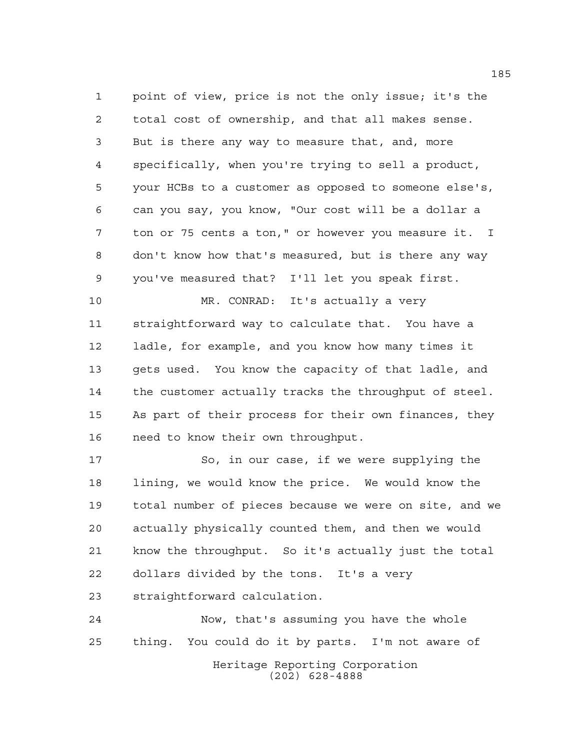point of view, price is not the only issue; it's the total cost of ownership, and that all makes sense. But is there any way to measure that, and, more specifically, when you're trying to sell a product, your HCBs to a customer as opposed to someone else's, can you say, you know, "Our cost will be a dollar a ton or 75 cents a ton," or however you measure it. I don't know how that's measured, but is there any way you've measured that? I'll let you speak first.

MR. CONRAD: It's actually a very straightforward way to calculate that. You have a ladle, for example, and you know how many times it gets used. You know the capacity of that ladle, and the customer actually tracks the throughput of steel. As part of their process for their own finances, they need to know their own throughput.

So, in our case, if we were supplying the lining, we would know the price. We would know the total number of pieces because we were on site, and we actually physically counted them, and then we would know the throughput. So it's actually just the total dollars divided by the tons. It's a very straightforward calculation.

Now, that's assuming you have the whole thing. You could do it by parts. I'm not aware of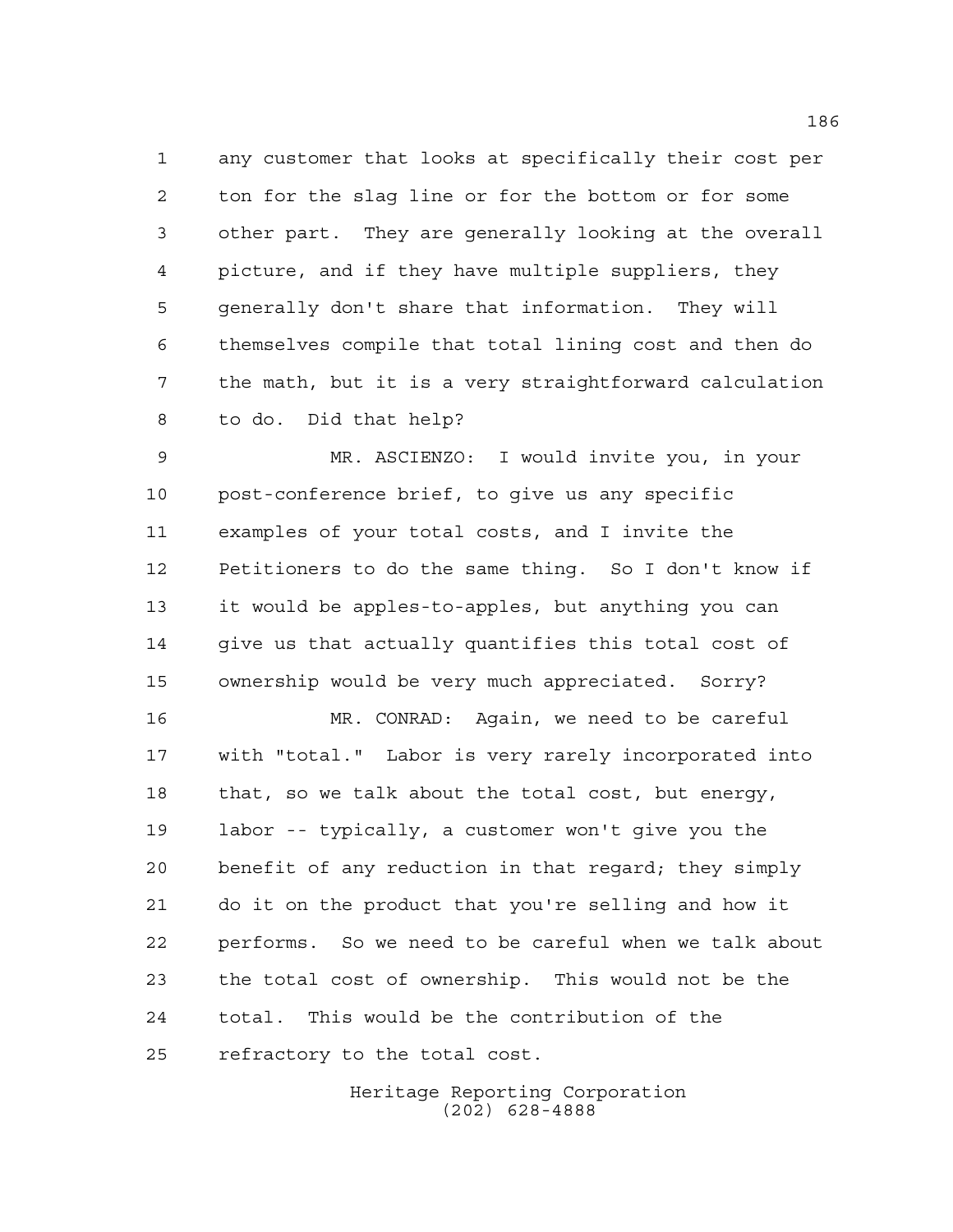any customer that looks at specifically their cost per ton for the slag line or for the bottom or for some other part. They are generally looking at the overall picture, and if they have multiple suppliers, they generally don't share that information. They will themselves compile that total lining cost and then do the math, but it is a very straightforward calculation to do. Did that help?

MR. ASCIENZO: I would invite you, in your post-conference brief, to give us any specific examples of your total costs, and I invite the Petitioners to do the same thing. So I don't know if it would be apples-to-apples, but anything you can give us that actually quantifies this total cost of ownership would be very much appreciated. Sorry?

MR. CONRAD: Again, we need to be careful with "total." Labor is very rarely incorporated into that, so we talk about the total cost, but energy, labor -- typically, a customer won't give you the benefit of any reduction in that regard; they simply do it on the product that you're selling and how it performs. So we need to be careful when we talk about the total cost of ownership. This would not be the total. This would be the contribution of the refractory to the total cost.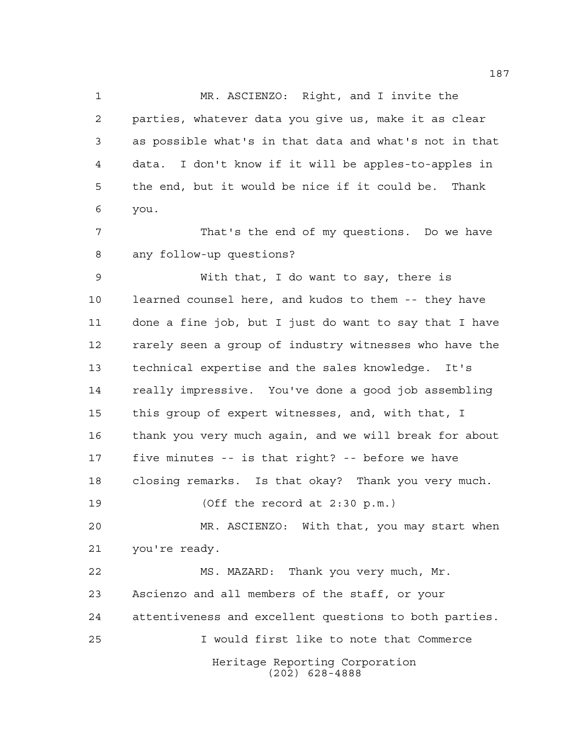MR. ASCIENZO: Right, and I invite the parties, whatever data you give us, make it as clear as possible what's in that data and what's not in that data. I don't know if it will be apples-to-apples in the end, but it would be nice if it could be. Thank you.

That's the end of my questions. Do we have any follow-up questions?

With that, I do want to say, there is learned counsel here, and kudos to them -- they have done a fine job, but I just do want to say that I have rarely seen a group of industry witnesses who have the technical expertise and the sales knowledge. It's really impressive. You've done a good job assembling this group of expert witnesses, and, with that, I thank you very much again, and we will break for about five minutes -- is that right? -- before we have closing remarks. Is that okay? Thank you very much.

(Off the record at 2:30 p.m.)

MR. ASCIENZO: With that, you may start when you're ready.

MS. MAZARD: Thank you very much, Mr. Ascienzo and all members of the staff, or your attentiveness and excellent questions to both parties.

I would first like to note that Commerce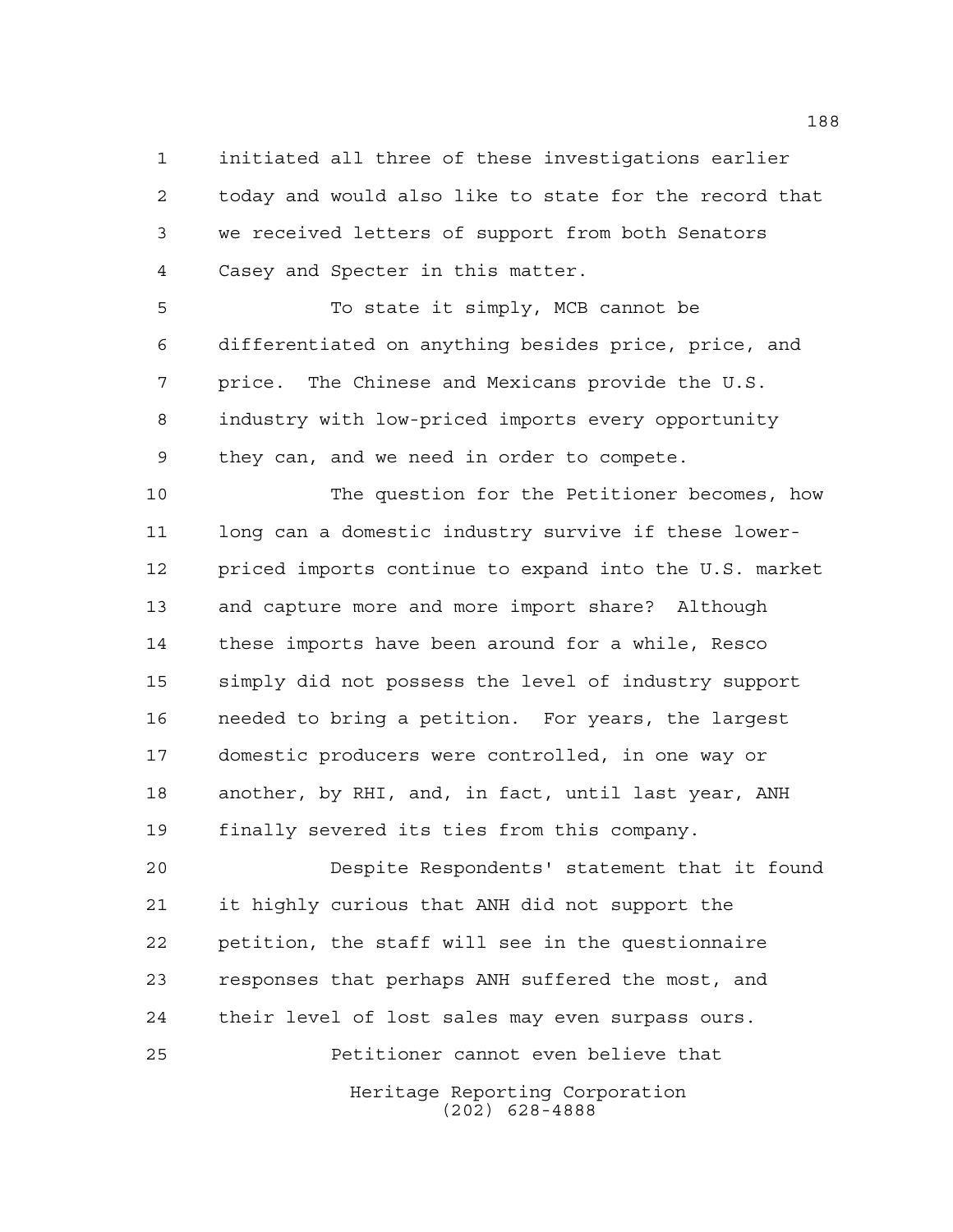initiated all three of these investigations earlier today and would also like to state for the record that we received letters of support from both Senators Casey and Specter in this matter.

To state it simply, MCB cannot be differentiated on anything besides price, price, and price. The Chinese and Mexicans provide the U.S. industry with low-priced imports every opportunity they can, and we need in order to compete.

The question for the Petitioner becomes, how long can a domestic industry survive if these lower-priced imports continue to expand into the U.S. market and capture more and more import share? Although these imports have been around for a while, Resco simply did not possess the level of industry support needed to bring a petition. For years, the largest domestic producers were controlled, in one way or another, by RHI, and, in fact, until last year, ANH finally severed its ties from this company.

Despite Respondents' statement that it found it highly curious that ANH did not support the petition, the staff will see in the questionnaire responses that perhaps ANH suffered the most, and their level of lost sales may even surpass ours.

Petitioner cannot even believe that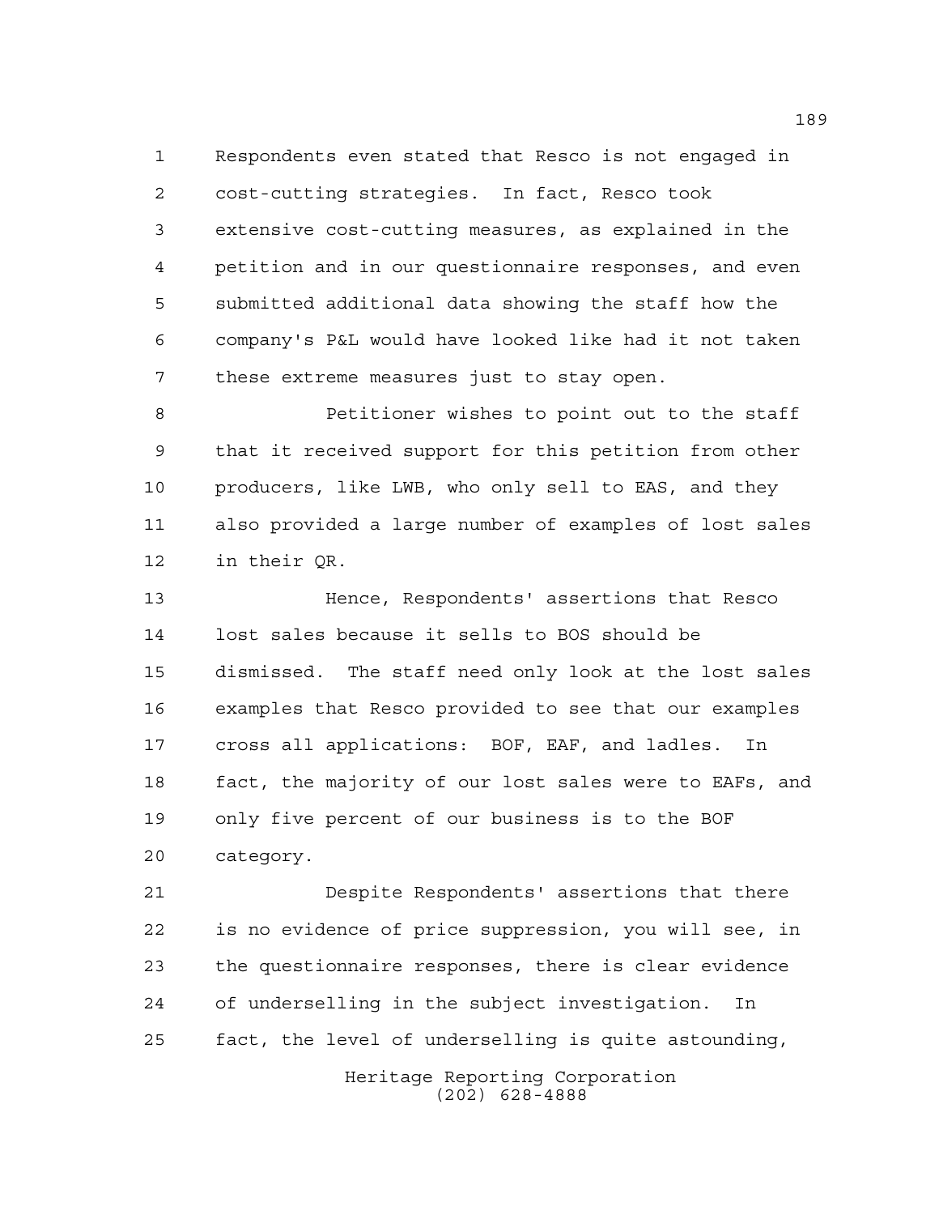Respondents even stated that Resco is not engaged in cost-cutting strategies. In fact, Resco took extensive cost-cutting measures, as explained in the petition and in our questionnaire responses, and even submitted additional data showing the staff how the company's P&L would have looked like had it not taken these extreme measures just to stay open.

Petitioner wishes to point out to the staff that it received support for this petition from other producers, like LWB, who only sell to EAS, and they also provided a large number of examples of lost sales in their QR.

Hence, Respondents' assertions that Resco lost sales because it sells to BOS should be dismissed. The staff need only look at the lost sales examples that Resco provided to see that our examples cross all applications: BOF, EAF, and ladles. In fact, the majority of our lost sales were to EAFs, and only five percent of our business is to the BOF category.

Despite Respondents' assertions that there is no evidence of price suppression, you will see, in the questionnaire responses, there is clear evidence of underselling in the subject investigation. In fact, the level of underselling is quite astounding,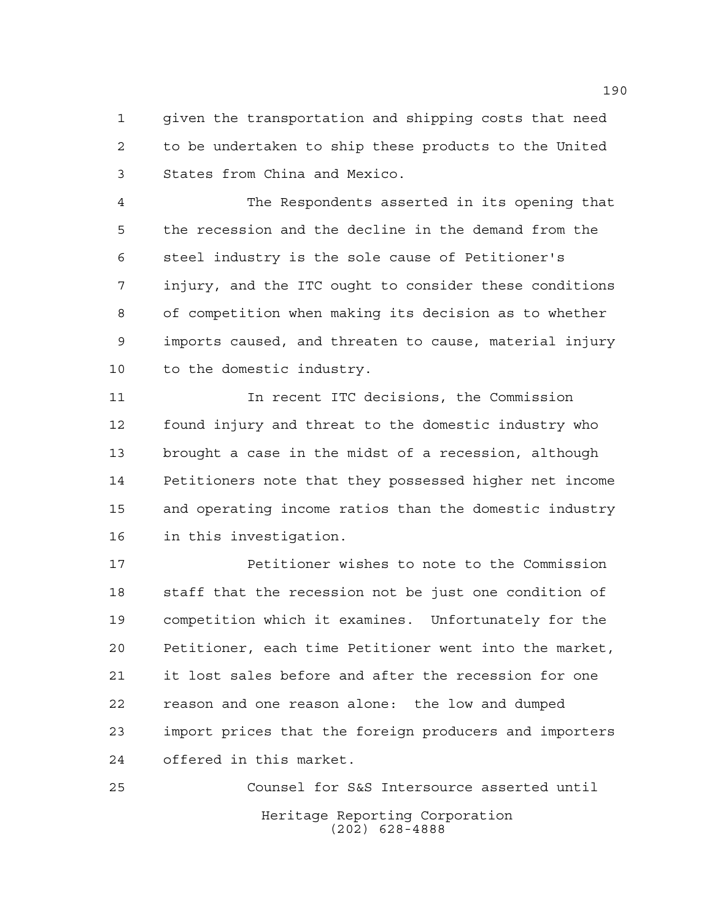given the transportation and shipping costs that need to be undertaken to ship these products to the United States from China and Mexico.

The Respondents asserted in its opening that the recession and the decline in the demand from the steel industry is the sole cause of Petitioner's injury, and the ITC ought to consider these conditions of competition when making its decision as to whether imports caused, and threaten to cause, material injury to the domestic industry.

In recent ITC decisions, the Commission found injury and threat to the domestic industry who brought a case in the midst of a recession, although Petitioners note that they possessed higher net income and operating income ratios than the domestic industry in this investigation.

Petitioner wishes to note to the Commission staff that the recession not be just one condition of competition which it examines. Unfortunately for the Petitioner, each time Petitioner went into the market, it lost sales before and after the recession for one reason and one reason alone: the low and dumped import prices that the foreign producers and importers offered in this market.

Counsel for S&S Intersource asserted until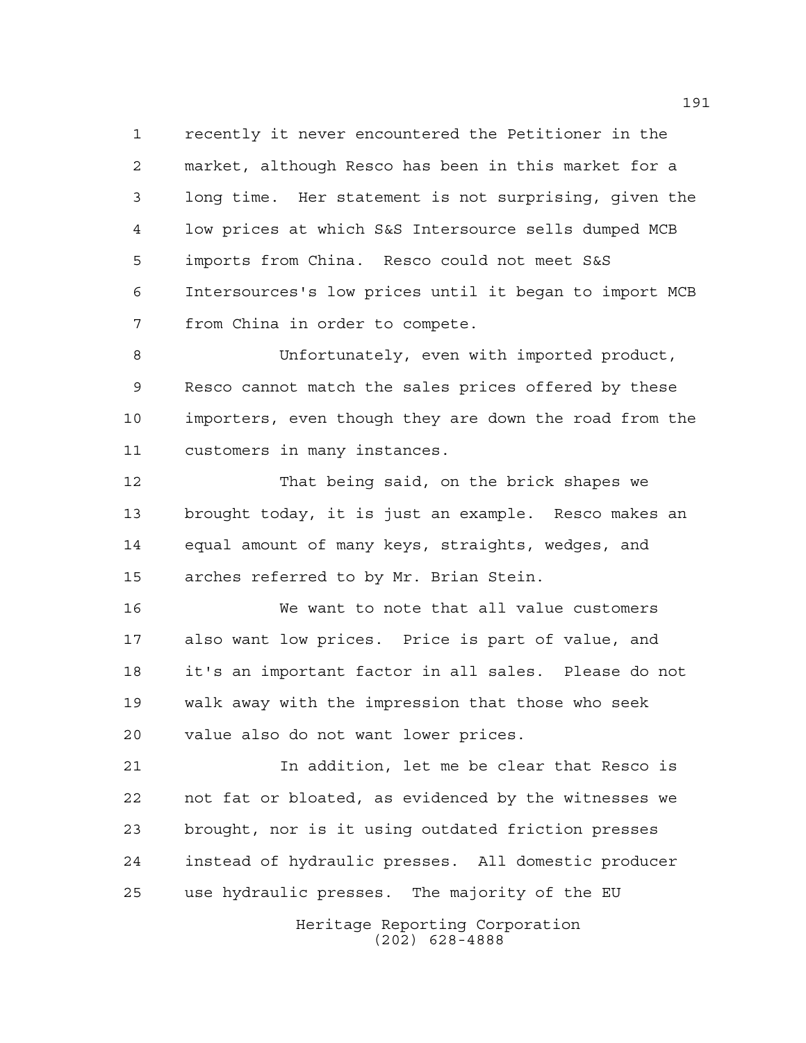recently it never encountered the Petitioner in the market, although Resco has been in this market for a long time. Her statement is not surprising, given the low prices at which S&S Intersource sells dumped MCB imports from China. Resco could not meet S&S Intersources's low prices until it began to import MCB from China in order to compete.

Unfortunately, even with imported product, Resco cannot match the sales prices offered by these importers, even though they are down the road from the customers in many instances.

That being said, on the brick shapes we brought today, it is just an example. Resco makes an equal amount of many keys, straights, wedges, and arches referred to by Mr. Brian Stein.

We want to note that all value customers also want low prices. Price is part of value, and it's an important factor in all sales. Please do not walk away with the impression that those who seek value also do not want lower prices.

In addition, let me be clear that Resco is not fat or bloated, as evidenced by the witnesses we brought, nor is it using outdated friction presses instead of hydraulic presses. All domestic producer use hydraulic presses. The majority of the EU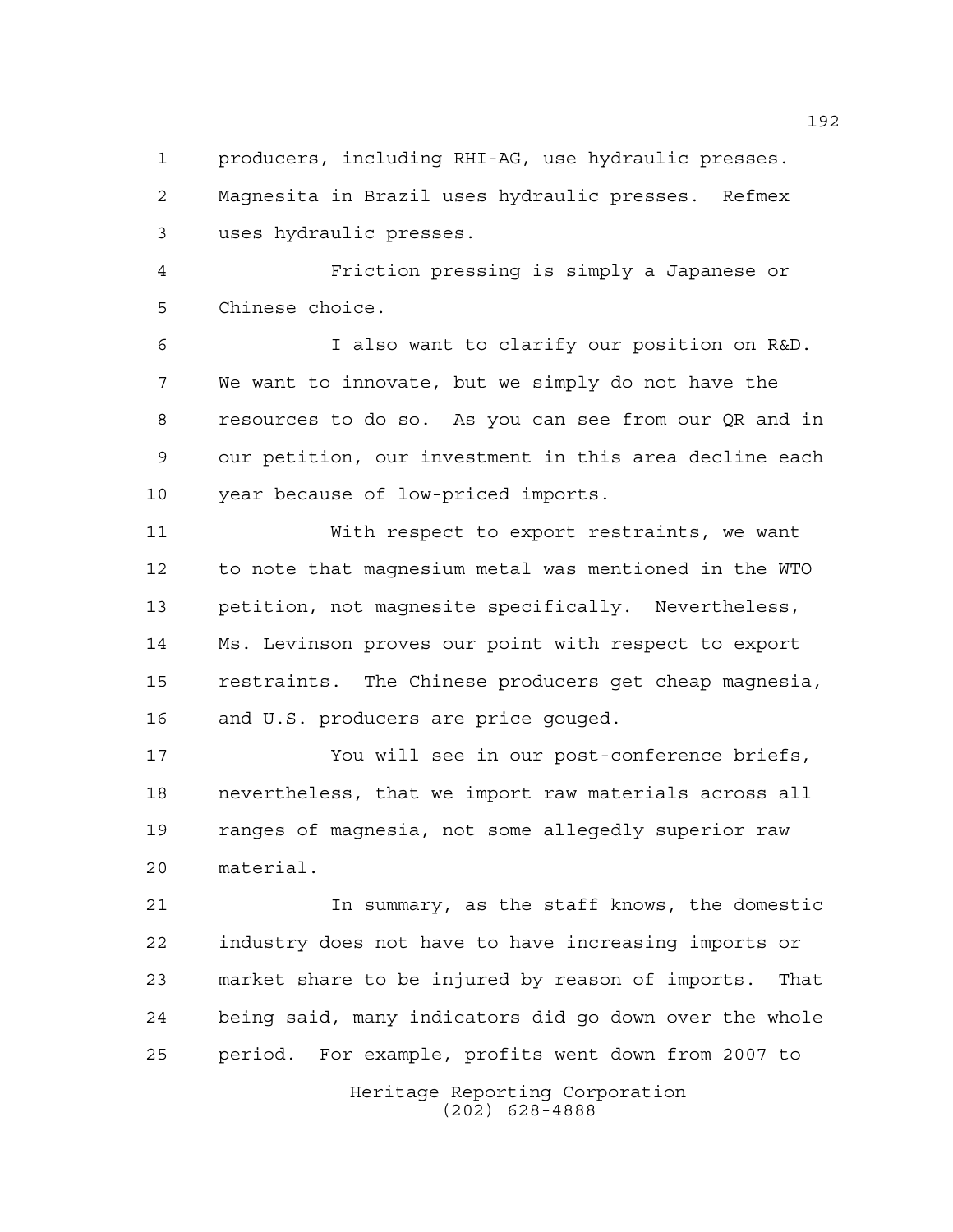producers, including RHI-AG, use hydraulic presses. Magnesita in Brazil uses hydraulic presses. Refmex uses hydraulic presses.

Friction pressing is simply a Japanese or Chinese choice.

I also want to clarify our position on R&D. We want to innovate, but we simply do not have the resources to do so. As you can see from our QR and in our petition, our investment in this area decline each year because of low-priced imports.

With respect to export restraints, we want to note that magnesium metal was mentioned in the WTO petition, not magnesite specifically. Nevertheless, Ms. Levinson proves our point with respect to export restraints. The Chinese producers get cheap magnesia, and U.S. producers are price gouged.

You will see in our post-conference briefs, nevertheless, that we import raw materials across all ranges of magnesia, not some allegedly superior raw material.

In summary, as the staff knows, the domestic industry does not have to have increasing imports or market share to be injured by reason of imports. That being said, many indicators did go down over the whole period. For example, profits went down from 2007 to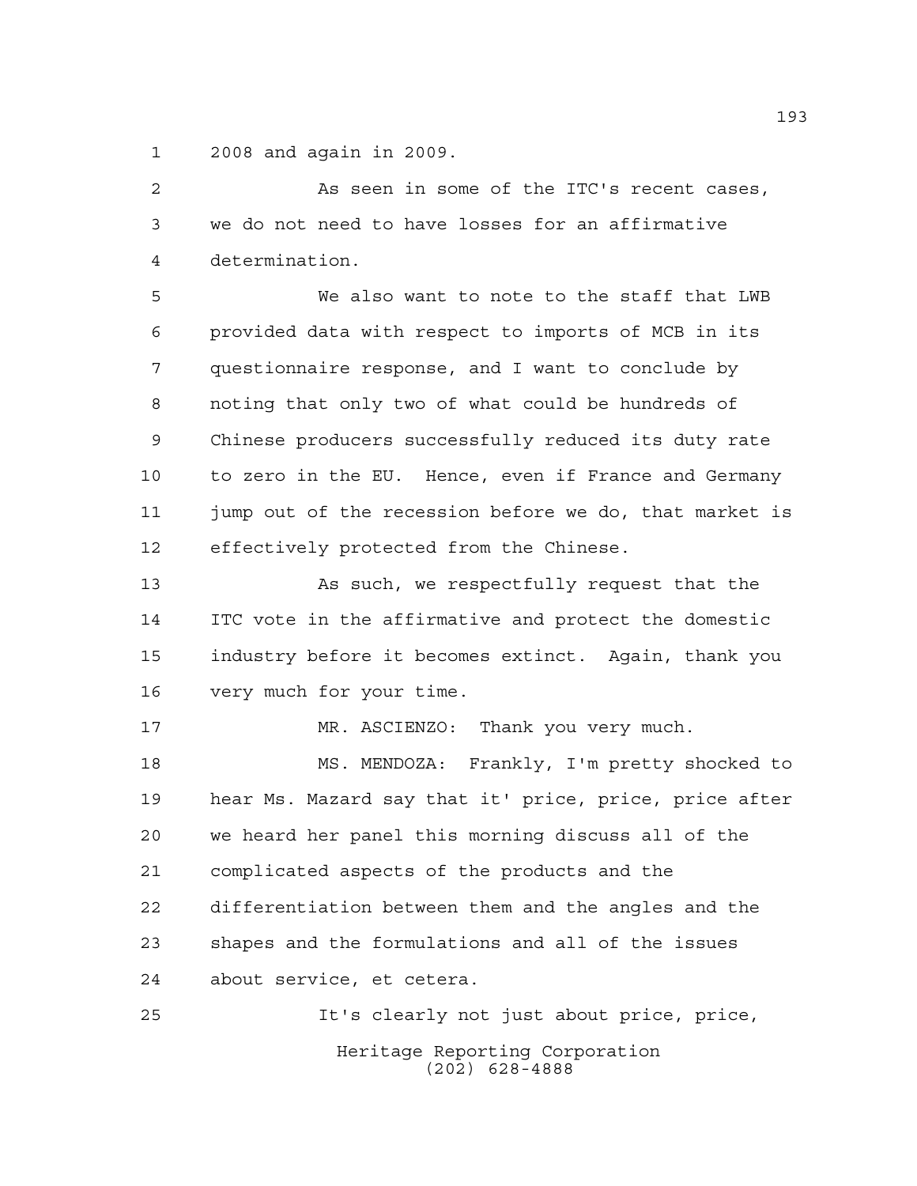2008 and again in 2009.

As seen in some of the ITC's recent cases, we do not need to have losses for an affirmative determination.

We also want to note to the staff that LWB provided data with respect to imports of MCB in its questionnaire response, and I want to conclude by noting that only two of what could be hundreds of Chinese producers successfully reduced its duty rate to zero in the EU. Hence, even if France and Germany jump out of the recession before we do, that market is effectively protected from the Chinese.

As such, we respectfully request that the ITC vote in the affirmative and protect the domestic industry before it becomes extinct. Again, thank you very much for your time.

MR. ASCIENZO: Thank you very much.

MS. MENDOZA: Frankly, I'm pretty shocked to hear Ms. Mazard say that it' price, price, price after we heard her panel this morning discuss all of the complicated aspects of the products and the differentiation between them and the angles and the shapes and the formulations and all of the issues about service, et cetera.

It's clearly not just about price, price,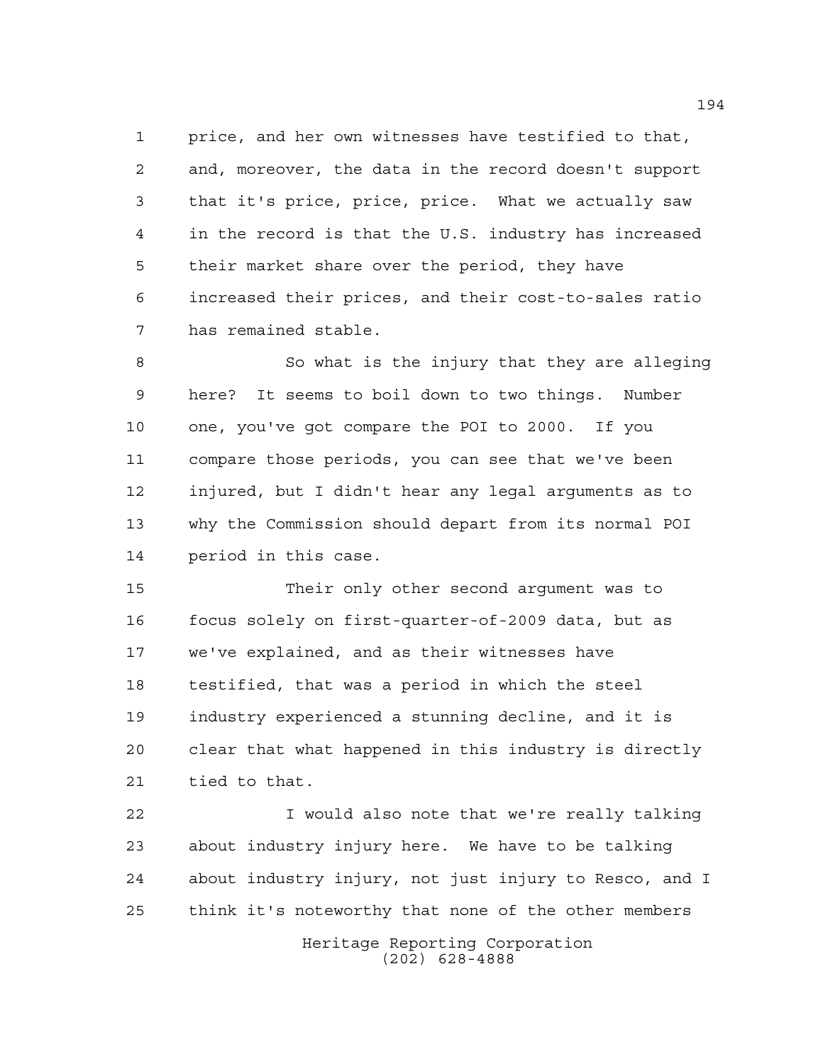price, and her own witnesses have testified to that, and, moreover, the data in the record doesn't support that it's price, price, price. What we actually saw in the record is that the U.S. industry has increased their market share over the period, they have increased their prices, and their cost-to-sales ratio has remained stable.

So what is the injury that they are alleging here? It seems to boil down to two things. Number one, you've got compare the POI to 2000. If you compare those periods, you can see that we've been injured, but I didn't hear any legal arguments as to why the Commission should depart from its normal POI period in this case.

Their only other second argument was to focus solely on first-quarter-of-2009 data, but as we've explained, and as their witnesses have testified, that was a period in which the steel industry experienced a stunning decline, and it is clear that what happened in this industry is directly tied to that.

I would also note that we're really talking about industry injury here. We have to be talking about industry injury, not just injury to Resco, and I think it's noteworthy that none of the other members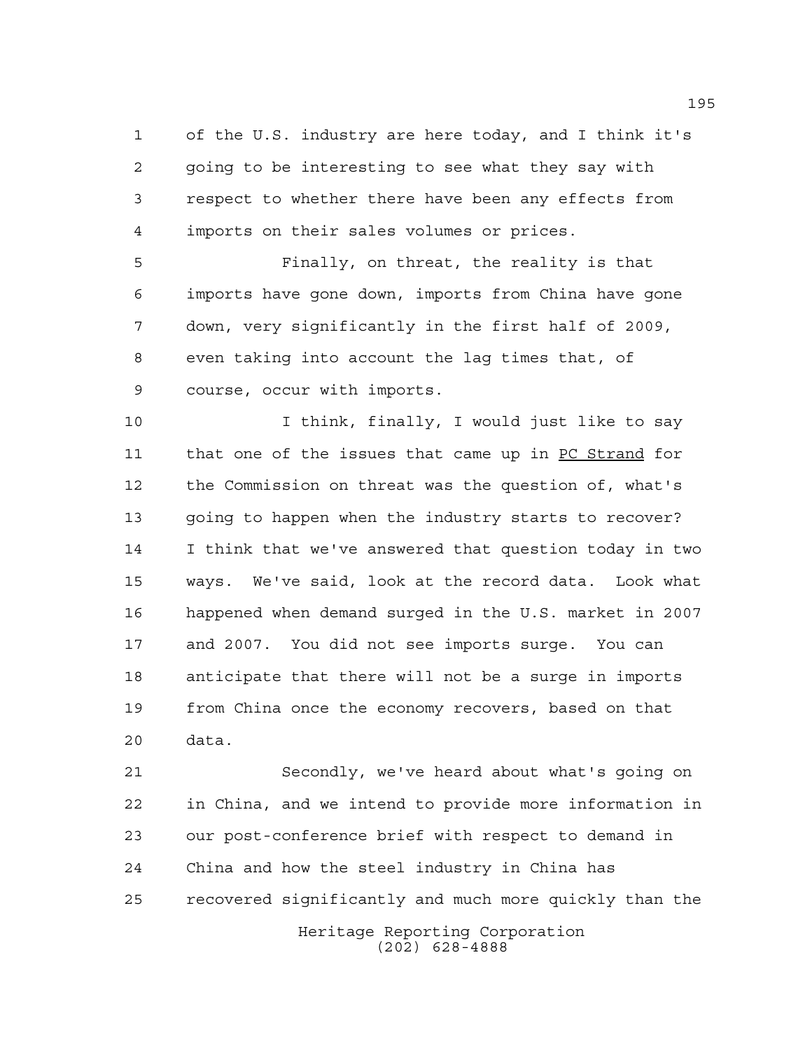of the U.S. industry are here today, and I think it's going to be interesting to see what they say with respect to whether there have been any effects from imports on their sales volumes or prices.

Finally, on threat, the reality is that imports have gone down, imports from China have gone down, very significantly in the first half of 2009, even taking into account the lag times that, of course, occur with imports.

I think, finally, I would just like to say that one of the issues that came up in PC Strand for the Commission on threat was the question of, what's going to happen when the industry starts to recover? I think that we've answered that question today in two ways. We've said, look at the record data. Look what happened when demand surged in the U.S. market in 2007 and 2007. You did not see imports surge. You can anticipate that there will not be a surge in imports from China once the economy recovers, based on that data.

Secondly, we've heard about what's going on in China, and we intend to provide more information in our post-conference brief with respect to demand in China and how the steel industry in China has recovered significantly and much more quickly than the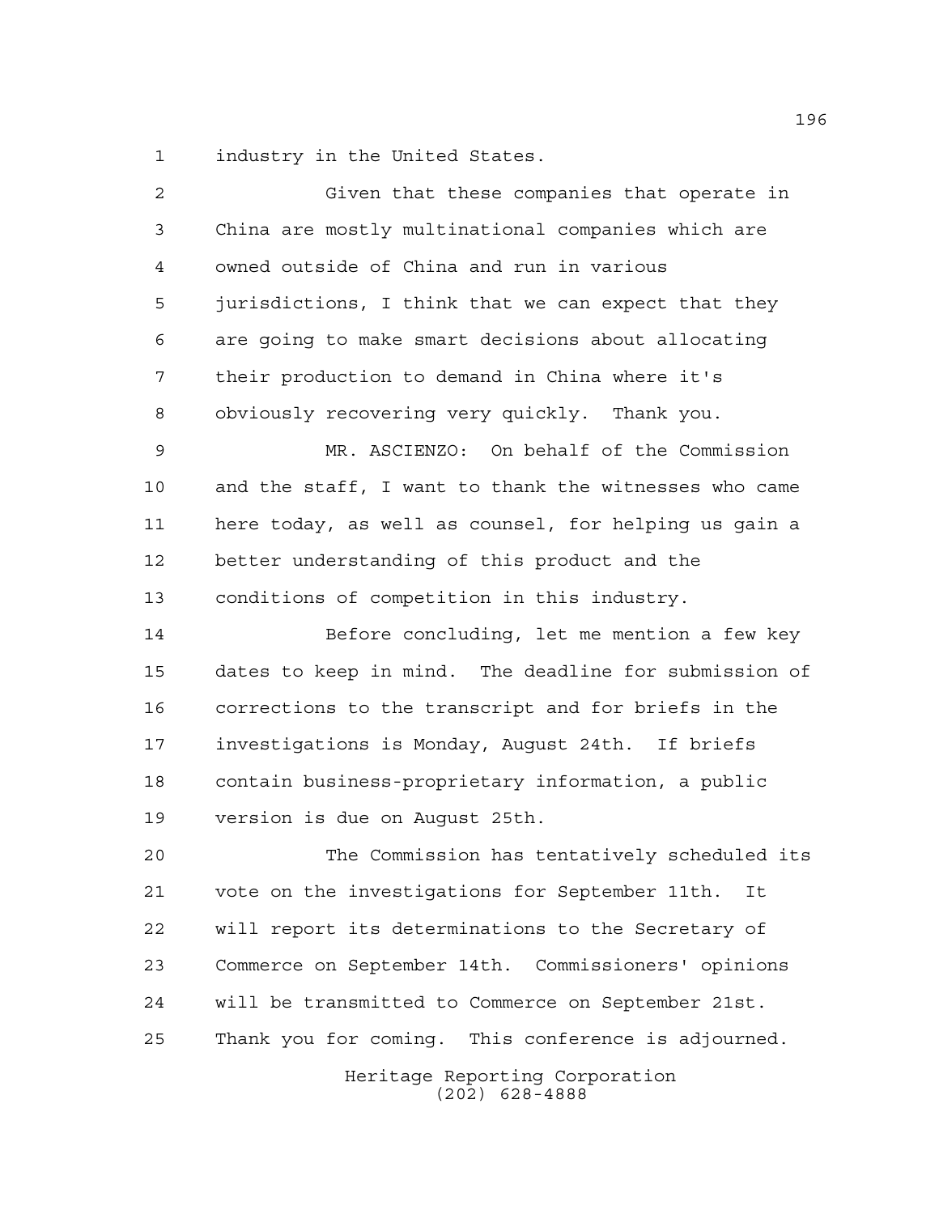industry in the United States.

Given that these companies that operate in China are mostly multinational companies which are owned outside of China and run in various jurisdictions, I think that we can expect that they are going to make smart decisions about allocating their production to demand in China where it's obviously recovering very quickly. Thank you.

MR. ASCIENZO: On behalf of the Commission and the staff, I want to thank the witnesses who came here today, as well as counsel, for helping us gain a better understanding of this product and the conditions of competition in this industry.

Before concluding, let me mention a few key dates to keep in mind. The deadline for submission of corrections to the transcript and for briefs in the investigations is Monday, August 24th. If briefs contain business-proprietary information, a public version is due on August 25th.

The Commission has tentatively scheduled its vote on the investigations for September 11th. It will report its determinations to the Secretary of Commerce on September 14th. Commissioners' opinions will be transmitted to Commerce on September 21st. Thank you for coming. This conference is adjourned.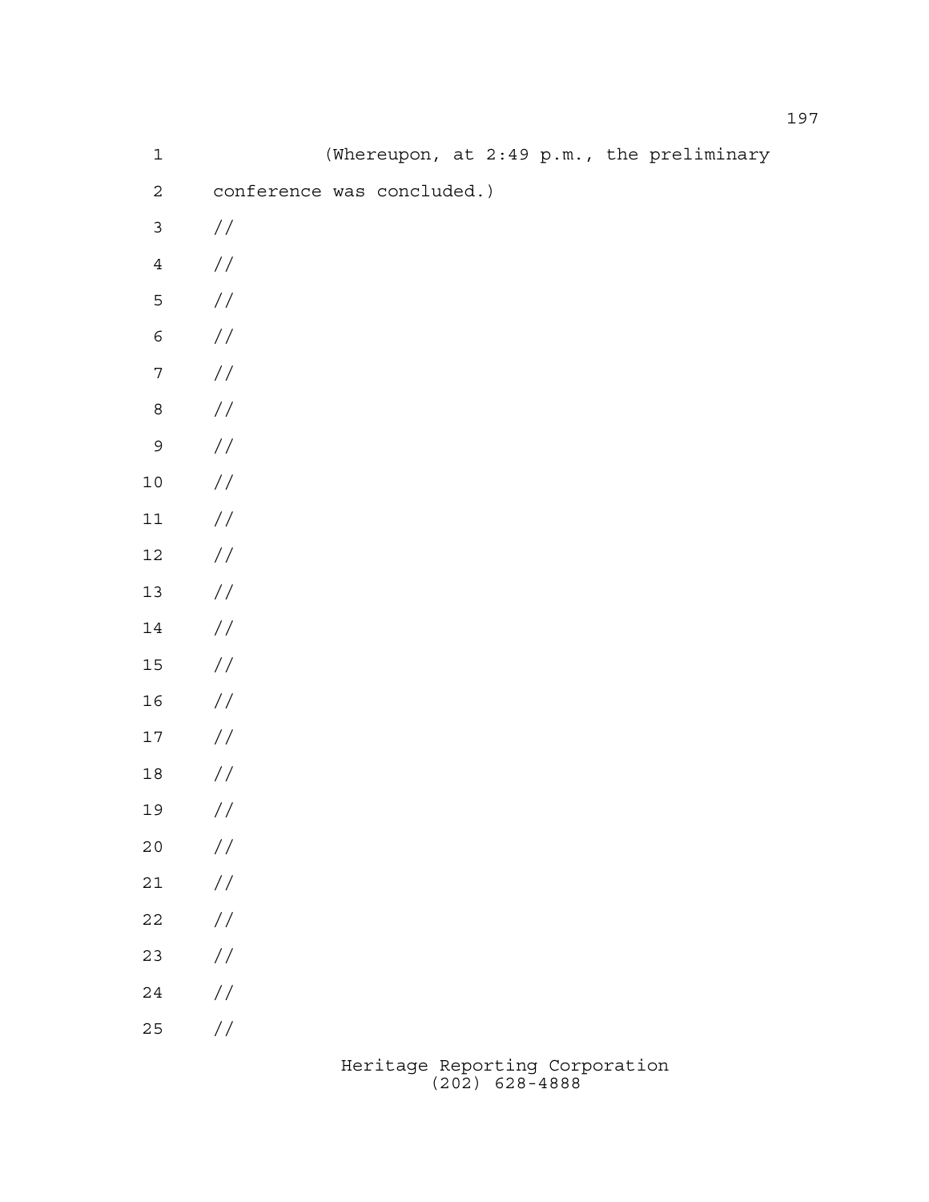(Whereupon, at 2:49 p.m., the preliminary conference was concluded.)

//

//

//

//

//

//

//

//

//

//

//

//

//

//

//

//

//

//

//

//

//

//

//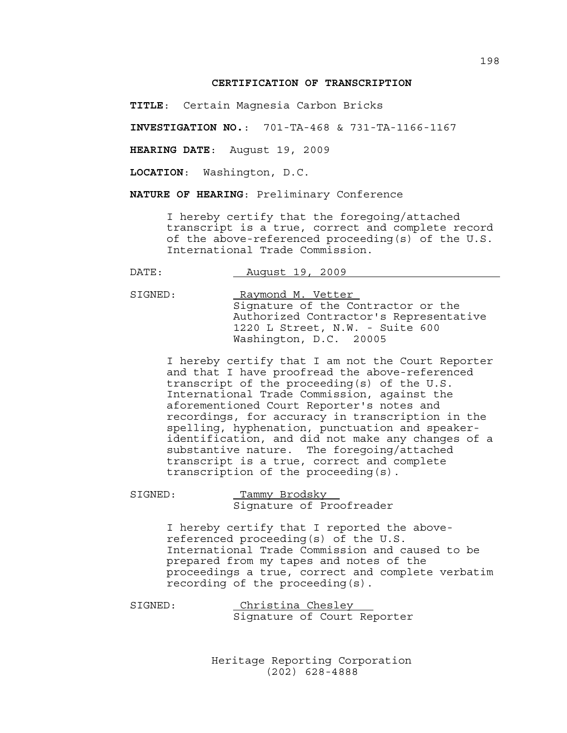**CERTIFICATION OF TRANSCRIPTION**

**TITLE**: Certain Magnesia Carbon Bricks

**INVESTIGATION NO.**: 701-TA-468 & 731-TA-1166-1167

**HEARING DATE**: August 19, 2009

**LOCATION**: Washington, D.C.

**NATURE OF HEARING**: Preliminary Conference

I hereby certify that the foregoing/attached transcript is a true, correct and complete record of the above-referenced proceeding(s) of the U.S. International Trade Commission.

DATE: August 19, 2009

SIGNED: Raymond M. Vetter
Signature of the Contractor or the Authorized Contractor's Representative
1220 L Street, N.W. - Suite 600
Washington, D.C. 20005

I hereby certify that I am not the Court Reporter and that I have proofread the above-referenced transcript of the proceeding(s) of the U.S. International Trade Commission, against the aforementioned Court Reporter's notes and recordings, for accuracy in transcription in the spelling, hyphenation, punctuation and speaker-identification, and did not make any changes of a substantive nature. The foregoing/attached transcript is a true, correct and complete transcription of the proceeding(s).

SIGNED: Tammy Brodsky
Signature of Proofreader

I hereby certify that I reported the above-referenced proceeding(s) of the U.S. International Trade Commission and caused to be prepared from my tapes and notes of the proceedings a true, correct and complete verbatim recording of the proceeding(s).

SIGNED: Christina Chesley
Signature of Court Reporter